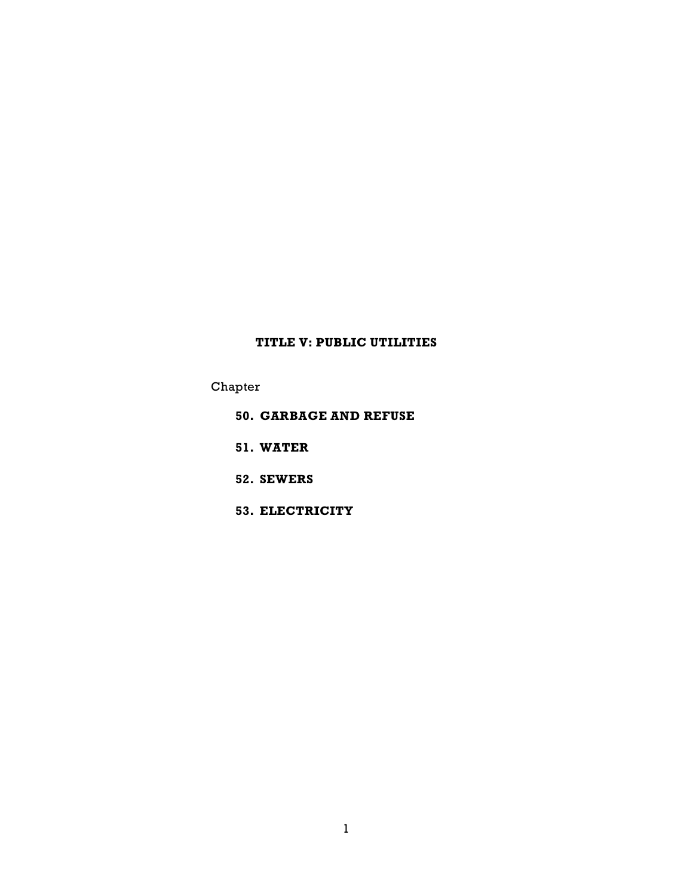# TITLE V: PUBLIC UTILITIES

Chapter

**50. GARBAGE AND REFUSE**

**51. WATER**

**52. SEWERS**

**53. ELECTRICITY**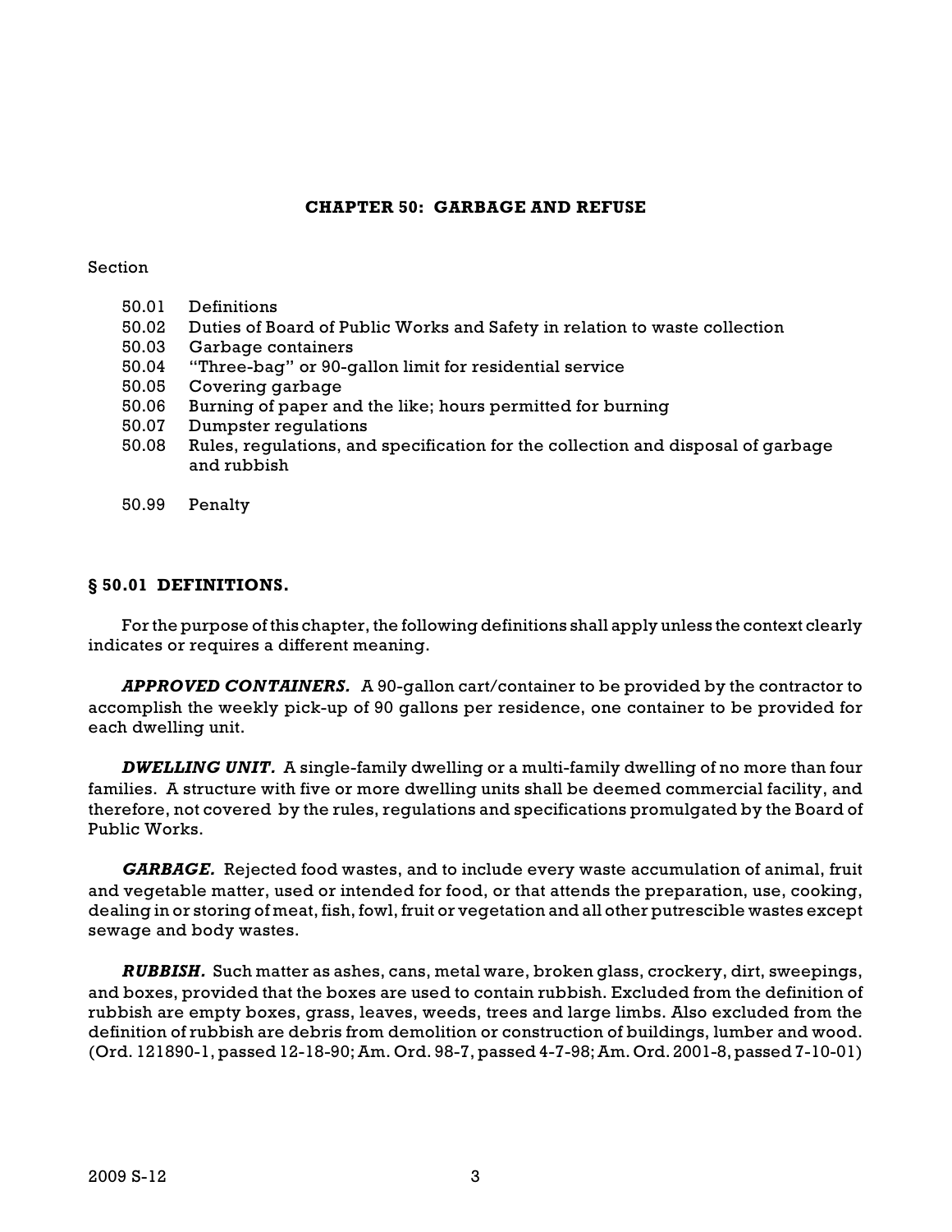# CHAPTER 50: GARBAGE AND REFUSE

Section

- 50.01 Definitions
- 50.02 Duties of Board of Public Works and Safety in relation to waste collection
- 50.03 Garbage containers
- 50.04 "Three-bag" or 90-gallon limit for residential service
- 50.05 Covering garbage
- 50.06 Burning of paper and the like; hours permitted for burning
- 50.07 Dumpster regulations
- 50.08 Rules, regulations, and specification for the collection and disposal of garbage and rubbish

- 50.99 Penalty

## § 50.01 DEFINITIONS.

For the purpose of this chapter, the following definitions shall apply unless the context clearly indicates or requires a different meaning.

***APPROVED CONTAINERS.*** A 90-gallon cart/container to be provided by the contractor to accomplish the weekly pick-up of 90 gallons per residence, one container to be provided for each dwelling unit.

***DWELLING UNIT.*** A single-family dwelling or a multi-family dwelling of no more than four families. A structure with five or more dwelling units shall be deemed commercial facility, and therefore, not covered by the rules, regulations and specifications promulgated by the Board of Public Works.

***GARBAGE.*** Rejected food wastes, and to include every waste accumulation of animal, fruit and vegetable matter, used or intended for food, or that attends the preparation, use, cooking, dealing in or storing of meat, fish, fowl, fruit or vegetation and all other putrescible wastes except sewage and body wastes.

***RUBBISH.*** Such matter as ashes, cans, metal ware, broken glass, crockery, dirt, sweepings, and boxes, provided that the boxes are used to contain rubbish. Excluded from the definition of rubbish are empty boxes, grass, leaves, weeds, trees and large limbs. Also excluded from the definition of rubbish are debris from demolition or construction of buildings, lumber and wood. (Ord. 121890-1, passed 12-18-90; Am. Ord. 98-7, passed 4-7-98; Am. Ord. 2001-8, passed 7-10-01)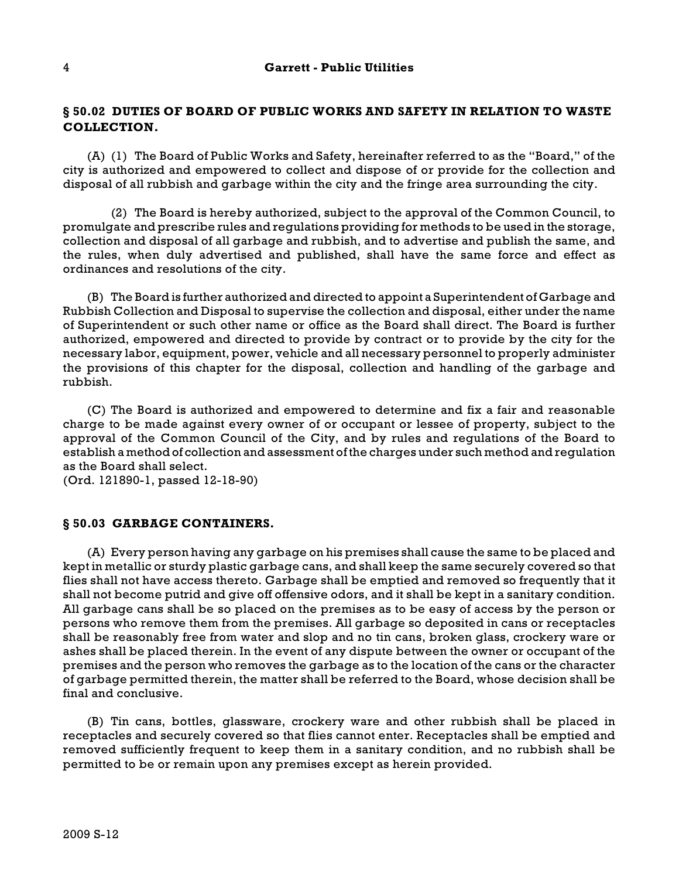## § 50.02 DUTIES OF BOARD OF PUBLIC WORKS AND SAFETY IN RELATION TO WASTE COLLECTION.

(A) (1) The Board of Public Works and Safety, hereinafter referred to as the "Board," of the city is authorized and empowered to collect and dispose of or provide for the collection and disposal of all rubbish and garbage within the city and the fringe area surrounding the city.

(2) The Board is hereby authorized, subject to the approval of the Common Council, to promulgate and prescribe rules and regulations providing for methods to be used in the storage, collection and disposal of all garbage and rubbish, and to advertise and publish the same, and the rules, when duly advertised and published, shall have the same force and effect as ordinances and resolutions of the city.

(B) The Board is further authorized and directed to appoint a Superintendent of Garbage and Rubbish Collection and Disposal to supervise the collection and disposal, either under the name of Superintendent or such other name or office as the Board shall direct. The Board is further authorized, empowered and directed to provide by contract or to provide by the city for the necessary labor, equipment, power, vehicle and all necessary personnel to properly administer the provisions of this chapter for the disposal, collection and handling of the garbage and rubbish.

(C) The Board is authorized and empowered to determine and fix a fair and reasonable charge to be made against every owner of or occupant or lessee of property, subject to the approval of the Common Council of the City, and by rules and regulations of the Board to establish a method of collection and assessment of the charges under such method and regulation as the Board shall select.
(Ord. 121890-1, passed 12-18-90)

## § 50.03 GARBAGE CONTAINERS.

(A) Every person having any garbage on his premises shall cause the same to be placed and kept in metallic or sturdy plastic garbage cans, and shall keep the same securely covered so that flies shall not have access thereto. Garbage shall be emptied and removed so frequently that it shall not become putrid and give off offensive odors, and it shall be kept in a sanitary condition. All garbage cans shall be so placed on the premises as to be easy of access by the person or persons who remove them from the premises. All garbage so deposited in cans or receptacles shall be reasonably free from water and slop and no tin cans, broken glass, crockery ware or ashes shall be placed therein. In the event of any dispute between the owner or occupant of the premises and the person who removes the garbage as to the location of the cans or the character of garbage permitted therein, the matter shall be referred to the Board, whose decision shall be final and conclusive.

(B) Tin cans, bottles, glassware, crockery ware and other rubbish shall be placed in receptacles and securely covered so that flies cannot enter. Receptacles shall be emptied and removed sufficiently frequent to keep them in a sanitary condition, and no rubbish shall be permitted to be or remain upon any premises except as herein provided.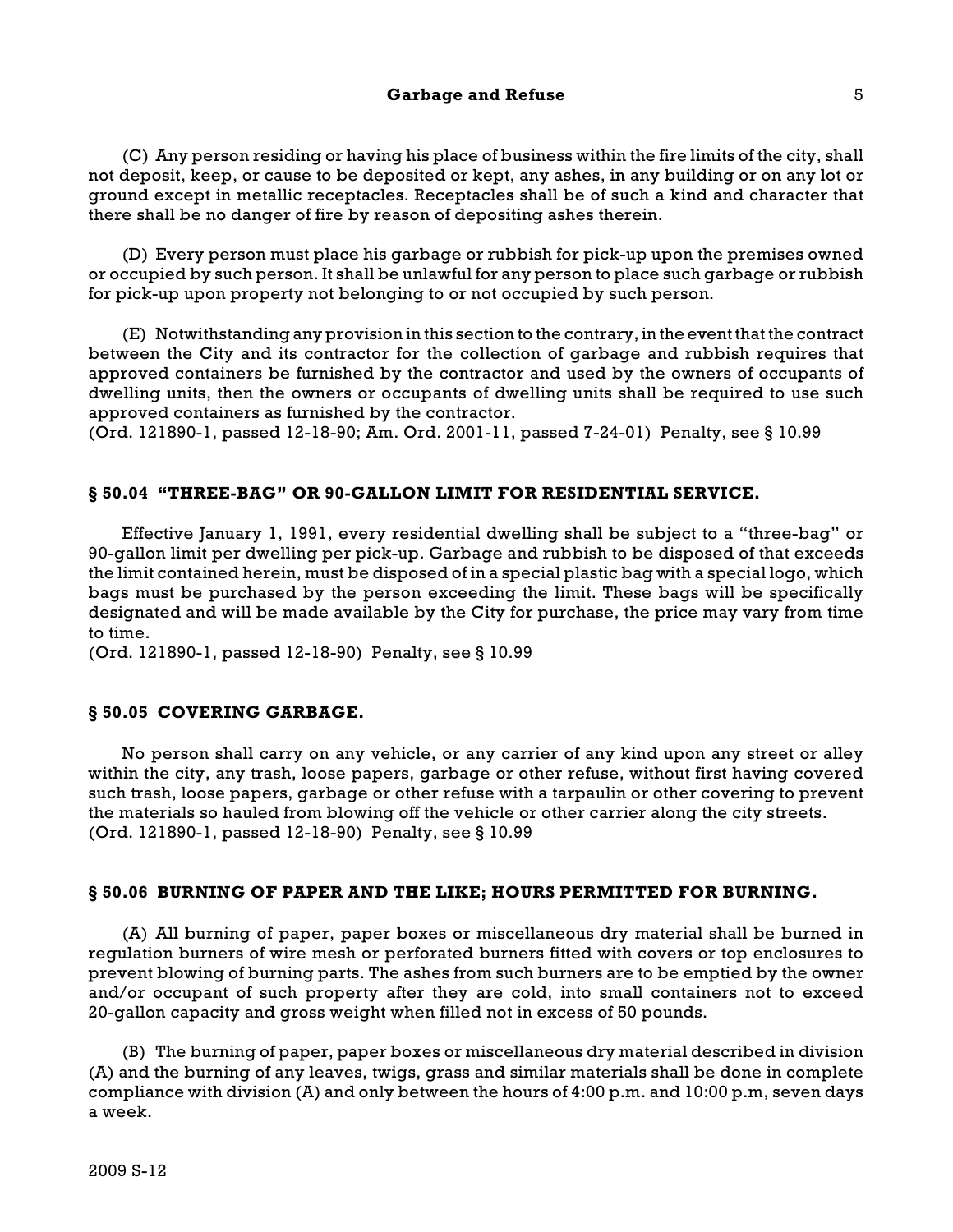(C) Any person residing or having his place of business within the fire limits of the city, shall not deposit, keep, or cause to be deposited or kept, any ashes, in any building or on any lot or ground except in metallic receptacles. Receptacles shall be of such a kind and character that there shall be no danger of fire by reason of depositing ashes therein.

(D) Every person must place his garbage or rubbish for pick-up upon the premises owned or occupied by such person. It shall be unlawful for any person to place such garbage or rubbish for pick-up upon property not belonging to or not occupied by such person.

(E) Notwithstanding any provision in this section to the contrary, in the event that the contract between the City and its contractor for the collection of garbage and rubbish requires that approved containers be furnished by the contractor and used by the owners of occupants of dwelling units, then the owners or occupants of dwelling units shall be required to use such approved containers as furnished by the contractor.
(Ord. 121890-1, passed 12-18-90; Am. Ord. 2001-11, passed 7-24-01) Penalty, see § 10.99

## § 50.04 "THREE-BAG" OR 90-GALLON LIMIT FOR RESIDENTIAL SERVICE.

Effective January 1, 1991, every residential dwelling shall be subject to a "three-bag" or 90-gallon limit per dwelling per pick-up. Garbage and rubbish to be disposed of that exceeds the limit contained herein, must be disposed of in a special plastic bag with a special logo, which bags must be purchased by the person exceeding the limit. These bags will be specifically designated and will be made available by the City for purchase, the price may vary from time to time.
(Ord. 121890-1, passed 12-18-90) Penalty, see § 10.99

## § 50.05 COVERING GARBAGE.

No person shall carry on any vehicle, or any carrier of any kind upon any street or alley within the city, any trash, loose papers, garbage or other refuse, without first having covered such trash, loose papers, garbage or other refuse with a tarpaulin or other covering to prevent the materials so hauled from blowing off the vehicle or other carrier along the city streets.
(Ord. 121890-1, passed 12-18-90) Penalty, see § 10.99

## § 50.06 BURNING OF PAPER AND THE LIKE; HOURS PERMITTED FOR BURNING.

(A) All burning of paper, paper boxes or miscellaneous dry material shall be burned in regulation burners of wire mesh or perforated burners fitted with covers or top enclosures to prevent blowing of burning parts. The ashes from such burners are to be emptied by the owner and/or occupant of such property after they are cold, into small containers not to exceed 20-gallon capacity and gross weight when filled not in excess of 50 pounds.

(B) The burning of paper, paper boxes or miscellaneous dry material described in division (A) and the burning of any leaves, twigs, grass and similar materials shall be done in complete compliance with division (A) and only between the hours of 4:00 p.m. and 10:00 p.m, seven days a week.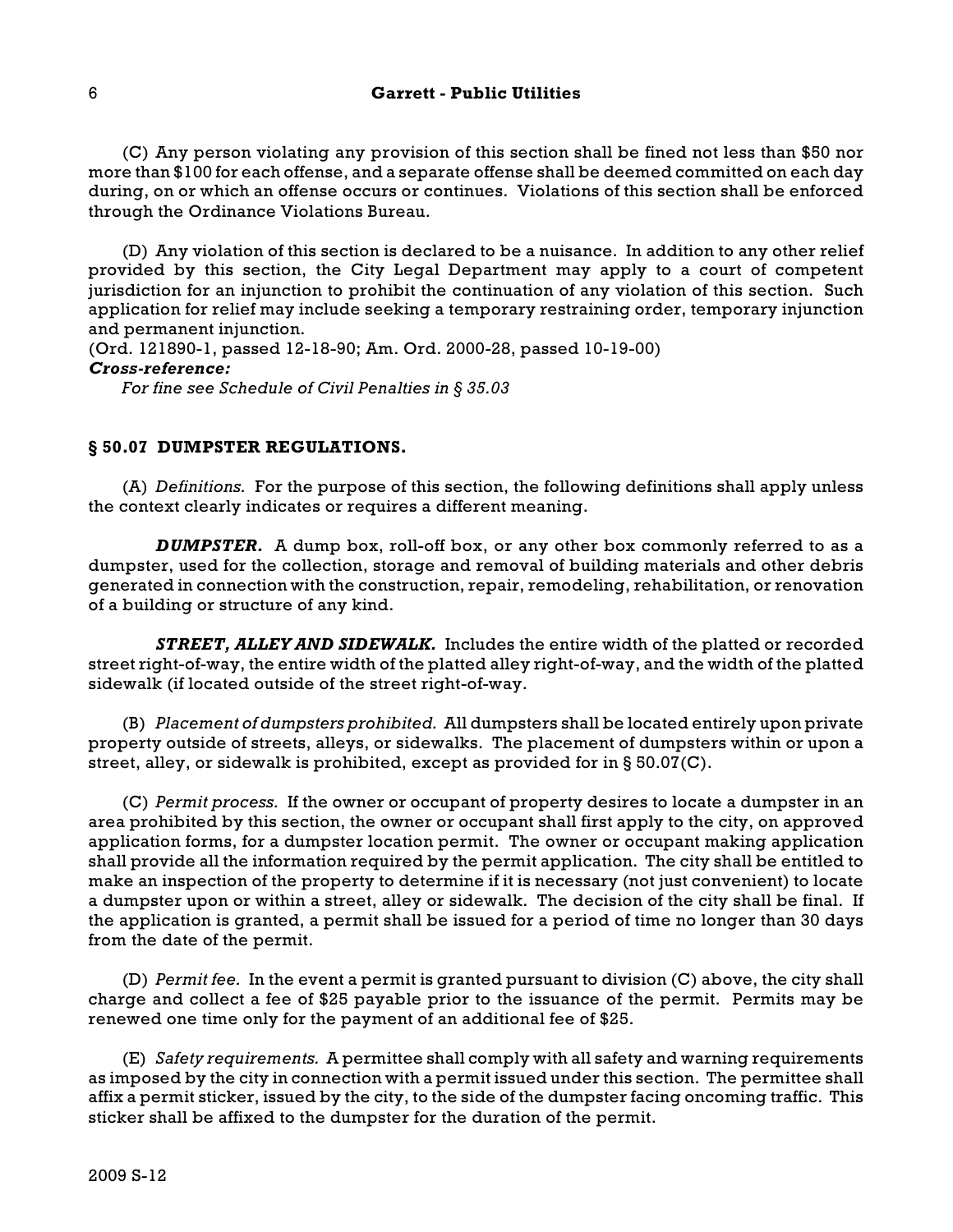(C) Any person violating any provision of this section shall be fined not less than $50 nor more than $100 for each offense, and a separate offense shall be deemed committed on each day during, on or which an offense occurs or continues. Violations of this section shall be enforced through the Ordinance Violations Bureau.

(D) Any violation of this section is declared to be a nuisance. In addition to any other relief provided by this section, the City Legal Department may apply to a court of competent jurisdiction for an injunction to prohibit the continuation of any violation of this section. Such application for relief may include seeking a temporary restraining order, temporary injunction and permanent injunction.
(Ord. 121890-1, passed 12-18-90; Am. Ord. 2000-28, passed 10-19-00)

***Cross-reference:***

*For fine see Schedule of Civil Penalties in § 35.03*

### § 50.07 DUMPSTER REGULATIONS.

(A) *Definitions.* For the purpose of this section, the following definitions shall apply unless the context clearly indicates or requires a different meaning.

***DUMPSTER.*** A dump box, roll-off box, or any other box commonly referred to as a dumpster, used for the collection, storage and removal of building materials and other debris generated in connection with the construction, repair, remodeling, rehabilitation, or renovation of a building or structure of any kind.

***STREET, ALLEY AND SIDEWALK.*** Includes the entire width of the platted or recorded street right-of-way, the entire width of the platted alley right-of-way, and the width of the platted sidewalk (if located outside of the street right-of-way.

(B) *Placement of dumpsters prohibited.* All dumpsters shall be located entirely upon private property outside of streets, alleys, or sidewalks. The placement of dumpsters within or upon a street, alley, or sidewalk is prohibited, except as provided for in § 50.07(C).

(C) *Permit process.* If the owner or occupant of property desires to locate a dumpster in an area prohibited by this section, the owner or occupant shall first apply to the city, on approved application forms, for a dumpster location permit. The owner or occupant making application shall provide all the information required by the permit application. The city shall be entitled to make an inspection of the property to determine if it is necessary (not just convenient) to locate a dumpster upon or within a street, alley or sidewalk. The decision of the city shall be final. If the application is granted, a permit shall be issued for a period of time no longer than 30 days from the date of the permit.

(D) *Permit fee.* In the event a permit is granted pursuant to division (C) above, the city shall charge and collect a fee of $25 payable prior to the issuance of the permit. Permits may be renewed one time only for the payment of an additional fee of $25.

(E) *Safety requirements.* A permittee shall comply with all safety and warning requirements as imposed by the city in connection with a permit issued under this section. The permittee shall affix a permit sticker, issued by the city, to the side of the dumpster facing oncoming traffic. This sticker shall be affixed to the dumpster for the duration of the permit.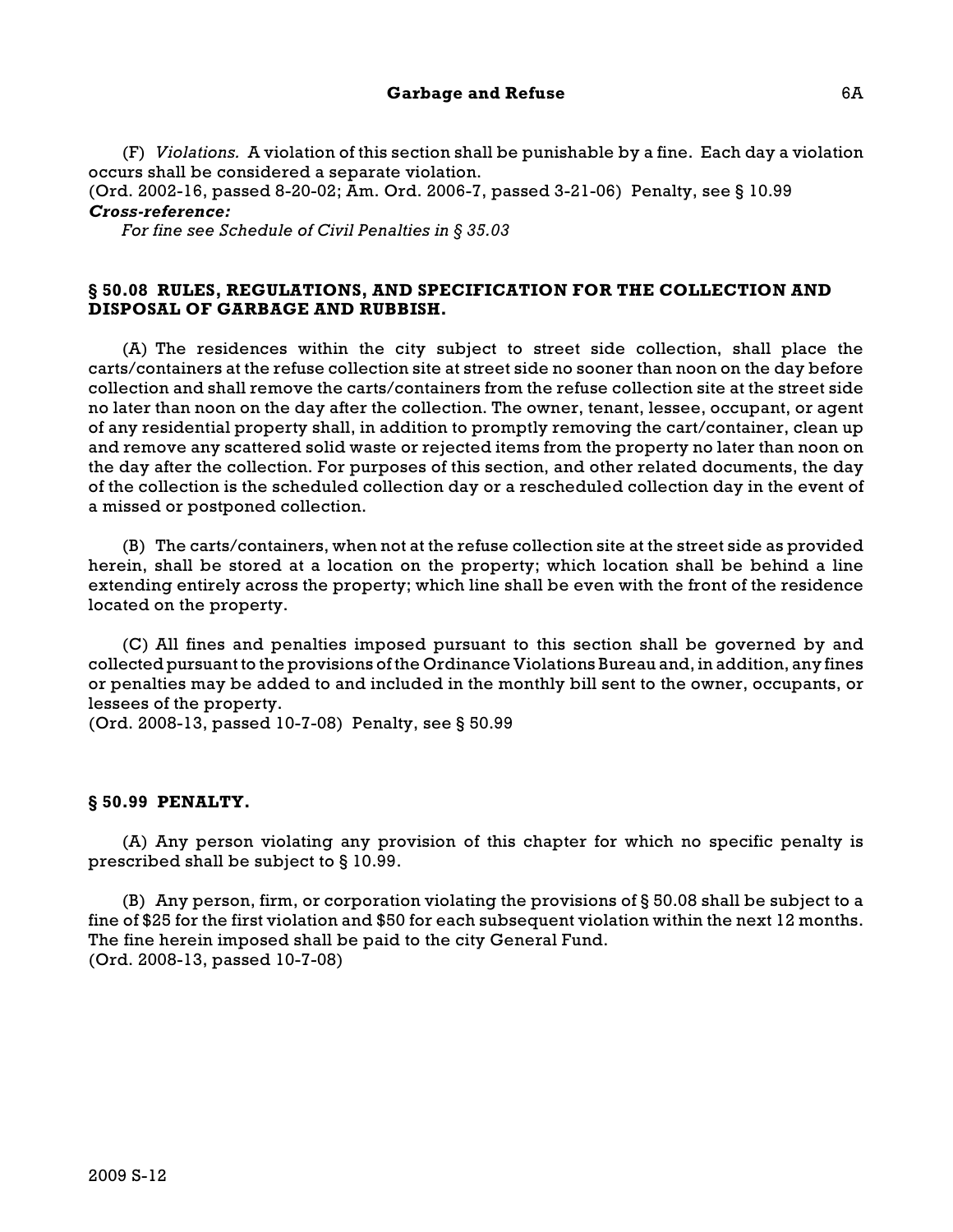(F) *Violations.* A violation of this section shall be punishable by a fine. Each day a violation occurs shall be considered a separate violation.
(Ord. 2002-16, passed 8-20-02; Am. Ord. 2006-7, passed 3-21-06) Penalty, see § 10.99

***Cross-reference:***

*For fine see Schedule of Civil Penalties in § 35.03*

### § 50.08 RULES, REGULATIONS, AND SPECIFICATION FOR THE COLLECTION AND DISPOSAL OF GARBAGE AND RUBBISH.

(A) The residences within the city subject to street side collection, shall place the carts/containers at the refuse collection site at street side no sooner than noon on the day before collection and shall remove the carts/containers from the refuse collection site at the street side no later than noon on the day after the collection. The owner, tenant, lessee, occupant, or agent of any residential property shall, in addition to promptly removing the cart/container, clean up and remove any scattered solid waste or rejected items from the property no later than noon on the day after the collection. For purposes of this section, and other related documents, the day of the collection is the scheduled collection day or a rescheduled collection day in the event of a missed or postponed collection.

(B) The carts/containers, when not at the refuse collection site at the street side as provided herein, shall be stored at a location on the property; which location shall be behind a line extending entirely across the property; which line shall be even with the front of the residence located on the property.

(C) All fines and penalties imposed pursuant to this section shall be governed by and collected pursuant to the provisions of the Ordinance Violations Bureau and, in addition, any fines or penalties may be added to and included in the monthly bill sent to the owner, occupants, or lessees of the property.
(Ord. 2008-13, passed 10-7-08) Penalty, see § 50.99

### § 50.99 PENALTY.

(A) Any person violating any provision of this chapter for which no specific penalty is prescribed shall be subject to § 10.99.

(B) Any person, firm, or corporation violating the provisions of § 50.08 shall be subject to a fine of $25 for the first violation and $50 for each subsequent violation within the next 12 months. The fine herein imposed shall be paid to the city General Fund.
(Ord. 2008-13, passed 10-7-08)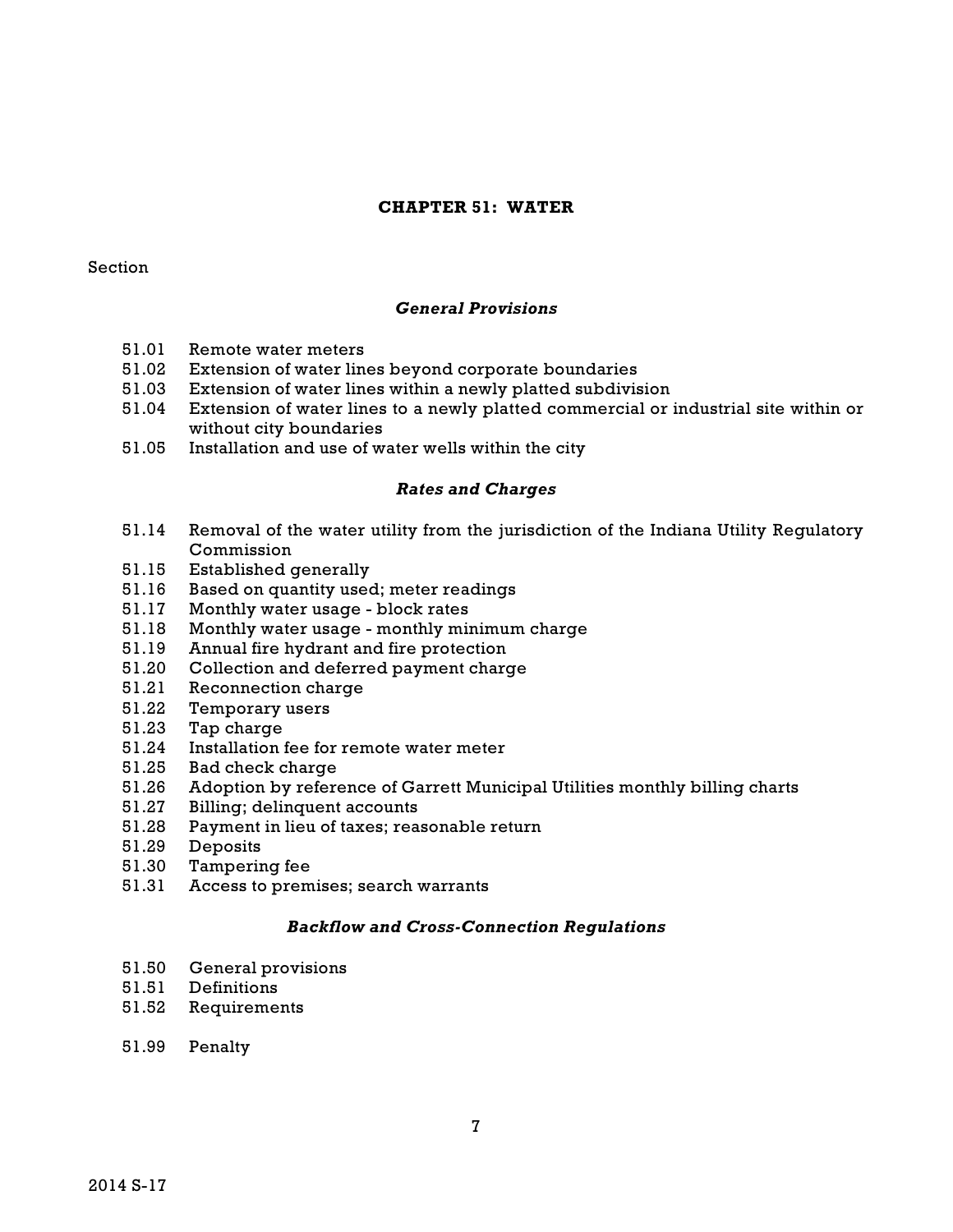# CHAPTER 51: WATER

Section

### *General Provisions*

51.01 Remote water meters
51.02 Extension of water lines beyond corporate boundaries
51.03 Extension of water lines within a newly platted subdivision
51.04 Extension of water lines to a newly platted commercial or industrial site within or without city boundaries
51.05 Installation and use of water wells within the city

### *Rates and Charges*

51.14 Removal of the water utility from the jurisdiction of the Indiana Utility Regulatory Commission
51.15 Established generally
51.16 Based on quantity used; meter readings
51.17 Monthly water usage - block rates
51.18 Monthly water usage - monthly minimum charge
51.19 Annual fire hydrant and fire protection
51.20 Collection and deferred payment charge
51.21 Reconnection charge
51.22 Temporary users
51.23 Tap charge
51.24 Installation fee for remote water meter
51.25 Bad check charge
51.26 Adoption by reference of Garrett Municipal Utilities monthly billing charts
51.27 Billing; delinquent accounts
51.28 Payment in lieu of taxes; reasonable return
51.29 Deposits
51.30 Tampering fee
51.31 Access to premises; search warrants

### *Backflow and Cross-Connection Regulations*

51.50 General provisions
51.51 Definitions
51.52 Requirements

51.99 Penalty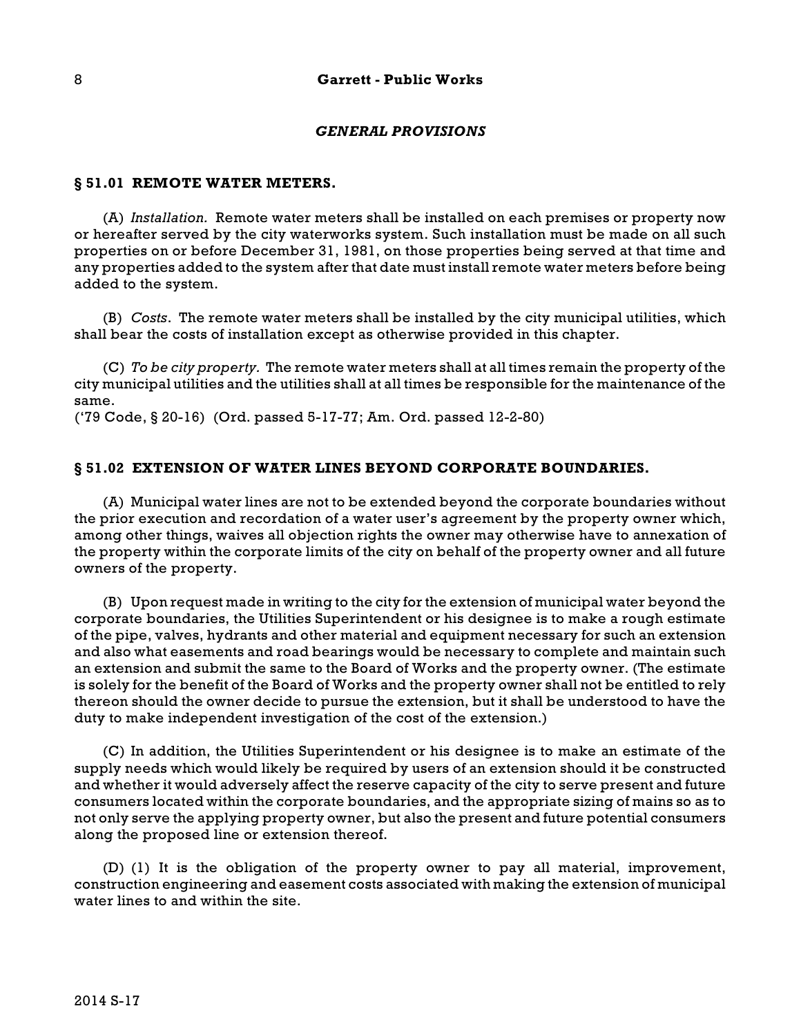## *GENERAL PROVISIONS*

### § 51.01 REMOTE WATER METERS.

(A) *Installation.* Remote water meters shall be installed on each premises or property now or hereafter served by the city waterworks system. Such installation must be made on all such properties on or before December 31, 1981, on those properties being served at that time and any properties added to the system after that date must install remote water meters before being added to the system.

(B) *Costs*. The remote water meters shall be installed by the city municipal utilities, which shall bear the costs of installation except as otherwise provided in this chapter.

(C) *To be city property.* The remote water meters shall at all times remain the property of the city municipal utilities and the utilities shall at all times be responsible for the maintenance of the same.
('79 Code, § 20-16) (Ord. passed 5-17-77; Am. Ord. passed 12-2-80)

### § 51.02 EXTENSION OF WATER LINES BEYOND CORPORATE BOUNDARIES.

(A) Municipal water lines are not to be extended beyond the corporate boundaries without the prior execution and recordation of a water user's agreement by the property owner which, among other things, waives all objection rights the owner may otherwise have to annexation of the property within the corporate limits of the city on behalf of the property owner and all future owners of the property.

(B) Upon request made in writing to the city for the extension of municipal water beyond the corporate boundaries, the Utilities Superintendent or his designee is to make a rough estimate of the pipe, valves, hydrants and other material and equipment necessary for such an extension and also what easements and road bearings would be necessary to complete and maintain such an extension and submit the same to the Board of Works and the property owner. (The estimate is solely for the benefit of the Board of Works and the property owner shall not be entitled to rely thereon should the owner decide to pursue the extension, but it shall be understood to have the duty to make independent investigation of the cost of the extension.)

(C) In addition, the Utilities Superintendent or his designee is to make an estimate of the supply needs which would likely be required by users of an extension should it be constructed and whether it would adversely affect the reserve capacity of the city to serve present and future consumers located within the corporate boundaries, and the appropriate sizing of mains so as to not only serve the applying property owner, but also the present and future potential consumers along the proposed line or extension thereof.

(D) (1) It is the obligation of the property owner to pay all material, improvement, construction engineering and easement costs associated with making the extension of municipal water lines to and within the site.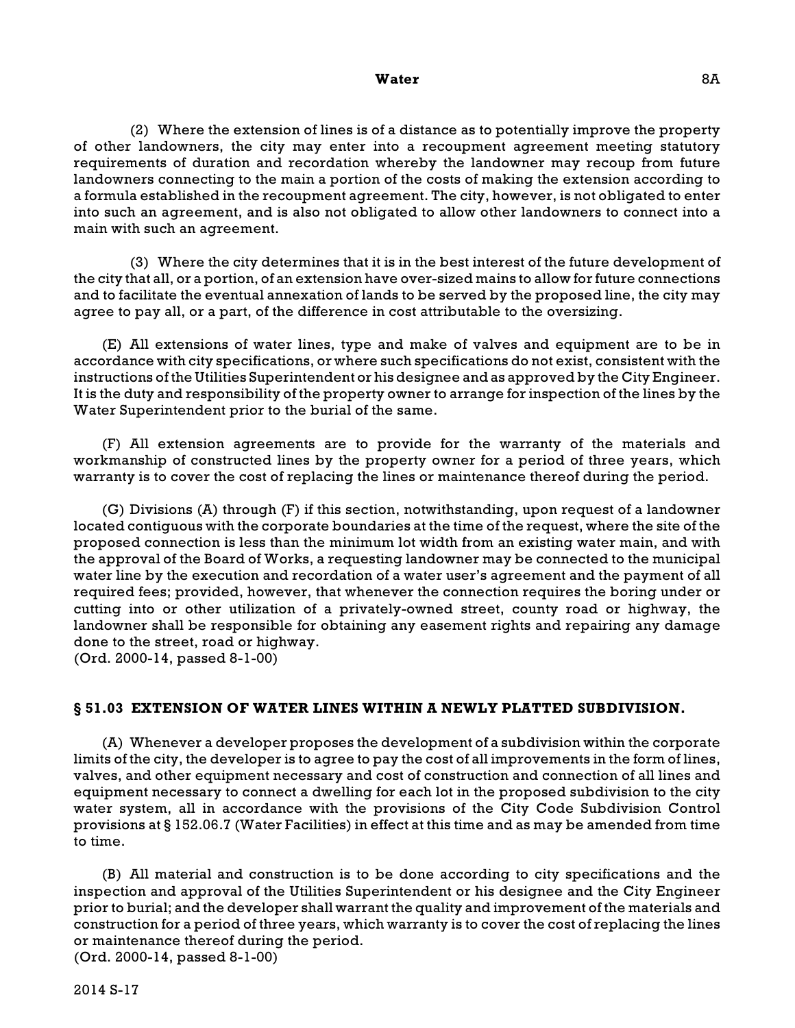(2) Where the extension of lines is of a distance as to potentially improve the property of other landowners, the city may enter into a recoupment agreement meeting statutory requirements of duration and recordation whereby the landowner may recoup from future landowners connecting to the main a portion of the costs of making the extension according to a formula established in the recoupment agreement. The city, however, is not obligated to enter into such an agreement, and is also not obligated to allow other landowners to connect into a main with such an agreement.

(3) Where the city determines that it is in the best interest of the future development of the city that all, or a portion, of an extension have over-sized mains to allow for future connections and to facilitate the eventual annexation of lands to be served by the proposed line, the city may agree to pay all, or a part, of the difference in cost attributable to the oversizing.

(E) All extensions of water lines, type and make of valves and equipment are to be in accordance with city specifications, or where such specifications do not exist, consistent with the instructions of the Utilities Superintendent or his designee and as approved by the City Engineer. It is the duty and responsibility of the property owner to arrange for inspection of the lines by the Water Superintendent prior to the burial of the same.

(F) All extension agreements are to provide for the warranty of the materials and workmanship of constructed lines by the property owner for a period of three years, which warranty is to cover the cost of replacing the lines or maintenance thereof during the period.

(G) Divisions (A) through (F) if this section, notwithstanding, upon request of a landowner located contiguous with the corporate boundaries at the time of the request, where the site of the proposed connection is less than the minimum lot width from an existing water main, and with the approval of the Board of Works, a requesting landowner may be connected to the municipal water line by the execution and recordation of a water user's agreement and the payment of all required fees; provided, however, that whenever the connection requires the boring under or cutting into or other utilization of a privately-owned street, county road or highway, the landowner shall be responsible for obtaining any easement rights and repairing any damage done to the street, road or highway.
(Ord. 2000-14, passed 8-1-00)

## § 51.03 EXTENSION OF WATER LINES WITHIN A NEWLY PLATTED SUBDIVISION.

(A) Whenever a developer proposes the development of a subdivision within the corporate limits of the city, the developer is to agree to pay the cost of all improvements in the form of lines, valves, and other equipment necessary and cost of construction and connection of all lines and equipment necessary to connect a dwelling for each lot in the proposed subdivision to the city water system, all in accordance with the provisions of the City Code Subdivision Control provisions at § 152.06.7 (Water Facilities) in effect at this time and as may be amended from time to time.

(B) All material and construction is to be done according to city specifications and the inspection and approval of the Utilities Superintendent or his designee and the City Engineer prior to burial; and the developer shall warrant the quality and improvement of the materials and construction for a period of three years, which warranty is to cover the cost of replacing the lines or maintenance thereof during the period.
(Ord. 2000-14, passed 8-1-00)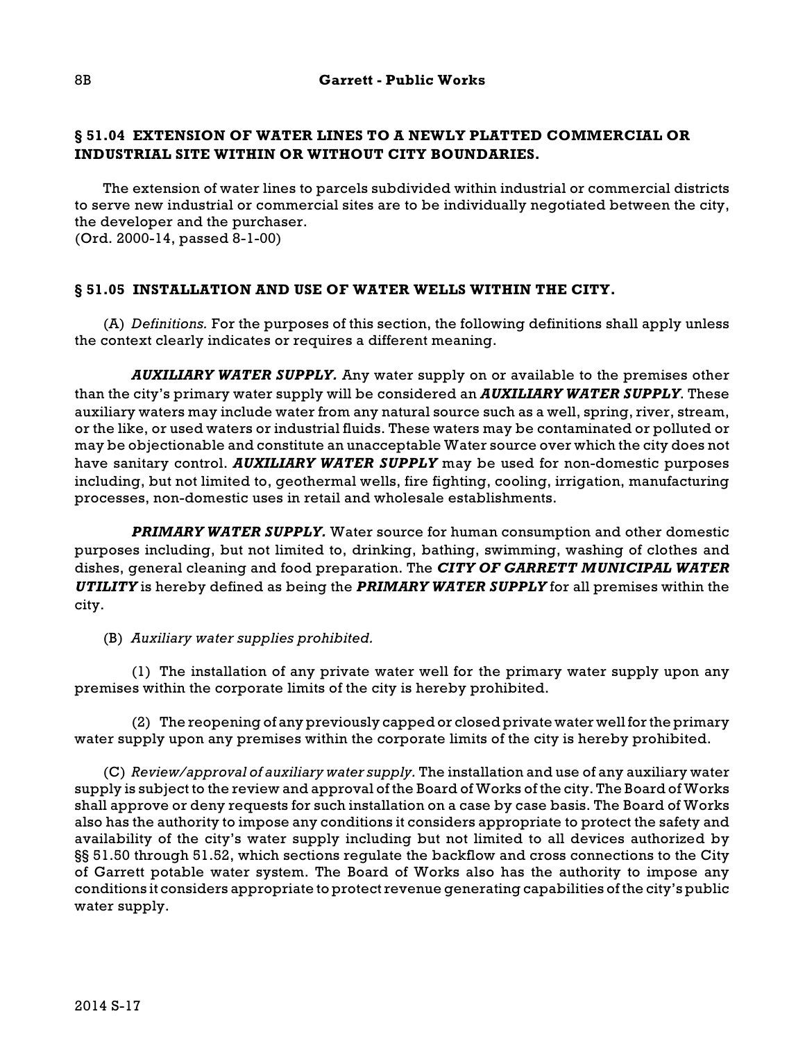## § 51.04 EXTENSION OF WATER LINES TO A NEWLY PLATTED COMMERCIAL OR INDUSTRIAL SITE WITHIN OR WITHOUT CITY BOUNDARIES.

The extension of water lines to parcels subdivided within industrial or commercial districts to serve new industrial or commercial sites are to be individually negotiated between the city, the developer and the purchaser.
(Ord. 2000-14, passed 8-1-00)

## § 51.05 INSTALLATION AND USE OF WATER WELLS WITHIN THE CITY.

(A) *Definitions.* For the purposes of this section, the following definitions shall apply unless the context clearly indicates or requires a different meaning.

***AUXILIARY WATER SUPPLY.*** Any water supply on or available to the premises other than the city's primary water supply will be considered an ***AUXILIARY WATER SUPPLY***. These auxiliary waters may include water from any natural source such as a well, spring, river, stream, or the like, or used waters or industrial fluids. These waters may be contaminated or polluted or may be objectionable and constitute an unacceptable Water source over which the city does not have sanitary control. ***AUXILIARY WATER SUPPLY*** may be used for non-domestic purposes including, but not limited to, geothermal wells, fire fighting, cooling, irrigation, manufacturing processes, non-domestic uses in retail and wholesale establishments.

***PRIMARY WATER SUPPLY.*** Water source for human consumption and other domestic purposes including, but not limited to, drinking, bathing, swimming, washing of clothes and dishes, general cleaning and food preparation. The ***CITY OF GARRETT MUNICIPAL WATER UTILITY*** is hereby defined as being the ***PRIMARY WATER SUPPLY*** for all premises within the city.

(B) *Auxiliary water supplies prohibited.*

(1) The installation of any private water well for the primary water supply upon any premises within the corporate limits of the city is hereby prohibited.

(2) The reopening of any previously capped or closed private water well for the primary water supply upon any premises within the corporate limits of the city is hereby prohibited.

(C) *Review/approval of auxiliary water supply.* The installation and use of any auxiliary water supply is subject to the review and approval of the Board of Works of the city. The Board of Works shall approve or deny requests for such installation on a case by case basis. The Board of Works also has the authority to impose any conditions it considers appropriate to protect the safety and availability of the city's water supply including but not limited to all devices authorized by §§ 51.50 through 51.52, which sections regulate the backflow and cross connections to the City of Garrett potable water system. The Board of Works also has the authority to impose any conditions it considers appropriate to protect revenue generating capabilities of the city's public water supply.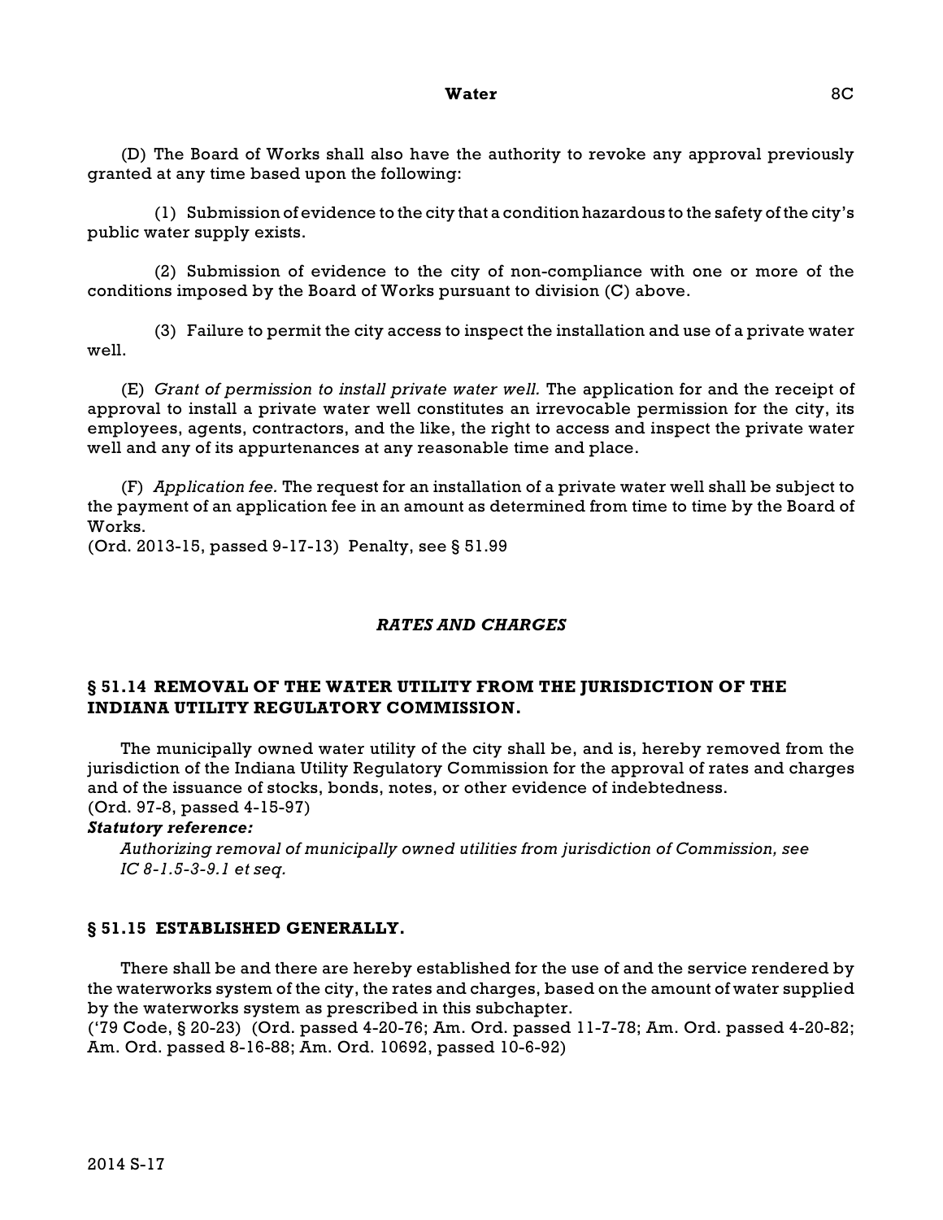(D) The Board of Works shall also have the authority to revoke any approval previously granted at any time based upon the following:

(1) Submission of evidence to the city that a condition hazardous to the safety of the city's public water supply exists.

(2) Submission of evidence to the city of non-compliance with one or more of the conditions imposed by the Board of Works pursuant to division (C) above.

(3) Failure to permit the city access to inspect the installation and use of a private water well.

(E) *Grant of permission to install private water well.* The application for and the receipt of approval to install a private water well constitutes an irrevocable permission for the city, its employees, agents, contractors, and the like, the right to access and inspect the private water well and any of its appurtenances at any reasonable time and place.

(F) *Application fee.* The request for an installation of a private water well shall be subject to the payment of an application fee in an amount as determined from time to time by the Board of Works.
(Ord. 2013-15, passed 9-17-13) Penalty, see § 51.99

## *RATES AND CHARGES*

### § 51.14 REMOVAL OF THE WATER UTILITY FROM THE JURISDICTION OF THE INDIANA UTILITY REGULATORY COMMISSION.

The municipally owned water utility of the city shall be, and is, hereby removed from the jurisdiction of the Indiana Utility Regulatory Commission for the approval of rates and charges and of the issuance of stocks, bonds, notes, or other evidence of indebtedness.
(Ord. 97-8, passed 4-15-97)

***Statutory reference:***

*Authorizing removal of municipally owned utilities from jurisdiction of Commission, see IC 8-1.5-3-9.1 et seq.*

### § 51.15 ESTABLISHED GENERALLY.

There shall be and there are hereby established for the use of and the service rendered by the waterworks system of the city, the rates and charges, based on the amount of water supplied by the waterworks system as prescribed in this subchapter.
('79 Code, § 20-23) (Ord. passed 4-20-76; Am. Ord. passed 11-7-78; Am. Ord. passed 4-20-82; Am. Ord. passed 8-16-88; Am. Ord. 10692, passed 10-6-92)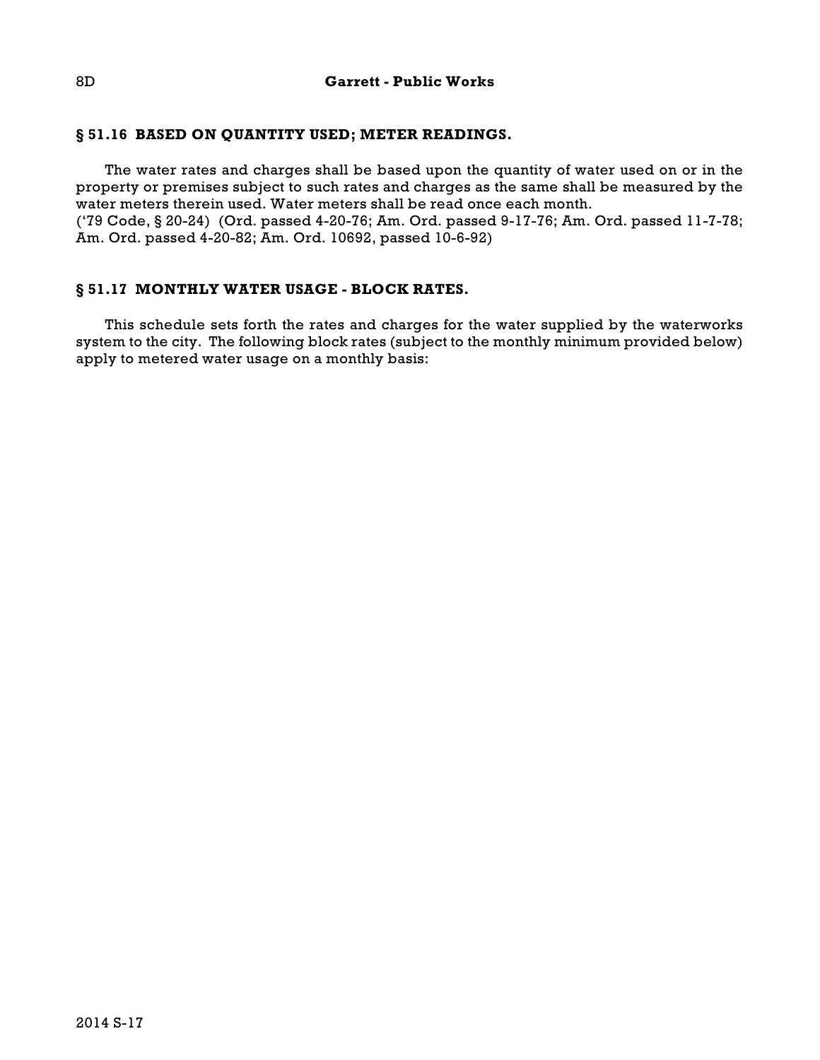## § 51.16 BASED ON QUANTITY USED; METER READINGS.

The water rates and charges shall be based upon the quantity of water used on or in the property or premises subject to such rates and charges as the same shall be measured by the water meters therein used. Water meters shall be read once each month.
('79 Code, § 20-24) (Ord. passed 4-20-76; Am. Ord. passed 9-17-76; Am. Ord. passed 11-7-78; Am. Ord. passed 4-20-82; Am. Ord. 10692, passed 10-6-92)

## § 51.17 MONTHLY WATER USAGE - BLOCK RATES.

This schedule sets forth the rates and charges for the water supplied by the waterworks system to the city. The following block rates (subject to the monthly minimum provided below) apply to metered water usage on a monthly basis: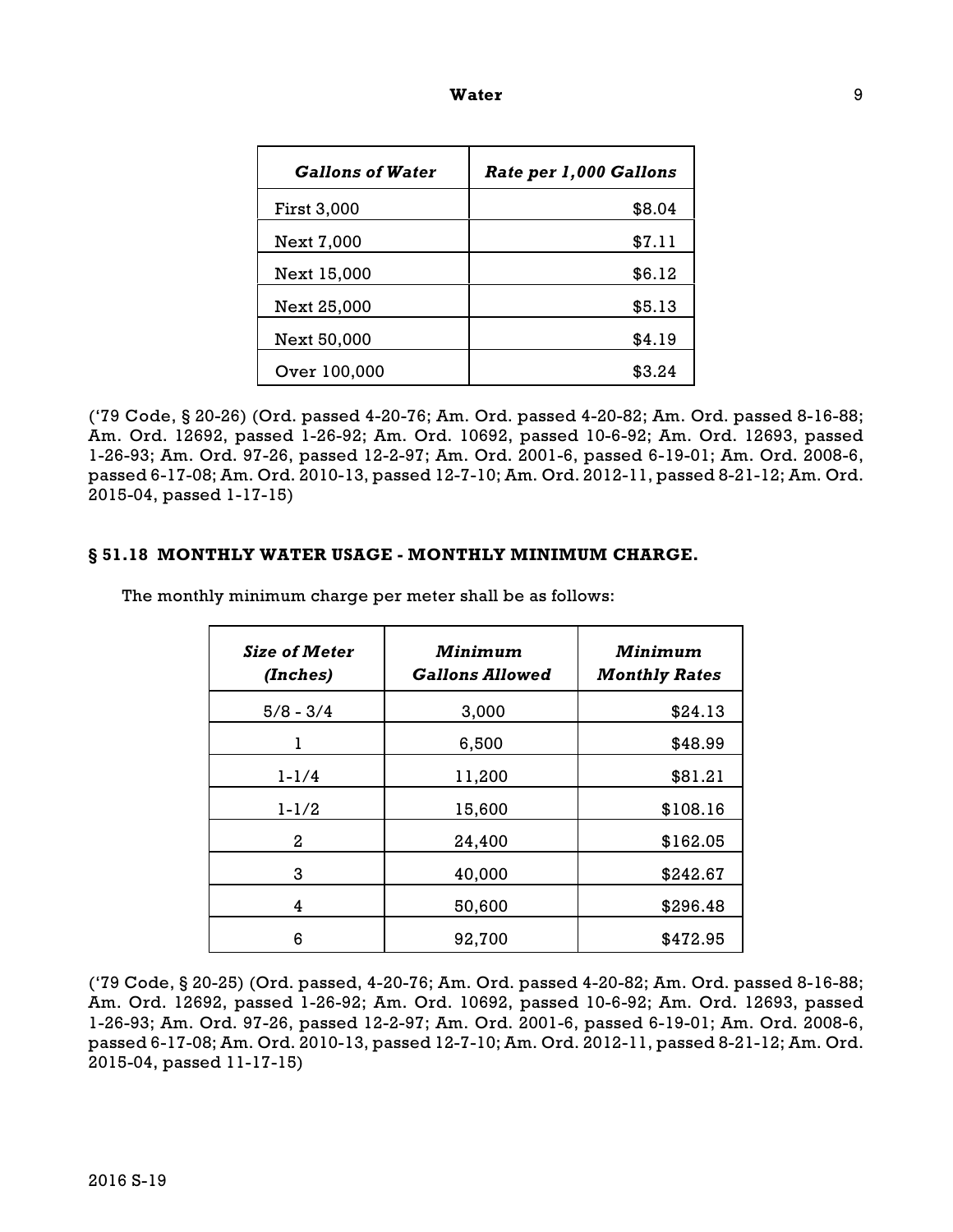| *Gallons of Water* | *Rate per 1,000 Gallons* |
| --- | --- |
| First 3,000 | $8.04 |
| Next 7,000 | $7.11 |
| Next 15,000 | $6.12 |
| Next 25,000 | $5.13 |
| Next 50,000 | $4.19 |
| Over 100,000 | $3.24 |

('79 Code, § 20-26) (Ord. passed 4-20-76; Am. Ord. passed 4-20-82; Am. Ord. passed 8-16-88; Am. Ord. 12692, passed 1-26-92; Am. Ord. 10692, passed 10-6-92; Am. Ord. 12693, passed 1-26-93; Am. Ord. 97-26, passed 12-2-97; Am. Ord. 2001-6, passed 6-19-01; Am. Ord. 2008-6, passed 6-17-08; Am. Ord. 2010-13, passed 12-7-10; Am. Ord. 2012-11, passed 8-21-12; Am. Ord. 2015-04, passed 1-17-15)

## § 51.18 MONTHLY WATER USAGE - MONTHLY MINIMUM CHARGE.

The monthly minimum charge per meter shall be as follows:

| *Size of Meter (Inches)* | *Minimum Gallons Allowed* | *Minimum Monthly Rates* |
| --- | --- | --- |
| 5/8 - 3/4 | 3,000 | $24.13 |
| 1 | 6,500 | $48.99 |
| 1-1/4 | 11,200 | $81.21 |
| 1-1/2 | 15,600 | $108.16 |
| 2 | 24,400 | $162.05 |
| 3 | 40,000 | $242.67 |
| 4 | 50,600 | $296.48 |
| 6 | 92,700 | $472.95 |

('79 Code, § 20-25) (Ord. passed, 4-20-76; Am. Ord. passed 4-20-82; Am. Ord. passed 8-16-88; Am. Ord. 12692, passed 1-26-92; Am. Ord. 10692, passed 10-6-92; Am. Ord. 12693, passed 1-26-93; Am. Ord. 97-26, passed 12-2-97; Am. Ord. 2001-6, passed 6-19-01; Am. Ord. 2008-6, passed 6-17-08; Am. Ord. 2010-13, passed 12-7-10; Am. Ord. 2012-11, passed 8-21-12; Am. Ord. 2015-04, passed 11-17-15)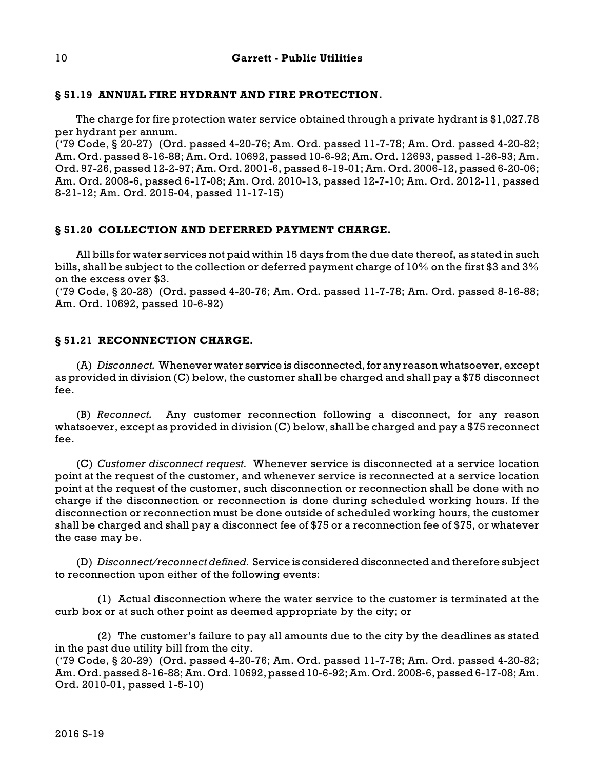## § 51.19 ANNUAL FIRE HYDRANT AND FIRE PROTECTION.

The charge for fire protection water service obtained through a private hydrant is $1,027.78 per hydrant per annum.

('79 Code, § 20-27) (Ord. passed 4-20-76; Am. Ord. passed 11-7-78; Am. Ord. passed 4-20-82; Am. Ord. passed 8-16-88; Am. Ord. 10692, passed 10-6-92; Am. Ord. 12693, passed 1-26-93; Am. Ord. 97-26, passed 12-2-97; Am. Ord. 2001-6, passed 6-19-01; Am. Ord. 2006-12, passed 6-20-06; Am. Ord. 2008-6, passed 6-17-08; Am. Ord. 2010-13, passed 12-7-10; Am. Ord. 2012-11, passed 8-21-12; Am. Ord. 2015-04, passed 11-17-15)

## § 51.20 COLLECTION AND DEFERRED PAYMENT CHARGE.

All bills for water services not paid within 15 days from the due date thereof, as stated in such bills, shall be subject to the collection or deferred payment charge of 10% on the first $3 and 3% on the excess over $3.

('79 Code, § 20-28) (Ord. passed 4-20-76; Am. Ord. passed 11-7-78; Am. Ord. passed 8-16-88; Am. Ord. 10692, passed 10-6-92)

## § 51.21 RECONNECTION CHARGE.

(A) *Disconnect.* Whenever water service is disconnected, for any reason whatsoever, except as provided in division (C) below, the customer shall be charged and shall pay a $75 disconnect fee.

(B) *Reconnect.* Any customer reconnection following a disconnect, for any reason whatsoever, except as provided in division (C) below, shall be charged and pay a $75 reconnect fee.

(C) *Customer disconnect request.* Whenever service is disconnected at a service location point at the request of the customer, and whenever service is reconnected at a service location point at the request of the customer, such disconnection or reconnection shall be done with no charge if the disconnection or reconnection is done during scheduled working hours. If the disconnection or reconnection must be done outside of scheduled working hours, the customer shall be charged and shall pay a disconnect fee of $75 or a reconnection fee of $75, or whatever the case may be.

(D) *Disconnect/reconnect defined.* Service is considered disconnected and therefore subject to reconnection upon either of the following events:

(1) Actual disconnection where the water service to the customer is terminated at the curb box or at such other point as deemed appropriate by the city; or

(2) The customer's failure to pay all amounts due to the city by the deadlines as stated in the past due utility bill from the city.

('79 Code, § 20-29) (Ord. passed 4-20-76; Am. Ord. passed 11-7-78; Am. Ord. passed 4-20-82; Am. Ord. passed 8-16-88; Am. Ord. 10692, passed 10-6-92; Am. Ord. 2008-6, passed 6-17-08; Am. Ord. 2010-01, passed 1-5-10)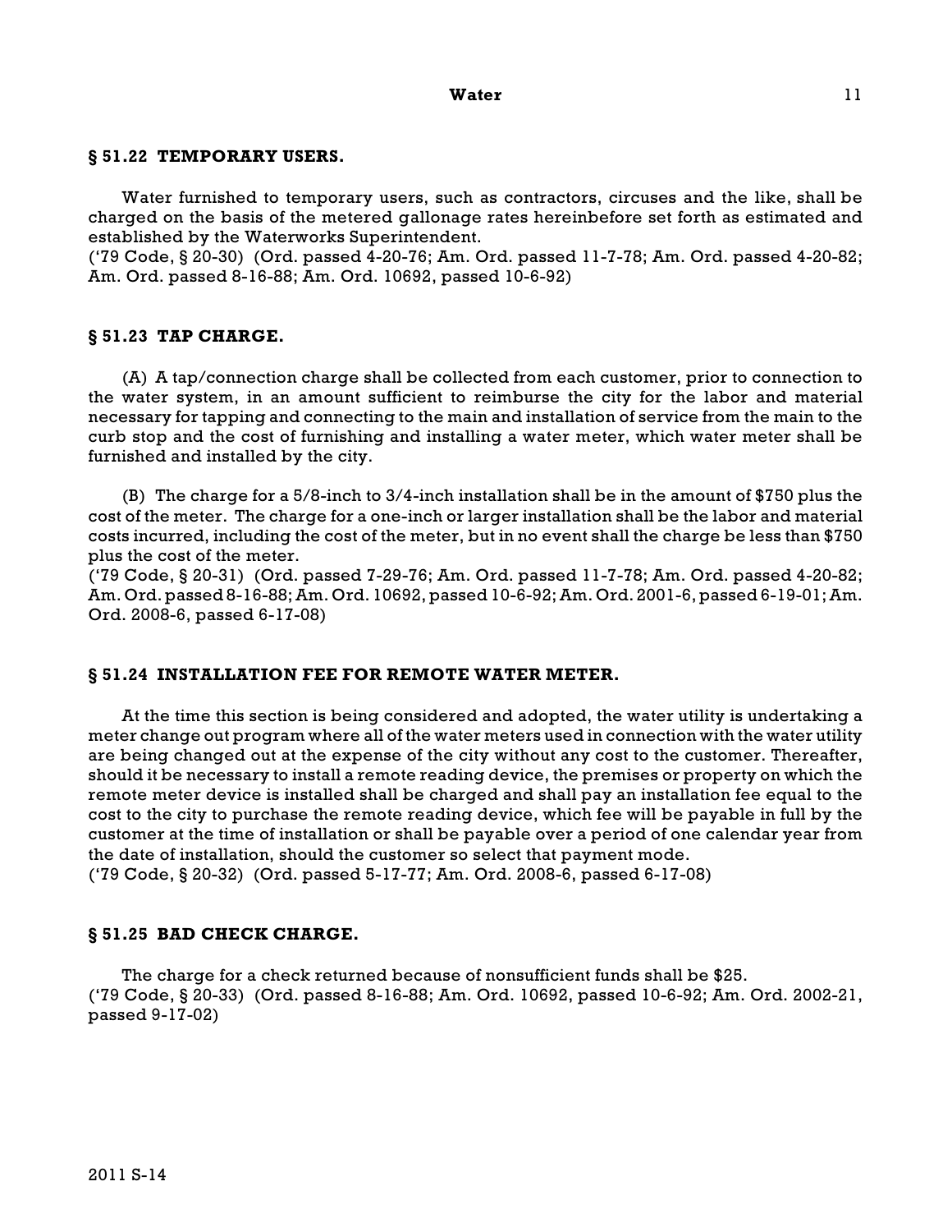## § 51.22 TEMPORARY USERS.

Water furnished to temporary users, such as contractors, circuses and the like, shall be charged on the basis of the metered gallonage rates hereinbefore set forth as estimated and established by the Waterworks Superintendent.
('79 Code, § 20-30) (Ord. passed 4-20-76; Am. Ord. passed 11-7-78; Am. Ord. passed 4-20-82; Am. Ord. passed 8-16-88; Am. Ord. 10692, passed 10-6-92)

## § 51.23 TAP CHARGE.

(A) A tap/connection charge shall be collected from each customer, prior to connection to the water system, in an amount sufficient to reimburse the city for the labor and material necessary for tapping and connecting to the main and installation of service from the main to the curb stop and the cost of furnishing and installing a water meter, which water meter shall be furnished and installed by the city.

(B) The charge for a 5/8-inch to 3/4-inch installation shall be in the amount of $750 plus the cost of the meter. The charge for a one-inch or larger installation shall be the labor and material costs incurred, including the cost of the meter, but in no event shall the charge be less than $750 plus the cost of the meter.
('79 Code, § 20-31) (Ord. passed 7-29-76; Am. Ord. passed 11-7-78; Am. Ord. passed 4-20-82; Am. Ord. passed 8-16-88; Am. Ord. 10692, passed 10-6-92; Am. Ord. 2001-6, passed 6-19-01; Am. Ord. 2008-6, passed 6-17-08)

## § 51.24 INSTALLATION FEE FOR REMOTE WATER METER.

At the time this section is being considered and adopted, the water utility is undertaking a meter change out program where all of the water meters used in connection with the water utility are being changed out at the expense of the city without any cost to the customer. Thereafter, should it be necessary to install a remote reading device, the premises or property on which the remote meter device is installed shall be charged and shall pay an installation fee equal to the cost to the city to purchase the remote reading device, which fee will be payable in full by the customer at the time of installation or shall be payable over a period of one calendar year from the date of installation, should the customer so select that payment mode.
('79 Code, § 20-32) (Ord. passed 5-17-77; Am. Ord. 2008-6, passed 6-17-08)

## § 51.25 BAD CHECK CHARGE.

The charge for a check returned because of nonsufficient funds shall be $25.
('79 Code, § 20-33) (Ord. passed 8-16-88; Am. Ord. 10692, passed 10-6-92; Am. Ord. 2002-21, passed 9-17-02)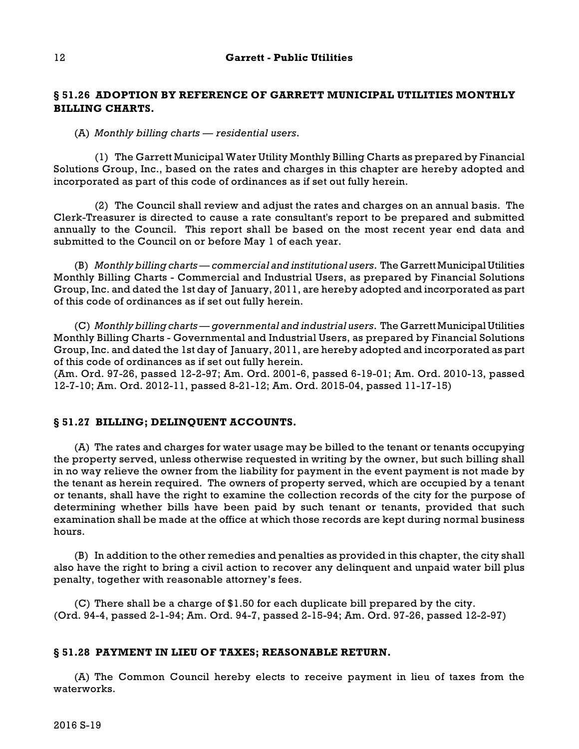## § 51.26 ADOPTION BY REFERENCE OF GARRETT MUNICIPAL UTILITIES MONTHLY BILLING CHARTS.

(A) *Monthly billing charts — residential users.*

(1) The Garrett Municipal Water Utility Monthly Billing Charts as prepared by Financial Solutions Group, Inc., based on the rates and charges in this chapter are hereby adopted and incorporated as part of this code of ordinances as if set out fully herein.

(2) The Council shall review and adjust the rates and charges on an annual basis. The Clerk-Treasurer is directed to cause a rate consultant's report to be prepared and submitted annually to the Council. This report shall be based on the most recent year end data and submitted to the Council on or before May 1 of each year.

(B) *Monthly billing charts — commercial and institutional users.* The Garrett Municipal Utilities Monthly Billing Charts - Commercial and Industrial Users, as prepared by Financial Solutions Group, Inc. and dated the 1st day of January, 2011, are hereby adopted and incorporated as part of this code of ordinances as if set out fully herein.

(C) *Monthly billing charts — governmental and industrial users.* The Garrett Municipal Utilities Monthly Billing Charts - Governmental and Industrial Users, as prepared by Financial Solutions Group, Inc. and dated the 1st day of January, 2011, are hereby adopted and incorporated as part of this code of ordinances as if set out fully herein.
(Am. Ord. 97-26, passed 12-2-97; Am. Ord. 2001-6, passed 6-19-01; Am. Ord. 2010-13, passed 12-7-10; Am. Ord. 2012-11, passed 8-21-12; Am. Ord. 2015-04, passed 11-17-15)

## § 51.27 BILLING; DELINQUENT ACCOUNTS.

(A) The rates and charges for water usage may be billed to the tenant or tenants occupying the property served, unless otherwise requested in writing by the owner, but such billing shall in no way relieve the owner from the liability for payment in the event payment is not made by the tenant as herein required. The owners of property served, which are occupied by a tenant or tenants, shall have the right to examine the collection records of the city for the purpose of determining whether bills have been paid by such tenant or tenants, provided that such examination shall be made at the office at which those records are kept during normal business hours.

(B) In addition to the other remedies and penalties as provided in this chapter, the city shall also have the right to bring a civil action to recover any delinquent and unpaid water bill plus penalty, together with reasonable attorney's fees.

(C) There shall be a charge of $1.50 for each duplicate bill prepared by the city.
(Ord. 94-4, passed 2-1-94; Am. Ord. 94-7, passed 2-15-94; Am. Ord. 97-26, passed 12-2-97)

## § 51.28 PAYMENT IN LIEU OF TAXES; REASONABLE RETURN.

(A) The Common Council hereby elects to receive payment in lieu of taxes from the waterworks.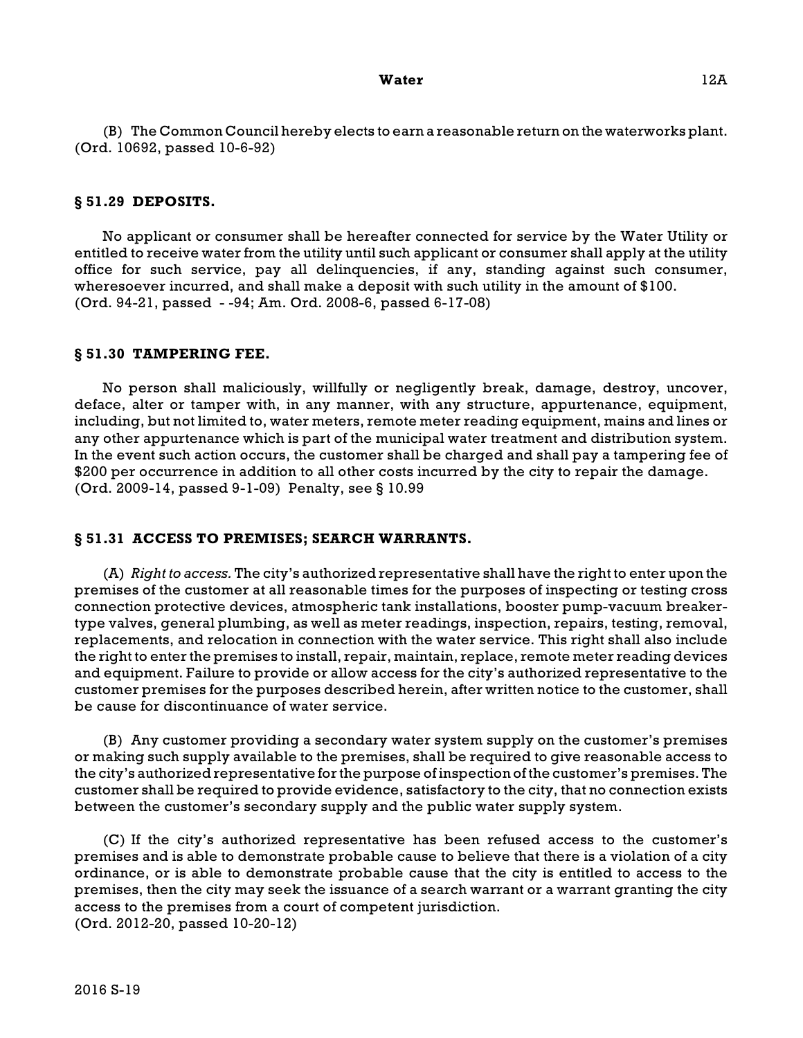(B) The Common Council hereby elects to earn a reasonable return on the waterworks plant.
(Ord. 10692, passed 10-6-92)

## § 51.29 DEPOSITS.

No applicant or consumer shall be hereafter connected for service by the Water Utility or entitled to receive water from the utility until such applicant or consumer shall apply at the utility office for such service, pay all delinquencies, if any, standing against such consumer, wheresoever incurred, and shall make a deposit with such utility in the amount of $100.
(Ord. 94-21, passed - -94; Am. Ord. 2008-6, passed 6-17-08)

## § 51.30 TAMPERING FEE.

No person shall maliciously, willfully or negligently break, damage, destroy, uncover, deface, alter or tamper with, in any manner, with any structure, appurtenance, equipment, including, but not limited to, water meters, remote meter reading equipment, mains and lines or any other appurtenance which is part of the municipal water treatment and distribution system. In the event such action occurs, the customer shall be charged and shall pay a tampering fee of $200 per occurrence in addition to all other costs incurred by the city to repair the damage.
(Ord. 2009-14, passed 9-1-09) Penalty, see § 10.99

## § 51.31 ACCESS TO PREMISES; SEARCH WARRANTS.

(A) *Right to access.* The city's authorized representative shall have the right to enter upon the premises of the customer at all reasonable times for the purposes of inspecting or testing cross connection protective devices, atmospheric tank installations, booster pump-vacuum breaker-type valves, general plumbing, as well as meter readings, inspection, repairs, testing, removal, replacements, and relocation in connection with the water service. This right shall also include the right to enter the premises to install, repair, maintain, replace, remote meter reading devices and equipment. Failure to provide or allow access for the city's authorized representative to the customer premises for the purposes described herein, after written notice to the customer, shall be cause for discontinuance of water service.

(B) Any customer providing a secondary water system supply on the customer's premises or making such supply available to the premises, shall be required to give reasonable access to the city's authorized representative for the purpose of inspection of the customer's premises. The customer shall be required to provide evidence, satisfactory to the city, that no connection exists between the customer's secondary supply and the public water supply system.

(C) If the city's authorized representative has been refused access to the customer's premises and is able to demonstrate probable cause to believe that there is a violation of a city ordinance, or is able to demonstrate probable cause that the city is entitled to access to the premises, then the city may seek the issuance of a search warrant or a warrant granting the city access to the premises from a court of competent jurisdiction.
(Ord. 2012-20, passed 10-20-12)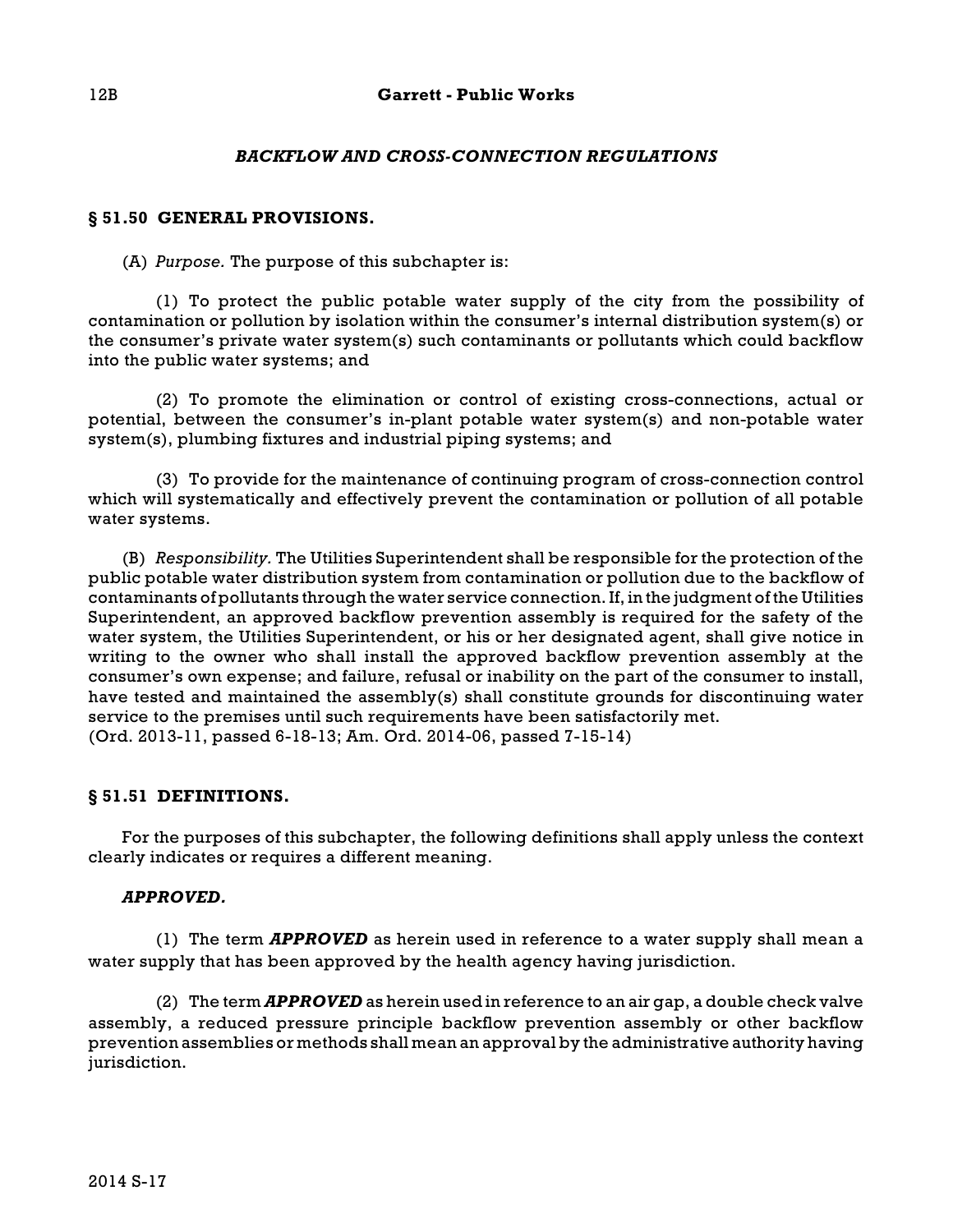## *BACKFLOW AND CROSS-CONNECTION REGULATIONS*

### § 51.50 GENERAL PROVISIONS.

(A) *Purpose.* The purpose of this subchapter is:

(1) To protect the public potable water supply of the city from the possibility of contamination or pollution by isolation within the consumer's internal distribution system(s) or the consumer's private water system(s) such contaminants or pollutants which could backflow into the public water systems; and

(2) To promote the elimination or control of existing cross-connections, actual or potential, between the consumer's in-plant potable water system(s) and non-potable water system(s), plumbing fixtures and industrial piping systems; and

(3) To provide for the maintenance of continuing program of cross-connection control which will systematically and effectively prevent the contamination or pollution of all potable water systems.

(B) *Responsibility.* The Utilities Superintendent shall be responsible for the protection of the public potable water distribution system from contamination or pollution due to the backflow of contaminants of pollutants through the water service connection. If, in the judgment of the Utilities Superintendent, an approved backflow prevention assembly is required for the safety of the water system, the Utilities Superintendent, or his or her designated agent, shall give notice in writing to the owner who shall install the approved backflow prevention assembly at the consumer's own expense; and failure, refusal or inability on the part of the consumer to install, have tested and maintained the assembly(s) shall constitute grounds for discontinuing water service to the premises until such requirements have been satisfactorily met.
(Ord. 2013-11, passed 6-18-13; Am. Ord. 2014-06, passed 7-15-14)

### § 51.51 DEFINITIONS.

For the purposes of this subchapter, the following definitions shall apply unless the context clearly indicates or requires a different meaning.

***APPROVED.***

(1) The term ***APPROVED*** as herein used in reference to a water supply shall mean a water supply that has been approved by the health agency having jurisdiction.

(2) The term ***APPROVED*** as herein used in reference to an air gap, a double check valve assembly, a reduced pressure principle backflow prevention assembly or other backflow prevention assemblies or methods shall mean an approval by the administrative authority having jurisdiction.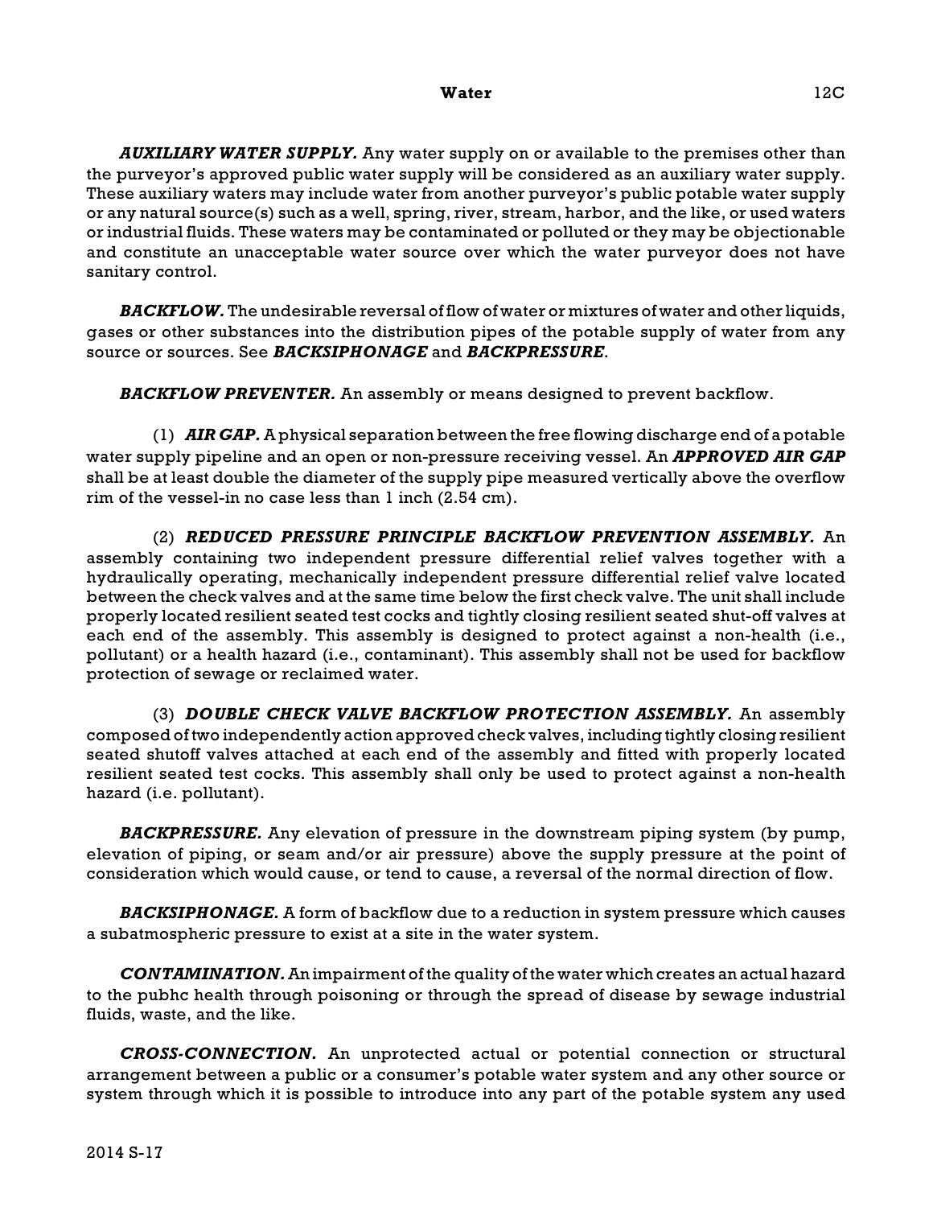***AUXILIARY WATER SUPPLY.*** Any water supply on or available to the premises other than the purveyor's approved public water supply will be considered as an auxiliary water supply. These auxiliary waters may include water from another purveyor's public potable water supply or any natural source(s) such as a well, spring, river, stream, harbor, and the like, or used waters or industrial fluids. These waters may be contaminated or polluted or they may be objectionable and constitute an unacceptable water source over which the water purveyor does not have sanitary control.

***BACKFLOW.*** The undesirable reversal of flow of water or mixtures of water and other liquids, gases or other substances into the distribution pipes of the potable supply of water from any source or sources. See ***BACKSIPHONAGE*** and ***BACKPRESSURE***.

***BACKFLOW PREVENTER.*** An assembly or means designed to prevent backflow.

(1) ***AIR GAP.*** A physical separation between the free flowing discharge end of a potable water supply pipeline and an open or non-pressure receiving vessel. An ***APPROVED AIR GAP*** shall be at least double the diameter of the supply pipe measured vertically above the overflow rim of the vessel-in no case less than 1 inch (2.54 cm).

(2) ***REDUCED PRESSURE PRINCIPLE BACKFLOW PREVENTION ASSEMBLY.*** An assembly containing two independent pressure differential relief valves together with a hydraulically operating, mechanically independent pressure differential relief valve located between the check valves and at the same time below the first check valve. The unit shall include properly located resilient seated test cocks and tightly closing resilient seated shut-off valves at each end of the assembly. This assembly is designed to protect against a non-health (i.e., pollutant) or a health hazard (i.e., contaminant). This assembly shall not be used for backflow protection of sewage or reclaimed water.

(3) ***DOUBLE CHECK VALVE BACKFLOW PROTECTION ASSEMBLY.*** An assembly composed of two independently action approved check valves, including tightly closing resilient seated shutoff valves attached at each end of the assembly and fitted with properly located resilient seated test cocks. This assembly shall only be used to protect against a non-health hazard (i.e. pollutant).

***BACKPRESSURE.*** Any elevation of pressure in the downstream piping system (by pump, elevation of piping, or seam and/or air pressure) above the supply pressure at the point of consideration which would cause, or tend to cause, a reversal of the normal direction of flow.

***BACKSIPHONAGE.*** A form of backflow due to a reduction in system pressure which causes a subatmospheric pressure to exist at a site in the water system.

***CONTAMINATION.*** An impairment of the quality of the water which creates an actual hazard to the pubhc health through poisoning or through the spread of disease by sewage industrial fluids, waste, and the like.

***CROSS-CONNECTION.*** An unprotected actual or potential connection or structural arrangement between a public or a consumer's potable water system and any other source or system through which it is possible to introduce into any part of the potable system any used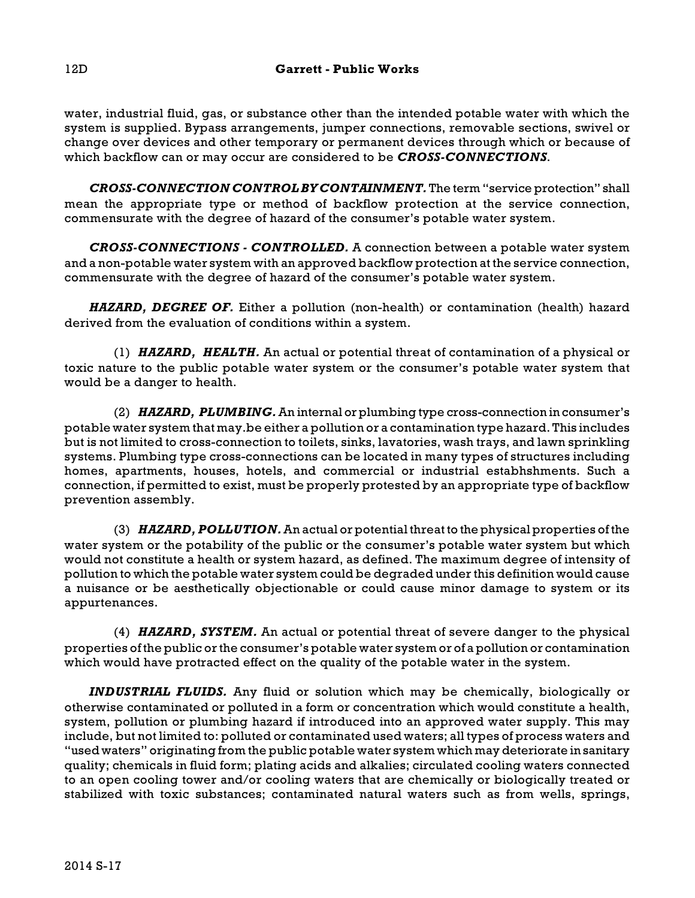water, industrial fluid, gas, or substance other than the intended potable water with which the system is supplied. Bypass arrangements, jumper connections, removable sections, swivel or change over devices and other temporary or permanent devices through which or because of which backflow can or may occur are considered to be ***CROSS-CONNECTIONS***.

***CROSS-CONNECTION CONTROL BY CONTAINMENT.*** The term "service protection" shall mean the appropriate type or method of backflow protection at the service connection, commensurate with the degree of hazard of the consumer's potable water system.

***CROSS-CONNECTIONS - CONTROLLED.*** A connection between a potable water system and a non-potable water system with an approved backflow protection at the service connection, commensurate with the degree of hazard of the consumer's potable water system.

***HAZARD, DEGREE OF.*** Either a pollution (non-health) or contamination (health) hazard derived from the evaluation of conditions within a system.

(1) ***HAZARD, HEALTH.*** An actual or potential threat of contamination of a physical or toxic nature to the public potable water system or the consumer's potable water system that would be a danger to health.

(2) ***HAZARD, PLUMBING.*** An internal or plumbing type cross-connection in consumer's potable water system that may.be either a pollution or a contamination type hazard. This includes but is not limited to cross-connection to toilets, sinks, lavatories, wash trays, and lawn sprinkling systems. Plumbing type cross-connections can be located in many types of structures including homes, apartments, houses, hotels, and commercial or industrial estabhshments. Such a connection, if permitted to exist, must be properly protested by an appropriate type of backflow prevention assembly.

(3) ***HAZARD, POLLUTION.*** An actual or potential threat to the physical properties of the water system or the potability of the public or the consumer's potable water system but which would not constitute a health or system hazard, as defined. The maximum degree of intensity of pollution to which the potable water system could be degraded under this definition would cause a nuisance or be aesthetically objectionable or could cause minor damage to system or its appurtenances.

(4) ***HAZARD, SYSTEM.*** An actual or potential threat of severe danger to the physical properties of the public or the consumer's potable water system or of a pollution or contamination which would have protracted effect on the quality of the potable water in the system.

***INDUSTRIAL FLUIDS.*** Any fluid or solution which may be chemically, biologically or otherwise contaminated or polluted in a form or concentration which would constitute a health, system, pollution or plumbing hazard if introduced into an approved water supply. This may include, but not limited to: polluted or contaminated used waters; all types of process waters and "used waters" originating from the public potable water system which may deteriorate in sanitary quality; chemicals in fluid form; plating acids and alkalies; circulated cooling waters connected to an open cooling tower and/or cooling waters that are chemically or biologically treated or stabilized with toxic substances; contaminated natural waters such as from wells, springs,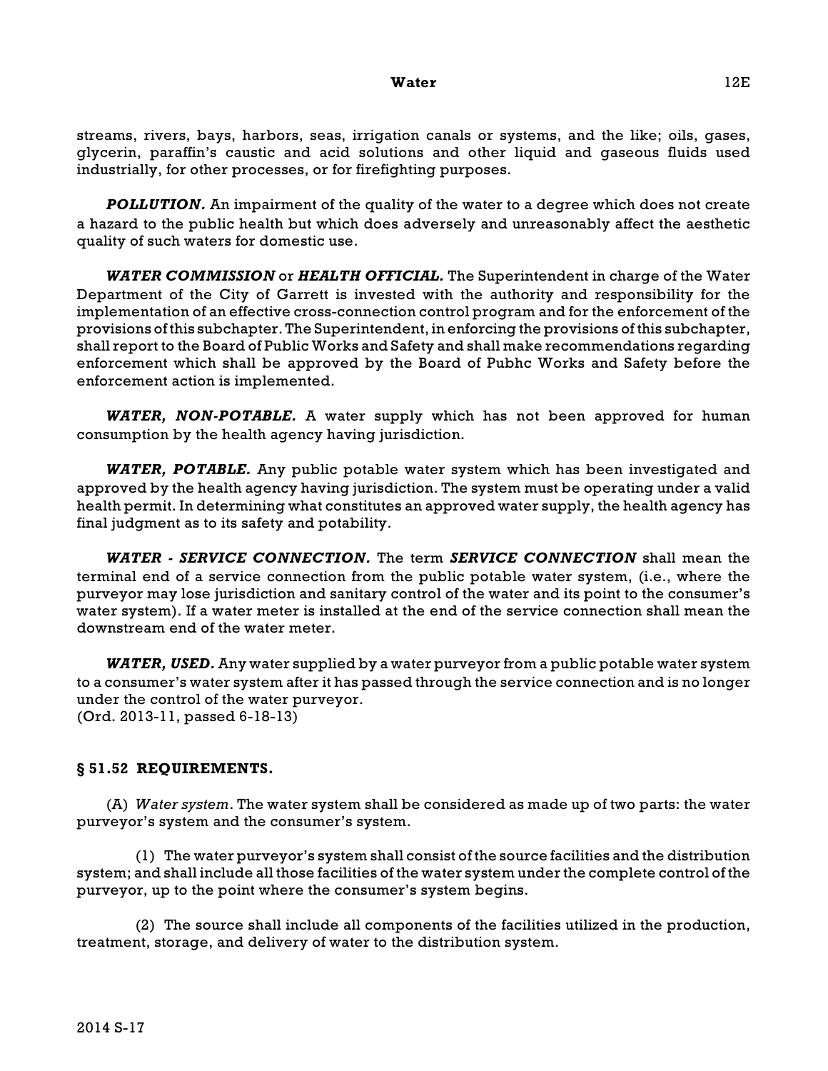streams, rivers, bays, harbors, seas, irrigation canals or systems, and the like; oils, gases, glycerin, paraffin's caustic and acid solutions and other liquid and gaseous fluids used industrially, for other processes, or for firefighting purposes.

***POLLUTION.*** An impairment of the quality of the water to a degree which does not create a hazard to the public health but which does adversely and unreasonably affect the aesthetic quality of such waters for domestic use.

***WATER COMMISSION*** or ***HEALTH OFFICIAL.*** The Superintendent in charge of the Water Department of the City of Garrett is invested with the authority and responsibility for the implementation of an effective cross-connection control program and for the enforcement of the provisions of this subchapter. The Superintendent, in enforcing the provisions of this subchapter, shall report to the Board of Public Works and Safety and shall make recommendations regarding enforcement which shall be approved by the Board of Pubhc Works and Safety before the enforcement action is implemented.

***WATER, NON-POTABLE.*** A water supply which has not been approved for human consumption by the health agency having jurisdiction.

***WATER, POTABLE.*** Any public potable water system which has been investigated and approved by the health agency having jurisdiction. The system must be operating under a valid health permit. In determining what constitutes an approved water supply, the health agency has final judgment as to its safety and potability.

***WATER - SERVICE CONNECTION.*** The term ***SERVICE CONNECTION*** shall mean the terminal end of a service connection from the public potable water system, (i.e., where the purveyor may lose jurisdiction and sanitary control of the water and its point to the consumer's water system). If a water meter is installed at the end of the service connection shall mean the downstream end of the water meter.

***WATER, USED.*** Any water supplied by a water purveyor from a public potable water system to a consumer's water system after it has passed through the service connection and is no longer under the control of the water purveyor.
(Ord. 2013-11, passed 6-18-13)

### § 51.52 REQUIREMENTS.

(A) *Water system*. The water system shall be considered as made up of two parts: the water purveyor's system and the consumer's system.

(1) The water purveyor's system shall consist of the source facilities and the distribution system; and shall include all those facilities of the water system under the complete control of the purveyor, up to the point where the consumer's system begins.

(2) The source shall include all components of the facilities utilized in the production, treatment, storage, and delivery of water to the distribution system.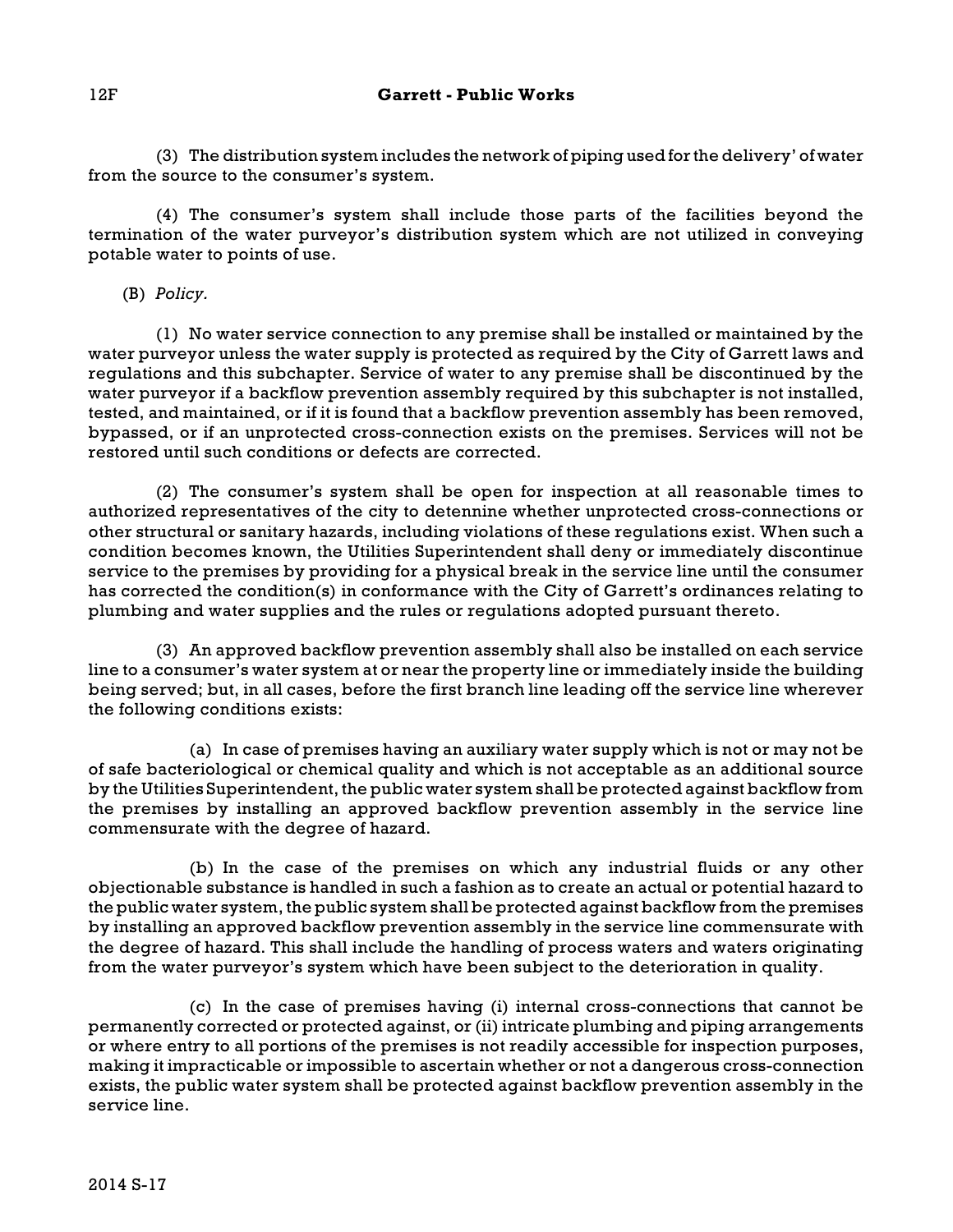(3) The distribution system includes the network of piping used for the delivery' of water from the source to the consumer's system.

(4) The consumer's system shall include those parts of the facilities beyond the termination of the water purveyor's distribution system which are not utilized in conveying potable water to points of use.

(B) *Policy.*

(1) No water service connection to any premise shall be installed or maintained by the water purveyor unless the water supply is protected as required by the City of Garrett laws and regulations and this subchapter. Service of water to any premise shall be discontinued by the water purveyor if a backflow prevention assembly required by this subchapter is not installed, tested, and maintained, or if it is found that a backflow prevention assembly has been removed, bypassed, or if an unprotected cross-connection exists on the premises. Services will not be restored until such conditions or defects are corrected.

(2) The consumer's system shall be open for inspection at all reasonable times to authorized representatives of the city to detennine whether unprotected cross-connections or other structural or sanitary hazards, including violations of these regulations exist. When such a condition becomes known, the Utilities Superintendent shall deny or immediately discontinue service to the premises by providing for a physical break in the service line until the consumer has corrected the condition(s) in conformance with the City of Garrett's ordinances relating to plumbing and water supplies and the rules or regulations adopted pursuant thereto.

(3) An approved backflow prevention assembly shall also be installed on each service line to a consumer's water system at or near the property line or immediately inside the building being served; but, in all cases, before the first branch line leading off the service line wherever the following conditions exists:

(a) In case of premises having an auxiliary water supply which is not or may not be of safe bacteriological or chemical quality and which is not acceptable as an additional source by the Utilities Superintendent, the public water system shall be protected against backflow from the premises by installing an approved backflow prevention assembly in the service line commensurate with the degree of hazard.

(b) In the case of the premises on which any industrial fluids or any other objectionable substance is handled in such a fashion as to create an actual or potential hazard to the public water system, the public system shall be protected against backflow from the premises by installing an approved backflow prevention assembly in the service line commensurate with the degree of hazard. This shall include the handling of process waters and waters originating from the water purveyor's system which have been subject to the deterioration in quality.

(c) In the case of premises having (i) internal cross-connections that cannot be permanently corrected or protected against, or (ii) intricate plumbing and piping arrangements or where entry to all portions of the premises is not readily accessible for inspection purposes, making it impracticable or impossible to ascertain whether or not a dangerous cross-connection exists, the public water system shall be protected against backflow prevention assembly in the service line.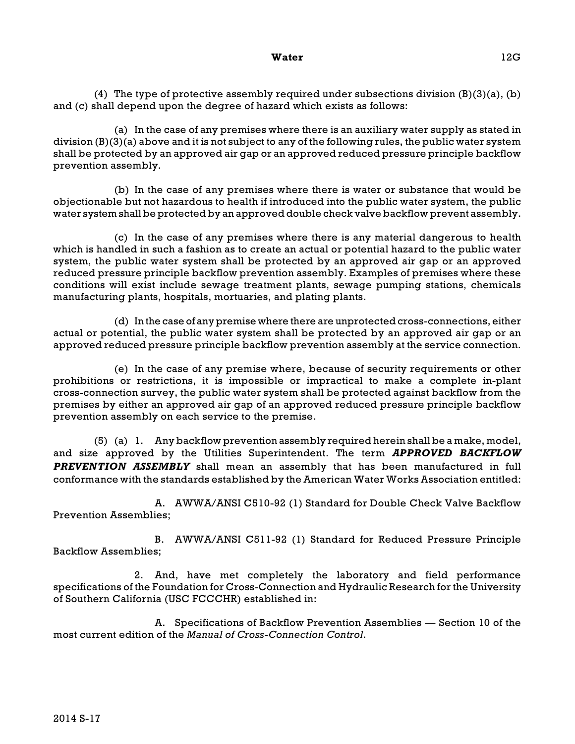(4) The type of protective assembly required under subsections division (B)(3)(a), (b) and (c) shall depend upon the degree of hazard which exists as follows:

(a) In the case of any premises where there is an auxiliary water supply as stated in division (B)(3)(a) above and it is not subject to any of the following rules, the public water system shall be protected by an approved air gap or an approved reduced pressure principle backflow prevention assembly.

(b) In the case of any premises where there is water or substance that would be objectionable but not hazardous to health if introduced into the public water system, the public water system shall be protected by an approved double check valve backflow prevent assembly.

(c) In the case of any premises where there is any material dangerous to health which is handled in such a fashion as to create an actual or potential hazard to the public water system, the public water system shall be protected by an approved air gap or an approved reduced pressure principle backflow prevention assembly. Examples of premises where these conditions will exist include sewage treatment plants, sewage pumping stations, chemicals manufacturing plants, hospitals, mortuaries, and plating plants.

(d) In the case of any premise where there are unprotected cross-connections, either actual or potential, the public water system shall be protected by an approved air gap or an approved reduced pressure principle backflow prevention assembly at the service connection.

(e) In the case of any premise where, because of security requirements or other prohibitions or restrictions, it is impossible or impractical to make a complete in-plant cross-connection survey, the public water system shall be protected against backflow from the premises by either an approved air gap of an approved reduced pressure principle backflow prevention assembly on each service to the premise.

(5) (a) 1. Any backflow prevention assembly required herein shall be a make, model, and size approved by the Utilities Superintendent. The term ***APPROVED BACKFLOW PREVENTION ASSEMBLY*** shall mean an assembly that has been manufactured in full conformance with the standards established by the American Water Works Association entitled:

A. AWWA/ANSI C510-92 (1) Standard for Double Check Valve Backflow Prevention Assemblies;

B. AWWA/ANSI C511-92 (1) Standard for Reduced Pressure Principle Backflow Assemblies;

2. And, have met completely the laboratory and field performance specifications of the Foundation for Cross-Connection and Hydraulic Research for the University of Southern California (USC FCCCHR) established in:

A. Specifications of Backflow Prevention Assemblies — Section 10 of the most current edition of the *Manual of Cross-Connection Control*.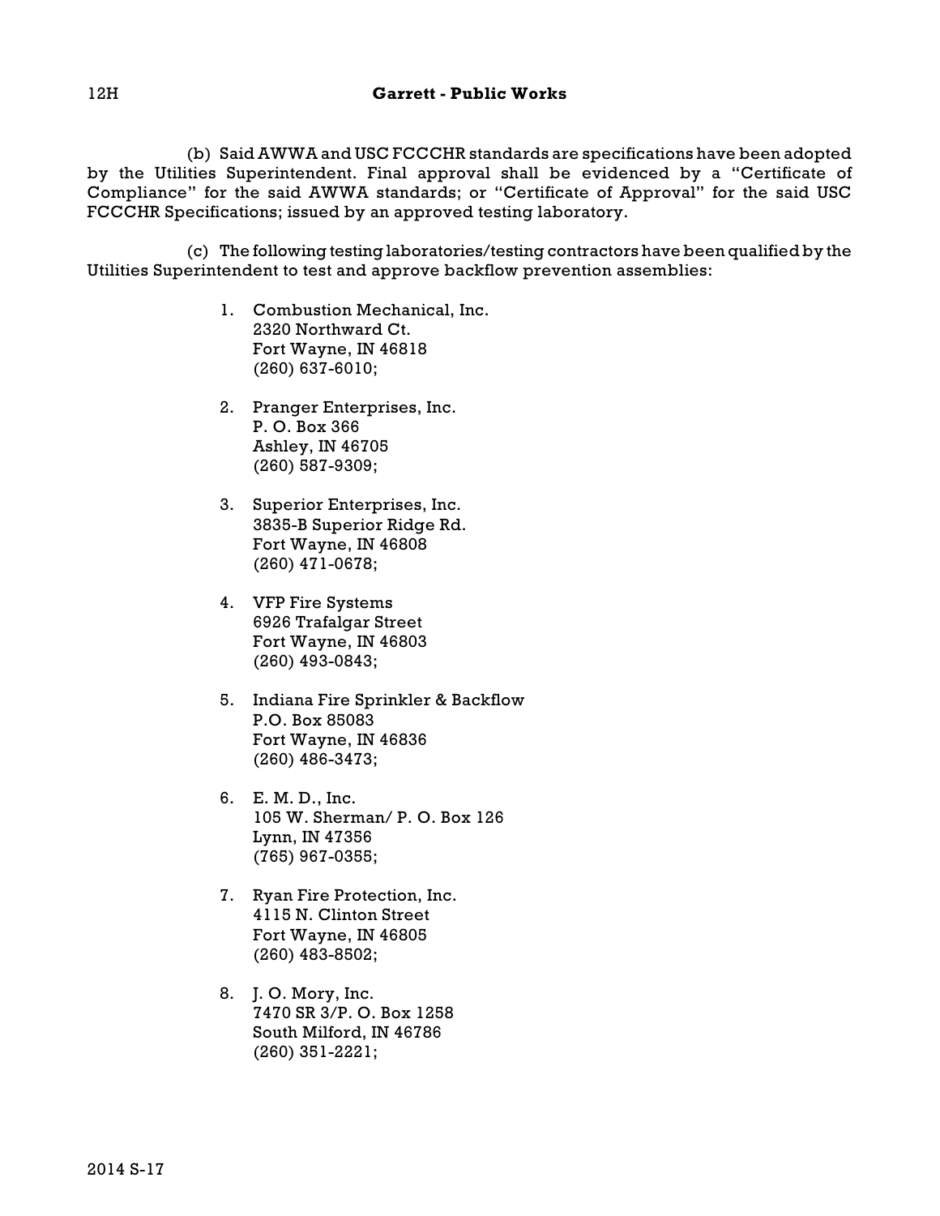(b) Said AWWA and USC FCCCHR standards are specifications have been adopted by the Utilities Superintendent. Final approval shall be evidenced by a "Certificate of Compliance" for the said AWWA standards; or "Certificate of Approval" for the said USC FCCCHR Specifications; issued by an approved testing laboratory.

(c) The following testing laboratories/testing contractors have been qualified by the Utilities Superintendent to test and approve backflow prevention assemblies:

1. Combustion Mechanical, Inc.
   2320 Northward Ct.
   Fort Wayne, IN 46818
   (260) 637-6010;

2. Pranger Enterprises, Inc.
   P. O. Box 366
   Ashley, IN 46705
   (260) 587-9309;

3. Superior Enterprises, Inc.
   3835-B Superior Ridge Rd.
   Fort Wayne, IN 46808
   (260) 471-0678;

4. VFP Fire Systems
   6926 Trafalgar Street
   Fort Wayne, IN 46803
   (260) 493-0843;

5. Indiana Fire Sprinkler & Backflow
   P.O. Box 85083
   Fort Wayne, IN 46836
   (260) 486-3473;

6. E. M. D., Inc.
   105 W. Sherman/ P. O. Box 126
   Lynn, IN 47356
   (765) 967-0355;

7. Ryan Fire Protection, Inc.
   4115 N. Clinton Street
   Fort Wayne, IN 46805
   (260) 483-8502;

8. J. O. Mory, Inc.
   7470 SR 3/P. O. Box 1258
   South Milford, IN 46786
   (260) 351-2221;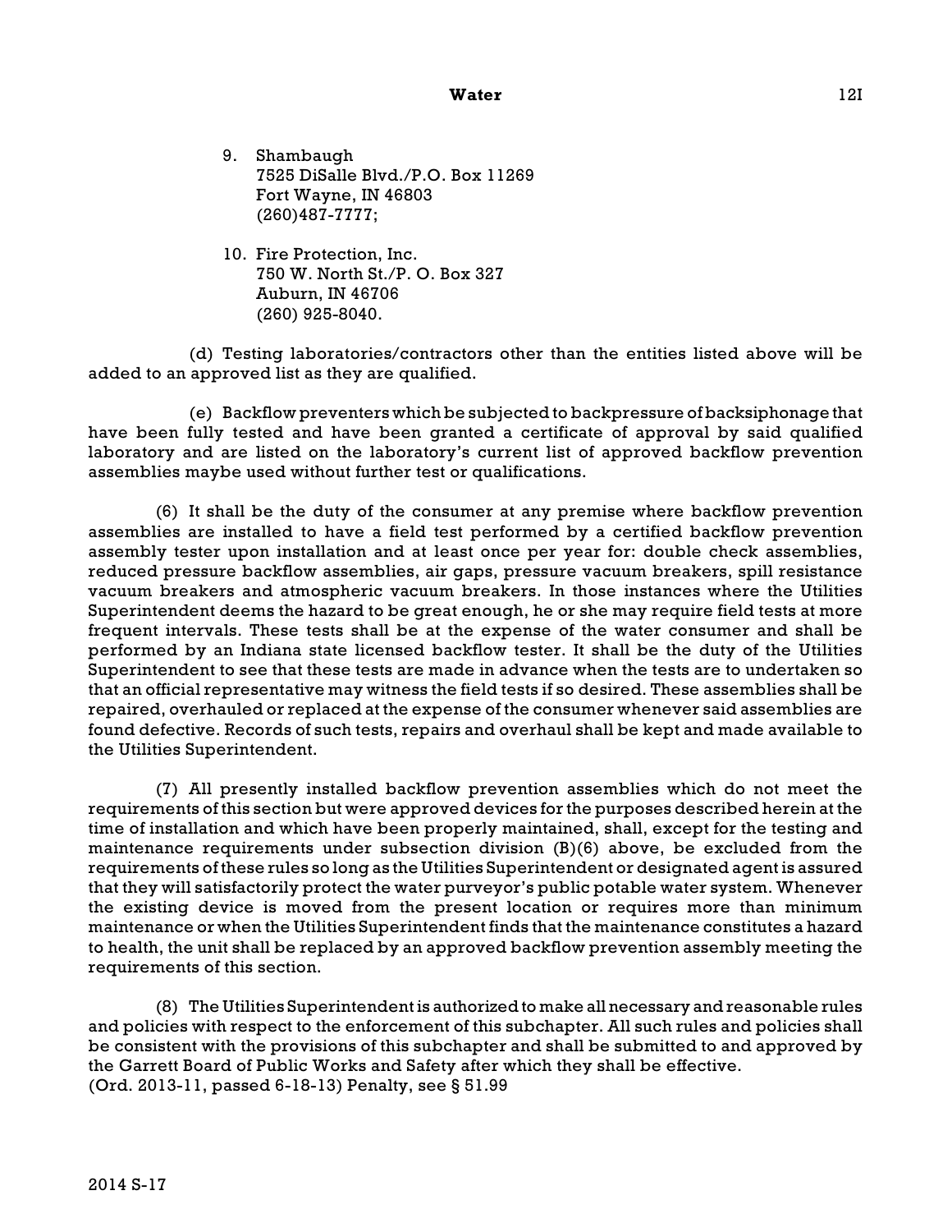9. Shambaugh
   7525 DiSalle Blvd./P.O. Box 11269
   Fort Wayne, IN 46803
   (260)487-7777;

10. Fire Protection, Inc.
    750 W. North St./P. O. Box 327
    Auburn, IN 46706
    (260) 925-8040.

(d) Testing laboratories/contractors other than the entities listed above will be added to an approved list as they are qualified.

(e) Backflow preventers which be subjected to backpressure of backsiphonage that have been fully tested and have been granted a certificate of approval by said qualified laboratory and are listed on the laboratory's current list of approved backflow prevention assemblies maybe used without further test or qualifications.

(6) It shall be the duty of the consumer at any premise where backflow prevention assemblies are installed to have a field test performed by a certified backflow prevention assembly tester upon installation and at least once per year for: double check assemblies, reduced pressure backflow assemblies, air gaps, pressure vacuum breakers, spill resistance vacuum breakers and atmospheric vacuum breakers. In those instances where the Utilities Superintendent deems the hazard to be great enough, he or she may require field tests at more frequent intervals. These tests shall be at the expense of the water consumer and shall be performed by an Indiana state licensed backflow tester. It shall be the duty of the Utilities Superintendent to see that these tests are made in advance when the tests are to undertaken so that an official representative may witness the field tests if so desired. These assemblies shall be repaired, overhauled or replaced at the expense of the consumer whenever said assemblies are found defective. Records of such tests, repairs and overhaul shall be kept and made available to the Utilities Superintendent.

(7) All presently installed backflow prevention assemblies which do not meet the requirements of this section but were approved devices for the purposes described herein at the time of installation and which have been properly maintained, shall, except for the testing and maintenance requirements under subsection division (B)(6) above, be excluded from the requirements of these rules so long as the Utilities Superintendent or designated agent is assured that they will satisfactorily protect the water purveyor's public potable water system. Whenever the existing device is moved from the present location or requires more than minimum maintenance or when the Utilities Superintendent finds that the maintenance constitutes a hazard to health, the unit shall be replaced by an approved backflow prevention assembly meeting the requirements of this section.

(8) The Utilities Superintendent is authorized to make all necessary and reasonable rules and policies with respect to the enforcement of this subchapter. All such rules and policies shall be consistent with the provisions of this subchapter and shall be submitted to and approved by the Garrett Board of Public Works and Safety after which they shall be effective.
(Ord. 2013-11, passed 6-18-13) Penalty, see § 51.99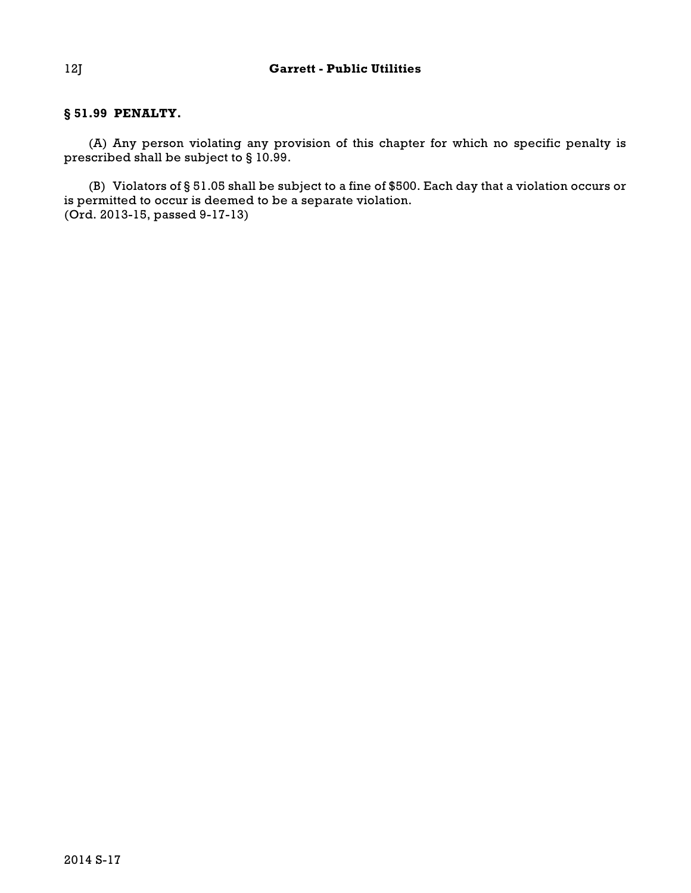## § 51.99 PENALTY.

(A) Any person violating any provision of this chapter for which no specific penalty is prescribed shall be subject to § 10.99.

(B) Violators of § 51.05 shall be subject to a fine of $500. Each day that a violation occurs or is permitted to occur is deemed to be a separate violation.
(Ord. 2013-15, passed 9-17-13)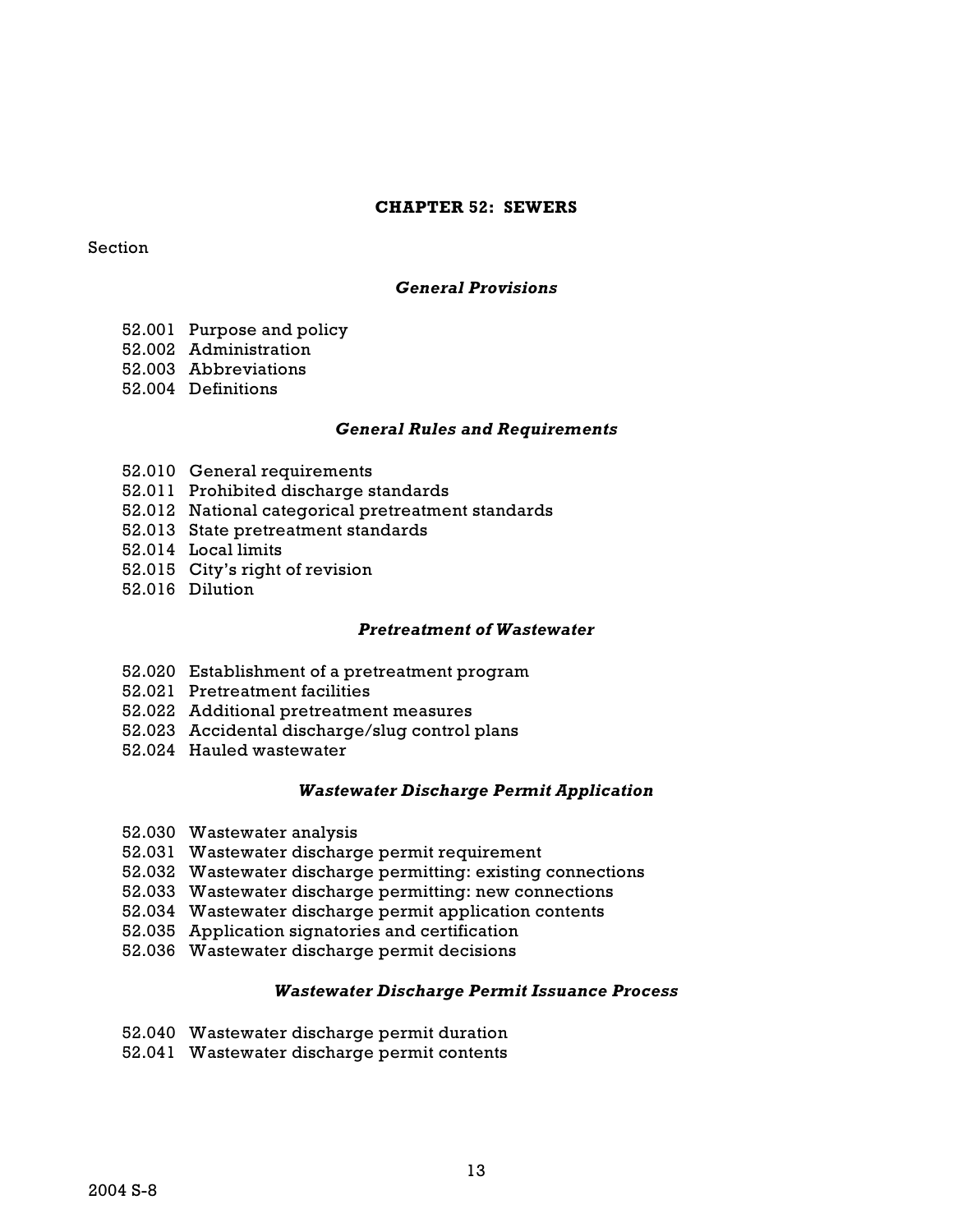# CHAPTER 52: SEWERS

Section

### *General Provisions*

52.001 Purpose and policy
52.002 Administration
52.003 Abbreviations
52.004 Definitions

### *General Rules and Requirements*

52.010 General requirements
52.011 Prohibited discharge standards
52.012 National categorical pretreatment standards
52.013 State pretreatment standards
52.014 Local limits
52.015 City's right of revision
52.016 Dilution

### *Pretreatment of Wastewater*

52.020 Establishment of a pretreatment program
52.021 Pretreatment facilities
52.022 Additional pretreatment measures
52.023 Accidental discharge/slug control plans
52.024 Hauled wastewater

### *Wastewater Discharge Permit Application*

52.030 Wastewater analysis
52.031 Wastewater discharge permit requirement
52.032 Wastewater discharge permitting: existing connections
52.033 Wastewater discharge permitting: new connections
52.034 Wastewater discharge permit application contents
52.035 Application signatories and certification
52.036 Wastewater discharge permit decisions

### *Wastewater Discharge Permit Issuance Process*

52.040 Wastewater discharge permit duration
52.041 Wastewater discharge permit contents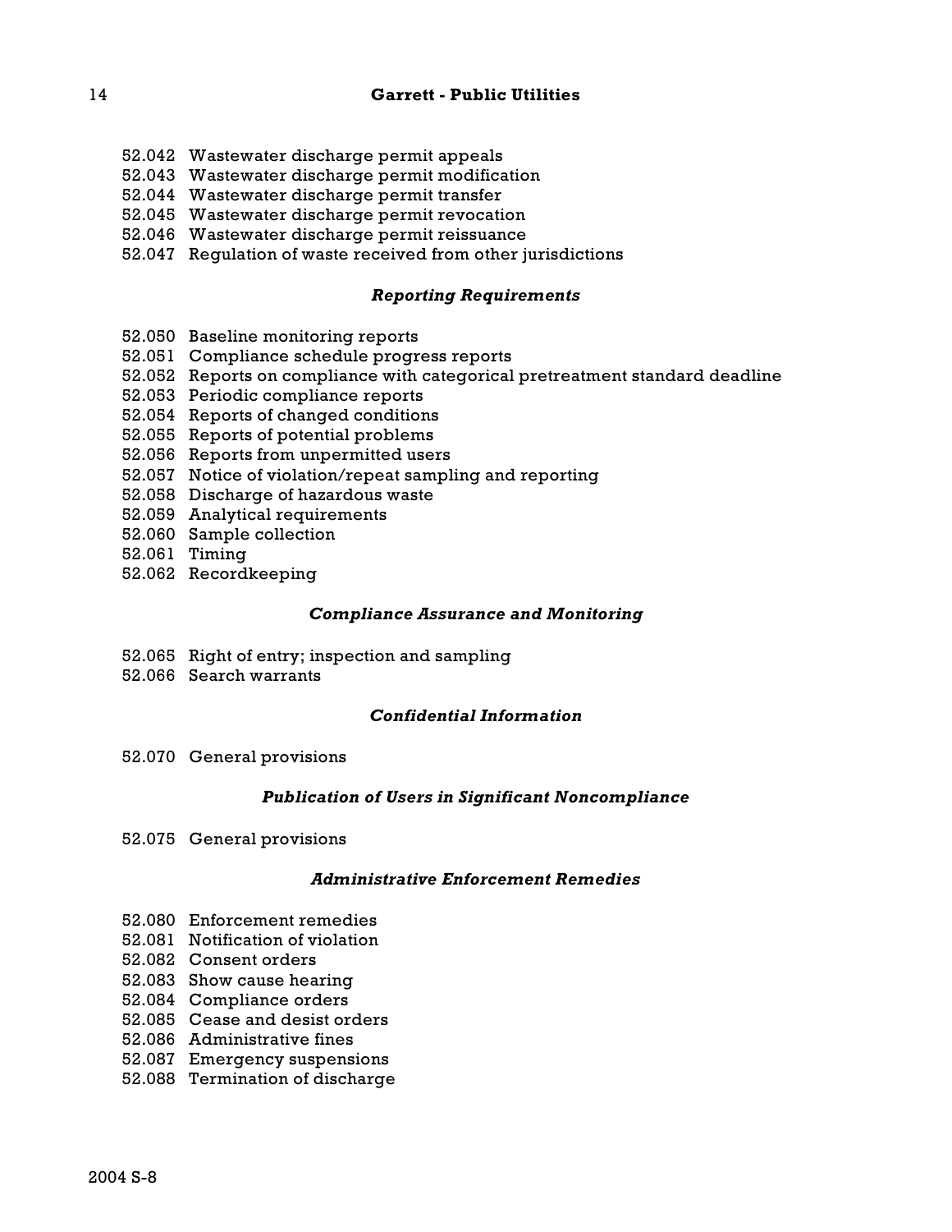52.042 Wastewater discharge permit appeals
52.043 Wastewater discharge permit modification
52.044 Wastewater discharge permit transfer
52.045 Wastewater discharge permit revocation
52.046 Wastewater discharge permit reissuance
52.047 Regulation of waste received from other jurisdictions

### *Reporting Requirements*

52.050 Baseline monitoring reports
52.051 Compliance schedule progress reports
52.052 Reports on compliance with categorical pretreatment standard deadline
52.053 Periodic compliance reports
52.054 Reports of changed conditions
52.055 Reports of potential problems
52.056 Reports from unpermitted users
52.057 Notice of violation/repeat sampling and reporting
52.058 Discharge of hazardous waste
52.059 Analytical requirements
52.060 Sample collection
52.061 Timing
52.062 Recordkeeping

### *Compliance Assurance and Monitoring*

52.065 Right of entry; inspection and sampling
52.066 Search warrants

### *Confidential Information*

52.070 General provisions

### *Publication of Users in Significant Noncompliance*

52.075 General provisions

### *Administrative Enforcement Remedies*

52.080 Enforcement remedies
52.081 Notification of violation
52.082 Consent orders
52.083 Show cause hearing
52.084 Compliance orders
52.085 Cease and desist orders
52.086 Administrative fines
52.087 Emergency suspensions
52.088 Termination of discharge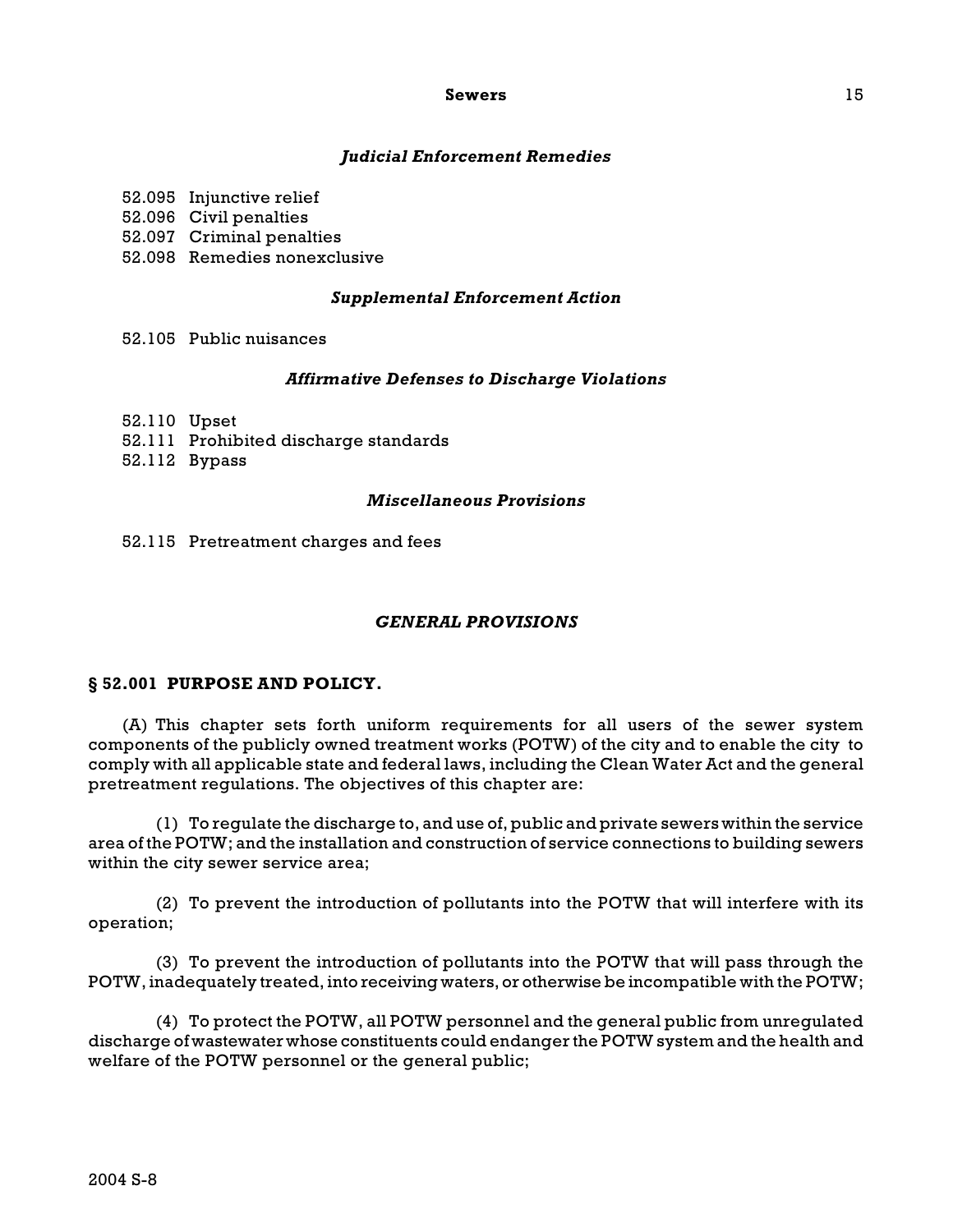*Judicial Enforcement Remedies*

52.095 Injunctive relief
52.096 Civil penalties
52.097 Criminal penalties
52.098 Remedies nonexclusive

*Supplemental Enforcement Action*

52.105 Public nuisances

*Affirmative Defenses to Discharge Violations*

52.110 Upset
52.111 Prohibited discharge standards
52.112 Bypass

*Miscellaneous Provisions*

52.115 Pretreatment charges and fees

## *GENERAL PROVISIONS*

### § 52.001 PURPOSE AND POLICY.

(A) This chapter sets forth uniform requirements for all users of the sewer system components of the publicly owned treatment works (POTW) of the city and to enable the city to comply with all applicable state and federal laws, including the Clean Water Act and the general pretreatment regulations. The objectives of this chapter are:

(1) To regulate the discharge to, and use of, public and private sewers within the service area of the POTW; and the installation and construction of service connections to building sewers within the city sewer service area;

(2) To prevent the introduction of pollutants into the POTW that will interfere with its operation;

(3) To prevent the introduction of pollutants into the POTW that will pass through the POTW, inadequately treated, into receiving waters, or otherwise be incompatible with the POTW;

(4) To protect the POTW, all POTW personnel and the general public from unregulated discharge of wastewater whose constituents could endanger the POTW system and the health and welfare of the POTW personnel or the general public;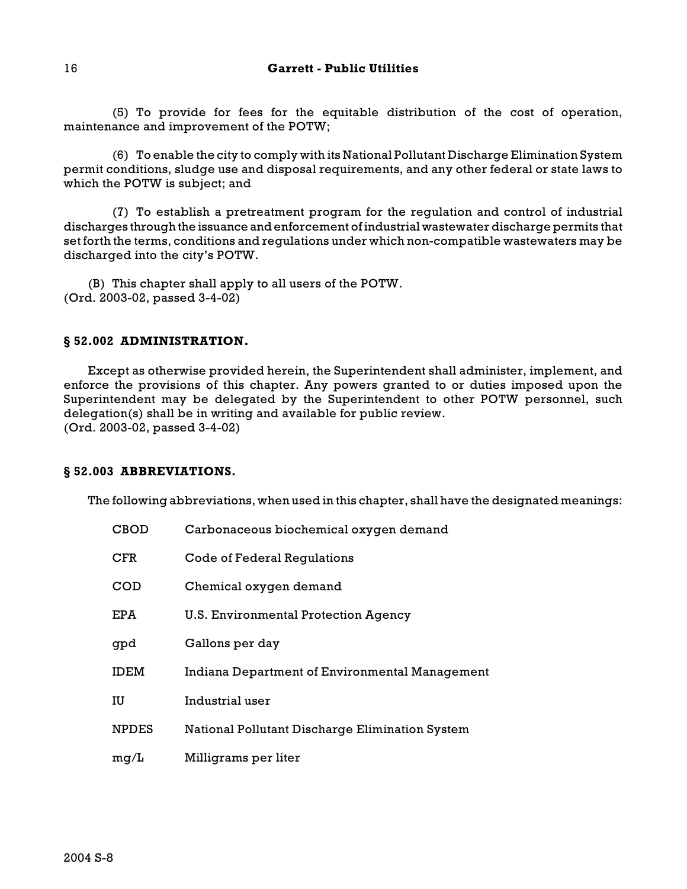(5) To provide for fees for the equitable distribution of the cost of operation, maintenance and improvement of the POTW;

(6) To enable the city to comply with its National Pollutant Discharge Elimination System permit conditions, sludge use and disposal requirements, and any other federal or state laws to which the POTW is subject; and

(7) To establish a pretreatment program for the regulation and control of industrial discharges through the issuance and enforcement of industrial wastewater discharge permits that set forth the terms, conditions and regulations under which non-compatible wastewaters may be discharged into the city's POTW.

(B) This chapter shall apply to all users of the POTW.
(Ord. 2003-02, passed 3-4-02)

### § 52.002 ADMINISTRATION.

Except as otherwise provided herein, the Superintendent shall administer, implement, and enforce the provisions of this chapter. Any powers granted to or duties imposed upon the Superintendent may be delegated by the Superintendent to other POTW personnel, such delegation(s) shall be in writing and available for public review.
(Ord. 2003-02, passed 3-4-02)

### § 52.003 ABBREVIATIONS.

The following abbreviations, when used in this chapter, shall have the designated meanings:

| | |
|---|---|
| CBOD | Carbonaceous biochemical oxygen demand |
| CFR | Code of Federal Regulations |
| COD | Chemical oxygen demand |
| EPA | U.S. Environmental Protection Agency |
| gpd | Gallons per day |
| IDEM | Indiana Department of Environmental Management |
| IU | Industrial user |
| NPDES | National Pollutant Discharge Elimination System |
| mg/L | Milligrams per liter |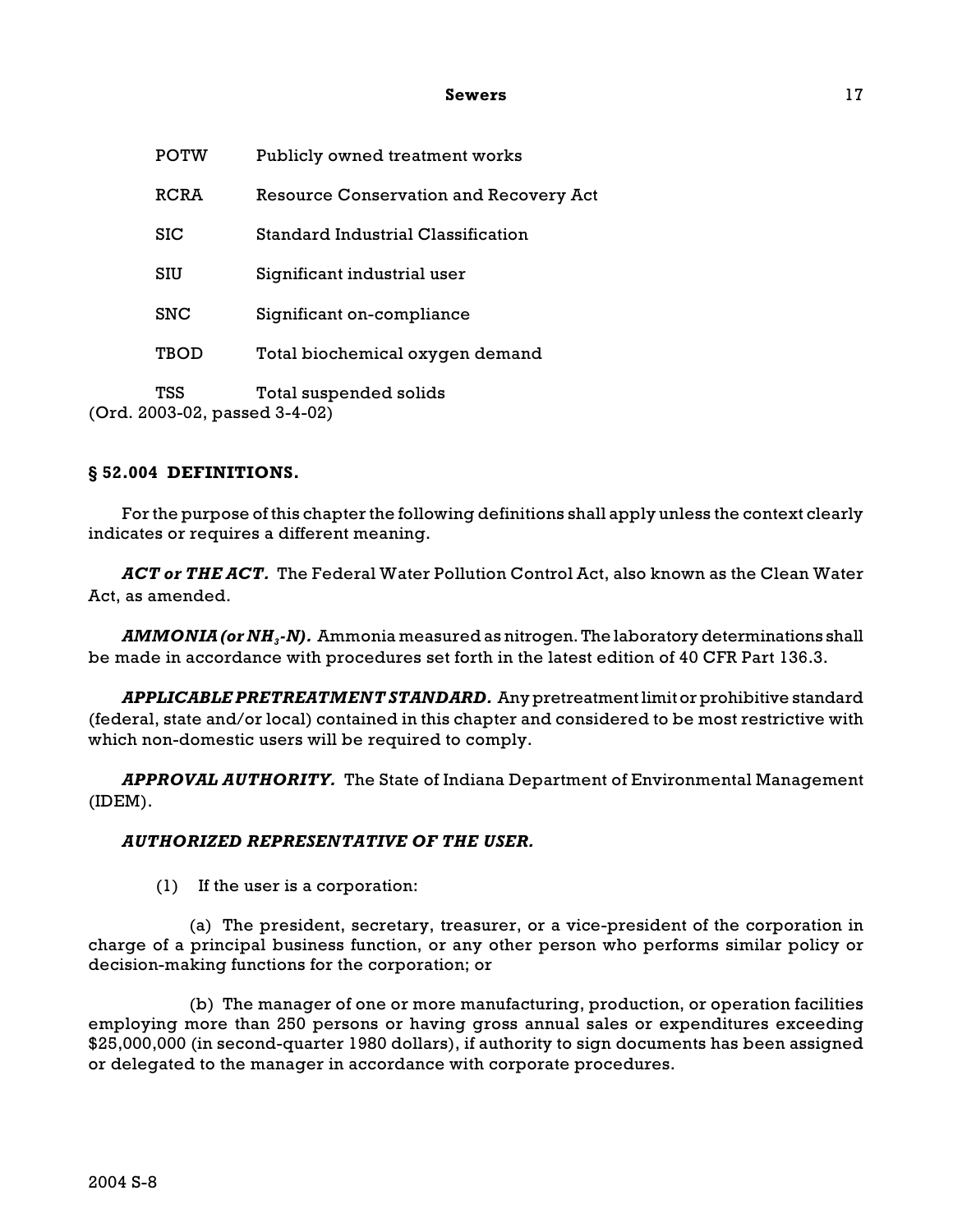| | |
|---|---|
| POTW | Publicly owned treatment works |
| RCRA | Resource Conservation and Recovery Act |
| SIC | Standard Industrial Classification |
| SIU | Significant industrial user |
| SNC | Significant on-compliance |
| TBOD | Total biochemical oxygen demand |
| TSS | Total suspended solids |

(Ord. 2003-02, passed 3-4-02)

## § 52.004 DEFINITIONS.

For the purpose of this chapter the following definitions shall apply unless the context clearly indicates or requires a different meaning.

***ACT or THE ACT.*** The Federal Water Pollution Control Act, also known as the Clean Water Act, as amended.

***AMMONIA (or $NH_3$-N).*** Ammonia measured as nitrogen. The laboratory determinations shall be made in accordance with procedures set forth in the latest edition of 40 CFR Part 136.3.

***APPLICABLE PRETREATMENT STANDARD.*** Any pretreatment limit or prohibitive standard (federal, state and/or local) contained in this chapter and considered to be most restrictive with which non-domestic users will be required to comply.

***APPROVAL AUTHORITY.*** The State of Indiana Department of Environmental Management (IDEM).

***AUTHORIZED REPRESENTATIVE OF THE USER.***

(1) If the user is a corporation:

(a) The president, secretary, treasurer, or a vice-president of the corporation in charge of a principal business function, or any other person who performs similar policy or decision-making functions for the corporation; or

(b) The manager of one or more manufacturing, production, or operation facilities employing more than 250 persons or having gross annual sales or expenditures exceeding $25,000,000 (in second-quarter 1980 dollars), if authority to sign documents has been assigned or delegated to the manager in accordance with corporate procedures.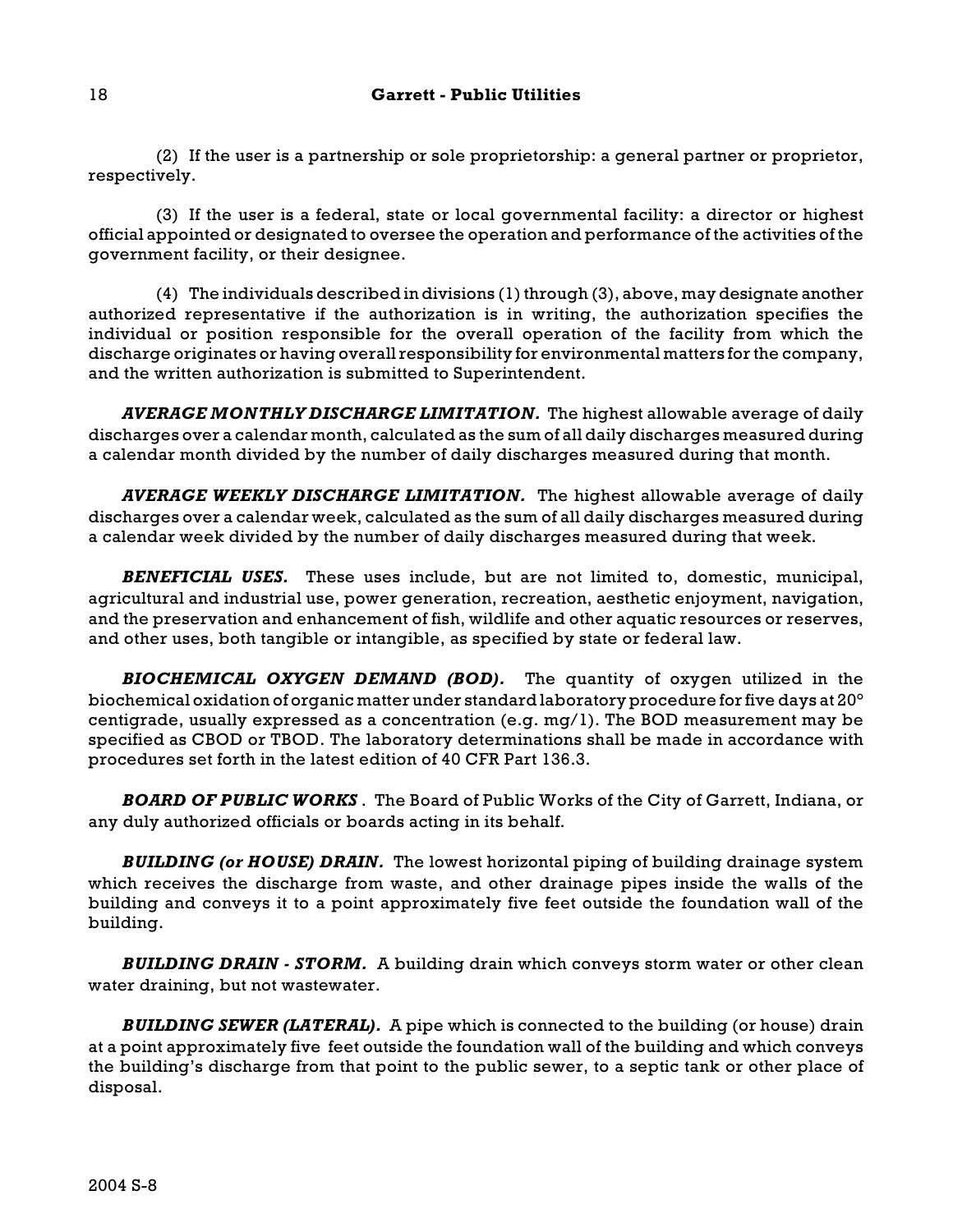(2) If the user is a partnership or sole proprietorship: a general partner or proprietor, respectively.

(3) If the user is a federal, state or local governmental facility: a director or highest official appointed or designated to oversee the operation and performance of the activities of the government facility, or their designee.

(4) The individuals described in divisions (1) through (3), above, may designate another authorized representative if the authorization is in writing, the authorization specifies the individual or position responsible for the overall operation of the facility from which the discharge originates or having overall responsibility for environmental matters for the company, and the written authorization is submitted to Superintendent.

***AVERAGE MONTHLY DISCHARGE LIMITATION.*** The highest allowable average of daily discharges over a calendar month, calculated as the sum of all daily discharges measured during a calendar month divided by the number of daily discharges measured during that month.

***AVERAGE WEEKLY DISCHARGE LIMITATION.*** The highest allowable average of daily discharges over a calendar week, calculated as the sum of all daily discharges measured during a calendar week divided by the number of daily discharges measured during that week.

***BENEFICIAL USES.*** These uses include, but are not limited to, domestic, municipal, agricultural and industrial use, power generation, recreation, aesthetic enjoyment, navigation, and the preservation and enhancement of fish, wildlife and other aquatic resources or reserves, and other uses, both tangible or intangible, as specified by state or federal law.

***BIOCHEMICAL OXYGEN DEMAND (BOD).*** The quantity of oxygen utilized in the biochemical oxidation of organic matter under standard laboratory procedure for five days at 20° centigrade, usually expressed as a concentration (e.g. mg/1). The BOD measurement may be specified as CBOD or TBOD. The laboratory determinations shall be made in accordance with procedures set forth in the latest edition of 40 CFR Part 136.3.

***BOARD OF PUBLIC WORKS*** . The Board of Public Works of the City of Garrett, Indiana, or any duly authorized officials or boards acting in its behalf.

***BUILDING (or HOUSE) DRAIN.*** The lowest horizontal piping of building drainage system which receives the discharge from waste, and other drainage pipes inside the walls of the building and conveys it to a point approximately five feet outside the foundation wall of the building.

***BUILDING DRAIN - STORM.*** A building drain which conveys storm water or other clean water draining, but not wastewater.

***BUILDING SEWER (LATERAL).*** A pipe which is connected to the building (or house) drain at a point approximately five feet outside the foundation wall of the building and which conveys the building's discharge from that point to the public sewer, to a septic tank or other place of disposal.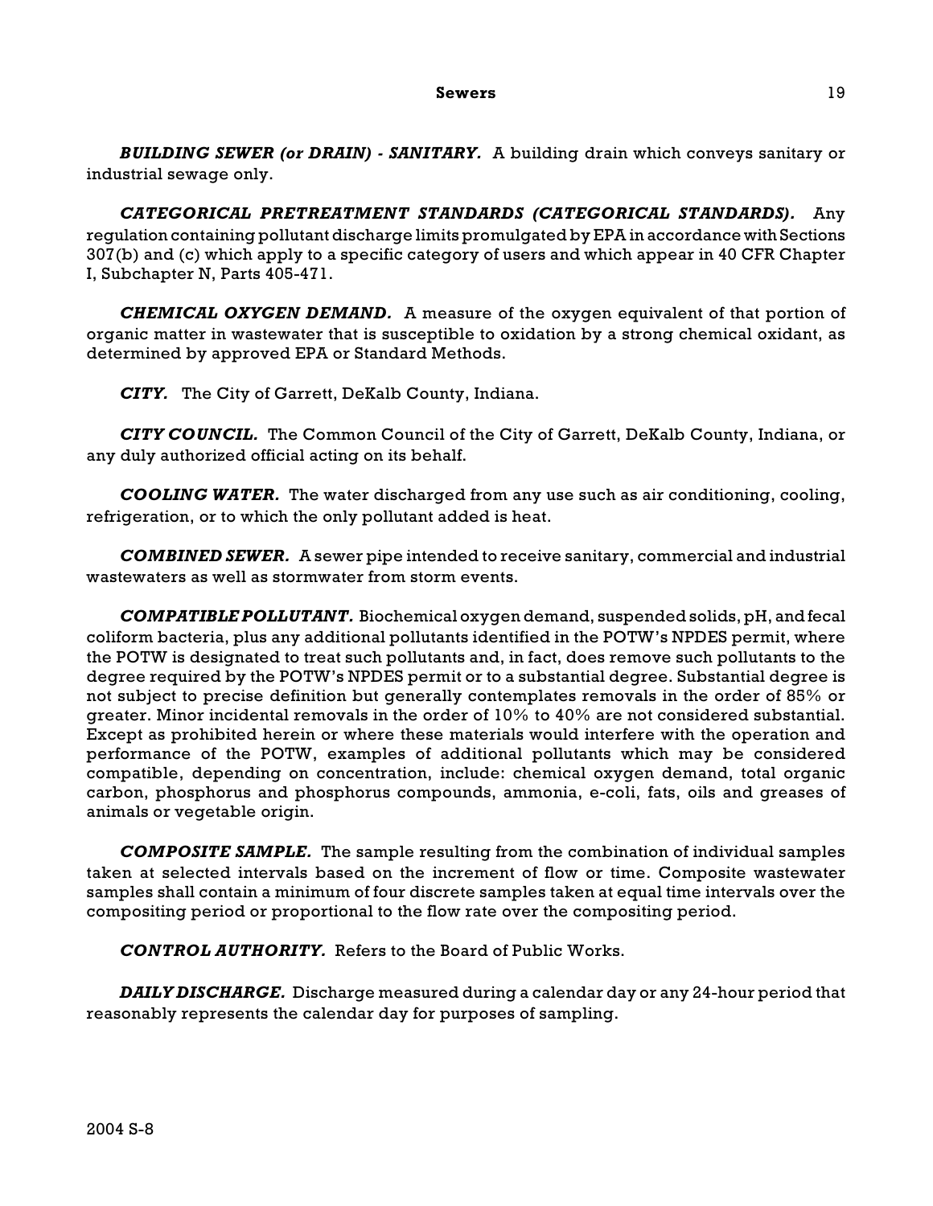***BUILDING SEWER (or DRAIN) - SANITARY.*** A building drain which conveys sanitary or industrial sewage only.

***CATEGORICAL PRETREATMENT STANDARDS (CATEGORICAL STANDARDS).*** Any regulation containing pollutant discharge limits promulgated by EPA in accordance with Sections 307(b) and (c) which apply to a specific category of users and which appear in 40 CFR Chapter I, Subchapter N, Parts 405-471.

***CHEMICAL OXYGEN DEMAND.*** A measure of the oxygen equivalent of that portion of organic matter in wastewater that is susceptible to oxidation by a strong chemical oxidant, as determined by approved EPA or Standard Methods.

***CITY.*** The City of Garrett, DeKalb County, Indiana.

***CITY COUNCIL.*** The Common Council of the City of Garrett, DeKalb County, Indiana, or any duly authorized official acting on its behalf.

***COOLING WATER.*** The water discharged from any use such as air conditioning, cooling, refrigeration, or to which the only pollutant added is heat.

***COMBINED SEWER.*** A sewer pipe intended to receive sanitary, commercial and industrial wastewaters as well as stormwater from storm events.

***COMPATIBLE POLLUTANT.*** Biochemical oxygen demand, suspended solids, pH, and fecal coliform bacteria, plus any additional pollutants identified in the POTW's NPDES permit, where the POTW is designated to treat such pollutants and, in fact, does remove such pollutants to the degree required by the POTW's NPDES permit or to a substantial degree. Substantial degree is not subject to precise definition but generally contemplates removals in the order of 85% or greater. Minor incidental removals in the order of 10% to 40% are not considered substantial. Except as prohibited herein or where these materials would interfere with the operation and performance of the POTW, examples of additional pollutants which may be considered compatible, depending on concentration, include: chemical oxygen demand, total organic carbon, phosphorus and phosphorus compounds, ammonia, e-coli, fats, oils and greases of animals or vegetable origin.

***COMPOSITE SAMPLE.*** The sample resulting from the combination of individual samples taken at selected intervals based on the increment of flow or time. Composite wastewater samples shall contain a minimum of four discrete samples taken at equal time intervals over the compositing period or proportional to the flow rate over the compositing period.

***CONTROL AUTHORITY.*** Refers to the Board of Public Works.

***DAILY DISCHARGE.*** Discharge measured during a calendar day or any 24-hour period that reasonably represents the calendar day for purposes of sampling.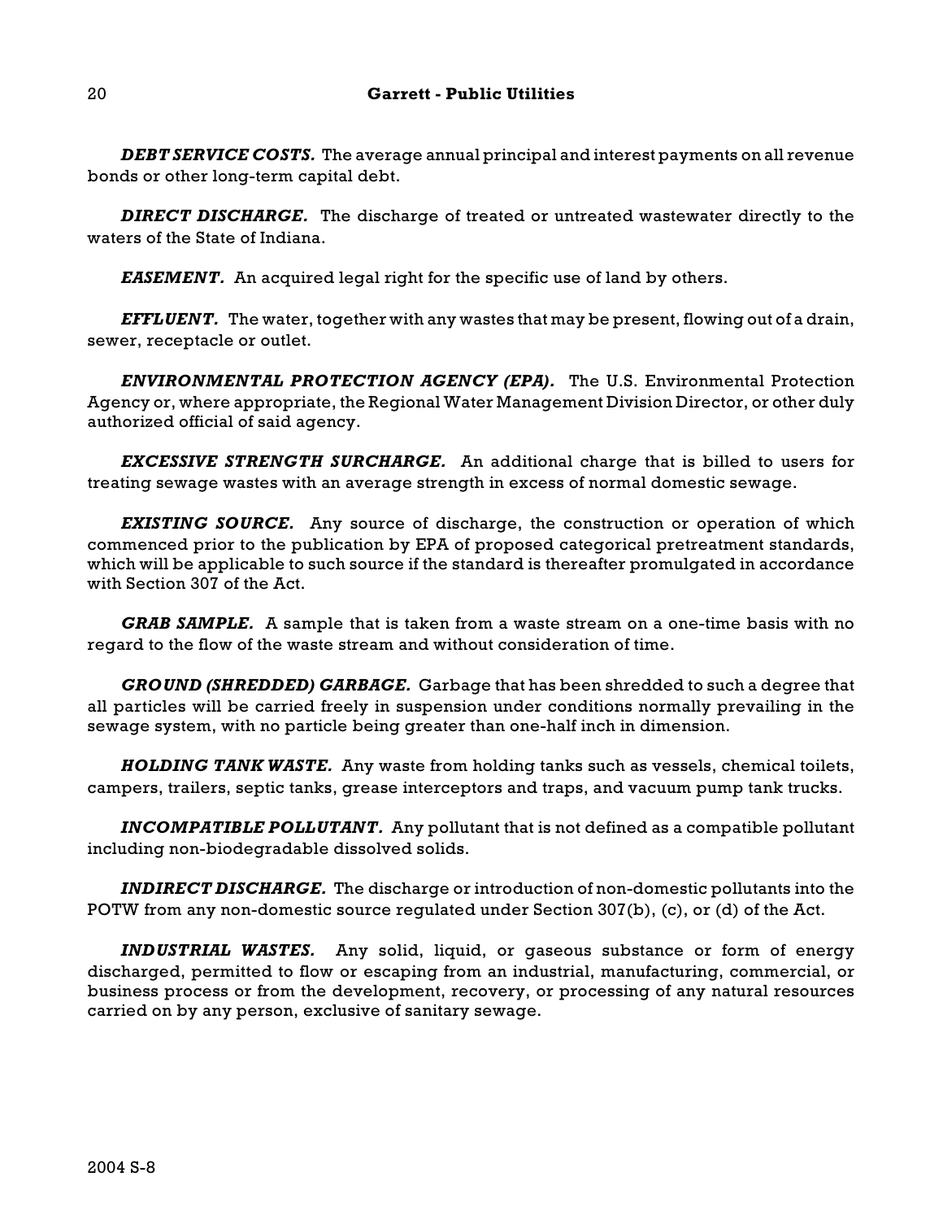***DEBT SERVICE COSTS.*** The average annual principal and interest payments on all revenue bonds or other long-term capital debt.

***DIRECT DISCHARGE.*** The discharge of treated or untreated wastewater directly to the waters of the State of Indiana.

***EASEMENT.*** An acquired legal right for the specific use of land by others.

***EFFLUENT.*** The water, together with any wastes that may be present, flowing out of a drain, sewer, receptacle or outlet.

***ENVIRONMENTAL PROTECTION AGENCY (EPA).*** The U.S. Environmental Protection Agency or, where appropriate, the Regional Water Management Division Director, or other duly authorized official of said agency.

***EXCESSIVE STRENGTH SURCHARGE.*** An additional charge that is billed to users for treating sewage wastes with an average strength in excess of normal domestic sewage.

***EXISTING SOURCE.*** Any source of discharge, the construction or operation of which commenced prior to the publication by EPA of proposed categorical pretreatment standards, which will be applicable to such source if the standard is thereafter promulgated in accordance with Section 307 of the Act.

***GRAB SAMPLE.*** A sample that is taken from a waste stream on a one-time basis with no regard to the flow of the waste stream and without consideration of time.

***GROUND (SHREDDED) GARBAGE.*** Garbage that has been shredded to such a degree that all particles will be carried freely in suspension under conditions normally prevailing in the sewage system, with no particle being greater than one-half inch in dimension.

***HOLDING TANK WASTE.*** Any waste from holding tanks such as vessels, chemical toilets, campers, trailers, septic tanks, grease interceptors and traps, and vacuum pump tank trucks.

***INCOMPATIBLE POLLUTANT.*** Any pollutant that is not defined as a compatible pollutant including non-biodegradable dissolved solids.

***INDIRECT DISCHARGE.*** The discharge or introduction of non-domestic pollutants into the POTW from any non-domestic source regulated under Section 307(b), (c), or (d) of the Act.

***INDUSTRIAL WASTES.*** Any solid, liquid, or gaseous substance or form of energy discharged, permitted to flow or escaping from an industrial, manufacturing, commercial, or business process or from the development, recovery, or processing of any natural resources carried on by any person, exclusive of sanitary sewage.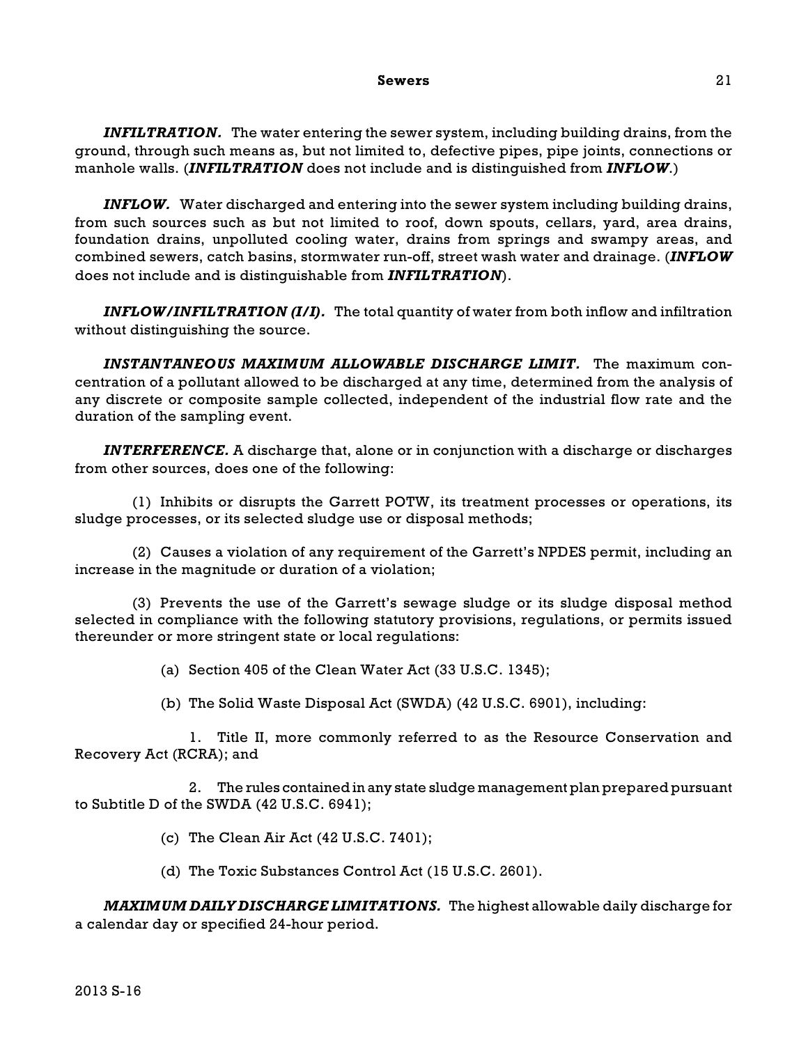***INFILTRATION.*** The water entering the sewer system, including building drains, from the ground, through such means as, but not limited to, defective pipes, pipe joints, connections or manhole walls. (***INFILTRATION*** does not include and is distinguished from ***INFLOW***.)

***INFLOW.*** Water discharged and entering into the sewer system including building drains, from such sources such as but not limited to roof, down spouts, cellars, yard, area drains, foundation drains, unpolluted cooling water, drains from springs and swampy areas, and combined sewers, catch basins, stormwater run-off, street wash water and drainage. (***INFLOW*** does not include and is distinguishable from ***INFILTRATION***).

***INFLOW/INFILTRATION (I/I).*** The total quantity of water from both inflow and infiltration without distinguishing the source.

***INSTANTANEOUS MAXIMUM ALLOWABLE DISCHARGE LIMIT.*** The maximum concentration of a pollutant allowed to be discharged at any time, determined from the analysis of any discrete or composite sample collected, independent of the industrial flow rate and the duration of the sampling event.

***INTERFERENCE.*** A discharge that, alone or in conjunction with a discharge or discharges from other sources, does one of the following:

(1) Inhibits or disrupts the Garrett POTW, its treatment processes or operations, its sludge processes, or its selected sludge use or disposal methods;

(2) Causes a violation of any requirement of the Garrett's NPDES permit, including an increase in the magnitude or duration of a violation;

(3) Prevents the use of the Garrett's sewage sludge or its sludge disposal method selected in compliance with the following statutory provisions, regulations, or permits issued thereunder or more stringent state or local regulations:

(a) Section 405 of the Clean Water Act (33 U.S.C. 1345);

(b) The Solid Waste Disposal Act (SWDA) (42 U.S.C. 6901), including:

1. Title II, more commonly referred to as the Resource Conservation and Recovery Act (RCRA); and

2. The rules contained in any state sludge management plan prepared pursuant to Subtitle D of the SWDA (42 U.S.C. 6941);

(c) The Clean Air Act (42 U.S.C. 7401);

(d) The Toxic Substances Control Act (15 U.S.C. 2601).

***MAXIMUM DAILY DISCHARGE LIMITATIONS.*** The highest allowable daily discharge for a calendar day or specified 24-hour period.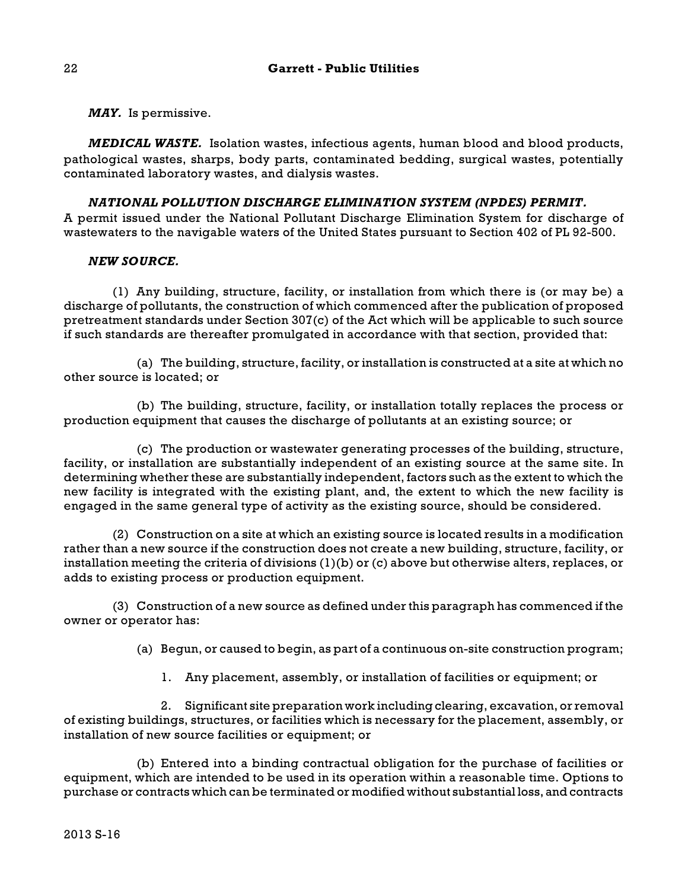***MAY.*** Is permissive.

***MEDICAL WASTE.*** Isolation wastes, infectious agents, human blood and blood products, pathological wastes, sharps, body parts, contaminated bedding, surgical wastes, potentially contaminated laboratory wastes, and dialysis wastes.

***NATIONAL POLLUTION DISCHARGE ELIMINATION SYSTEM (NPDES) PERMIT.*** A permit issued under the National Pollutant Discharge Elimination System for discharge of wastewaters to the navigable waters of the United States pursuant to Section 402 of PL 92-500.

***NEW SOURCE.***

(1) Any building, structure, facility, or installation from which there is (or may be) a discharge of pollutants, the construction of which commenced after the publication of proposed pretreatment standards under Section 307(c) of the Act which will be applicable to such source if such standards are thereafter promulgated in accordance with that section, provided that:

(a) The building, structure, facility, or installation is constructed at a site at which no other source is located; or

(b) The building, structure, facility, or installation totally replaces the process or production equipment that causes the discharge of pollutants at an existing source; or

(c) The production or wastewater generating processes of the building, structure, facility, or installation are substantially independent of an existing source at the same site. In determining whether these are substantially independent, factors such as the extent to which the new facility is integrated with the existing plant, and, the extent to which the new facility is engaged in the same general type of activity as the existing source, should be considered.

(2) Construction on a site at which an existing source is located results in a modification rather than a new source if the construction does not create a new building, structure, facility, or installation meeting the criteria of divisions (1)(b) or (c) above but otherwise alters, replaces, or adds to existing process or production equipment.

(3) Construction of a new source as defined under this paragraph has commenced if the owner or operator has:

(a) Begun, or caused to begin, as part of a continuous on-site construction program;

1. Any placement, assembly, or installation of facilities or equipment; or

2. Significant site preparation work including clearing, excavation, or removal of existing buildings, structures, or facilities which is necessary for the placement, assembly, or installation of new source facilities or equipment; or

(b) Entered into a binding contractual obligation for the purchase of facilities or equipment, which are intended to be used in its operation within a reasonable time. Options to purchase or contracts which can be terminated or modified without substantial loss, and contracts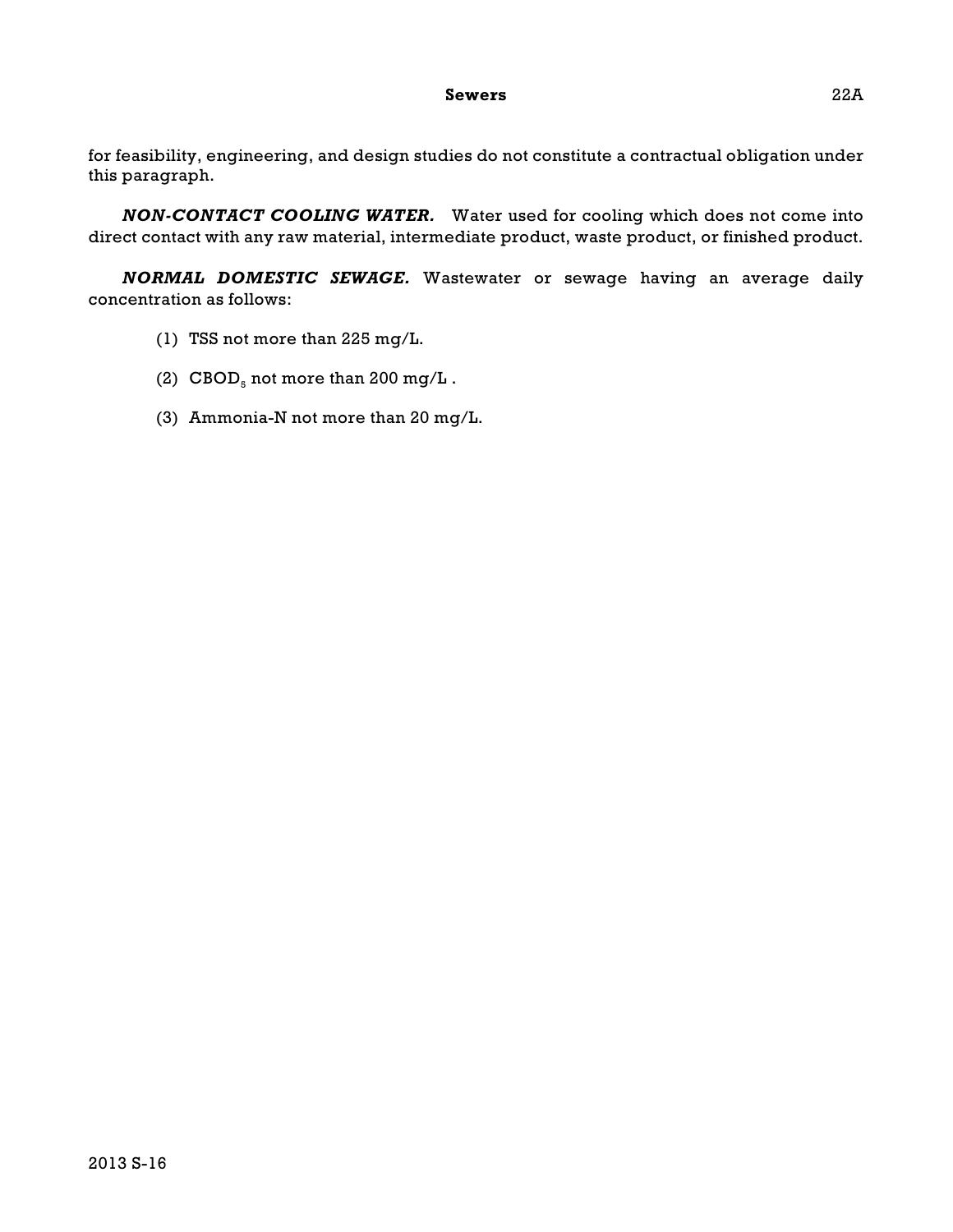for feasibility, engineering, and design studies do not constitute a contractual obligation under this paragraph.

***NON-CONTACT COOLING WATER.*** Water used for cooling which does not come into direct contact with any raw material, intermediate product, waste product, or finished product.

***NORMAL DOMESTIC SEWAGE.*** Wastewater or sewage having an average daily concentration as follows:

(1) TSS not more than 225 mg/L.

(2) $CBOD_5$ not more than 200 mg/L .

(3) Ammonia-N not more than 20 mg/L.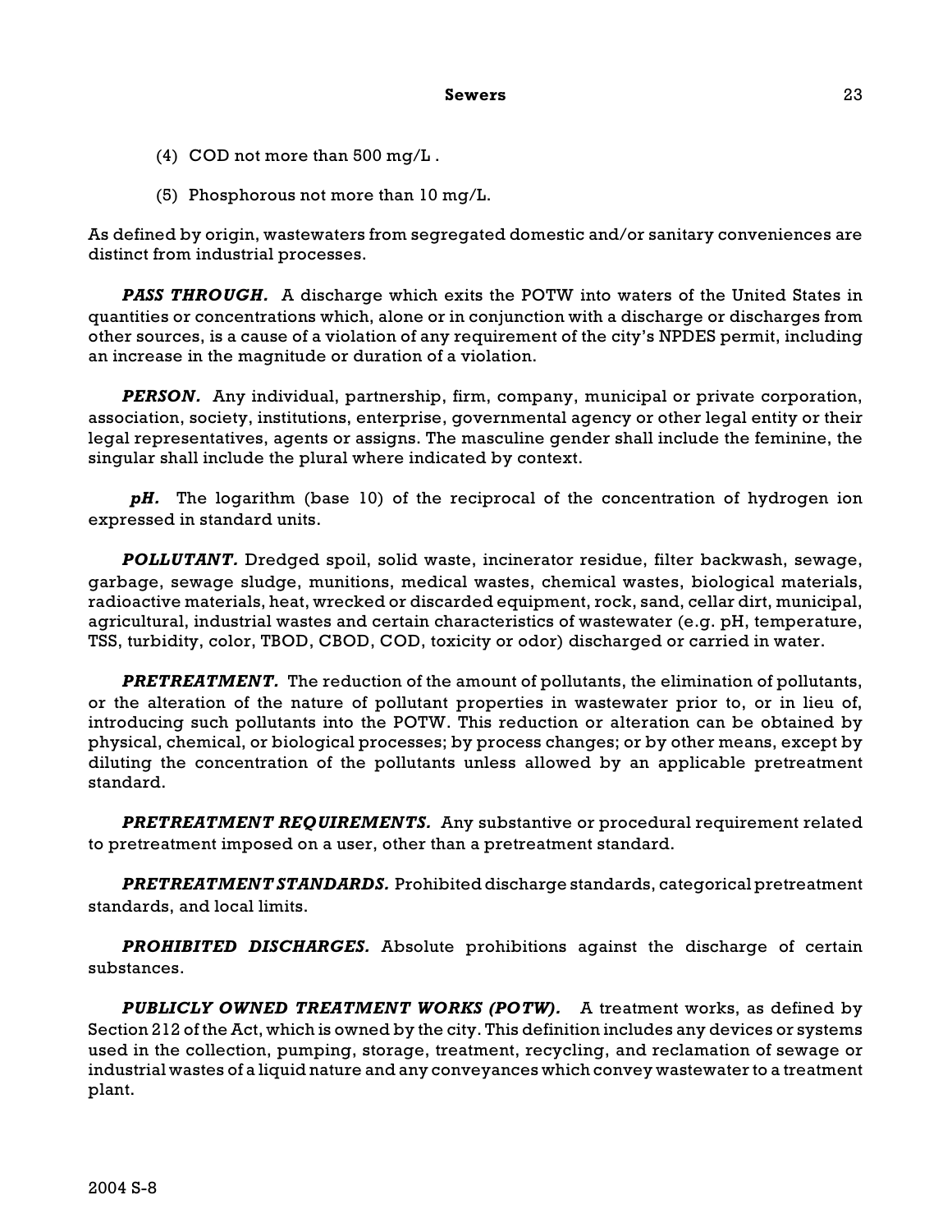(4) COD not more than 500 mg/L .

(5) Phosphorous not more than 10 mg/L.

As defined by origin, wastewaters from segregated domestic and/or sanitary conveniences are distinct from industrial processes.

***PASS THROUGH.*** A discharge which exits the POTW into waters of the United States in quantities or concentrations which, alone or in conjunction with a discharge or discharges from other sources, is a cause of a violation of any requirement of the city's NPDES permit, including an increase in the magnitude or duration of a violation.

***PERSON.*** Any individual, partnership, firm, company, municipal or private corporation, association, society, institutions, enterprise, governmental agency or other legal entity or their legal representatives, agents or assigns. The masculine gender shall include the feminine, the singular shall include the plural where indicated by context.

***pH.*** The logarithm (base 10) of the reciprocal of the concentration of hydrogen ion expressed in standard units.

***POLLUTANT.*** Dredged spoil, solid waste, incinerator residue, filter backwash, sewage, garbage, sewage sludge, munitions, medical wastes, chemical wastes, biological materials, radioactive materials, heat, wrecked or discarded equipment, rock, sand, cellar dirt, municipal, agricultural, industrial wastes and certain characteristics of wastewater (e.g. pH, temperature, TSS, turbidity, color, TBOD, CBOD, COD, toxicity or odor) discharged or carried in water.

***PRETREATMENT.*** The reduction of the amount of pollutants, the elimination of pollutants, or the alteration of the nature of pollutant properties in wastewater prior to, or in lieu of, introducing such pollutants into the POTW. This reduction or alteration can be obtained by physical, chemical, or biological processes; by process changes; or by other means, except by diluting the concentration of the pollutants unless allowed by an applicable pretreatment standard.

***PRETREATMENT REQUIREMENTS.*** Any substantive or procedural requirement related to pretreatment imposed on a user, other than a pretreatment standard.

***PRETREATMENT STANDARDS.*** Prohibited discharge standards, categorical pretreatment standards, and local limits.

***PROHIBITED DISCHARGES.*** Absolute prohibitions against the discharge of certain substances.

***PUBLICLY OWNED TREATMENT WORKS (POTW).*** A treatment works, as defined by Section 212 of the Act, which is owned by the city. This definition includes any devices or systems used in the collection, pumping, storage, treatment, recycling, and reclamation of sewage or industrial wastes of a liquid nature and any conveyances which convey wastewater to a treatment plant.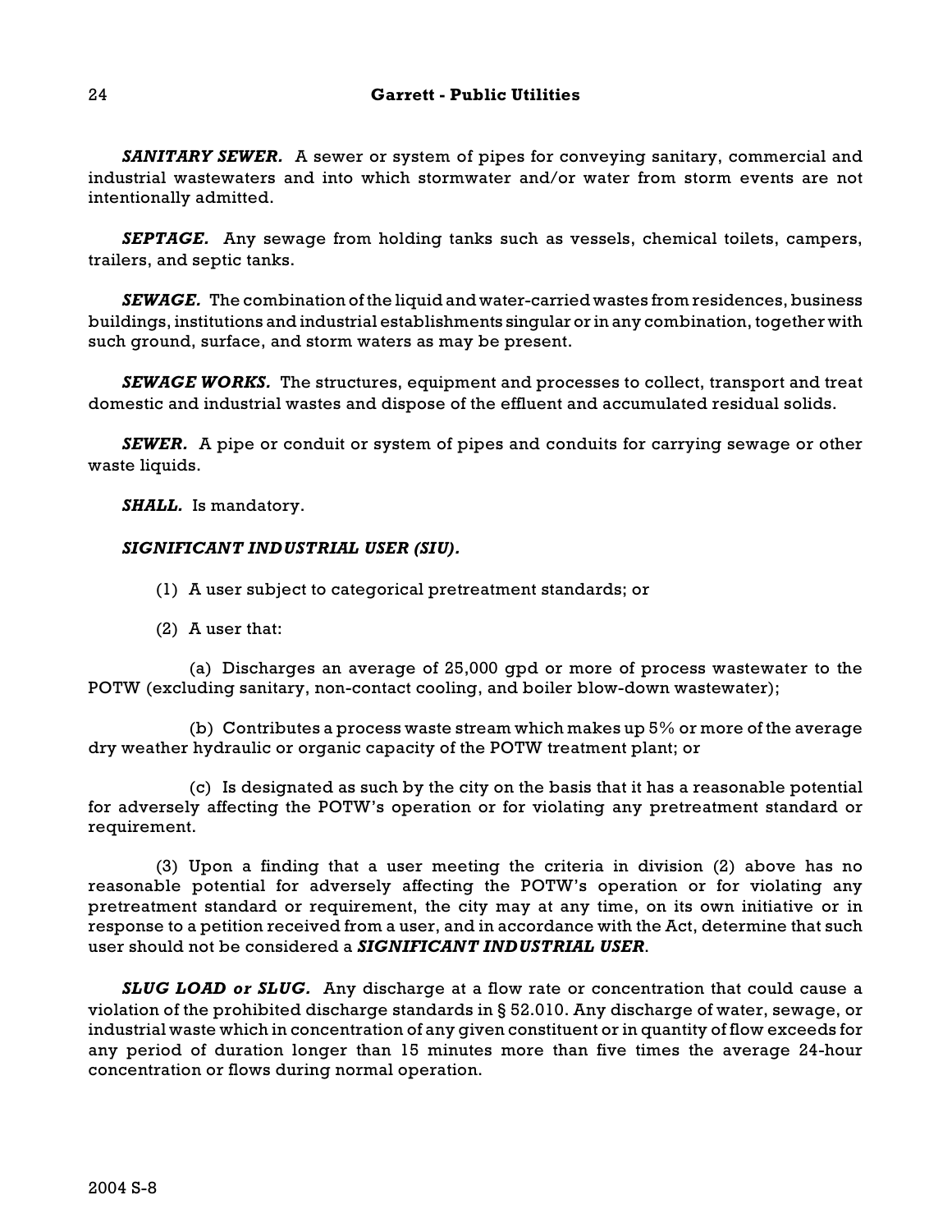***SANITARY SEWER.*** A sewer or system of pipes for conveying sanitary, commercial and industrial wastewaters and into which stormwater and/or water from storm events are not intentionally admitted.

***SEPTAGE.*** Any sewage from holding tanks such as vessels, chemical toilets, campers, trailers, and septic tanks.

***SEWAGE.*** The combination of the liquid and water-carried wastes from residences, business buildings, institutions and industrial establishments singular or in any combination, together with such ground, surface, and storm waters as may be present.

***SEWAGE WORKS.*** The structures, equipment and processes to collect, transport and treat domestic and industrial wastes and dispose of the effluent and accumulated residual solids.

***SEWER.*** A pipe or conduit or system of pipes and conduits for carrying sewage or other waste liquids.

***SHALL.*** Is mandatory.

***SIGNIFICANT INDUSTRIAL USER (SIU).***

(1) A user subject to categorical pretreatment standards; or

(2) A user that:

(a) Discharges an average of 25,000 gpd or more of process wastewater to the POTW (excluding sanitary, non-contact cooling, and boiler blow-down wastewater);

(b) Contributes a process waste stream which makes up 5% or more of the average dry weather hydraulic or organic capacity of the POTW treatment plant; or

(c) Is designated as such by the city on the basis that it has a reasonable potential for adversely affecting the POTW's operation or for violating any pretreatment standard or requirement.

(3) Upon a finding that a user meeting the criteria in division (2) above has no reasonable potential for adversely affecting the POTW's operation or for violating any pretreatment standard or requirement, the city may at any time, on its own initiative or in response to a petition received from a user, and in accordance with the Act, determine that such user should not be considered a ***SIGNIFICANT INDUSTRIAL USER***.

***SLUG LOAD or SLUG.*** Any discharge at a flow rate or concentration that could cause a violation of the prohibited discharge standards in § 52.010. Any discharge of water, sewage, or industrial waste which in concentration of any given constituent or in quantity of flow exceeds for any period of duration longer than 15 minutes more than five times the average 24-hour concentration or flows during normal operation.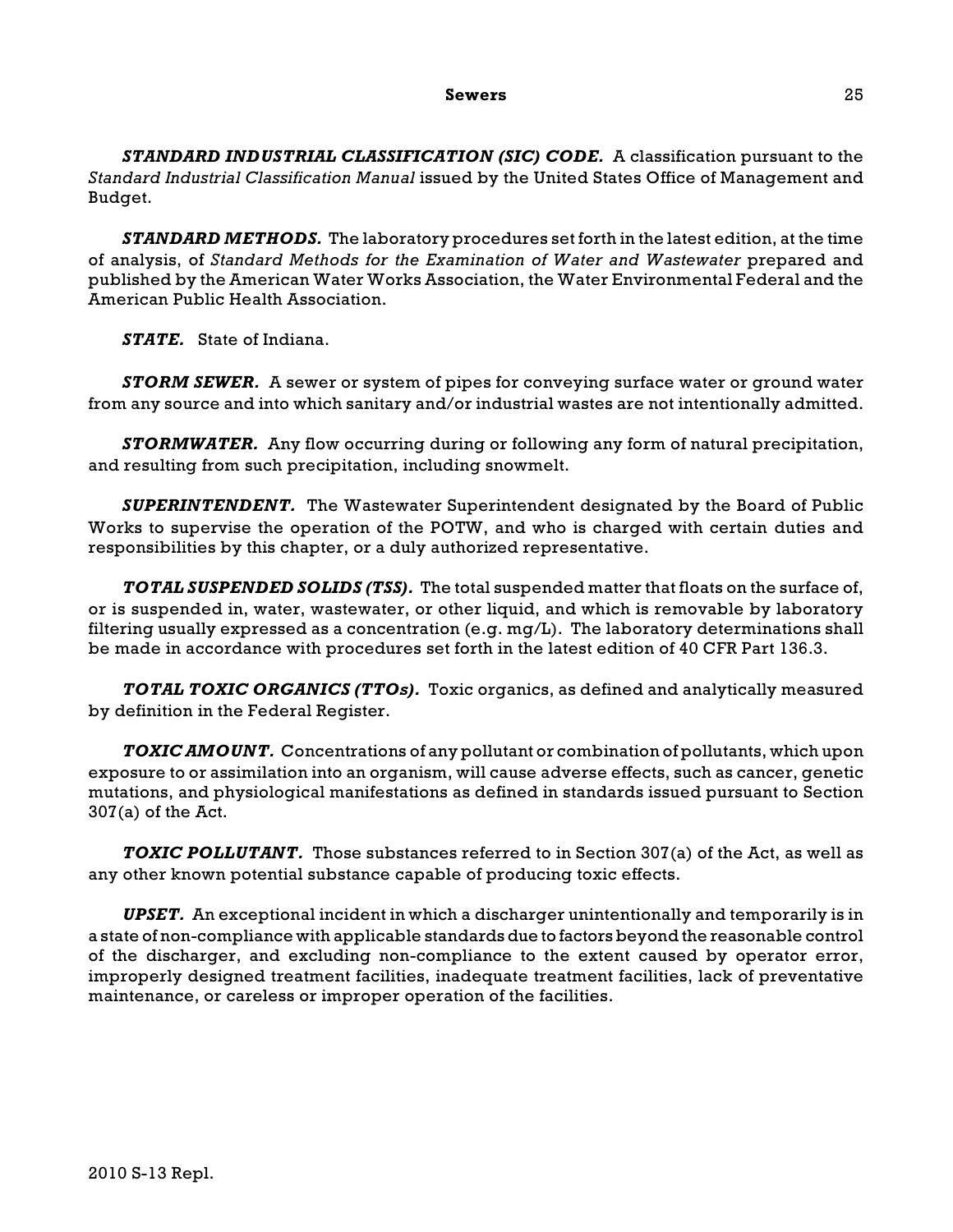***STANDARD INDUSTRIAL CLASSIFICATION (SIC) CODE.*** A classification pursuant to the *Standard Industrial Classification Manual* issued by the United States Office of Management and Budget.

***STANDARD METHODS.*** The laboratory procedures set forth in the latest edition, at the time of analysis, of *Standard Methods for the Examination of Water and Wastewater* prepared and published by the American Water Works Association, the Water Environmental Federal and the American Public Health Association.

***STATE.*** State of Indiana.

***STORM SEWER.*** A sewer or system of pipes for conveying surface water or ground water from any source and into which sanitary and/or industrial wastes are not intentionally admitted.

***STORMWATER.*** Any flow occurring during or following any form of natural precipitation, and resulting from such precipitation, including snowmelt.

***SUPERINTENDENT.*** The Wastewater Superintendent designated by the Board of Public Works to supervise the operation of the POTW, and who is charged with certain duties and responsibilities by this chapter, or a duly authorized representative.

***TOTAL SUSPENDED SOLIDS (TSS).*** The total suspended matter that floats on the surface of, or is suspended in, water, wastewater, or other liquid, and which is removable by laboratory filtering usually expressed as a concentration (e.g. mg/L). The laboratory determinations shall be made in accordance with procedures set forth in the latest edition of 40 CFR Part 136.3.

***TOTAL TOXIC ORGANICS (TTOs).*** Toxic organics, as defined and analytically measured by definition in the Federal Register.

***TOXIC AMOUNT.*** Concentrations of any pollutant or combination of pollutants, which upon exposure to or assimilation into an organism, will cause adverse effects, such as cancer, genetic mutations, and physiological manifestations as defined in standards issued pursuant to Section 307(a) of the Act.

***TOXIC POLLUTANT.*** Those substances referred to in Section 307(a) of the Act, as well as any other known potential substance capable of producing toxic effects.

***UPSET.*** An exceptional incident in which a discharger unintentionally and temporarily is in a state of non-compliance with applicable standards due to factors beyond the reasonable control of the discharger, and excluding non-compliance to the extent caused by operator error, improperly designed treatment facilities, inadequate treatment facilities, lack of preventative maintenance, or careless or improper operation of the facilities.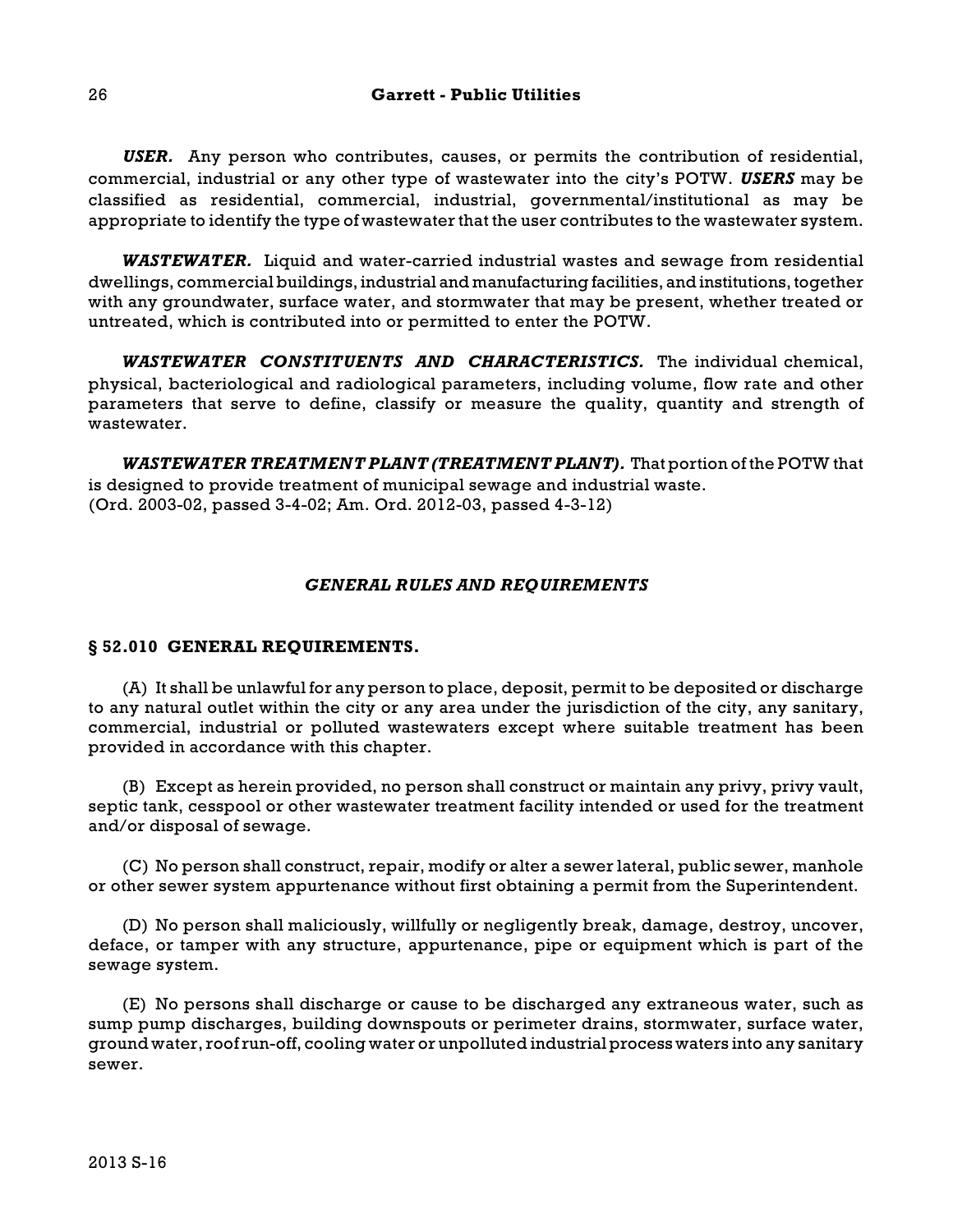***USER.*** Any person who contributes, causes, or permits the contribution of residential, commercial, industrial or any other type of wastewater into the city's POTW. ***USERS*** may be classified as residential, commercial, industrial, governmental/institutional as may be appropriate to identify the type of wastewater that the user contributes to the wastewater system.

***WASTEWATER.*** Liquid and water-carried industrial wastes and sewage from residential dwellings, commercial buildings, industrial and manufacturing facilities, and institutions, together with any groundwater, surface water, and stormwater that may be present, whether treated or untreated, which is contributed into or permitted to enter the POTW.

***WASTEWATER CONSTITUENTS AND CHARACTERISTICS.*** The individual chemical, physical, bacteriological and radiological parameters, including volume, flow rate and other parameters that serve to define, classify or measure the quality, quantity and strength of wastewater.

***WASTEWATER TREATMENT PLANT (TREATMENT PLANT).*** That portion of the POTW that is designed to provide treatment of municipal sewage and industrial waste.
(Ord. 2003-02, passed 3-4-02; Am. Ord. 2012-03, passed 4-3-12)

## *GENERAL RULES AND REQUIREMENTS*

### § 52.010 GENERAL REQUIREMENTS.

(A) It shall be unlawful for any person to place, deposit, permit to be deposited or discharge to any natural outlet within the city or any area under the jurisdiction of the city, any sanitary, commercial, industrial or polluted wastewaters except where suitable treatment has been provided in accordance with this chapter.

(B) Except as herein provided, no person shall construct or maintain any privy, privy vault, septic tank, cesspool or other wastewater treatment facility intended or used for the treatment and/or disposal of sewage.

(C) No person shall construct, repair, modify or alter a sewer lateral, public sewer, manhole or other sewer system appurtenance without first obtaining a permit from the Superintendent.

(D) No person shall maliciously, willfully or negligently break, damage, destroy, uncover, deface, or tamper with any structure, appurtenance, pipe or equipment which is part of the sewage system.

(E) No persons shall discharge or cause to be discharged any extraneous water, such as sump pump discharges, building downspouts or perimeter drains, stormwater, surface water, ground water, roof run-off, cooling water or unpolluted industrial process waters into any sanitary sewer.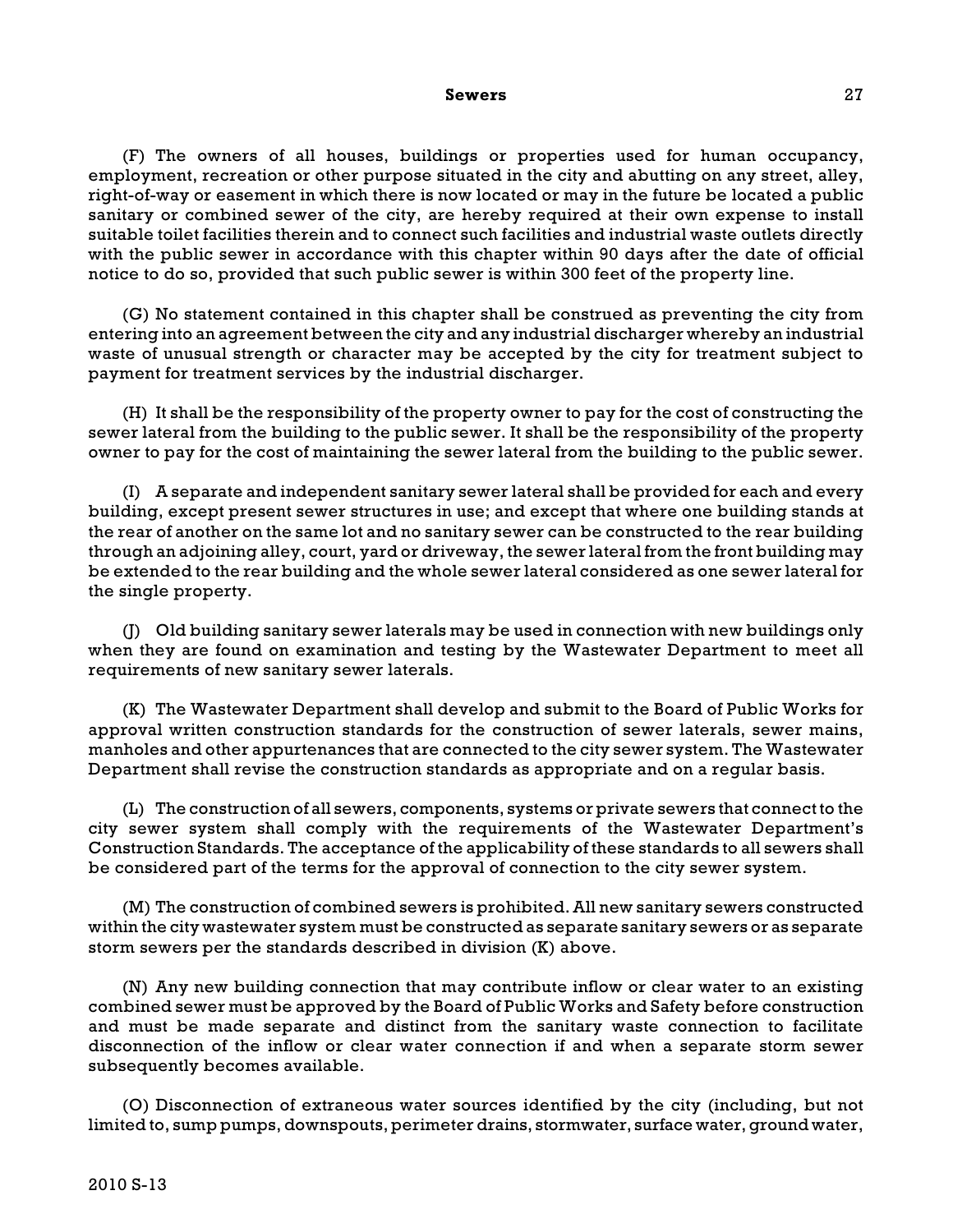(F) The owners of all houses, buildings or properties used for human occupancy, employment, recreation or other purpose situated in the city and abutting on any street, alley, right-of-way or easement in which there is now located or may in the future be located a public sanitary or combined sewer of the city, are hereby required at their own expense to install suitable toilet facilities therein and to connect such facilities and industrial waste outlets directly with the public sewer in accordance with this chapter within 90 days after the date of official notice to do so, provided that such public sewer is within 300 feet of the property line.

(G) No statement contained in this chapter shall be construed as preventing the city from entering into an agreement between the city and any industrial discharger whereby an industrial waste of unusual strength or character may be accepted by the city for treatment subject to payment for treatment services by the industrial discharger.

(H) It shall be the responsibility of the property owner to pay for the cost of constructing the sewer lateral from the building to the public sewer. It shall be the responsibility of the property owner to pay for the cost of maintaining the sewer lateral from the building to the public sewer.

(I) A separate and independent sanitary sewer lateral shall be provided for each and every building, except present sewer structures in use; and except that where one building stands at the rear of another on the same lot and no sanitary sewer can be constructed to the rear building through an adjoining alley, court, yard or driveway, the sewer lateral from the front building may be extended to the rear building and the whole sewer lateral considered as one sewer lateral for the single property.

(J) Old building sanitary sewer laterals may be used in connection with new buildings only when they are found on examination and testing by the Wastewater Department to meet all requirements of new sanitary sewer laterals.

(K) The Wastewater Department shall develop and submit to the Board of Public Works for approval written construction standards for the construction of sewer laterals, sewer mains, manholes and other appurtenances that are connected to the city sewer system. The Wastewater Department shall revise the construction standards as appropriate and on a regular basis.

(L) The construction of all sewers, components, systems or private sewers that connect to the city sewer system shall comply with the requirements of the Wastewater Department's Construction Standards. The acceptance of the applicability of these standards to all sewers shall be considered part of the terms for the approval of connection to the city sewer system.

(M) The construction of combined sewers is prohibited. All new sanitary sewers constructed within the city wastewater system must be constructed as separate sanitary sewers or as separate storm sewers per the standards described in division (K) above.

(N) Any new building connection that may contribute inflow or clear water to an existing combined sewer must be approved by the Board of Public Works and Safety before construction and must be made separate and distinct from the sanitary waste connection to facilitate disconnection of the inflow or clear water connection if and when a separate storm sewer subsequently becomes available.

(O) Disconnection of extraneous water sources identified by the city (including, but not limited to, sump pumps, downspouts, perimeter drains, stormwater, surface water, ground water,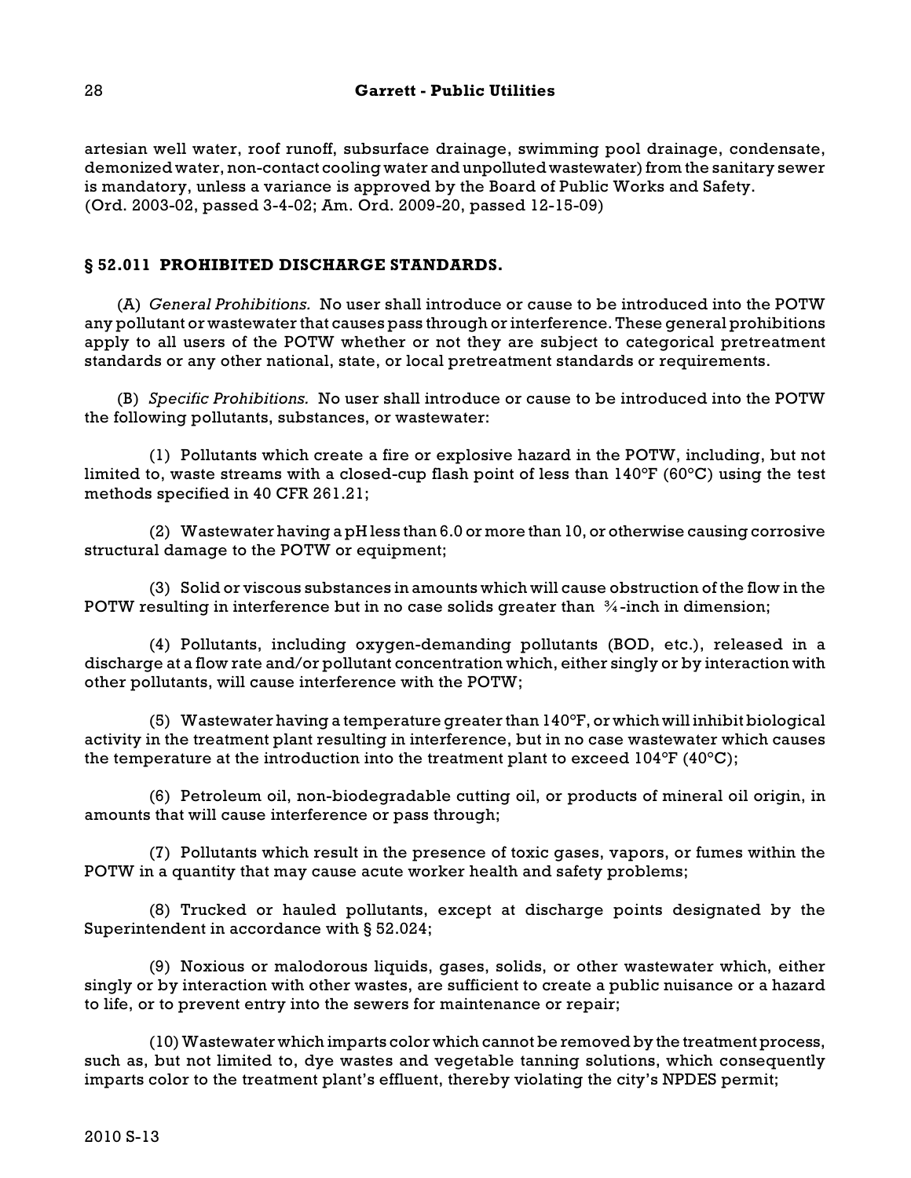artesian well water, roof runoff, subsurface drainage, swimming pool drainage, condensate, demonized water, non-contact cooling water and unpolluted wastewater) from the sanitary sewer is mandatory, unless a variance is approved by the Board of Public Works and Safety.
(Ord. 2003-02, passed 3-4-02; Am. Ord. 2009-20, passed 12-15-09)

## § 52.011 PROHIBITED DISCHARGE STANDARDS.

(A) *General Prohibitions.* No user shall introduce or cause to be introduced into the POTW any pollutant or wastewater that causes pass through or interference. These general prohibitions apply to all users of the POTW whether or not they are subject to categorical pretreatment standards or any other national, state, or local pretreatment standards or requirements.

(B) *Specific Prohibitions.* No user shall introduce or cause to be introduced into the POTW the following pollutants, substances, or wastewater:

(1) Pollutants which create a fire or explosive hazard in the POTW, including, but not limited to, waste streams with a closed-cup flash point of less than 140°F (60°C) using the test methods specified in 40 CFR 261.21;

(2) Wastewater having a pH less than 6.0 or more than 10, or otherwise causing corrosive structural damage to the POTW or equipment;

(3) Solid or viscous substances in amounts which will cause obstruction of the flow in the POTW resulting in interference but in no case solids greater than ¾-inch in dimension;

(4) Pollutants, including oxygen-demanding pollutants (BOD, etc.), released in a discharge at a flow rate and/or pollutant concentration which, either singly or by interaction with other pollutants, will cause interference with the POTW;

(5) Wastewater having a temperature greater than 140°F, or which will inhibit biological activity in the treatment plant resulting in interference, but in no case wastewater which causes the temperature at the introduction into the treatment plant to exceed 104°F (40°C);

(6) Petroleum oil, non-biodegradable cutting oil, or products of mineral oil origin, in amounts that will cause interference or pass through;

(7) Pollutants which result in the presence of toxic gases, vapors, or fumes within the POTW in a quantity that may cause acute worker health and safety problems;

(8) Trucked or hauled pollutants, except at discharge points designated by the Superintendent in accordance with § 52.024;

(9) Noxious or malodorous liquids, gases, solids, or other wastewater which, either singly or by interaction with other wastes, are sufficient to create a public nuisance or a hazard to life, or to prevent entry into the sewers for maintenance or repair;

(10) Wastewater which imparts color which cannot be removed by the treatment process, such as, but not limited to, dye wastes and vegetable tanning solutions, which consequently imparts color to the treatment plant's effluent, thereby violating the city's NPDES permit;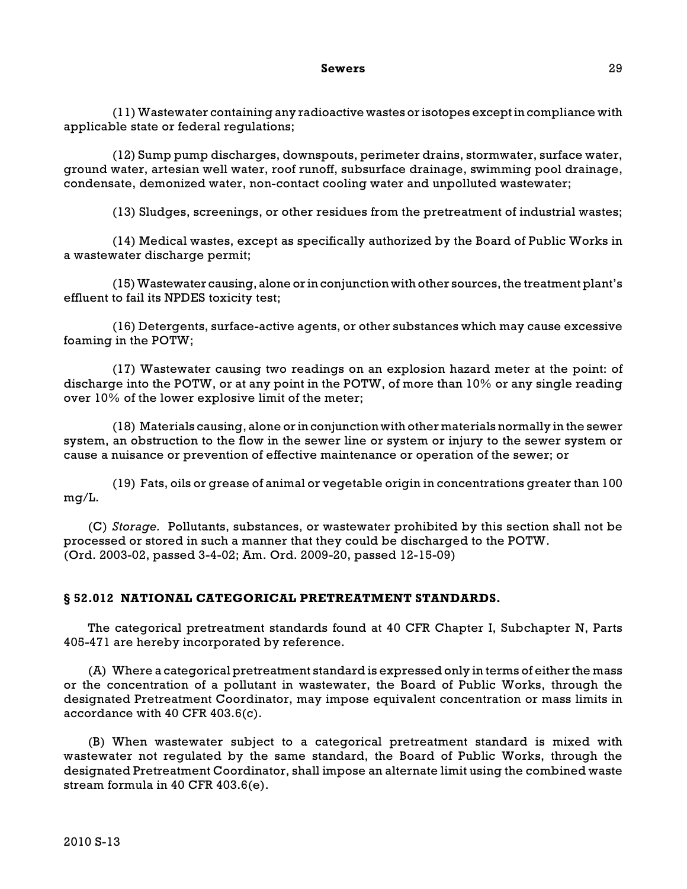(11) Wastewater containing any radioactive wastes or isotopes except in compliance with applicable state or federal regulations;

(12) Sump pump discharges, downspouts, perimeter drains, stormwater, surface water, ground water, artesian well water, roof runoff, subsurface drainage, swimming pool drainage, condensate, demonized water, non-contact cooling water and unpolluted wastewater;

(13) Sludges, screenings, or other residues from the pretreatment of industrial wastes;

(14) Medical wastes, except as specifically authorized by the Board of Public Works in a wastewater discharge permit;

(15) Wastewater causing, alone or in conjunction with other sources, the treatment plant's effluent to fail its NPDES toxicity test;

(16) Detergents, surface-active agents, or other substances which may cause excessive foaming in the POTW;

(17) Wastewater causing two readings on an explosion hazard meter at the point: of discharge into the POTW, or at any point in the POTW, of more than 10% or any single reading over 10% of the lower explosive limit of the meter;

(18) Materials causing, alone or in conjunction with other materials normally in the sewer system, an obstruction to the flow in the sewer line or system or injury to the sewer system or cause a nuisance or prevention of effective maintenance or operation of the sewer; or

(19) Fats, oils or grease of animal or vegetable origin in concentrations greater than 100 mg/L.

(C) *Storage.* Pollutants, substances, or wastewater prohibited by this section shall not be processed or stored in such a manner that they could be discharged to the POTW.
(Ord. 2003-02, passed 3-4-02; Am. Ord. 2009-20, passed 12-15-09)

## § 52.012 NATIONAL CATEGORICAL PRETREATMENT STANDARDS.

The categorical pretreatment standards found at 40 CFR Chapter I, Subchapter N, Parts 405-471 are hereby incorporated by reference.

(A) Where a categorical pretreatment standard is expressed only in terms of either the mass or the concentration of a pollutant in wastewater, the Board of Public Works, through the designated Pretreatment Coordinator, may impose equivalent concentration or mass limits in accordance with 40 CFR 403.6(c).

(B) When wastewater subject to a categorical pretreatment standard is mixed with wastewater not regulated by the same standard, the Board of Public Works, through the designated Pretreatment Coordinator, shall impose an alternate limit using the combined waste stream formula in 40 CFR 403.6(e).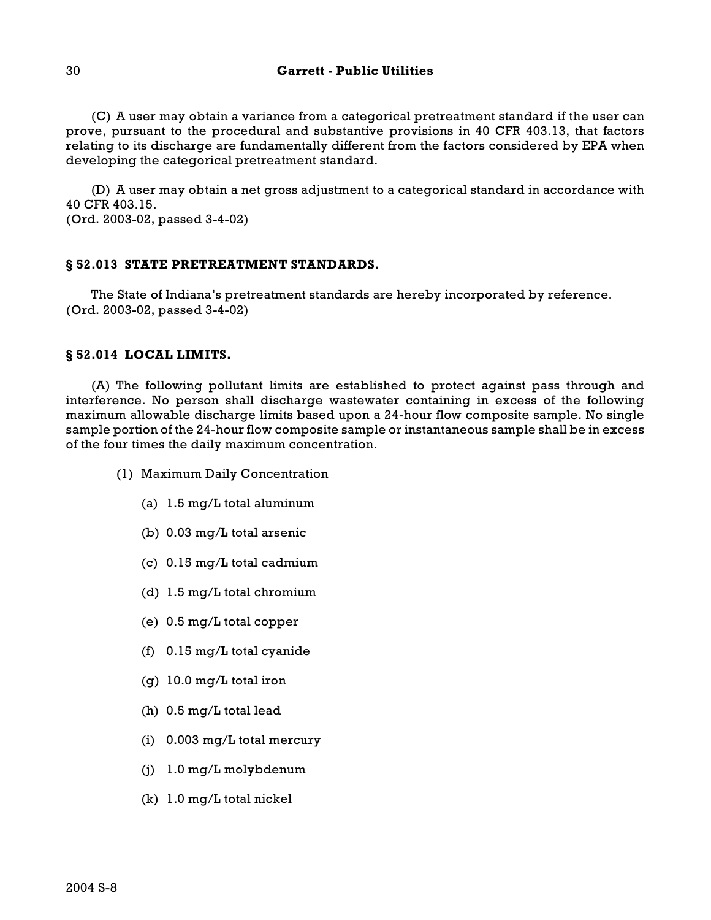(C) A user may obtain a variance from a categorical pretreatment standard if the user can prove, pursuant to the procedural and substantive provisions in 40 CFR 403.13, that factors relating to its discharge are fundamentally different from the factors considered by EPA when developing the categorical pretreatment standard.

(D) A user may obtain a net gross adjustment to a categorical standard in accordance with 40 CFR 403.15.
(Ord. 2003-02, passed 3-4-02)

### § 52.013 STATE PRETREATMENT STANDARDS.

The State of Indiana's pretreatment standards are hereby incorporated by reference.
(Ord. 2003-02, passed 3-4-02)

### § 52.014 LOCAL LIMITS.

(A) The following pollutant limits are established to protect against pass through and interference. No person shall discharge wastewater containing in excess of the following maximum allowable discharge limits based upon a 24-hour flow composite sample. No single sample portion of the 24-hour flow composite sample or instantaneous sample shall be in excess of the four times the daily maximum concentration.

(1) Maximum Daily Concentration

(a) 1.5 mg/L total aluminum

(b) 0.03 mg/L total arsenic

(c) 0.15 mg/L total cadmium

(d) 1.5 mg/L total chromium

(e) 0.5 mg/L total copper

(f) 0.15 mg/L total cyanide

(g) 10.0 mg/L total iron

(h) 0.5 mg/L total lead

(i) 0.003 mg/L total mercury

(j) 1.0 mg/L molybdenum

(k) 1.0 mg/L total nickel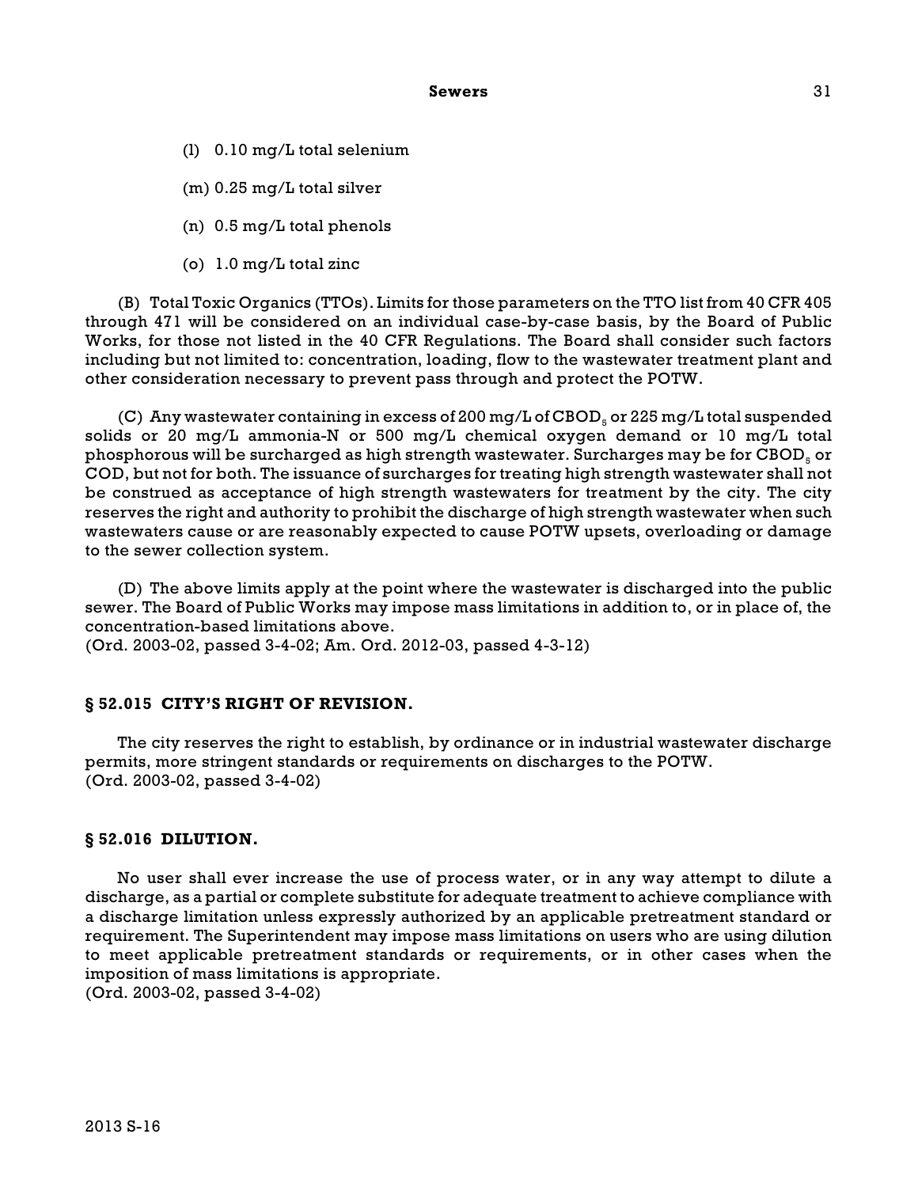(l) 0.10 mg/L total selenium

(m) 0.25 mg/L total silver

(n) 0.5 mg/L total phenols

(o) 1.0 mg/L total zinc

(B) Total Toxic Organics (TTOs). Limits for those parameters on the TTO list from 40 CFR 405 through 471 will be considered on an individual case-by-case basis, by the Board of Public Works, for those not listed in the 40 CFR Regulations. The Board shall consider such factors including but not limited to: concentration, loading, flow to the wastewater treatment plant and other consideration necessary to prevent pass through and protect the POTW.

(C) Any wastewater containing in excess of 200 mg/L of $CBOD_5$ or 225 mg/L total suspended solids or 20 mg/L ammonia-N or 500 mg/L chemical oxygen demand or 10 mg/L total phosphorous will be surcharged as high strength wastewater. Surcharges may be for $CBOD_5$ or COD, but not for both. The issuance of surcharges for treating high strength wastewater shall not be construed as acceptance of high strength wastewaters for treatment by the city. The city reserves the right and authority to prohibit the discharge of high strength wastewater when such wastewaters cause or are reasonably expected to cause POTW upsets, overloading or damage to the sewer collection system.

(D) The above limits apply at the point where the wastewater is discharged into the public sewer. The Board of Public Works may impose mass limitations in addition to, or in place of, the concentration-based limitations above.
(Ord. 2003-02, passed 3-4-02; Am. Ord. 2012-03, passed 4-3-12)

## § 52.015 CITY'S RIGHT OF REVISION.

The city reserves the right to establish, by ordinance or in industrial wastewater discharge permits, more stringent standards or requirements on discharges to the POTW.
(Ord. 2003-02, passed 3-4-02)

## § 52.016 DILUTION.

No user shall ever increase the use of process water, or in any way attempt to dilute a discharge, as a partial or complete substitute for adequate treatment to achieve compliance with a discharge limitation unless expressly authorized by an applicable pretreatment standard or requirement. The Superintendent may impose mass limitations on users who are using dilution to meet applicable pretreatment standards or requirements, or in other cases when the imposition of mass limitations is appropriate.
(Ord. 2003-02, passed 3-4-02)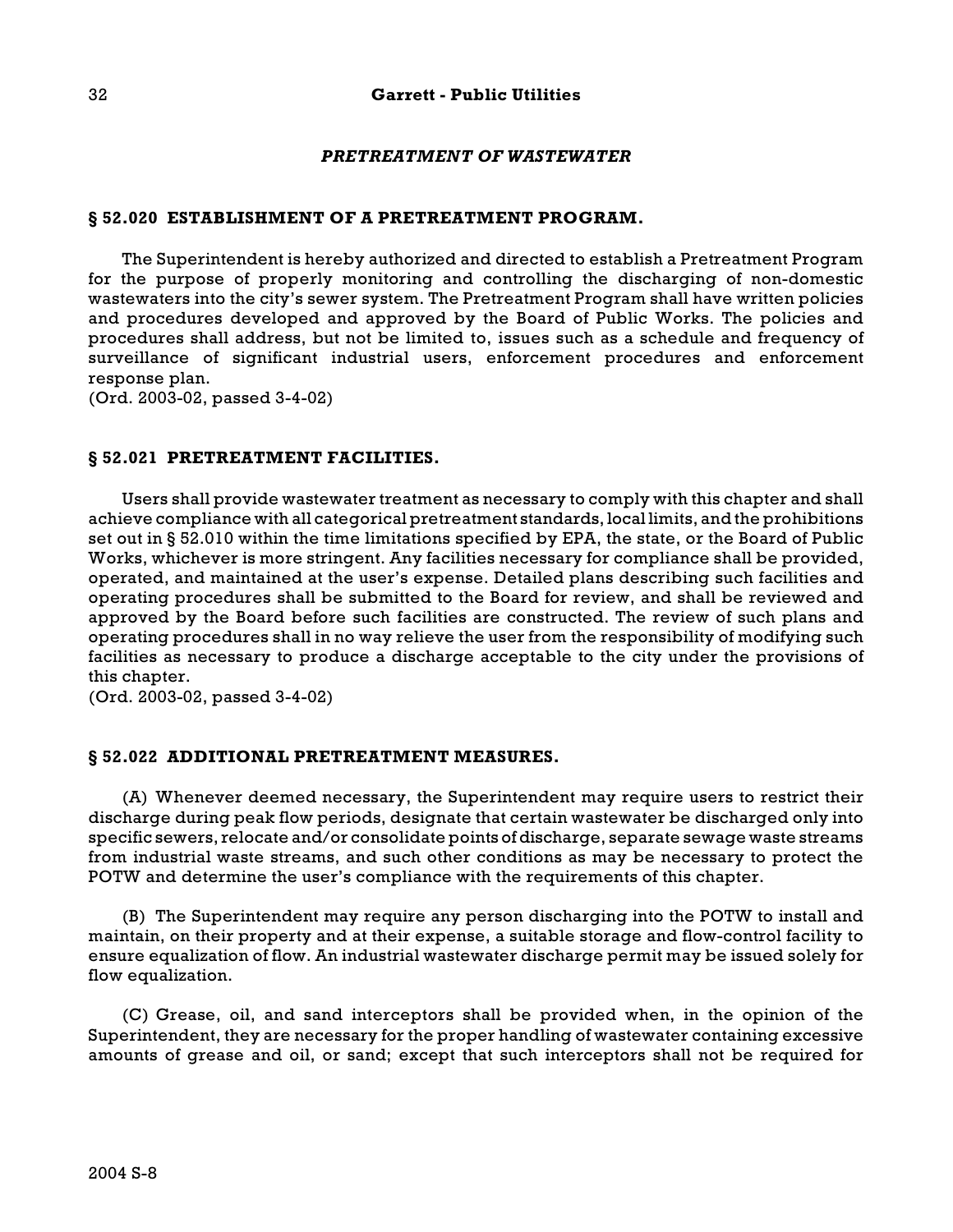## *PRETREATMENT OF WASTEWATER*

### § 52.020 ESTABLISHMENT OF A PRETREATMENT PROGRAM.

The Superintendent is hereby authorized and directed to establish a Pretreatment Program for the purpose of properly monitoring and controlling the discharging of non-domestic wastewaters into the city's sewer system. The Pretreatment Program shall have written policies and procedures developed and approved by the Board of Public Works. The policies and procedures shall address, but not be limited to, issues such as a schedule and frequency of surveillance of significant industrial users, enforcement procedures and enforcement response plan.
(Ord. 2003-02, passed 3-4-02)

### § 52.021 PRETREATMENT FACILITIES.

Users shall provide wastewater treatment as necessary to comply with this chapter and shall achieve compliance with all categorical pretreatment standards, local limits, and the prohibitions set out in § 52.010 within the time limitations specified by EPA, the state, or the Board of Public Works, whichever is more stringent. Any facilities necessary for compliance shall be provided, operated, and maintained at the user's expense. Detailed plans describing such facilities and operating procedures shall be submitted to the Board for review, and shall be reviewed and approved by the Board before such facilities are constructed. The review of such plans and operating procedures shall in no way relieve the user from the responsibility of modifying such facilities as necessary to produce a discharge acceptable to the city under the provisions of this chapter.
(Ord. 2003-02, passed 3-4-02)

### § 52.022 ADDITIONAL PRETREATMENT MEASURES.

(A) Whenever deemed necessary, the Superintendent may require users to restrict their discharge during peak flow periods, designate that certain wastewater be discharged only into specific sewers, relocate and/or consolidate points of discharge, separate sewage waste streams from industrial waste streams, and such other conditions as may be necessary to protect the POTW and determine the user's compliance with the requirements of this chapter.

(B) The Superintendent may require any person discharging into the POTW to install and maintain, on their property and at their expense, a suitable storage and flow-control facility to ensure equalization of flow. An industrial wastewater discharge permit may be issued solely for flow equalization.

(C) Grease, oil, and sand interceptors shall be provided when, in the opinion of the Superintendent, they are necessary for the proper handling of wastewater containing excessive amounts of grease and oil, or sand; except that such interceptors shall not be required for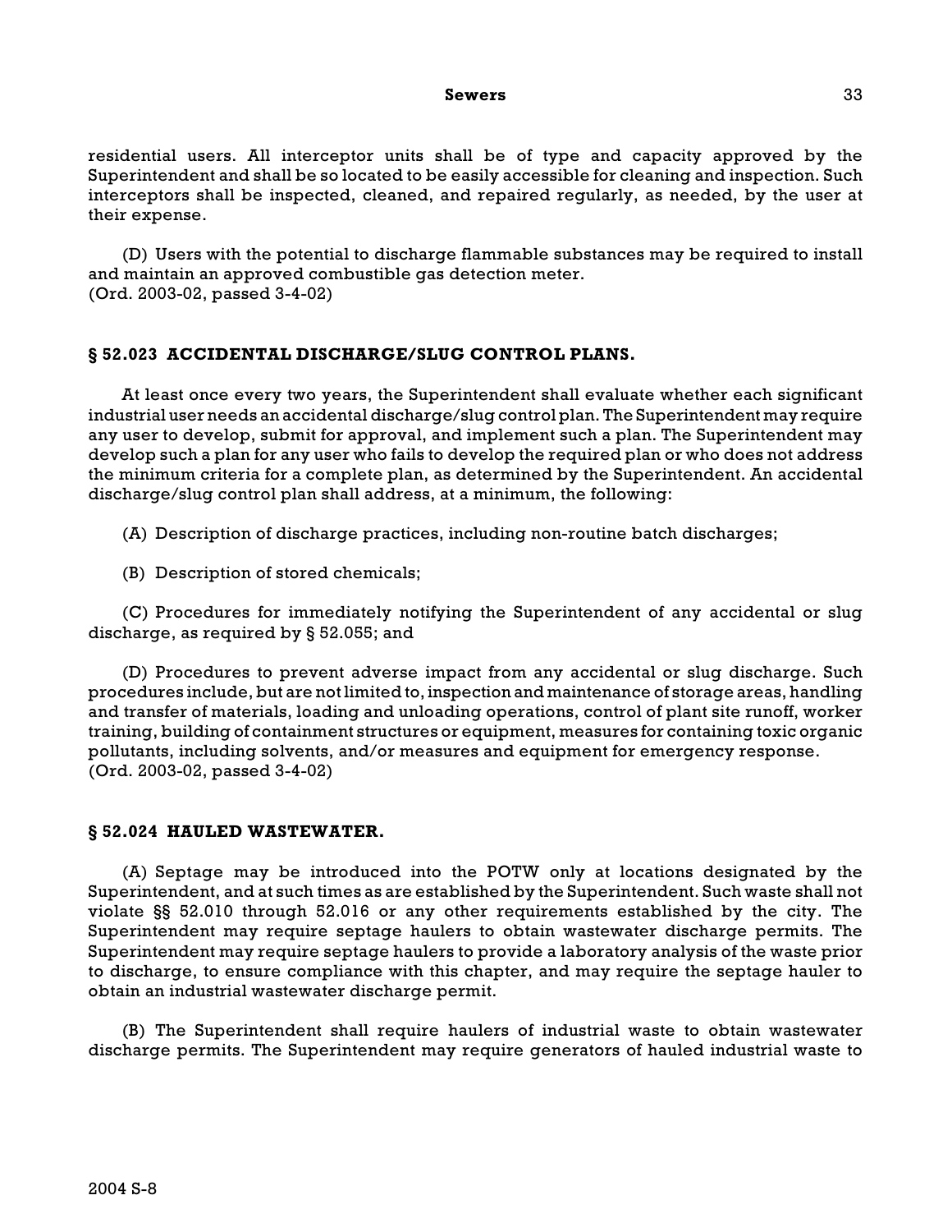residential users. All interceptor units shall be of type and capacity approved by the Superintendent and shall be so located to be easily accessible for cleaning and inspection. Such interceptors shall be inspected, cleaned, and repaired regularly, as needed, by the user at their expense.

(D) Users with the potential to discharge flammable substances may be required to install and maintain an approved combustible gas detection meter.
(Ord. 2003-02, passed 3-4-02)

### § 52.023 ACCIDENTAL DISCHARGE/SLUG CONTROL PLANS.

At least once every two years, the Superintendent shall evaluate whether each significant industrial user needs an accidental discharge/slug control plan. The Superintendent may require any user to develop, submit for approval, and implement such a plan. The Superintendent may develop such a plan for any user who fails to develop the required plan or who does not address the minimum criteria for a complete plan, as determined by the Superintendent. An accidental discharge/slug control plan shall address, at a minimum, the following:

(A) Description of discharge practices, including non-routine batch discharges;

(B) Description of stored chemicals;

(C) Procedures for immediately notifying the Superintendent of any accidental or slug discharge, as required by § 52.055; and

(D) Procedures to prevent adverse impact from any accidental or slug discharge. Such procedures include, but are not limited to, inspection and maintenance of storage areas, handling and transfer of materials, loading and unloading operations, control of plant site runoff, worker training, building of containment structures or equipment, measures for containing toxic organic pollutants, including solvents, and/or measures and equipment for emergency response.
(Ord. 2003-02, passed 3-4-02)

### § 52.024 HAULED WASTEWATER.

(A) Septage may be introduced into the POTW only at locations designated by the Superintendent, and at such times as are established by the Superintendent. Such waste shall not violate §§ 52.010 through 52.016 or any other requirements established by the city. The Superintendent may require septage haulers to obtain wastewater discharge permits. The Superintendent may require septage haulers to provide a laboratory analysis of the waste prior to discharge, to ensure compliance with this chapter, and may require the septage hauler to obtain an industrial wastewater discharge permit.

(B) The Superintendent shall require haulers of industrial waste to obtain wastewater discharge permits. The Superintendent may require generators of hauled industrial waste to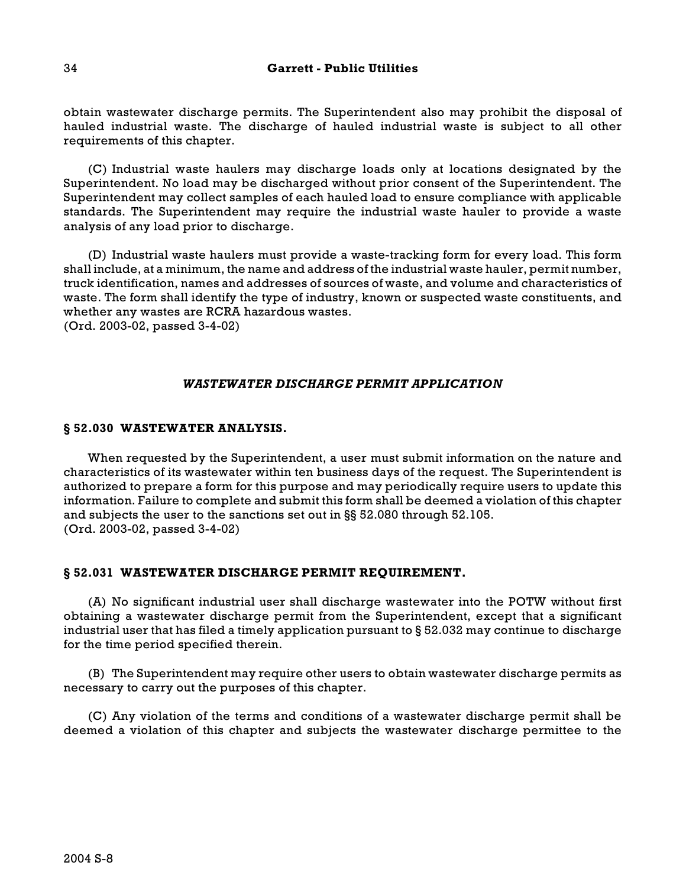obtain wastewater discharge permits. The Superintendent also may prohibit the disposal of hauled industrial waste. The discharge of hauled industrial waste is subject to all other requirements of this chapter.

(C) Industrial waste haulers may discharge loads only at locations designated by the Superintendent. No load may be discharged without prior consent of the Superintendent. The Superintendent may collect samples of each hauled load to ensure compliance with applicable standards. The Superintendent may require the industrial waste hauler to provide a waste analysis of any load prior to discharge.

(D) Industrial waste haulers must provide a waste-tracking form for every load. This form shall include, at a minimum, the name and address of the industrial waste hauler, permit number, truck identification, names and addresses of sources of waste, and volume and characteristics of waste. The form shall identify the type of industry, known or suspected waste constituents, and whether any wastes are RCRA hazardous wastes.
(Ord. 2003-02, passed 3-4-02)

## *WASTEWATER DISCHARGE PERMIT APPLICATION*

### § 52.030 WASTEWATER ANALYSIS.

When requested by the Superintendent, a user must submit information on the nature and characteristics of its wastewater within ten business days of the request. The Superintendent is authorized to prepare a form for this purpose and may periodically require users to update this information. Failure to complete and submit this form shall be deemed a violation of this chapter and subjects the user to the sanctions set out in §§ 52.080 through 52.105.
(Ord. 2003-02, passed 3-4-02)

### § 52.031 WASTEWATER DISCHARGE PERMIT REQUIREMENT.

(A) No significant industrial user shall discharge wastewater into the POTW without first obtaining a wastewater discharge permit from the Superintendent, except that a significant industrial user that has filed a timely application pursuant to § 52.032 may continue to discharge for the time period specified therein.

(B) The Superintendent may require other users to obtain wastewater discharge permits as necessary to carry out the purposes of this chapter.

(C) Any violation of the terms and conditions of a wastewater discharge permit shall be deemed a violation of this chapter and subjects the wastewater discharge permittee to the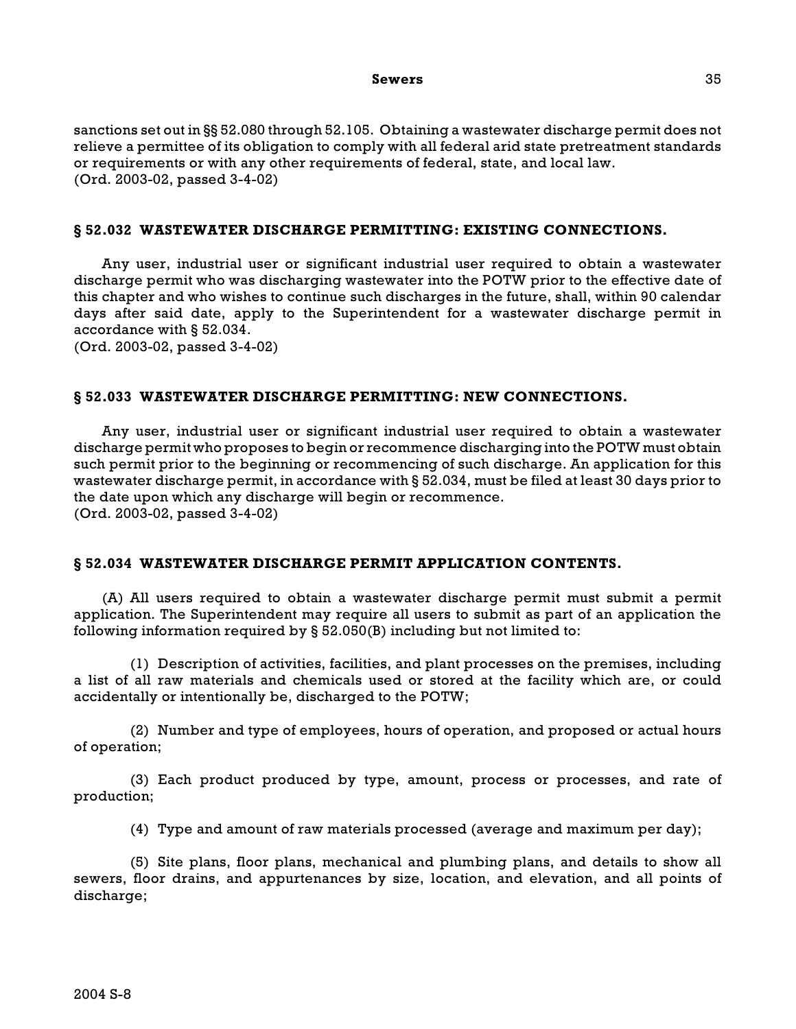sanctions set out in §§ 52.080 through 52.105. Obtaining a wastewater discharge permit does not relieve a permittee of its obligation to comply with all federal arid state pretreatment standards or requirements or with any other requirements of federal, state, and local law.
(Ord. 2003-02, passed 3-4-02)

### § 52.032 WASTEWATER DISCHARGE PERMITTING: EXISTING CONNECTIONS.

Any user, industrial user or significant industrial user required to obtain a wastewater discharge permit who was discharging wastewater into the POTW prior to the effective date of this chapter and who wishes to continue such discharges in the future, shall, within 90 calendar days after said date, apply to the Superintendent for a wastewater discharge permit in accordance with § 52.034.
(Ord. 2003-02, passed 3-4-02)

### § 52.033 WASTEWATER DISCHARGE PERMITTING: NEW CONNECTIONS.

Any user, industrial user or significant industrial user required to obtain a wastewater discharge permit who proposes to begin or recommence discharging into the POTW must obtain such permit prior to the beginning or recommencing of such discharge. An application for this wastewater discharge permit, in accordance with § 52.034, must be filed at least 30 days prior to the date upon which any discharge will begin or recommence.
(Ord. 2003-02, passed 3-4-02)

### § 52.034 WASTEWATER DISCHARGE PERMIT APPLICATION CONTENTS.

(A) All users required to obtain a wastewater discharge permit must submit a permit application. The Superintendent may require all users to submit as part of an application the following information required by § 52.050(B) including but not limited to:

(1) Description of activities, facilities, and plant processes on the premises, including a list of all raw materials and chemicals used or stored at the facility which are, or could accidentally or intentionally be, discharged to the POTW;

(2) Number and type of employees, hours of operation, and proposed or actual hours of operation;

(3) Each product produced by type, amount, process or processes, and rate of production;

(4) Type and amount of raw materials processed (average and maximum per day);

(5) Site plans, floor plans, mechanical and plumbing plans, and details to show all sewers, floor drains, and appurtenances by size, location, and elevation, and all points of discharge;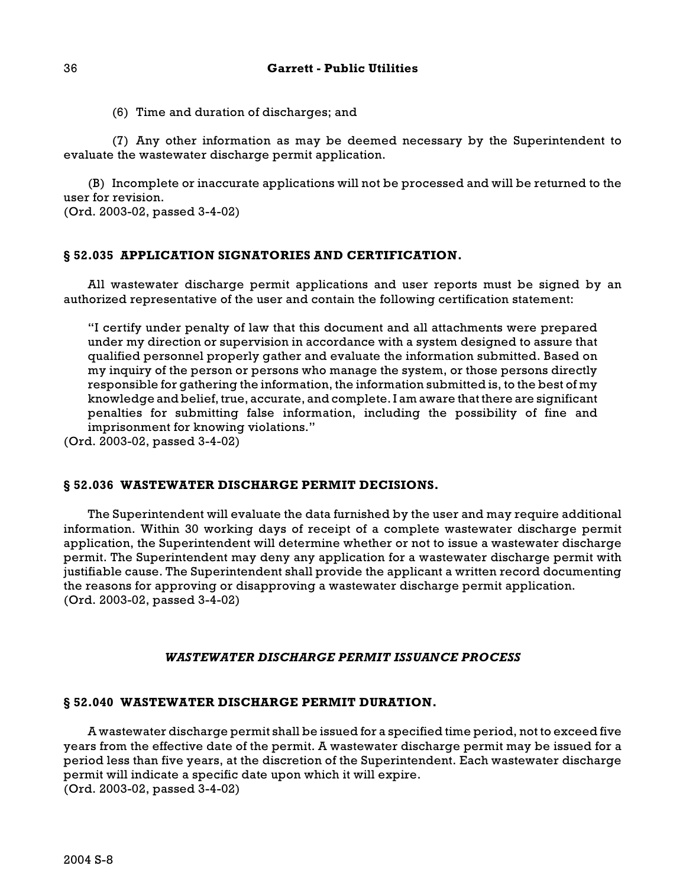(6) Time and duration of discharges; and

(7) Any other information as may be deemed necessary by the Superintendent to evaluate the wastewater discharge permit application.

(B) Incomplete or inaccurate applications will not be processed and will be returned to the user for revision.
(Ord. 2003-02, passed 3-4-02)

### § 52.035 APPLICATION SIGNATORIES AND CERTIFICATION.

All wastewater discharge permit applications and user reports must be signed by an authorized representative of the user and contain the following certification statement:

> "I certify under penalty of law that this document and all attachments were prepared under my direction or supervision in accordance with a system designed to assure that qualified personnel properly gather and evaluate the information submitted. Based on my inquiry of the person or persons who manage the system, or those persons directly responsible for gathering the information, the information submitted is, to the best of my knowledge and belief, true, accurate, and complete. I am aware that there are significant penalties for submitting false information, including the possibility of fine and imprisonment for knowing violations."

(Ord. 2003-02, passed 3-4-02)

### § 52.036 WASTEWATER DISCHARGE PERMIT DECISIONS.

The Superintendent will evaluate the data furnished by the user and may require additional information. Within 30 working days of receipt of a complete wastewater discharge permit application, the Superintendent will determine whether or not to issue a wastewater discharge permit. The Superintendent may deny any application for a wastewater discharge permit with justifiable cause. The Superintendent shall provide the applicant a written record documenting the reasons for approving or disapproving a wastewater discharge permit application.
(Ord. 2003-02, passed 3-4-02)

## *WASTEWATER DISCHARGE PERMIT ISSUANCE PROCESS*

### § 52.040 WASTEWATER DISCHARGE PERMIT DURATION.

A wastewater discharge permit shall be issued for a specified time period, not to exceed five years from the effective date of the permit. A wastewater discharge permit may be issued for a period less than five years, at the discretion of the Superintendent. Each wastewater discharge permit will indicate a specific date upon which it will expire.
(Ord. 2003-02, passed 3-4-02)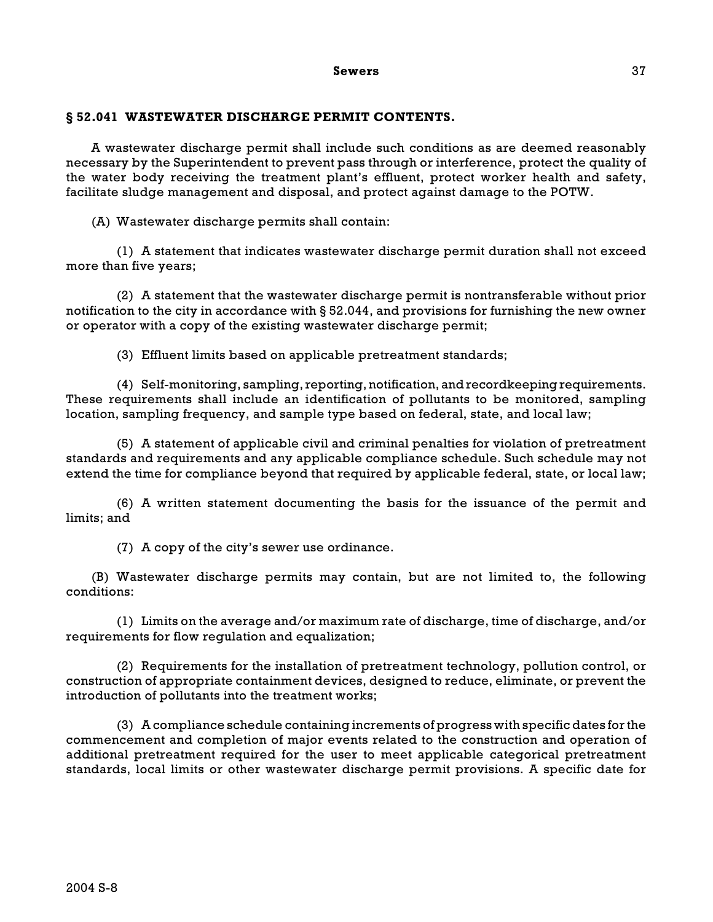## § 52.041 WASTEWATER DISCHARGE PERMIT CONTENTS.

A wastewater discharge permit shall include such conditions as are deemed reasonably necessary by the Superintendent to prevent pass through or interference, protect the quality of the water body receiving the treatment plant's effluent, protect worker health and safety, facilitate sludge management and disposal, and protect against damage to the POTW.

(A) Wastewater discharge permits shall contain:

(1) A statement that indicates wastewater discharge permit duration shall not exceed more than five years;

(2) A statement that the wastewater discharge permit is nontransferable without prior notification to the city in accordance with § 52.044, and provisions for furnishing the new owner or operator with a copy of the existing wastewater discharge permit;

(3) Effluent limits based on applicable pretreatment standards;

(4) Self-monitoring, sampling, reporting, notification, and recordkeeping requirements. These requirements shall include an identification of pollutants to be monitored, sampling location, sampling frequency, and sample type based on federal, state, and local law;

(5) A statement of applicable civil and criminal penalties for violation of pretreatment standards and requirements and any applicable compliance schedule. Such schedule may not extend the time for compliance beyond that required by applicable federal, state, or local law;

(6) A written statement documenting the basis for the issuance of the permit and limits; and

(7) A copy of the city's sewer use ordinance.

(B) Wastewater discharge permits may contain, but are not limited to, the following conditions:

(1) Limits on the average and/or maximum rate of discharge, time of discharge, and/or requirements for flow regulation and equalization;

(2) Requirements for the installation of pretreatment technology, pollution control, or construction of appropriate containment devices, designed to reduce, eliminate, or prevent the introduction of pollutants into the treatment works;

(3) A compliance schedule containing increments of progress with specific dates for the commencement and completion of major events related to the construction and operation of additional pretreatment required for the user to meet applicable categorical pretreatment standards, local limits or other wastewater discharge permit provisions. A specific date for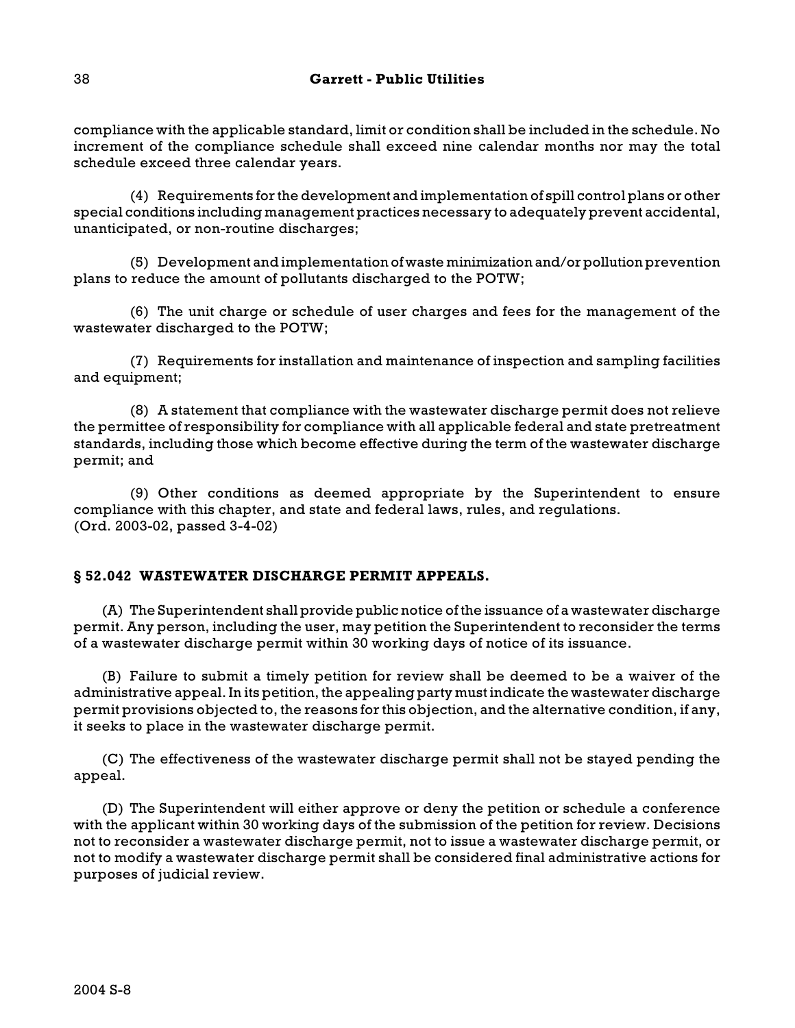compliance with the applicable standard, limit or condition shall be included in the schedule. No increment of the compliance schedule shall exceed nine calendar months nor may the total schedule exceed three calendar years.

(4) Requirements for the development and implementation of spill control plans or other special conditions including management practices necessary to adequately prevent accidental, unanticipated, or non-routine discharges;

(5) Development and implementation of waste minimization and/or pollution prevention plans to reduce the amount of pollutants discharged to the POTW;

(6) The unit charge or schedule of user charges and fees for the management of the wastewater discharged to the POTW;

(7) Requirements for installation and maintenance of inspection and sampling facilities and equipment;

(8) A statement that compliance with the wastewater discharge permit does not relieve the permittee of responsibility for compliance with all applicable federal and state pretreatment standards, including those which become effective during the term of the wastewater discharge permit; and

(9) Other conditions as deemed appropriate by the Superintendent to ensure compliance with this chapter, and state and federal laws, rules, and regulations.
(Ord. 2003-02, passed 3-4-02)

## § 52.042 WASTEWATER DISCHARGE PERMIT APPEALS.

(A) The Superintendent shall provide public notice of the issuance of a wastewater discharge permit. Any person, including the user, may petition the Superintendent to reconsider the terms of a wastewater discharge permit within 30 working days of notice of its issuance.

(B) Failure to submit a timely petition for review shall be deemed to be a waiver of the administrative appeal. In its petition, the appealing party must indicate the wastewater discharge permit provisions objected to, the reasons for this objection, and the alternative condition, if any, it seeks to place in the wastewater discharge permit.

(C) The effectiveness of the wastewater discharge permit shall not be stayed pending the appeal.

(D) The Superintendent will either approve or deny the petition or schedule a conference with the applicant within 30 working days of the submission of the petition for review. Decisions not to reconsider a wastewater discharge permit, not to issue a wastewater discharge permit, or not to modify a wastewater discharge permit shall be considered final administrative actions for purposes of judicial review.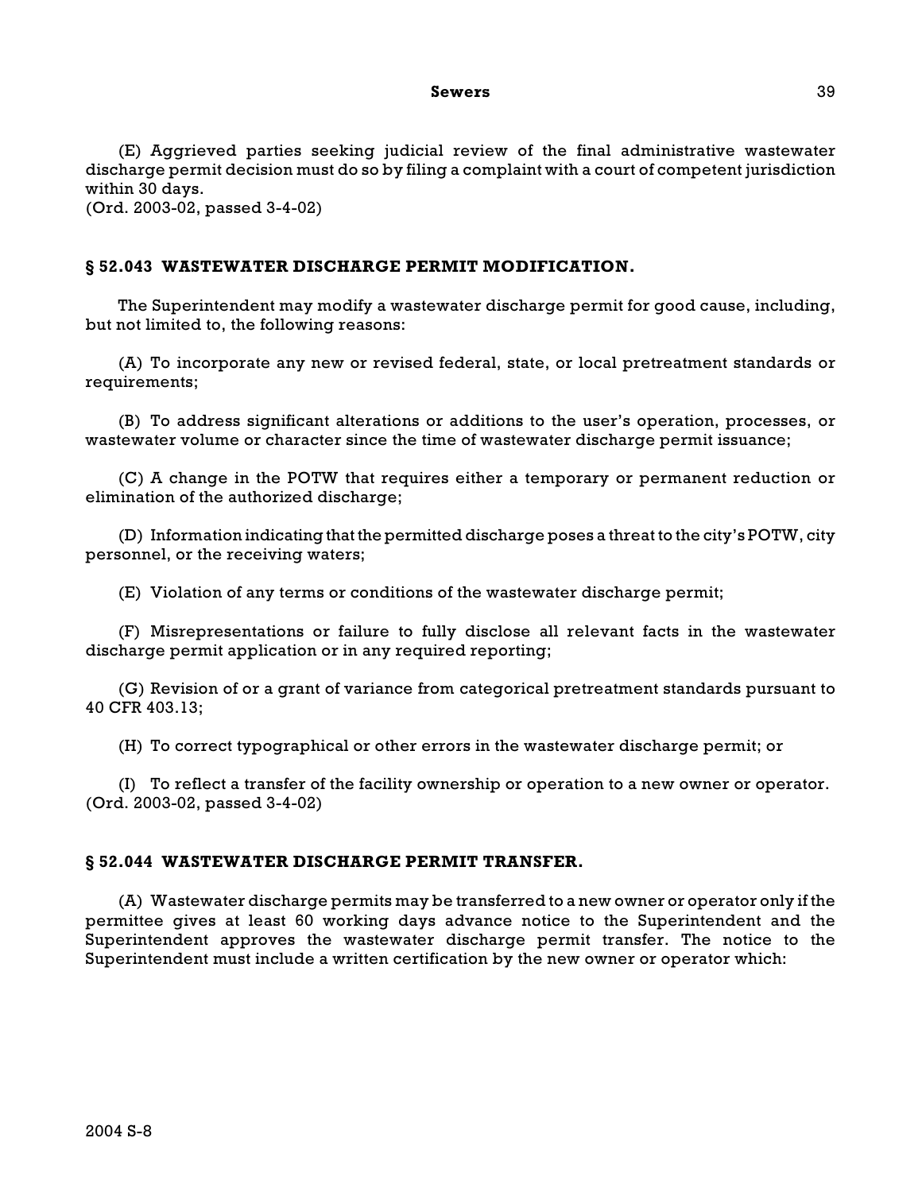(E) Aggrieved parties seeking judicial review of the final administrative wastewater discharge permit decision must do so by filing a complaint with a court of competent jurisdiction within 30 days.
(Ord. 2003-02, passed 3-4-02)

## § 52.043 WASTEWATER DISCHARGE PERMIT MODIFICATION.

The Superintendent may modify a wastewater discharge permit for good cause, including, but not limited to, the following reasons:

(A) To incorporate any new or revised federal, state, or local pretreatment standards or requirements;

(B) To address significant alterations or additions to the user's operation, processes, or wastewater volume or character since the time of wastewater discharge permit issuance;

(C) A change in the POTW that requires either a temporary or permanent reduction or elimination of the authorized discharge;

(D) Information indicating that the permitted discharge poses a threat to the city's POTW, city personnel, or the receiving waters;

(E) Violation of any terms or conditions of the wastewater discharge permit;

(F) Misrepresentations or failure to fully disclose all relevant facts in the wastewater discharge permit application or in any required reporting;

(G) Revision of or a grant of variance from categorical pretreatment standards pursuant to 40 CFR 403.13;

(H) To correct typographical or other errors in the wastewater discharge permit; or

(I) To reflect a transfer of the facility ownership or operation to a new owner or operator.
(Ord. 2003-02, passed 3-4-02)

## § 52.044 WASTEWATER DISCHARGE PERMIT TRANSFER.

(A) Wastewater discharge permits may be transferred to a new owner or operator only if the permittee gives at least 60 working days advance notice to the Superintendent and the Superintendent approves the wastewater discharge permit transfer. The notice to the Superintendent must include a written certification by the new owner or operator which: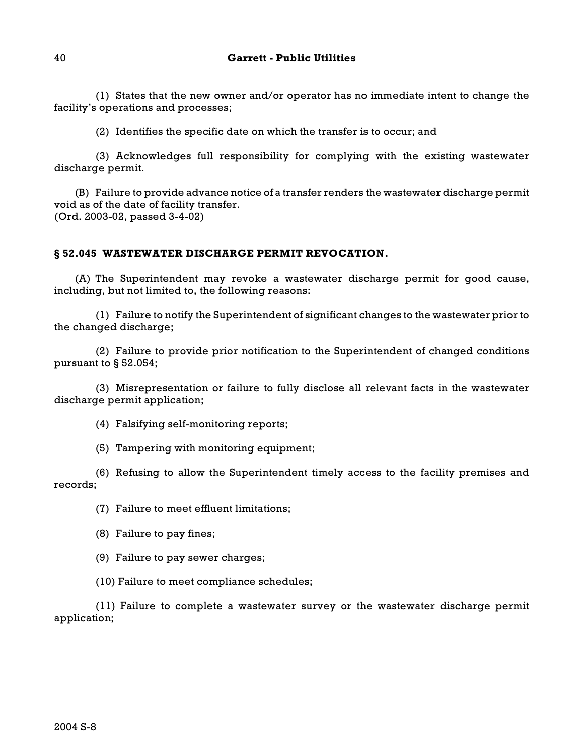(1) States that the new owner and/or operator has no immediate intent to change the facility's operations and processes;

(2) Identifies the specific date on which the transfer is to occur; and

(3) Acknowledges full responsibility for complying with the existing wastewater discharge permit.

(B) Failure to provide advance notice of a transfer renders the wastewater discharge permit void as of the date of facility transfer.
(Ord. 2003-02, passed 3-4-02)

### § 52.045 WASTEWATER DISCHARGE PERMIT REVOCATION.

(A) The Superintendent may revoke a wastewater discharge permit for good cause, including, but not limited to, the following reasons:

(1) Failure to notify the Superintendent of significant changes to the wastewater prior to the changed discharge;

(2) Failure to provide prior notification to the Superintendent of changed conditions pursuant to § 52.054;

(3) Misrepresentation or failure to fully disclose all relevant facts in the wastewater discharge permit application;

(4) Falsifying self-monitoring reports;

(5) Tampering with monitoring equipment;

(6) Refusing to allow the Superintendent timely access to the facility premises and records;

(7) Failure to meet effluent limitations;

(8) Failure to pay fines;

(9) Failure to pay sewer charges;

(10) Failure to meet compliance schedules;

(11) Failure to complete a wastewater survey or the wastewater discharge permit application;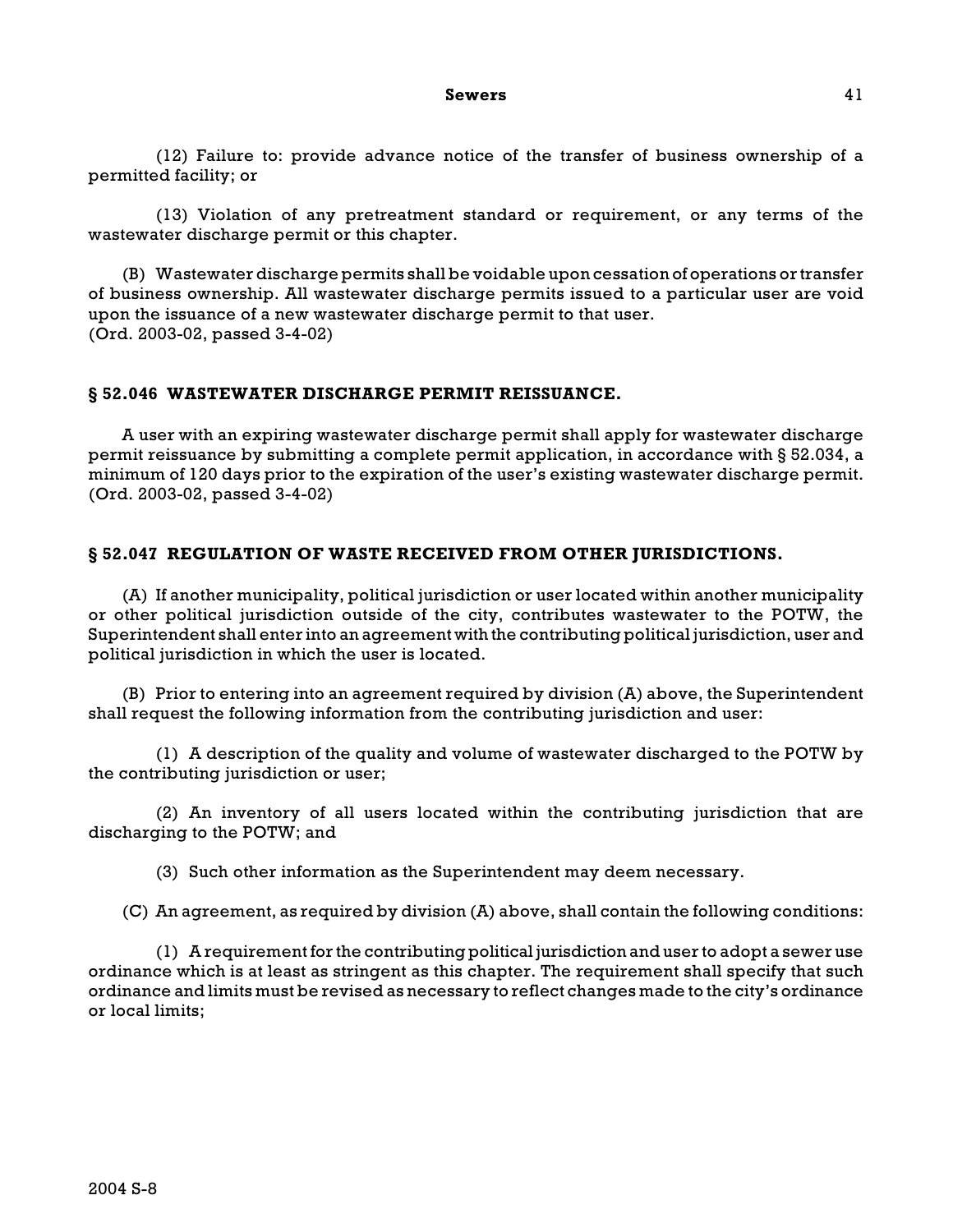(12) Failure to: provide advance notice of the transfer of business ownership of a permitted facility; or

(13) Violation of any pretreatment standard or requirement, or any terms of the wastewater discharge permit or this chapter.

(B) Wastewater discharge permits shall be voidable upon cessation of operations or transfer of business ownership. All wastewater discharge permits issued to a particular user are void upon the issuance of a new wastewater discharge permit to that user.
(Ord. 2003-02, passed 3-4-02)

## § 52.046 WASTEWATER DISCHARGE PERMIT REISSUANCE.

A user with an expiring wastewater discharge permit shall apply for wastewater discharge permit reissuance by submitting a complete permit application, in accordance with § 52.034, a minimum of 120 days prior to the expiration of the user's existing wastewater discharge permit.
(Ord. 2003-02, passed 3-4-02)

## § 52.047 REGULATION OF WASTE RECEIVED FROM OTHER JURISDICTIONS.

(A) If another municipality, political jurisdiction or user located within another municipality or other political jurisdiction outside of the city, contributes wastewater to the POTW, the Superintendent shall enter into an agreement with the contributing political jurisdiction, user and political jurisdiction in which the user is located.

(B) Prior to entering into an agreement required by division (A) above, the Superintendent shall request the following information from the contributing jurisdiction and user:

(1) A description of the quality and volume of wastewater discharged to the POTW by the contributing jurisdiction or user;

(2) An inventory of all users located within the contributing jurisdiction that are discharging to the POTW; and

(3) Such other information as the Superintendent may deem necessary.

(C) An agreement, as required by division (A) above, shall contain the following conditions:

(1) A requirement for the contributing political jurisdiction and user to adopt a sewer use ordinance which is at least as stringent as this chapter. The requirement shall specify that such ordinance and limits must be revised as necessary to reflect changes made to the city's ordinance or local limits;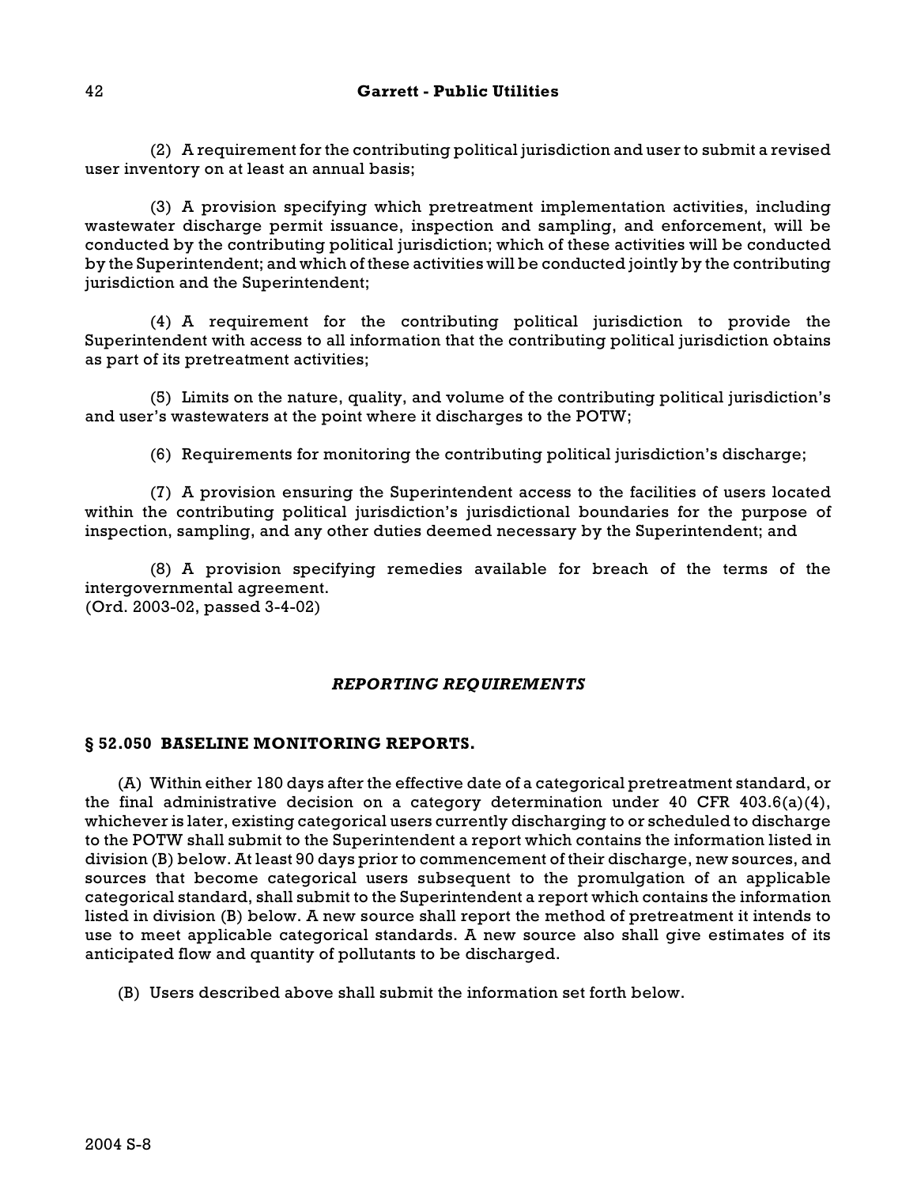(2) A requirement for the contributing political jurisdiction and user to submit a revised user inventory on at least an annual basis;

(3) A provision specifying which pretreatment implementation activities, including wastewater discharge permit issuance, inspection and sampling, and enforcement, will be conducted by the contributing political jurisdiction; which of these activities will be conducted by the Superintendent; and which of these activities will be conducted jointly by the contributing jurisdiction and the Superintendent;

(4) A requirement for the contributing political jurisdiction to provide the Superintendent with access to all information that the contributing political jurisdiction obtains as part of its pretreatment activities;

(5) Limits on the nature, quality, and volume of the contributing political jurisdiction's and user's wastewaters at the point where it discharges to the POTW;

(6) Requirements for monitoring the contributing political jurisdiction's discharge;

(7) A provision ensuring the Superintendent access to the facilities of users located within the contributing political jurisdiction's jurisdictional boundaries for the purpose of inspection, sampling, and any other duties deemed necessary by the Superintendent; and

(8) A provision specifying remedies available for breach of the terms of the intergovernmental agreement.
(Ord. 2003-02, passed 3-4-02)

## *REPORTING REQUIREMENTS*

### § 52.050 BASELINE MONITORING REPORTS.

(A) Within either 180 days after the effective date of a categorical pretreatment standard, or the final administrative decision on a category determination under 40 CFR 403.6(a)(4), whichever is later, existing categorical users currently discharging to or scheduled to discharge to the POTW shall submit to the Superintendent a report which contains the information listed in division (B) below. At least 90 days prior to commencement of their discharge, new sources, and sources that become categorical users subsequent to the promulgation of an applicable categorical standard, shall submit to the Superintendent a report which contains the information listed in division (B) below. A new source shall report the method of pretreatment it intends to use to meet applicable categorical standards. A new source also shall give estimates of its anticipated flow and quantity of pollutants to be discharged.

(B) Users described above shall submit the information set forth below.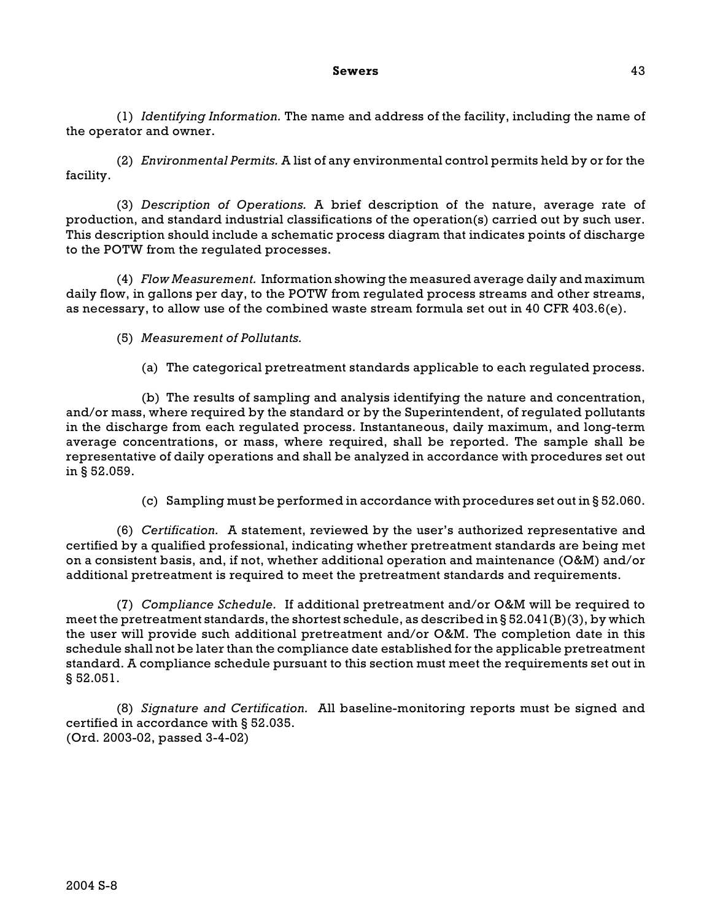(1) *Identifying Information.* The name and address of the facility, including the name of the operator and owner.

(2) *Environmental Permits.* A list of any environmental control permits held by or for the facility.

(3) *Description of Operations.* A brief description of the nature, average rate of production, and standard industrial classifications of the operation(s) carried out by such user. This description should include a schematic process diagram that indicates points of discharge to the POTW from the regulated processes.

(4) *Flow Measurement.* Information showing the measured average daily and maximum daily flow, in gallons per day, to the POTW from regulated process streams and other streams, as necessary, to allow use of the combined waste stream formula set out in 40 CFR 403.6(e).

(5) *Measurement of Pollutants.*

(a) The categorical pretreatment standards applicable to each regulated process.

(b) The results of sampling and analysis identifying the nature and concentration, and/or mass, where required by the standard or by the Superintendent, of regulated pollutants in the discharge from each regulated process. Instantaneous, daily maximum, and long-term average concentrations, or mass, where required, shall be reported. The sample shall be representative of daily operations and shall be analyzed in accordance with procedures set out in § 52.059.

(c) Sampling must be performed in accordance with procedures set out in § 52.060.

(6) *Certification.* A statement, reviewed by the user's authorized representative and certified by a qualified professional, indicating whether pretreatment standards are being met on a consistent basis, and, if not, whether additional operation and maintenance (O&M) and/or additional pretreatment is required to meet the pretreatment standards and requirements.

(7) *Compliance Schedule.* If additional pretreatment and/or O&M will be required to meet the pretreatment standards, the shortest schedule, as described in § 52.041(B)(3), by which the user will provide such additional pretreatment and/or O&M. The completion date in this schedule shall not be later than the compliance date established for the applicable pretreatment standard. A compliance schedule pursuant to this section must meet the requirements set out in § 52.051.

(8) *Signature and Certification.* All baseline-monitoring reports must be signed and certified in accordance with § 52.035.
(Ord. 2003-02, passed 3-4-02)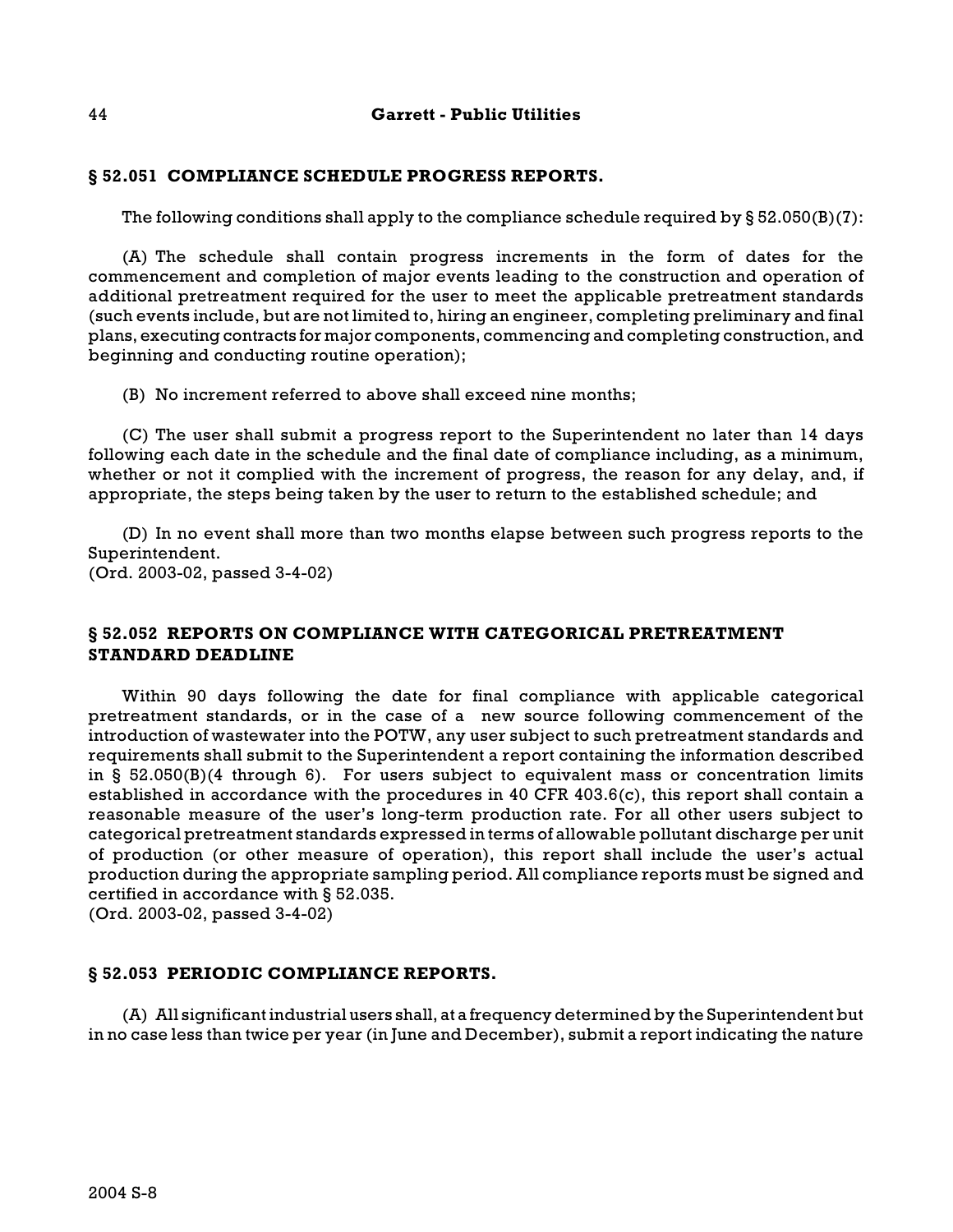### § 52.051 COMPLIANCE SCHEDULE PROGRESS REPORTS.

The following conditions shall apply to the compliance schedule required by § 52.050(B)(7):

(A) The schedule shall contain progress increments in the form of dates for the commencement and completion of major events leading to the construction and operation of additional pretreatment required for the user to meet the applicable pretreatment standards (such events include, but are not limited to, hiring an engineer, completing preliminary and final plans, executing contracts for major components, commencing and completing construction, and beginning and conducting routine operation);

(B) No increment referred to above shall exceed nine months;

(C) The user shall submit a progress report to the Superintendent no later than 14 days following each date in the schedule and the final date of compliance including, as a minimum, whether or not it complied with the increment of progress, the reason for any delay, and, if appropriate, the steps being taken by the user to return to the established schedule; and

(D) In no event shall more than two months elapse between such progress reports to the Superintendent.
(Ord. 2003-02, passed 3-4-02)

### § 52.052 REPORTS ON COMPLIANCE WITH CATEGORICAL PRETREATMENT STANDARD DEADLINE

Within 90 days following the date for final compliance with applicable categorical pretreatment standards, or in the case of a new source following commencement of the introduction of wastewater into the POTW, any user subject to such pretreatment standards and requirements shall submit to the Superintendent a report containing the information described in § 52.050(B)(4 through 6). For users subject to equivalent mass or concentration limits established in accordance with the procedures in 40 CFR 403.6(c), this report shall contain a reasonable measure of the user's long-term production rate. For all other users subject to categorical pretreatment standards expressed in terms of allowable pollutant discharge per unit of production (or other measure of operation), this report shall include the user's actual production during the appropriate sampling period. All compliance reports must be signed and certified in accordance with § 52.035.
(Ord. 2003-02, passed 3-4-02)

### § 52.053 PERIODIC COMPLIANCE REPORTS.

(A) All significant industrial users shall, at a frequency determined by the Superintendent but in no case less than twice per year (in June and December), submit a report indicating the nature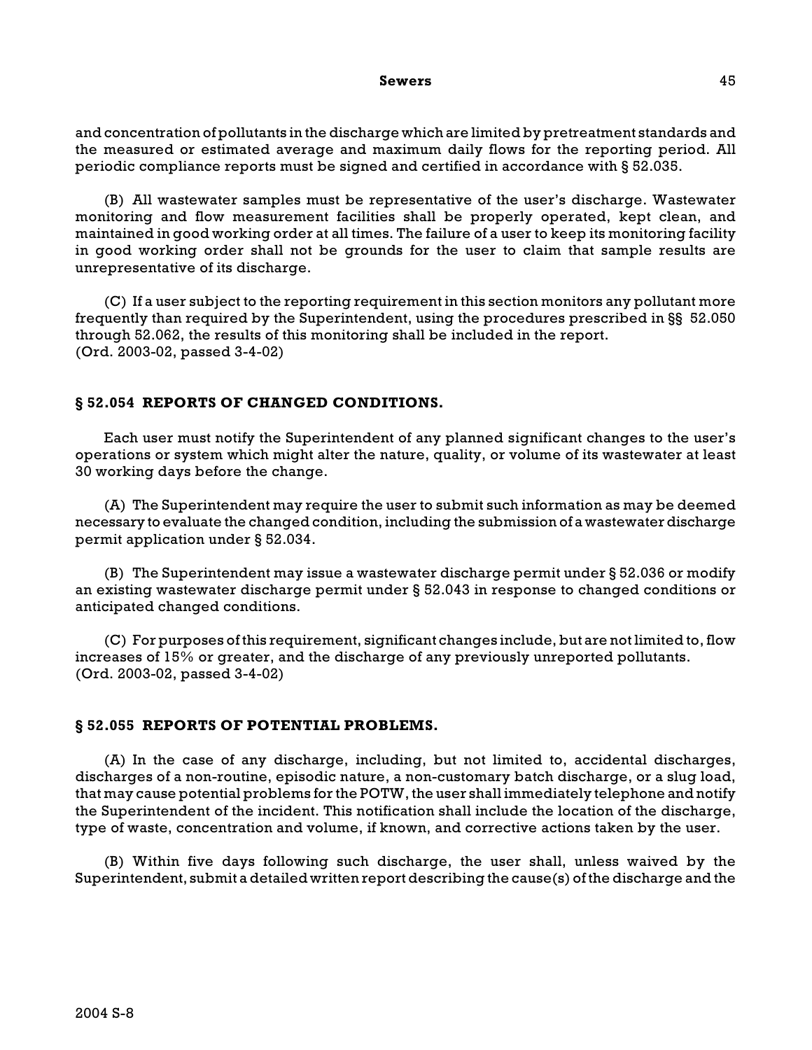and concentration of pollutants in the discharge which are limited by pretreatment standards and the measured or estimated average and maximum daily flows for the reporting period. All periodic compliance reports must be signed and certified in accordance with § 52.035.

(B) All wastewater samples must be representative of the user's discharge. Wastewater monitoring and flow measurement facilities shall be properly operated, kept clean, and maintained in good working order at all times. The failure of a user to keep its monitoring facility in good working order shall not be grounds for the user to claim that sample results are unrepresentative of its discharge.

(C) If a user subject to the reporting requirement in this section monitors any pollutant more frequently than required by the Superintendent, using the procedures prescribed in §§ 52.050 through 52.062, the results of this monitoring shall be included in the report.
(Ord. 2003-02, passed 3-4-02)

### § 52.054 REPORTS OF CHANGED CONDITIONS.

Each user must notify the Superintendent of any planned significant changes to the user's operations or system which might alter the nature, quality, or volume of its wastewater at least 30 working days before the change.

(A) The Superintendent may require the user to submit such information as may be deemed necessary to evaluate the changed condition, including the submission of a wastewater discharge permit application under § 52.034.

(B) The Superintendent may issue a wastewater discharge permit under § 52.036 or modify an existing wastewater discharge permit under § 52.043 in response to changed conditions or anticipated changed conditions.

(C) For purposes of this requirement, significant changes include, but are not limited to, flow increases of 15% or greater, and the discharge of any previously unreported pollutants.
(Ord. 2003-02, passed 3-4-02)

### § 52.055 REPORTS OF POTENTIAL PROBLEMS.

(A) In the case of any discharge, including, but not limited to, accidental discharges, discharges of a non-routine, episodic nature, a non-customary batch discharge, or a slug load, that may cause potential problems for the POTW, the user shall immediately telephone and notify the Superintendent of the incident. This notification shall include the location of the discharge, type of waste, concentration and volume, if known, and corrective actions taken by the user.

(B) Within five days following such discharge, the user shall, unless waived by the Superintendent, submit a detailed written report describing the cause(s) of the discharge and the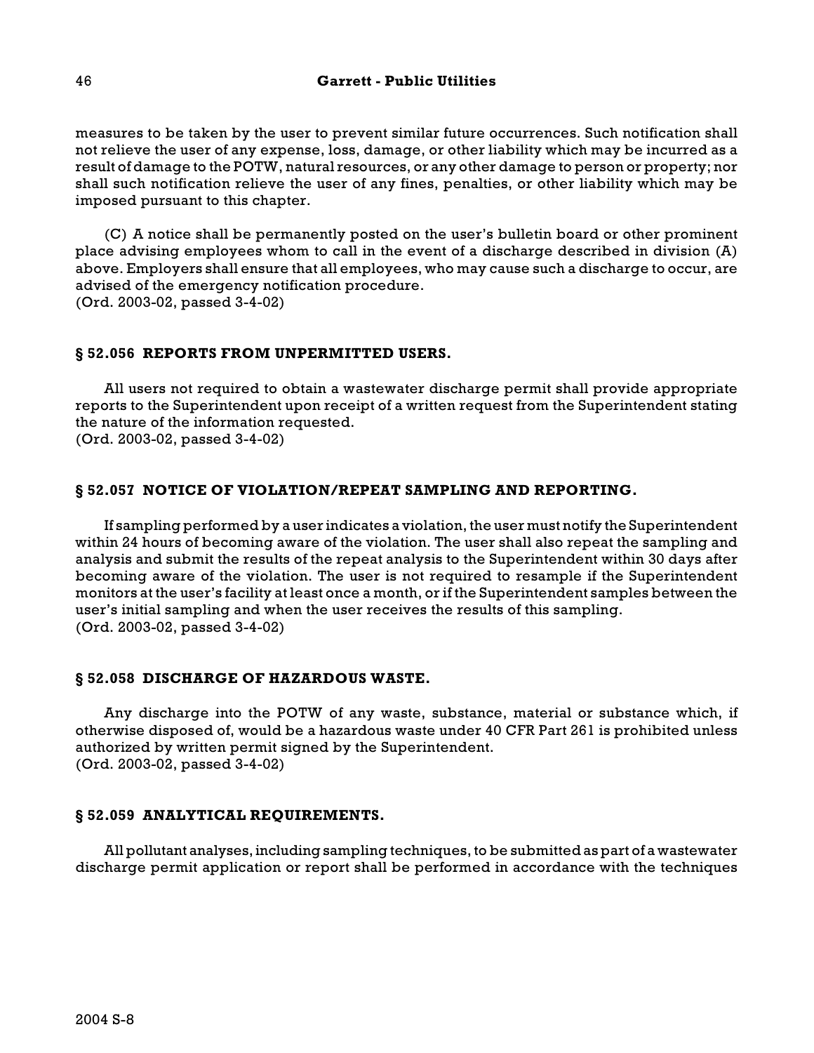measures to be taken by the user to prevent similar future occurrences. Such notification shall not relieve the user of any expense, loss, damage, or other liability which may be incurred as a result of damage to the POTW, natural resources, or any other damage to person or property; nor shall such notification relieve the user of any fines, penalties, or other liability which may be imposed pursuant to this chapter.

(C) A notice shall be permanently posted on the user's bulletin board or other prominent place advising employees whom to call in the event of a discharge described in division (A) above. Employers shall ensure that all employees, who may cause such a discharge to occur, are advised of the emergency notification procedure.
(Ord. 2003-02, passed 3-4-02)

### § 52.056 REPORTS FROM UNPERMITTED USERS.

All users not required to obtain a wastewater discharge permit shall provide appropriate reports to the Superintendent upon receipt of a written request from the Superintendent stating the nature of the information requested.
(Ord. 2003-02, passed 3-4-02)

### § 52.057 NOTICE OF VIOLATION/REPEAT SAMPLING AND REPORTING.

If sampling performed by a user indicates a violation, the user must notify the Superintendent within 24 hours of becoming aware of the violation. The user shall also repeat the sampling and analysis and submit the results of the repeat analysis to the Superintendent within 30 days after becoming aware of the violation. The user is not required to resample if the Superintendent monitors at the user's facility at least once a month, or if the Superintendent samples between the user's initial sampling and when the user receives the results of this sampling.
(Ord. 2003-02, passed 3-4-02)

### § 52.058 DISCHARGE OF HAZARDOUS WASTE.

Any discharge into the POTW of any waste, substance, material or substance which, if otherwise disposed of, would be a hazardous waste under 40 CFR Part 261 is prohibited unless authorized by written permit signed by the Superintendent.
(Ord. 2003-02, passed 3-4-02)

### § 52.059 ANALYTICAL REQUIREMENTS.

All pollutant analyses, including sampling techniques, to be submitted as part of a wastewater discharge permit application or report shall be performed in accordance with the techniques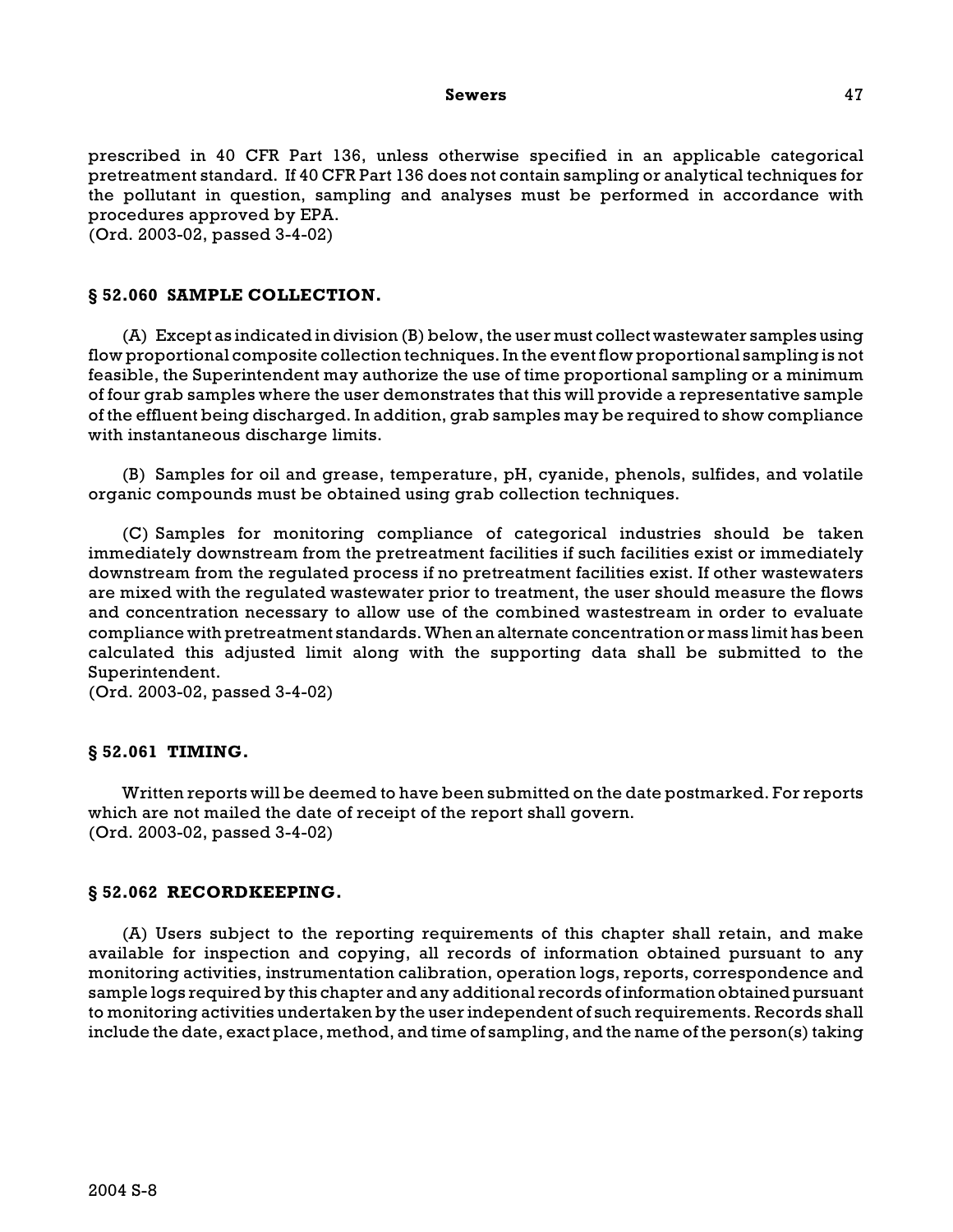prescribed in 40 CFR Part 136, unless otherwise specified in an applicable categorical pretreatment standard. If 40 CFR Part 136 does not contain sampling or analytical techniques for the pollutant in question, sampling and analyses must be performed in accordance with procedures approved by EPA.
(Ord. 2003-02, passed 3-4-02)

### § 52.060 SAMPLE COLLECTION.

(A) Except as indicated in division (B) below, the user must collect wastewater samples using flow proportional composite collection techniques. In the event flow proportional sampling is not feasible, the Superintendent may authorize the use of time proportional sampling or a minimum of four grab samples where the user demonstrates that this will provide a representative sample of the effluent being discharged. In addition, grab samples may be required to show compliance with instantaneous discharge limits.

(B) Samples for oil and grease, temperature, pH, cyanide, phenols, sulfides, and volatile organic compounds must be obtained using grab collection techniques.

(C) Samples for monitoring compliance of categorical industries should be taken immediately downstream from the pretreatment facilities if such facilities exist or immediately downstream from the regulated process if no pretreatment facilities exist. If other wastewaters are mixed with the regulated wastewater prior to treatment, the user should measure the flows and concentration necessary to allow use of the combined wastestream in order to evaluate compliance with pretreatment standards. When an alternate concentration or mass limit has been calculated this adjusted limit along with the supporting data shall be submitted to the Superintendent.
(Ord. 2003-02, passed 3-4-02)

### § 52.061 TIMING.

Written reports will be deemed to have been submitted on the date postmarked. For reports which are not mailed the date of receipt of the report shall govern.
(Ord. 2003-02, passed 3-4-02)

### § 52.062 RECORDKEEPING.

(A) Users subject to the reporting requirements of this chapter shall retain, and make available for inspection and copying, all records of information obtained pursuant to any monitoring activities, instrumentation calibration, operation logs, reports, correspondence and sample logs required by this chapter and any additional records of information obtained pursuant to monitoring activities undertaken by the user independent of such requirements. Records shall include the date, exact place, method, and time of sampling, and the name of the person(s) taking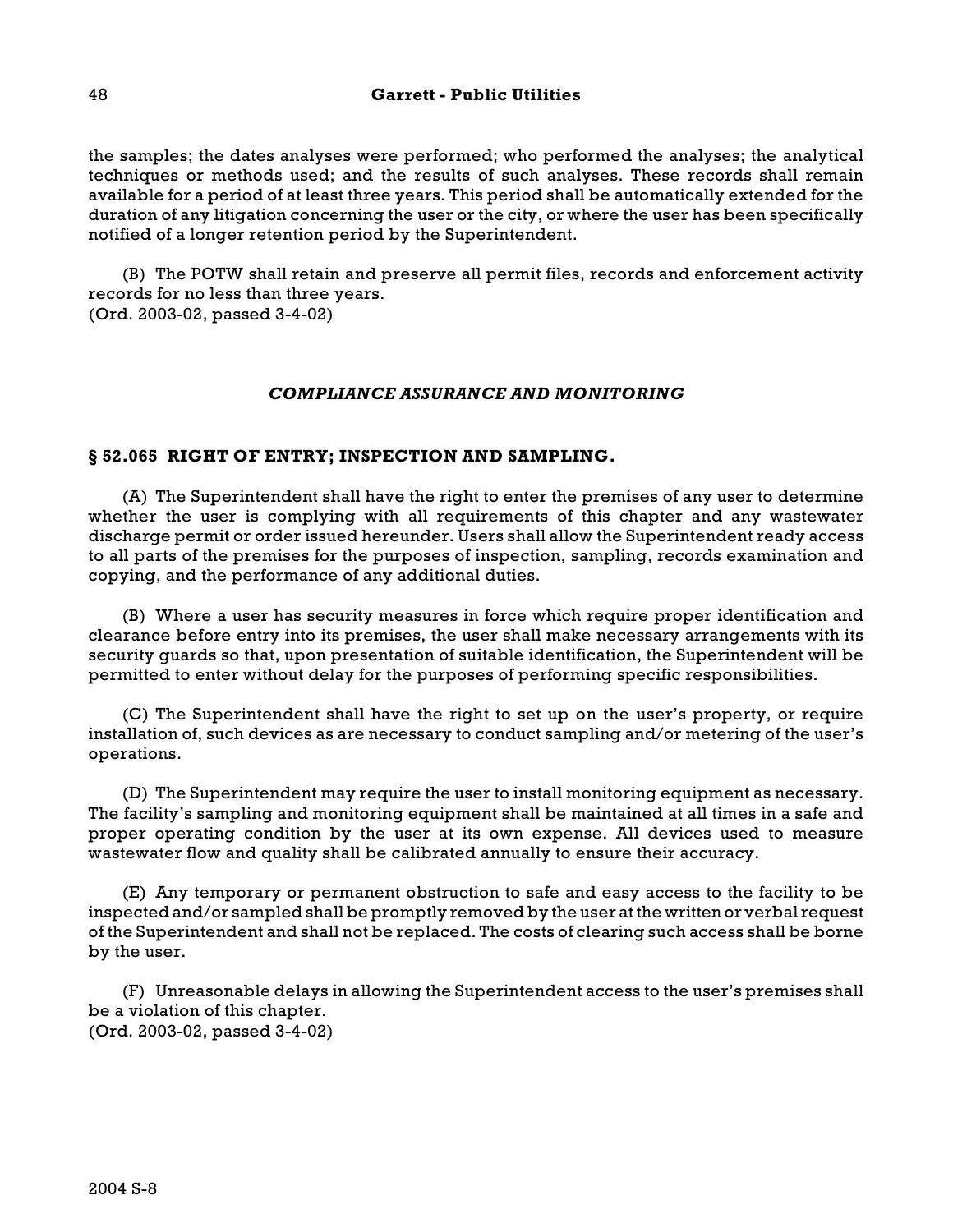the samples; the dates analyses were performed; who performed the analyses; the analytical techniques or methods used; and the results of such analyses. These records shall remain available for a period of at least three years. This period shall be automatically extended for the duration of any litigation concerning the user or the city, or where the user has been specifically notified of a longer retention period by the Superintendent.

(B) The POTW shall retain and preserve all permit files, records and enforcement activity records for no less than three years.
(Ord. 2003-02, passed 3-4-02)

## *COMPLIANCE ASSURANCE AND MONITORING*

### § 52.065 RIGHT OF ENTRY; INSPECTION AND SAMPLING.

(A) The Superintendent shall have the right to enter the premises of any user to determine whether the user is complying with all requirements of this chapter and any wastewater discharge permit or order issued hereunder. Users shall allow the Superintendent ready access to all parts of the premises for the purposes of inspection, sampling, records examination and copying, and the performance of any additional duties.

(B) Where a user has security measures in force which require proper identification and clearance before entry into its premises, the user shall make necessary arrangements with its security guards so that, upon presentation of suitable identification, the Superintendent will be permitted to enter without delay for the purposes of performing specific responsibilities.

(C) The Superintendent shall have the right to set up on the user's property, or require installation of, such devices as are necessary to conduct sampling and/or metering of the user's operations.

(D) The Superintendent may require the user to install monitoring equipment as necessary. The facility's sampling and monitoring equipment shall be maintained at all times in a safe and proper operating condition by the user at its own expense. All devices used to measure wastewater flow and quality shall be calibrated annually to ensure their accuracy.

(E) Any temporary or permanent obstruction to safe and easy access to the facility to be inspected and/or sampled shall be promptly removed by the user at the written or verbal request of the Superintendent and shall not be replaced. The costs of clearing such access shall be borne by the user.

(F) Unreasonable delays in allowing the Superintendent access to the user's premises shall be a violation of this chapter.
(Ord. 2003-02, passed 3-4-02)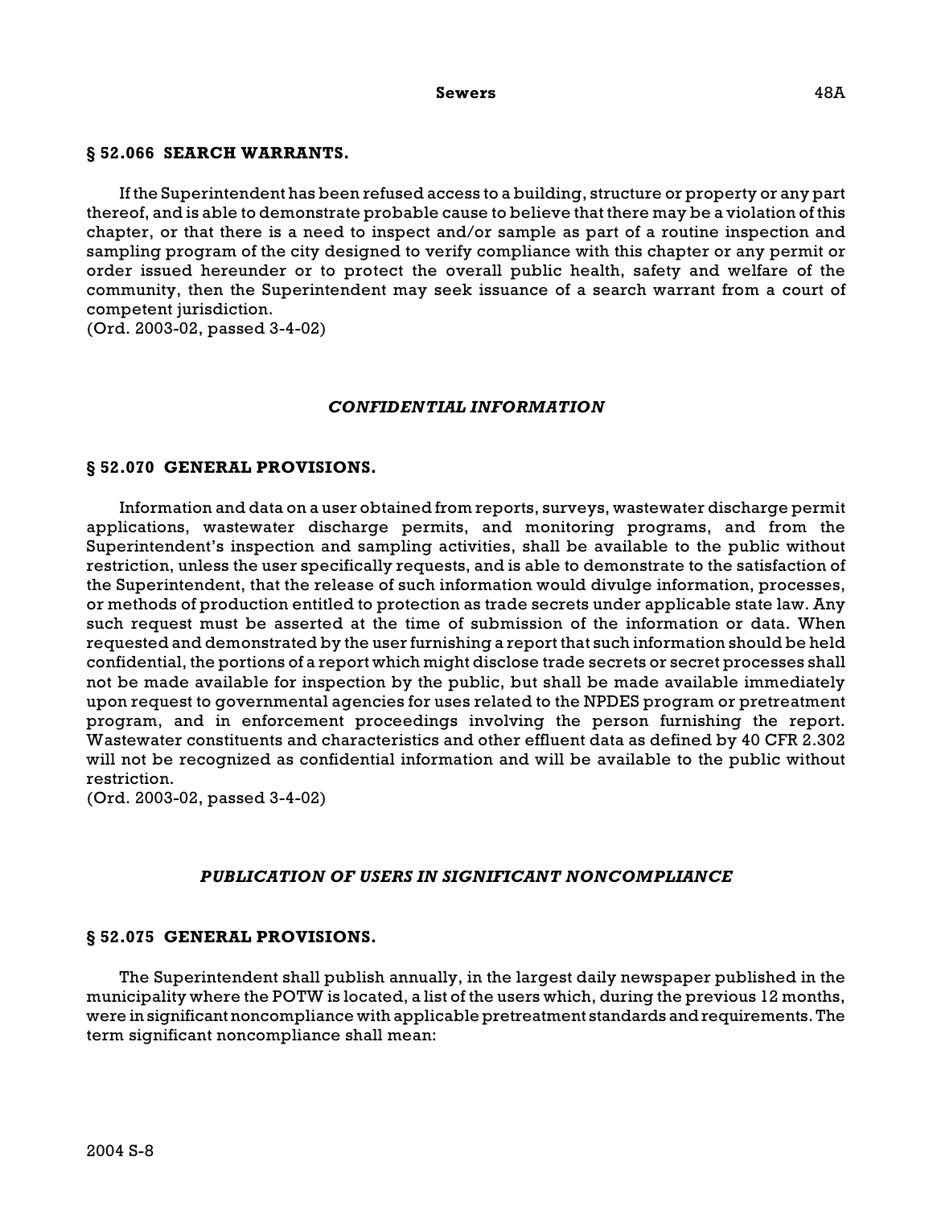### § 52.066 SEARCH WARRANTS.

If the Superintendent has been refused access to a building, structure or property or any part thereof, and is able to demonstrate probable cause to believe that there may be a violation of this chapter, or that there is a need to inspect and/or sample as part of a routine inspection and sampling program of the city designed to verify compliance with this chapter or any permit or order issued hereunder or to protect the overall public health, safety and welfare of the community, then the Superintendent may seek issuance of a search warrant from a court of competent jurisdiction.
(Ord. 2003-02, passed 3-4-02)

## *CONFIDENTIAL INFORMATION*

### § 52.070 GENERAL PROVISIONS.

Information and data on a user obtained from reports, surveys, wastewater discharge permit applications, wastewater discharge permits, and monitoring programs, and from the Superintendent's inspection and sampling activities, shall be available to the public without restriction, unless the user specifically requests, and is able to demonstrate to the satisfaction of the Superintendent, that the release of such information would divulge information, processes, or methods of production entitled to protection as trade secrets under applicable state law. Any such request must be asserted at the time of submission of the information or data. When requested and demonstrated by the user furnishing a report that such information should be held confidential, the portions of a report which might disclose trade secrets or secret processes shall not be made available for inspection by the public, but shall be made available immediately upon request to governmental agencies for uses related to the NPDES program or pretreatment program, and in enforcement proceedings involving the person furnishing the report. Wastewater constituents and characteristics and other effluent data as defined by 40 CFR 2.302 will not be recognized as confidential information and will be available to the public without restriction.
(Ord. 2003-02, passed 3-4-02)

## *PUBLICATION OF USERS IN SIGNIFICANT NONCOMPLIANCE*

### § 52.075 GENERAL PROVISIONS.

The Superintendent shall publish annually, in the largest daily newspaper published in the municipality where the POTW is located, a list of the users which, during the previous 12 months, were in significant noncompliance with applicable pretreatment standards and requirements. The term significant noncompliance shall mean: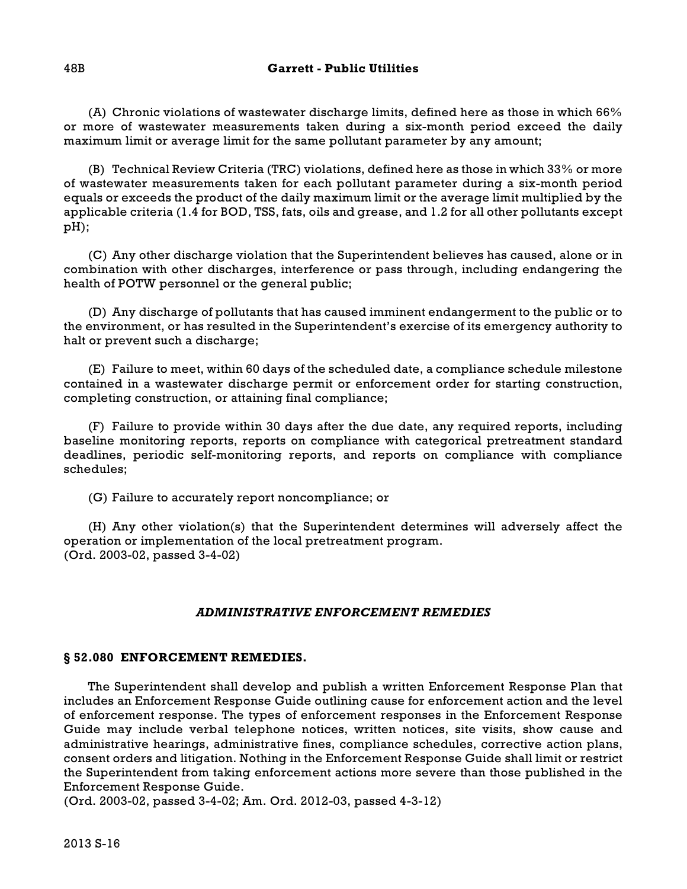(A) Chronic violations of wastewater discharge limits, defined here as those in which 66% or more of wastewater measurements taken during a six-month period exceed the daily maximum limit or average limit for the same pollutant parameter by any amount;

(B) Technical Review Criteria (TRC) violations, defined here as those in which 33% or more of wastewater measurements taken for each pollutant parameter during a six-month period equals or exceeds the product of the daily maximum limit or the average limit multiplied by the applicable criteria (1.4 for BOD, TSS, fats, oils and grease, and 1.2 for all other pollutants except pH);

(C) Any other discharge violation that the Superintendent believes has caused, alone or in combination with other discharges, interference or pass through, including endangering the health of POTW personnel or the general public;

(D) Any discharge of pollutants that has caused imminent endangerment to the public or to the environment, or has resulted in the Superintendent's exercise of its emergency authority to halt or prevent such a discharge;

(E) Failure to meet, within 60 days of the scheduled date, a compliance schedule milestone contained in a wastewater discharge permit or enforcement order for starting construction, completing construction, or attaining final compliance;

(F) Failure to provide within 30 days after the due date, any required reports, including baseline monitoring reports, reports on compliance with categorical pretreatment standard deadlines, periodic self-monitoring reports, and reports on compliance with compliance schedules;

(G) Failure to accurately report noncompliance; or

(H) Any other violation(s) that the Superintendent determines will adversely affect the operation or implementation of the local pretreatment program.
(Ord. 2003-02, passed 3-4-02)

### *ADMINISTRATIVE ENFORCEMENT REMEDIES*

### § 52.080 ENFORCEMENT REMEDIES.

The Superintendent shall develop and publish a written Enforcement Response Plan that includes an Enforcement Response Guide outlining cause for enforcement action and the level of enforcement response. The types of enforcement responses in the Enforcement Response Guide may include verbal telephone notices, written notices, site visits, show cause and administrative hearings, administrative fines, compliance schedules, corrective action plans, consent orders and litigation. Nothing in the Enforcement Response Guide shall limit or restrict the Superintendent from taking enforcement actions more severe than those published in the Enforcement Response Guide.
(Ord. 2003-02, passed 3-4-02; Am. Ord. 2012-03, passed 4-3-12)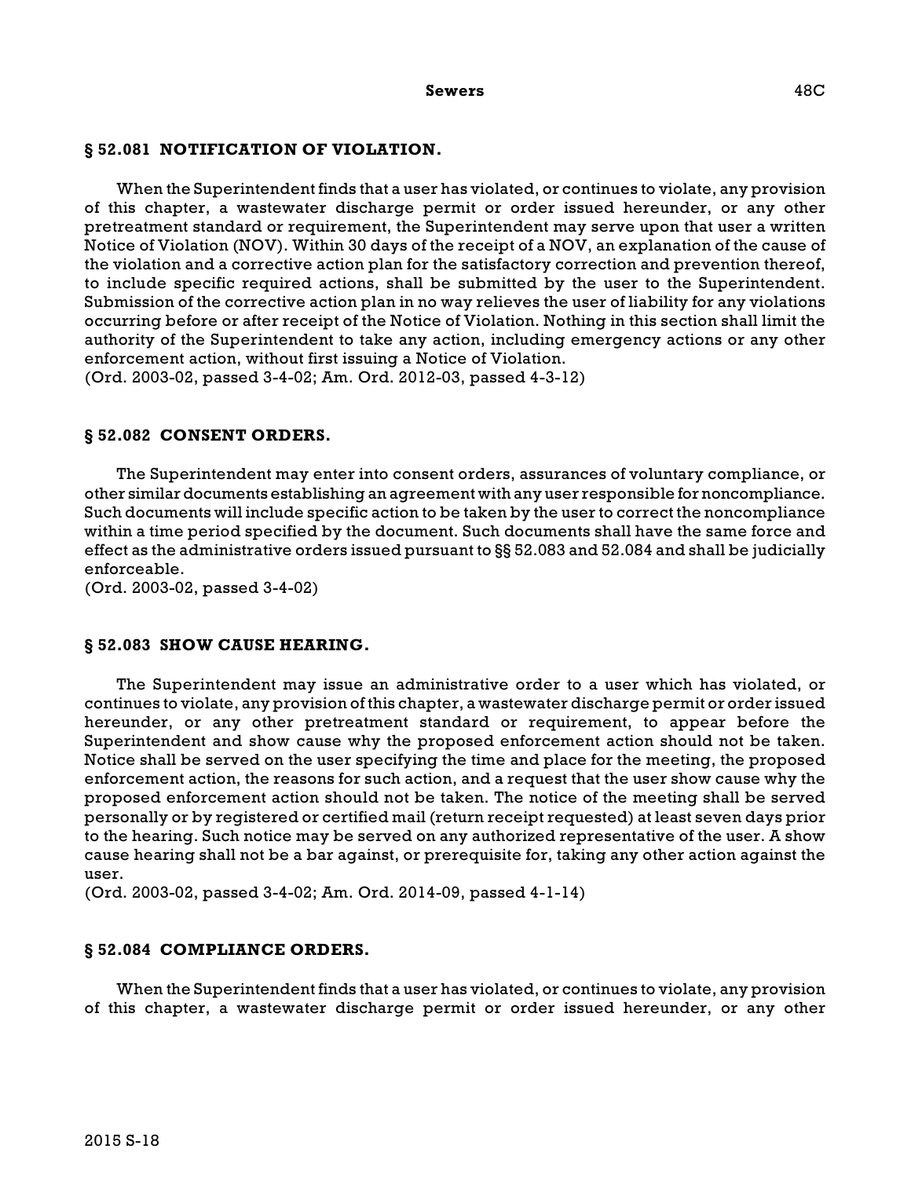### § 52.081 NOTIFICATION OF VIOLATION.

When the Superintendent finds that a user has violated, or continues to violate, any provision of this chapter, a wastewater discharge permit or order issued hereunder, or any other pretreatment standard or requirement, the Superintendent may serve upon that user a written Notice of Violation (NOV). Within 30 days of the receipt of a NOV, an explanation of the cause of the violation and a corrective action plan for the satisfactory correction and prevention thereof, to include specific required actions, shall be submitted by the user to the Superintendent. Submission of the corrective action plan in no way relieves the user of liability for any violations occurring before or after receipt of the Notice of Violation. Nothing in this section shall limit the authority of the Superintendent to take any action, including emergency actions or any other enforcement action, without first issuing a Notice of Violation.
(Ord. 2003-02, passed 3-4-02; Am. Ord. 2012-03, passed 4-3-12)

### § 52.082 CONSENT ORDERS.

The Superintendent may enter into consent orders, assurances of voluntary compliance, or other similar documents establishing an agreement with any user responsible for noncompliance. Such documents will include specific action to be taken by the user to correct the noncompliance within a time period specified by the document. Such documents shall have the same force and effect as the administrative orders issued pursuant to §§ 52.083 and 52.084 and shall be judicially enforceable.
(Ord. 2003-02, passed 3-4-02)

### § 52.083 SHOW CAUSE HEARING.

The Superintendent may issue an administrative order to a user which has violated, or continues to violate, any provision of this chapter, a wastewater discharge permit or order issued hereunder, or any other pretreatment standard or requirement, to appear before the Superintendent and show cause why the proposed enforcement action should not be taken. Notice shall be served on the user specifying the time and place for the meeting, the proposed enforcement action, the reasons for such action, and a request that the user show cause why the proposed enforcement action should not be taken. The notice of the meeting shall be served personally or by registered or certified mail (return receipt requested) at least seven days prior to the hearing. Such notice may be served on any authorized representative of the user. A show cause hearing shall not be a bar against, or prerequisite for, taking any other action against the user.
(Ord. 2003-02, passed 3-4-02; Am. Ord. 2014-09, passed 4-1-14)

### § 52.084 COMPLIANCE ORDERS.

When the Superintendent finds that a user has violated, or continues to violate, any provision of this chapter, a wastewater discharge permit or order issued hereunder, or any other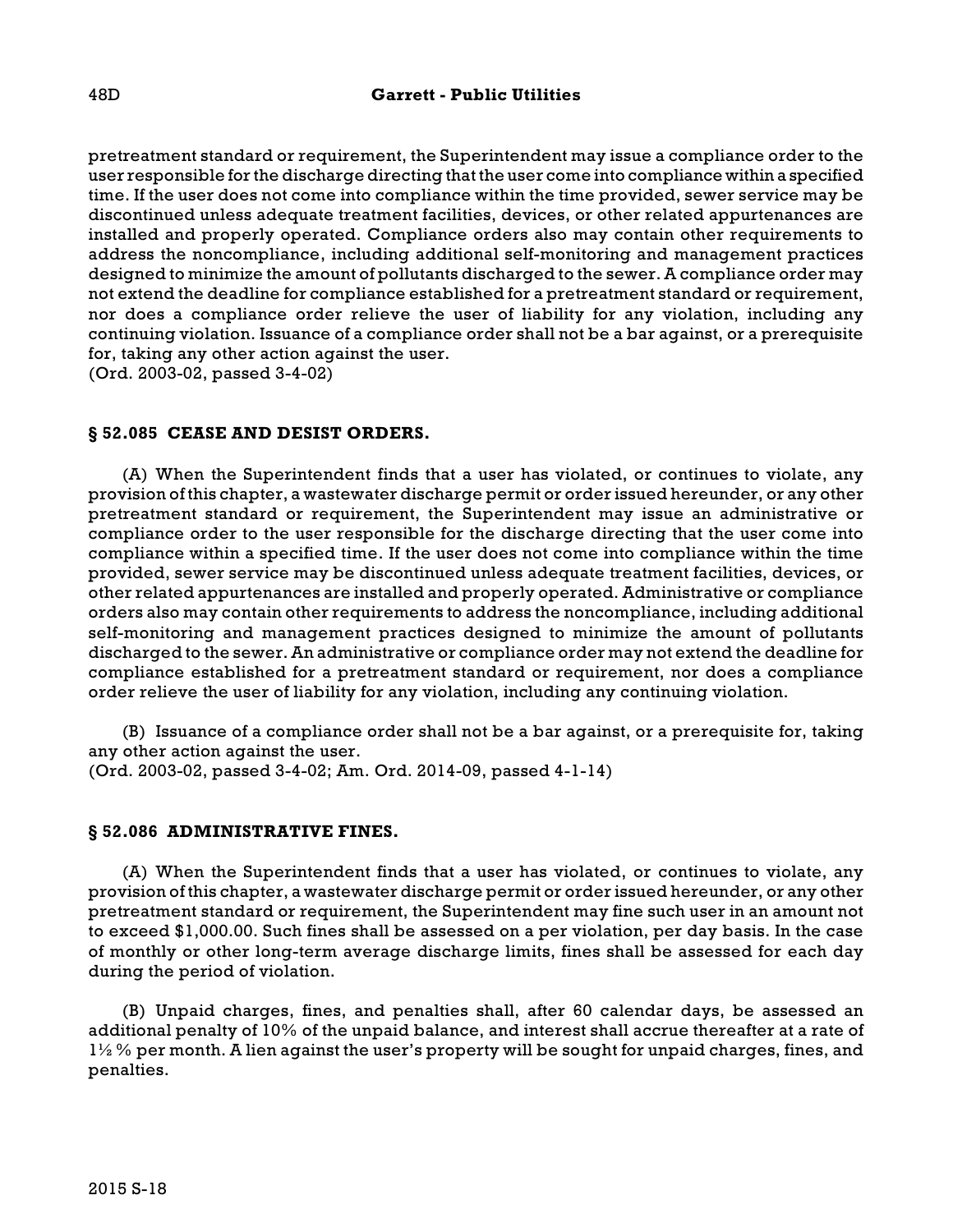pretreatment standard or requirement, the Superintendent may issue a compliance order to the user responsible for the discharge directing that the user come into compliance within a specified time. If the user does not come into compliance within the time provided, sewer service may be discontinued unless adequate treatment facilities, devices, or other related appurtenances are installed and properly operated. Compliance orders also may contain other requirements to address the noncompliance, including additional self-monitoring and management practices designed to minimize the amount of pollutants discharged to the sewer. A compliance order may not extend the deadline for compliance established for a pretreatment standard or requirement, nor does a compliance order relieve the user of liability for any violation, including any continuing violation. Issuance of a compliance order shall not be a bar against, or a prerequisite for, taking any other action against the user.
(Ord. 2003-02, passed 3-4-02)

### § 52.085 CEASE AND DESIST ORDERS.

(A) When the Superintendent finds that a user has violated, or continues to violate, any provision of this chapter, a wastewater discharge permit or order issued hereunder, or any other pretreatment standard or requirement, the Superintendent may issue an administrative or compliance order to the user responsible for the discharge directing that the user come into compliance within a specified time. If the user does not come into compliance within the time provided, sewer service may be discontinued unless adequate treatment facilities, devices, or other related appurtenances are installed and properly operated. Administrative or compliance orders also may contain other requirements to address the noncompliance, including additional self-monitoring and management practices designed to minimize the amount of pollutants discharged to the sewer. An administrative or compliance order may not extend the deadline for compliance established for a pretreatment standard or requirement, nor does a compliance order relieve the user of liability for any violation, including any continuing violation.

(B) Issuance of a compliance order shall not be a bar against, or a prerequisite for, taking any other action against the user.
(Ord. 2003-02, passed 3-4-02; Am. Ord. 2014-09, passed 4-1-14)

### § 52.086 ADMINISTRATIVE FINES.

(A) When the Superintendent finds that a user has violated, or continues to violate, any provision of this chapter, a wastewater discharge permit or order issued hereunder, or any other pretreatment standard or requirement, the Superintendent may fine such user in an amount not to exceed $1,000.00. Such fines shall be assessed on a per violation, per day basis. In the case of monthly or other long-term average discharge limits, fines shall be assessed for each day during the period of violation.

(B) Unpaid charges, fines, and penalties shall, after 60 calendar days, be assessed an additional penalty of 10% of the unpaid balance, and interest shall accrue thereafter at a rate of 1½ % per month. A lien against the user's property will be sought for unpaid charges, fines, and penalties.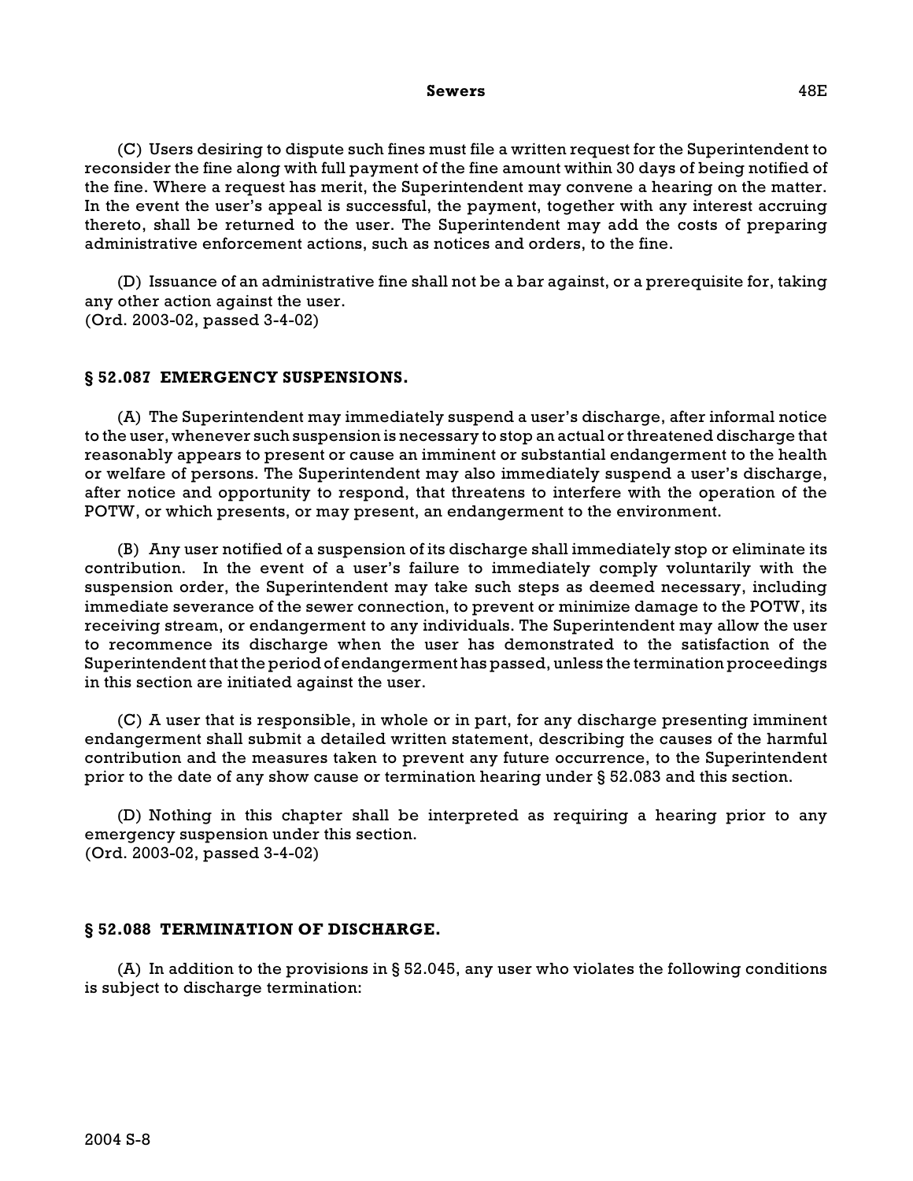(C) Users desiring to dispute such fines must file a written request for the Superintendent to reconsider the fine along with full payment of the fine amount within 30 days of being notified of the fine. Where a request has merit, the Superintendent may convene a hearing on the matter. In the event the user's appeal is successful, the payment, together with any interest accruing thereto, shall be returned to the user. The Superintendent may add the costs of preparing administrative enforcement actions, such as notices and orders, to the fine.

(D) Issuance of an administrative fine shall not be a bar against, or a prerequisite for, taking any other action against the user.
(Ord. 2003-02, passed 3-4-02)

### § 52.087 EMERGENCY SUSPENSIONS.

(A) The Superintendent may immediately suspend a user's discharge, after informal notice to the user, whenever such suspension is necessary to stop an actual or threatened discharge that reasonably appears to present or cause an imminent or substantial endangerment to the health or welfare of persons. The Superintendent may also immediately suspend a user's discharge, after notice and opportunity to respond, that threatens to interfere with the operation of the POTW, or which presents, or may present, an endangerment to the environment.

(B) Any user notified of a suspension of its discharge shall immediately stop or eliminate its contribution. In the event of a user's failure to immediately comply voluntarily with the suspension order, the Superintendent may take such steps as deemed necessary, including immediate severance of the sewer connection, to prevent or minimize damage to the POTW, its receiving stream, or endangerment to any individuals. The Superintendent may allow the user to recommence its discharge when the user has demonstrated to the satisfaction of the Superintendent that the period of endangerment has passed, unless the termination proceedings in this section are initiated against the user.

(C) A user that is responsible, in whole or in part, for any discharge presenting imminent endangerment shall submit a detailed written statement, describing the causes of the harmful contribution and the measures taken to prevent any future occurrence, to the Superintendent prior to the date of any show cause or termination hearing under § 52.083 and this section.

(D) Nothing in this chapter shall be interpreted as requiring a hearing prior to any emergency suspension under this section.
(Ord. 2003-02, passed 3-4-02)

### § 52.088 TERMINATION OF DISCHARGE.

(A) In addition to the provisions in § 52.045, any user who violates the following conditions is subject to discharge termination: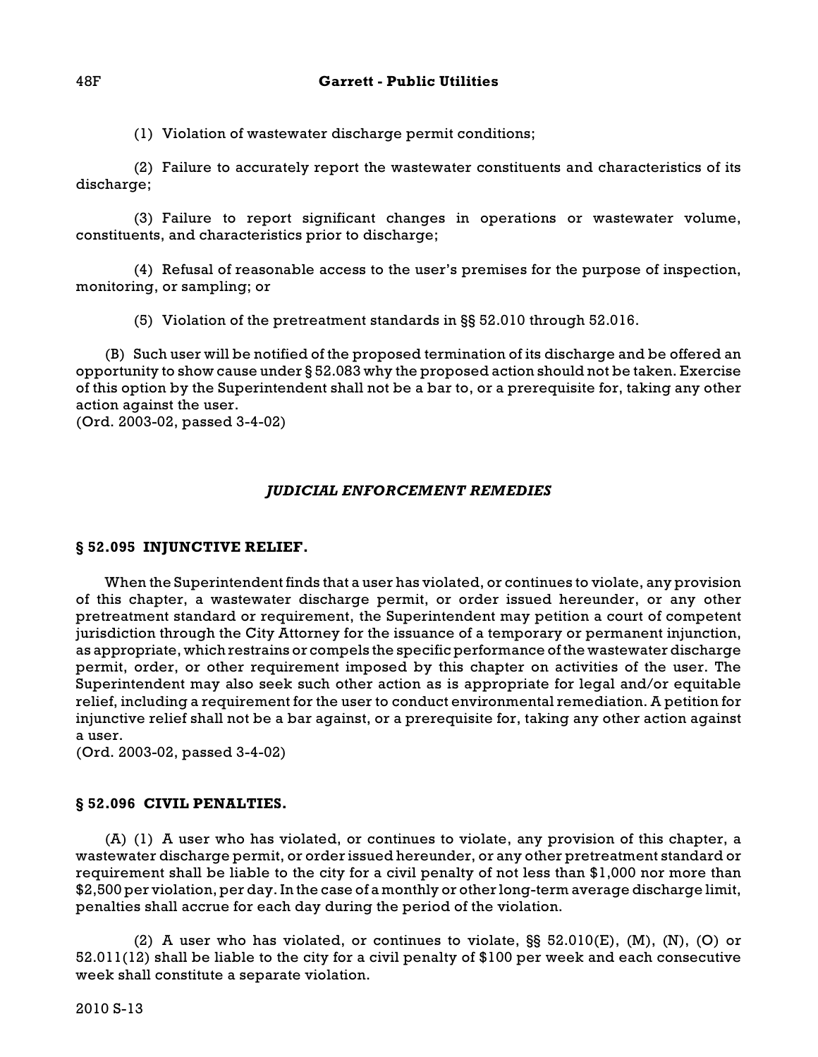(1) Violation of wastewater discharge permit conditions;

(2) Failure to accurately report the wastewater constituents and characteristics of its discharge;

(3) Failure to report significant changes in operations or wastewater volume, constituents, and characteristics prior to discharge;

(4) Refusal of reasonable access to the user's premises for the purpose of inspection, monitoring, or sampling; or

(5) Violation of the pretreatment standards in §§ 52.010 through 52.016.

(B) Such user will be notified of the proposed termination of its discharge and be offered an opportunity to show cause under § 52.083 why the proposed action should not be taken. Exercise of this option by the Superintendent shall not be a bar to, or a prerequisite for, taking any other action against the user.
(Ord. 2003-02, passed 3-4-02)

## *JUDICIAL ENFORCEMENT REMEDIES*

### § 52.095 INJUNCTIVE RELIEF.

When the Superintendent finds that a user has violated, or continues to violate, any provision of this chapter, a wastewater discharge permit, or order issued hereunder, or any other pretreatment standard or requirement, the Superintendent may petition a court of competent jurisdiction through the City Attorney for the issuance of a temporary or permanent injunction, as appropriate, which restrains or compels the specific performance of the wastewater discharge permit, order, or other requirement imposed by this chapter on activities of the user. The Superintendent may also seek such other action as is appropriate for legal and/or equitable relief, including a requirement for the user to conduct environmental remediation. A petition for injunctive relief shall not be a bar against, or a prerequisite for, taking any other action against a user.
(Ord. 2003-02, passed 3-4-02)

### § 52.096 CIVIL PENALTIES.

(A) (1) A user who has violated, or continues to violate, any provision of this chapter, a wastewater discharge permit, or order issued hereunder, or any other pretreatment standard or requirement shall be liable to the city for a civil penalty of not less than $1,000 nor more than $2,500 per violation, per day. In the case of a monthly or other long-term average discharge limit, penalties shall accrue for each day during the period of the violation.

(2) A user who has violated, or continues to violate, §§ 52.010(E), (M), (N), (O) or 52.011(12) shall be liable to the city for a civil penalty of $100 per week and each consecutive week shall constitute a separate violation.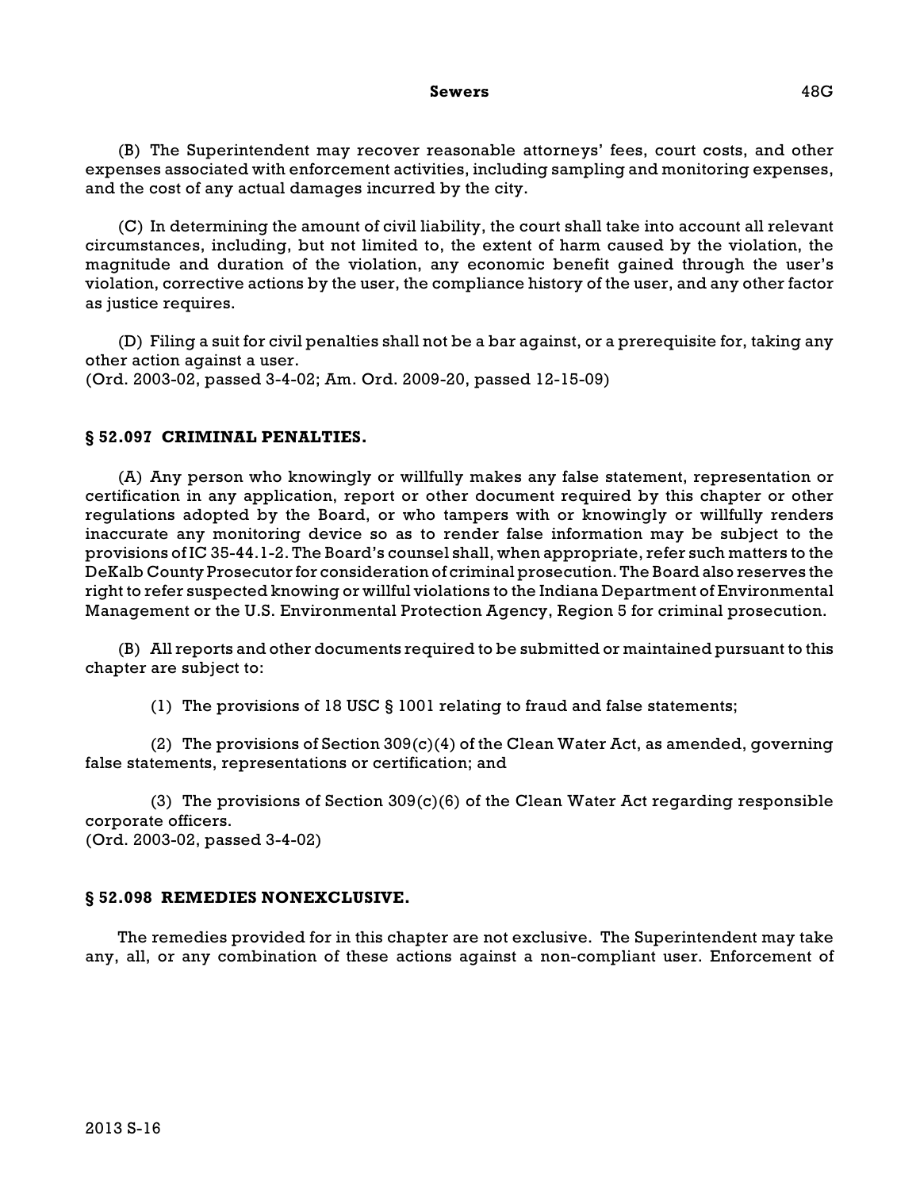(B) The Superintendent may recover reasonable attorneys' fees, court costs, and other expenses associated with enforcement activities, including sampling and monitoring expenses, and the cost of any actual damages incurred by the city.

(C) In determining the amount of civil liability, the court shall take into account all relevant circumstances, including, but not limited to, the extent of harm caused by the violation, the magnitude and duration of the violation, any economic benefit gained through the user's violation, corrective actions by the user, the compliance history of the user, and any other factor as justice requires.

(D) Filing a suit for civil penalties shall not be a bar against, or a prerequisite for, taking any other action against a user.
(Ord. 2003-02, passed 3-4-02; Am. Ord. 2009-20, passed 12-15-09)

### § 52.097 CRIMINAL PENALTIES.

(A) Any person who knowingly or willfully makes any false statement, representation or certification in any application, report or other document required by this chapter or other regulations adopted by the Board, or who tampers with or knowingly or willfully renders inaccurate any monitoring device so as to render false information may be subject to the provisions of IC 35-44.1-2. The Board's counsel shall, when appropriate, refer such matters to the DeKalb County Prosecutor for consideration of criminal prosecution. The Board also reserves the right to refer suspected knowing or willful violations to the Indiana Department of Environmental Management or the U.S. Environmental Protection Agency, Region 5 for criminal prosecution.

(B) All reports and other documents required to be submitted or maintained pursuant to this chapter are subject to:

(1) The provisions of 18 USC § 1001 relating to fraud and false statements;

(2) The provisions of Section 309(c)(4) of the Clean Water Act, as amended, governing false statements, representations or certification; and

(3) The provisions of Section 309(c)(6) of the Clean Water Act regarding responsible corporate officers.
(Ord. 2003-02, passed 3-4-02)

### § 52.098 REMEDIES NONEXCLUSIVE.

The remedies provided for in this chapter are not exclusive. The Superintendent may take any, all, or any combination of these actions against a non-compliant user. Enforcement of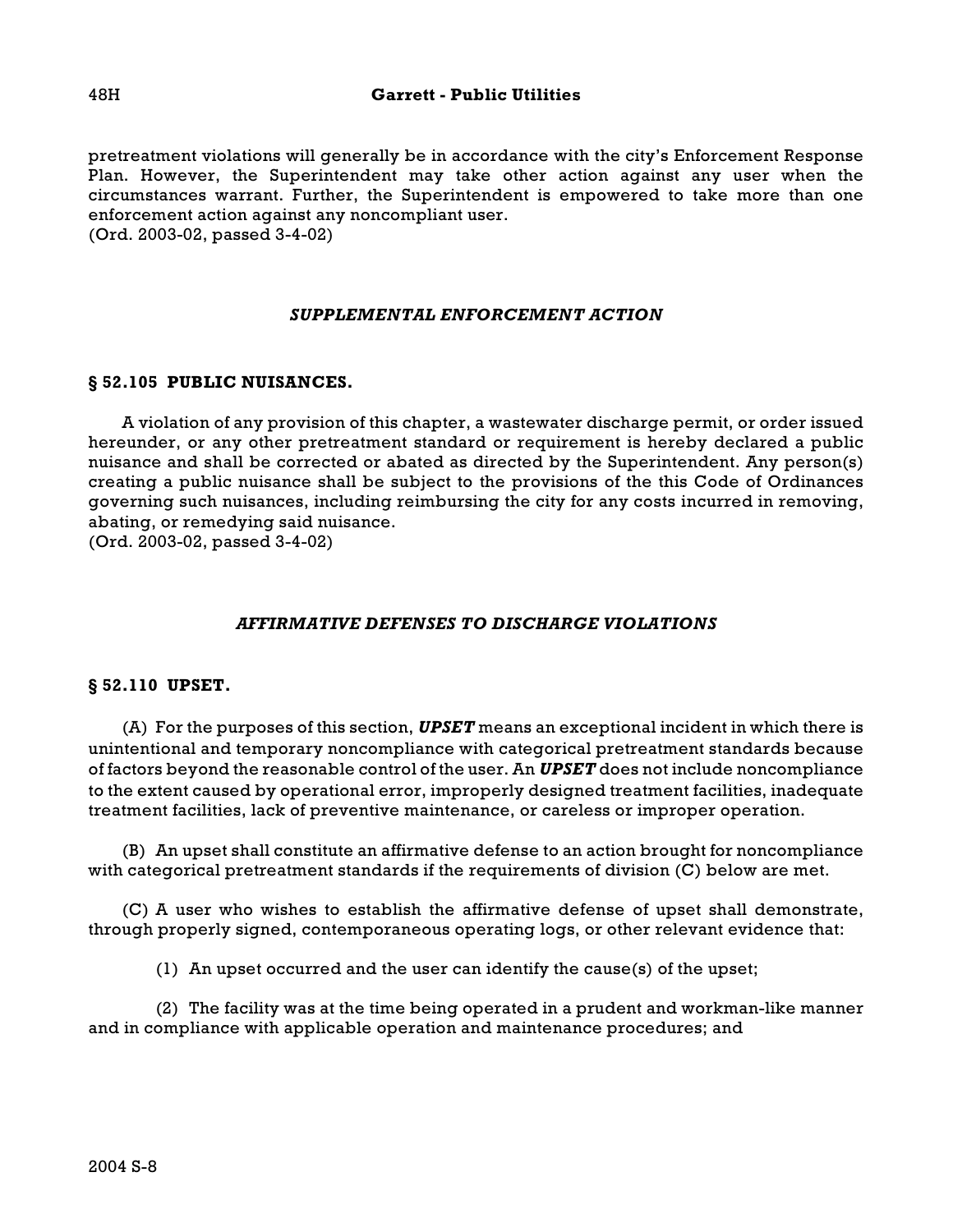pretreatment violations will generally be in accordance with the city's Enforcement Response Plan. However, the Superintendent may take other action against any user when the circumstances warrant. Further, the Superintendent is empowered to take more than one enforcement action against any noncompliant user.
(Ord. 2003-02, passed 3-4-02)

### *SUPPLEMENTAL ENFORCEMENT ACTION*

#### § 52.105 PUBLIC NUISANCES.

A violation of any provision of this chapter, a wastewater discharge permit, or order issued hereunder, or any other pretreatment standard or requirement is hereby declared a public nuisance and shall be corrected or abated as directed by the Superintendent. Any person(s) creating a public nuisance shall be subject to the provisions of the this Code of Ordinances governing such nuisances, including reimbursing the city for any costs incurred in removing, abating, or remedying said nuisance.
(Ord. 2003-02, passed 3-4-02)

### *AFFIRMATIVE DEFENSES TO DISCHARGE VIOLATIONS*

#### § 52.110 UPSET.

(A) For the purposes of this section, ***UPSET*** means an exceptional incident in which there is unintentional and temporary noncompliance with categorical pretreatment standards because of factors beyond the reasonable control of the user. An ***UPSET*** does not include noncompliance to the extent caused by operational error, improperly designed treatment facilities, inadequate treatment facilities, lack of preventive maintenance, or careless or improper operation.

(B) An upset shall constitute an affirmative defense to an action brought for noncompliance with categorical pretreatment standards if the requirements of division (C) below are met.

(C) A user who wishes to establish the affirmative defense of upset shall demonstrate, through properly signed, contemporaneous operating logs, or other relevant evidence that:

(1) An upset occurred and the user can identify the cause(s) of the upset;

(2) The facility was at the time being operated in a prudent and workman-like manner and in compliance with applicable operation and maintenance procedures; and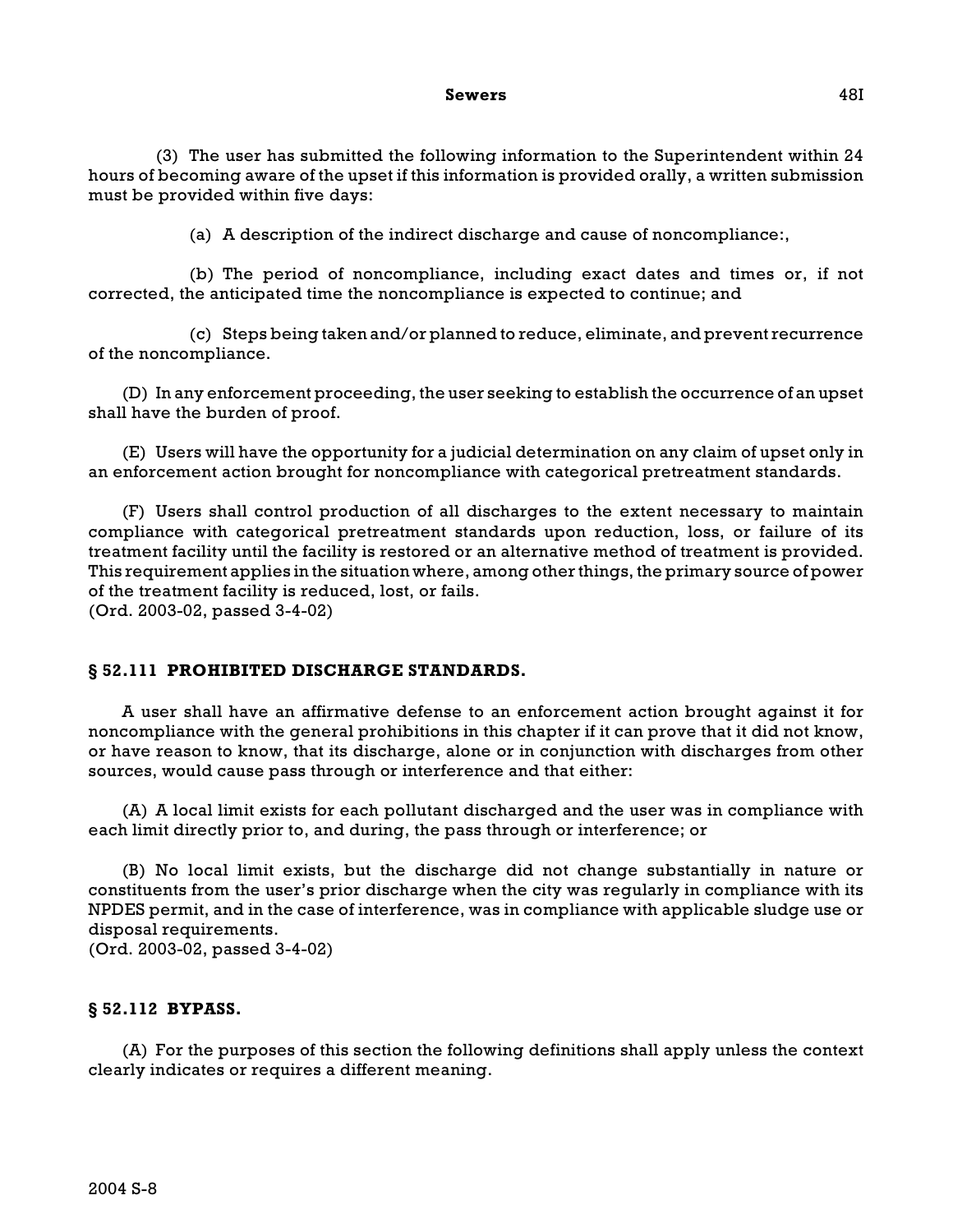(3) The user has submitted the following information to the Superintendent within 24 hours of becoming aware of the upset if this information is provided orally, a written submission must be provided within five days:

(a) A description of the indirect discharge and cause of noncompliance:,

(b) The period of noncompliance, including exact dates and times or, if not corrected, the anticipated time the noncompliance is expected to continue; and

(c) Steps being taken and/or planned to reduce, eliminate, and prevent recurrence of the noncompliance.

(D) In any enforcement proceeding, the user seeking to establish the occurrence of an upset shall have the burden of proof.

(E) Users will have the opportunity for a judicial determination on any claim of upset only in an enforcement action brought for noncompliance with categorical pretreatment standards.

(F) Users shall control production of all discharges to the extent necessary to maintain compliance with categorical pretreatment standards upon reduction, loss, or failure of its treatment facility until the facility is restored or an alternative method of treatment is provided. This requirement applies in the situation where, among other things, the primary source of power of the treatment facility is reduced, lost, or fails.
(Ord. 2003-02, passed 3-4-02)

### § 52.111 PROHIBITED DISCHARGE STANDARDS.

A user shall have an affirmative defense to an enforcement action brought against it for noncompliance with the general prohibitions in this chapter if it can prove that it did not know, or have reason to know, that its discharge, alone or in conjunction with discharges from other sources, would cause pass through or interference and that either:

(A) A local limit exists for each pollutant discharged and the user was in compliance with each limit directly prior to, and during, the pass through or interference; or

(B) No local limit exists, but the discharge did not change substantially in nature or constituents from the user's prior discharge when the city was regularly in compliance with its NPDES permit, and in the case of interference, was in compliance with applicable sludge use or disposal requirements.
(Ord. 2003-02, passed 3-4-02)

### § 52.112 BYPASS.

(A) For the purposes of this section the following definitions shall apply unless the context clearly indicates or requires a different meaning.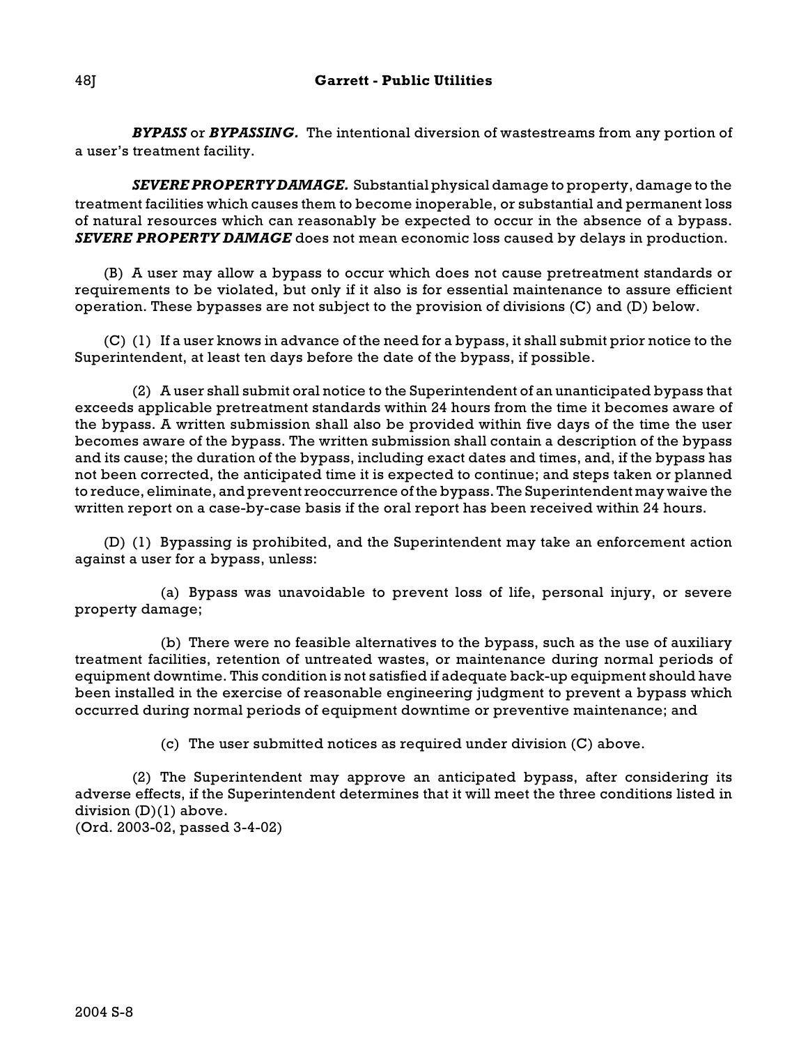***BYPASS*** or ***BYPASSING.*** The intentional diversion of wastestreams from any portion of a user's treatment facility.

***SEVERE PROPERTY DAMAGE.*** Substantial physical damage to property, damage to the treatment facilities which causes them to become inoperable, or substantial and permanent loss of natural resources which can reasonably be expected to occur in the absence of a bypass. ***SEVERE PROPERTY DAMAGE*** does not mean economic loss caused by delays in production.

(B) A user may allow a bypass to occur which does not cause pretreatment standards or requirements to be violated, but only if it also is for essential maintenance to assure efficient operation. These bypasses are not subject to the provision of divisions (C) and (D) below.

(C) (1) If a user knows in advance of the need for a bypass, it shall submit prior notice to the Superintendent, at least ten days before the date of the bypass, if possible.

(2) A user shall submit oral notice to the Superintendent of an unanticipated bypass that exceeds applicable pretreatment standards within 24 hours from the time it becomes aware of the bypass. A written submission shall also be provided within five days of the time the user becomes aware of the bypass. The written submission shall contain a description of the bypass and its cause; the duration of the bypass, including exact dates and times, and, if the bypass has not been corrected, the anticipated time it is expected to continue; and steps taken or planned to reduce, eliminate, and prevent reoccurrence of the bypass. The Superintendent may waive the written report on a case-by-case basis if the oral report has been received within 24 hours.

(D) (1) Bypassing is prohibited, and the Superintendent may take an enforcement action against a user for a bypass, unless:

(a) Bypass was unavoidable to prevent loss of life, personal injury, or severe property damage;

(b) There were no feasible alternatives to the bypass, such as the use of auxiliary treatment facilities, retention of untreated wastes, or maintenance during normal periods of equipment downtime. This condition is not satisfied if adequate back-up equipment should have been installed in the exercise of reasonable engineering judgment to prevent a bypass which occurred during normal periods of equipment downtime or preventive maintenance; and

(c) The user submitted notices as required under division (C) above.

(2) The Superintendent may approve an anticipated bypass, after considering its adverse effects, if the Superintendent determines that it will meet the three conditions listed in division (D)(1) above.
(Ord. 2003-02, passed 3-4-02)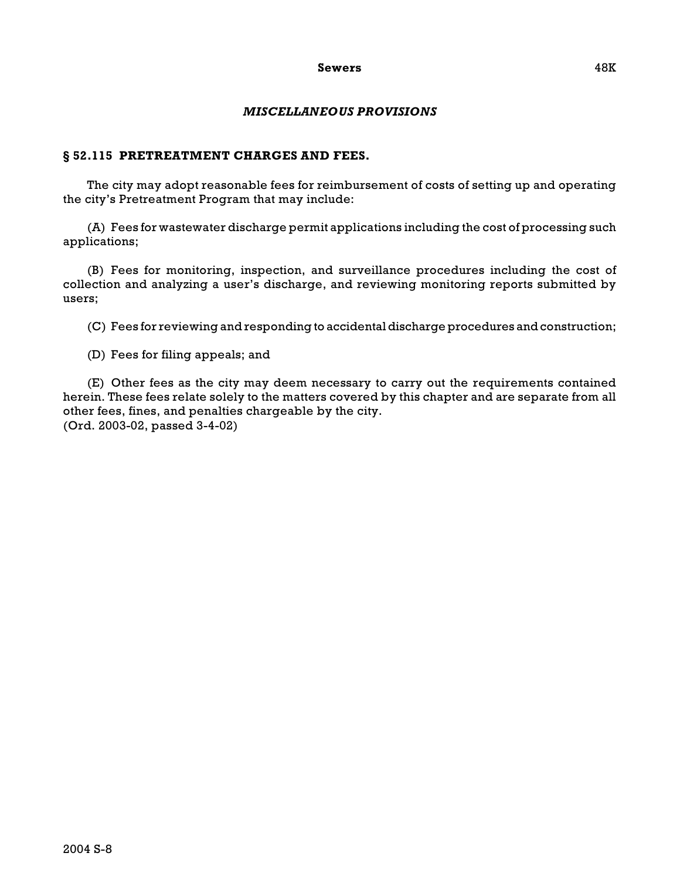### *MISCELLANEOUS PROVISIONS*

## § 52.115 PRETREATMENT CHARGES AND FEES.

The city may adopt reasonable fees for reimbursement of costs of setting up and operating the city's Pretreatment Program that may include:

(A) Fees for wastewater discharge permit applications including the cost of processing such applications;

(B) Fees for monitoring, inspection, and surveillance procedures including the cost of collection and analyzing a user's discharge, and reviewing monitoring reports submitted by users;

(C) Fees for reviewing and responding to accidental discharge procedures and construction;

(D) Fees for filing appeals; and

(E) Other fees as the city may deem necessary to carry out the requirements contained herein. These fees relate solely to the matters covered by this chapter and are separate from all other fees, fines, and penalties chargeable by the city.
(Ord. 2003-02, passed 3-4-02)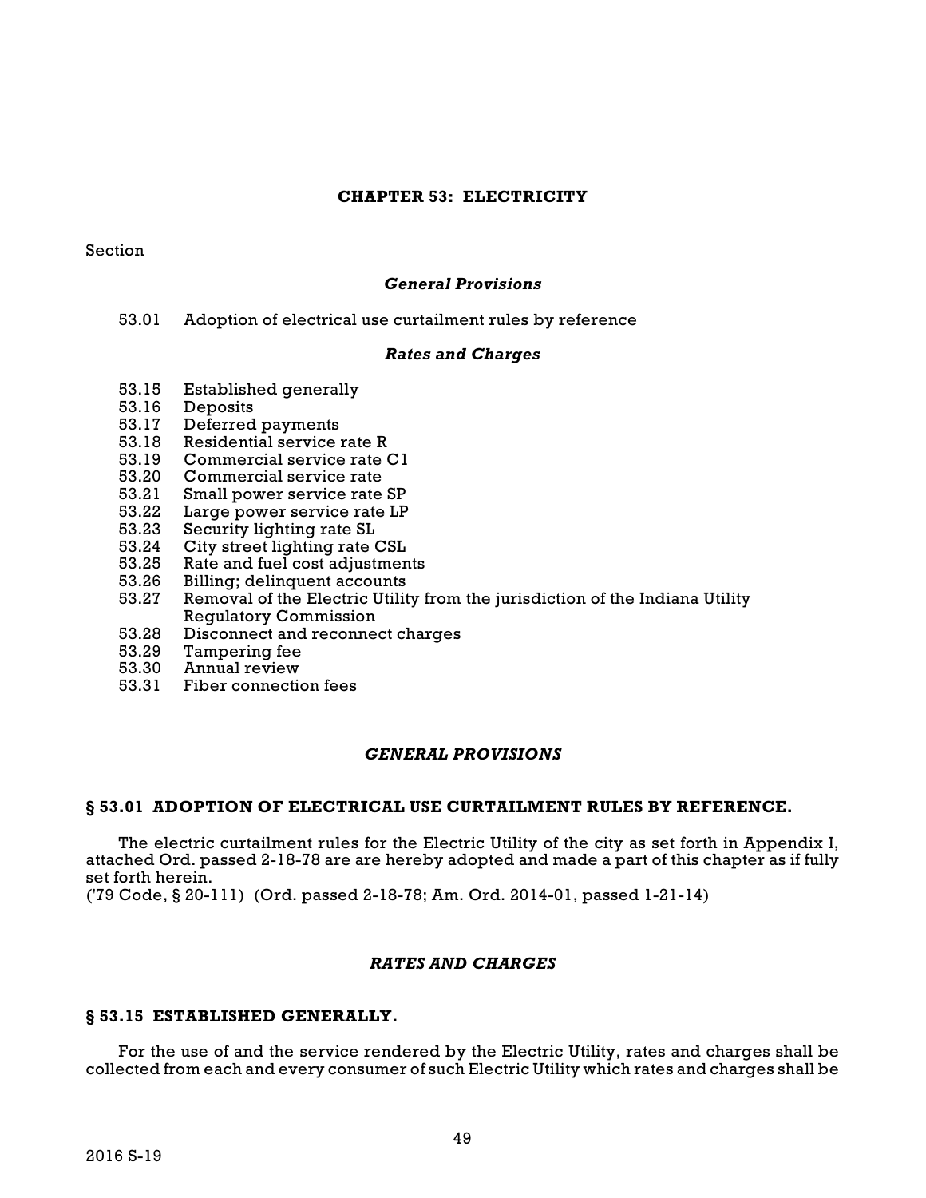# CHAPTER 53: ELECTRICITY

Section

***General Provisions***

53.01 Adoption of electrical use curtailment rules by reference

***Rates and Charges***

53.15 Established generally
53.16 Deposits
53.17 Deferred payments
53.18 Residential service rate R
53.19 Commercial service rate C1
53.20 Commercial service rate
53.21 Small power service rate SP
53.22 Large power service rate LP
53.23 Security lighting rate SL
53.24 City street lighting rate CSL
53.25 Rate and fuel cost adjustments
53.26 Billing; delinquent accounts
53.27 Removal of the Electric Utility from the jurisdiction of the Indiana Utility Regulatory Commission
53.28 Disconnect and reconnect charges
53.29 Tampering fee
53.30 Annual review
53.31 Fiber connection fees

## *GENERAL PROVISIONS*

### § 53.01 ADOPTION OF ELECTRICAL USE CURTAILMENT RULES BY REFERENCE.

The electric curtailment rules for the Electric Utility of the city as set forth in Appendix I, attached Ord. passed 2-18-78 are are hereby adopted and made a part of this chapter as if fully set forth herein.
('79 Code, § 20-111) (Ord. passed 2-18-78; Am. Ord. 2014-01, passed 1-21-14)

## *RATES AND CHARGES*

### § 53.15 ESTABLISHED GENERALLY.

For the use of and the service rendered by the Electric Utility, rates and charges shall be collected from each and every consumer of such Electric Utility which rates and charges shall be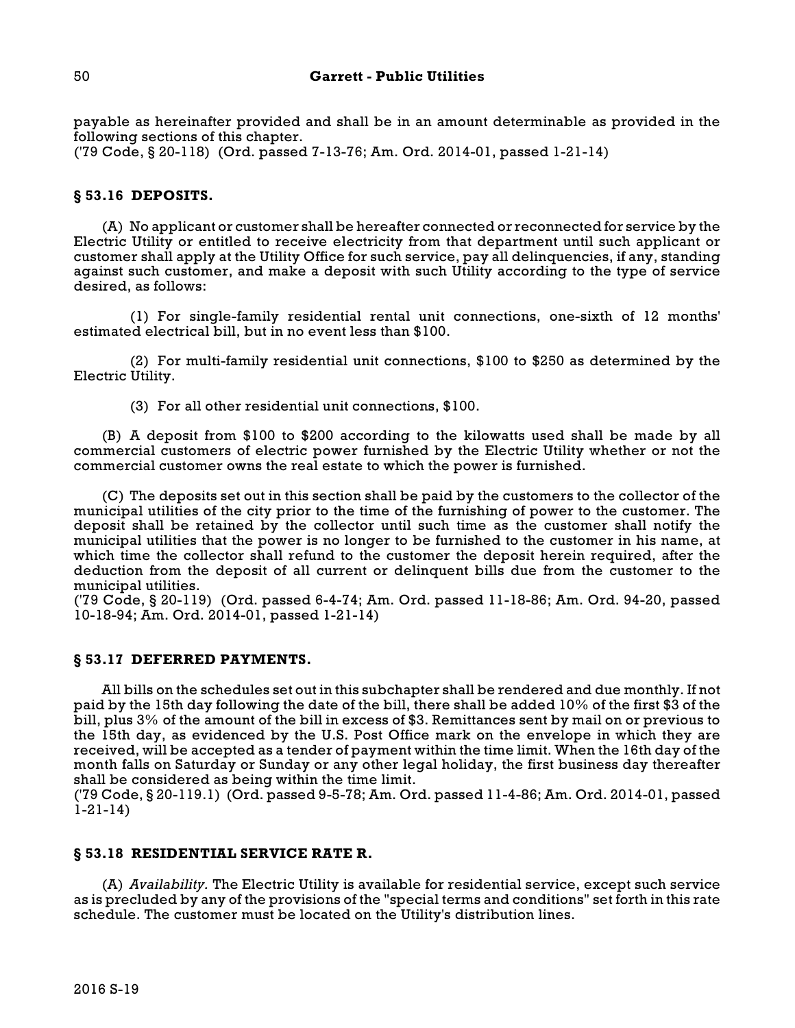payable as hereinafter provided and shall be in an amount determinable as provided in the following sections of this chapter.
('79 Code, § 20-118) (Ord. passed 7-13-76; Am. Ord. 2014-01, passed 1-21-14)

### § 53.16 DEPOSITS.

(A) No applicant or customer shall be hereafter connected or reconnected for service by the Electric Utility or entitled to receive electricity from that department until such applicant or customer shall apply at the Utility Office for such service, pay all delinquencies, if any, standing against such customer, and make a deposit with such Utility according to the type of service desired, as follows:

(1) For single-family residential rental unit connections, one-sixth of 12 months' estimated electrical bill, but in no event less than $100.

(2) For multi-family residential unit connections, $100 to $250 as determined by the Electric Utility.

(3) For all other residential unit connections, $100.

(B) A deposit from $100 to $200 according to the kilowatts used shall be made by all commercial customers of electric power furnished by the Electric Utility whether or not the commercial customer owns the real estate to which the power is furnished.

(C) The deposits set out in this section shall be paid by the customers to the collector of the municipal utilities of the city prior to the time of the furnishing of power to the customer. The deposit shall be retained by the collector until such time as the customer shall notify the municipal utilities that the power is no longer to be furnished to the customer in his name, at which time the collector shall refund to the customer the deposit herein required, after the deduction from the deposit of all current or delinquent bills due from the customer to the municipal utilities.
('79 Code, § 20-119) (Ord. passed 6-4-74; Am. Ord. passed 11-18-86; Am. Ord. 94-20, passed 10-18-94; Am. Ord. 2014-01, passed 1-21-14)

### § 53.17 DEFERRED PAYMENTS.

All bills on the schedules set out in this subchapter shall be rendered and due monthly. If not paid by the 15th day following the date of the bill, there shall be added 10% of the first $3 of the bill, plus 3% of the amount of the bill in excess of $3. Remittances sent by mail on or previous to the 15th day, as evidenced by the U.S. Post Office mark on the envelope in which they are received, will be accepted as a tender of payment within the time limit. When the 16th day of the month falls on Saturday or Sunday or any other legal holiday, the first business day thereafter shall be considered as being within the time limit.
('79 Code, § 20-119.1) (Ord. passed 9-5-78; Am. Ord. passed 11-4-86; Am. Ord. 2014-01, passed 1-21-14)

### § 53.18 RESIDENTIAL SERVICE RATE R.

(A) *Availability.* The Electric Utility is available for residential service, except such service as is precluded by any of the provisions of the "special terms and conditions" set forth in this rate schedule. The customer must be located on the Utility's distribution lines.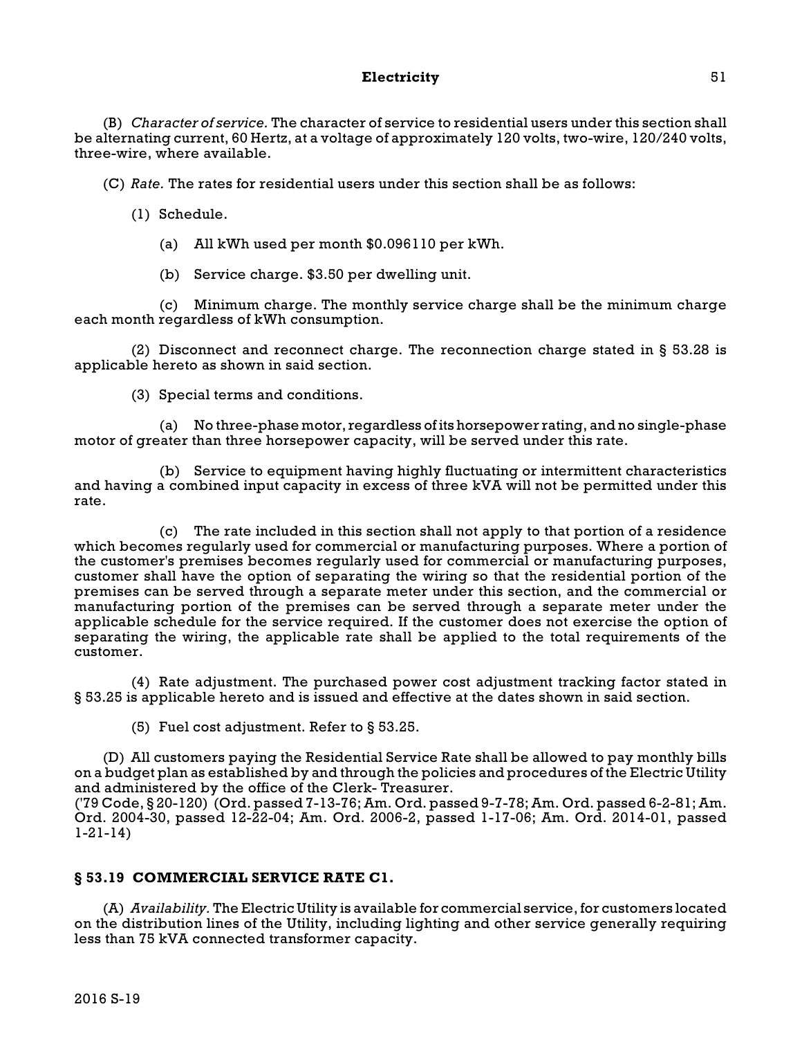(B) *Character of service.* The character of service to residential users under this section shall be alternating current, 60 Hertz, at a voltage of approximately 120 volts, two-wire, 120/240 volts, three-wire, where available.

(C) *Rate.* The rates for residential users under this section shall be as follows:

(1) Schedule.

(a) All kWh used per month $0.096110 per kWh.

(b) Service charge. $3.50 per dwelling unit.

(c) Minimum charge. The monthly service charge shall be the minimum charge each month regardless of kWh consumption.

(2) Disconnect and reconnect charge. The reconnection charge stated in § 53.28 is applicable hereto as shown in said section.

(3) Special terms and conditions.

(a) No three-phase motor, regardless of its horsepower rating, and no single-phase motor of greater than three horsepower capacity, will be served under this rate.

(b) Service to equipment having highly fluctuating or intermittent characteristics and having a combined input capacity in excess of three kVA will not be permitted under this rate.

(c) The rate included in this section shall not apply to that portion of a residence which becomes regularly used for commercial or manufacturing purposes. Where a portion of the customer's premises becomes regularly used for commercial or manufacturing purposes, customer shall have the option of separating the wiring so that the residential portion of the premises can be served through a separate meter under this section, and the commercial or manufacturing portion of the premises can be served through a separate meter under the applicable schedule for the service required. If the customer does not exercise the option of separating the wiring, the applicable rate shall be applied to the total requirements of the customer.

(4) Rate adjustment. The purchased power cost adjustment tracking factor stated in § 53.25 is applicable hereto and is issued and effective at the dates shown in said section.

(5) Fuel cost adjustment. Refer to § 53.25.

(D) All customers paying the Residential Service Rate shall be allowed to pay monthly bills on a budget plan as established by and through the policies and procedures of the Electric Utility and administered by the office of the Clerk- Treasurer.
('79 Code, § 20-120) (Ord. passed 7-13-76; Am. Ord. passed 9-7-78; Am. Ord. passed 6-2-81; Am. Ord. 2004-30, passed 12-22-04; Am. Ord. 2006-2, passed 1-17-06; Am. Ord. 2014-01, passed 1-21-14)

## § 53.19 COMMERCIAL SERVICE RATE C1.

(A) *Availability.* The Electric Utility is available for commercial service, for customers located on the distribution lines of the Utility, including lighting and other service generally requiring less than 75 kVA connected transformer capacity.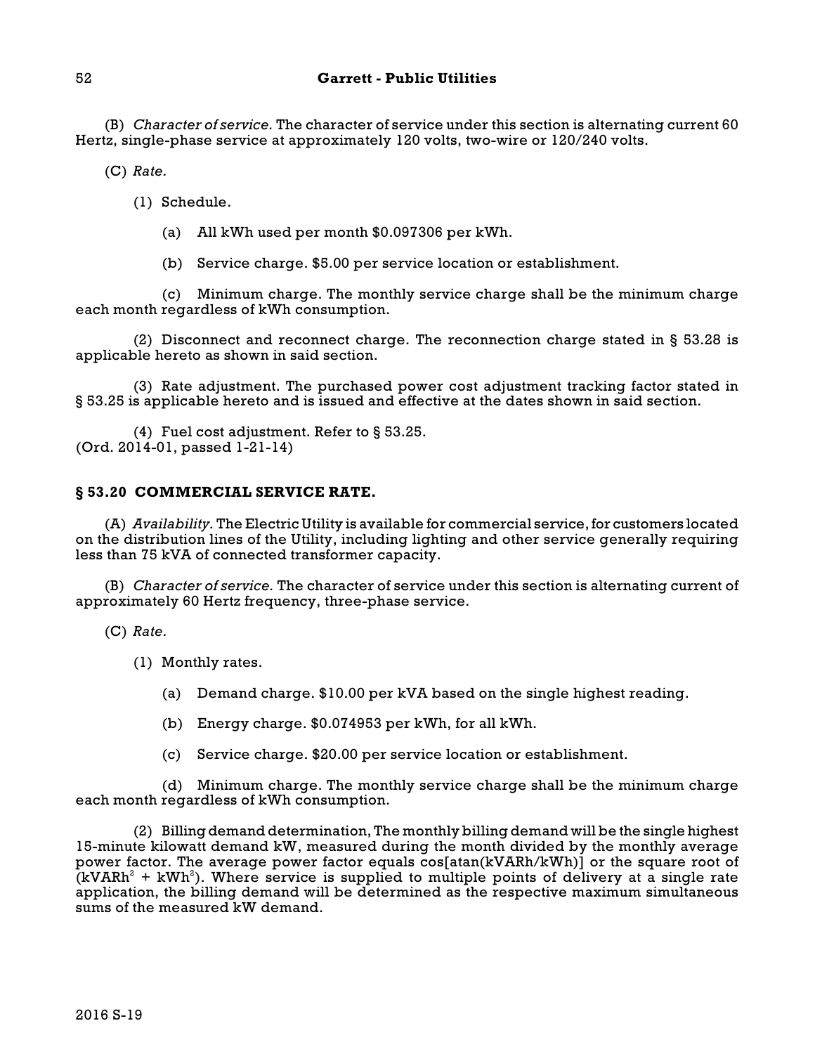(B) *Character of service.* The character of service under this section is alternating current 60 Hertz, single-phase service at approximately 120 volts, two-wire or 120/240 volts.

(C) *Rate.*

(1) Schedule.

(a) All kWh used per month $0.097306 per kWh.

(b) Service charge. $5.00 per service location or establishment.

(c) Minimum charge. The monthly service charge shall be the minimum charge each month regardless of kWh consumption.

(2) Disconnect and reconnect charge. The reconnection charge stated in § 53.28 is applicable hereto as shown in said section.

(3) Rate adjustment. The purchased power cost adjustment tracking factor stated in § 53.25 is applicable hereto and is issued and effective at the dates shown in said section.

(4) Fuel cost adjustment. Refer to § 53.25.
(Ord. 2014-01, passed 1-21-14)

### § 53.20 COMMERCIAL SERVICE RATE.

(A) *Availability.* The Electric Utility is available for commercial service, for customers located on the distribution lines of the Utility, including lighting and other service generally requiring less than 75 kVA of connected transformer capacity.

(B) *Character of service.* The character of service under this section is alternating current of approximately 60 Hertz frequency, three-phase service.

(C) *Rate.*

(1) Monthly rates.

(a) Demand charge. $10.00 per kVA based on the single highest reading.

(b) Energy charge. $0.074953 per kWh, for all kWh.

(c) Service charge. $20.00 per service location or establishment.

(d) Minimum charge. The monthly service charge shall be the minimum charge each month regardless of kWh consumption.

(2) Billing demand determination, The monthly billing demand will be the single highest 15-minute kilowatt demand kW, measured during the month divided by the monthly average power factor. The average power factor equals cos[atan(kVARh/kWh)] or the square root of ($kVARh^2 + kWh^2$). Where service is supplied to multiple points of delivery at a single rate application, the billing demand will be determined as the respective maximum simultaneous sums of the measured kW demand.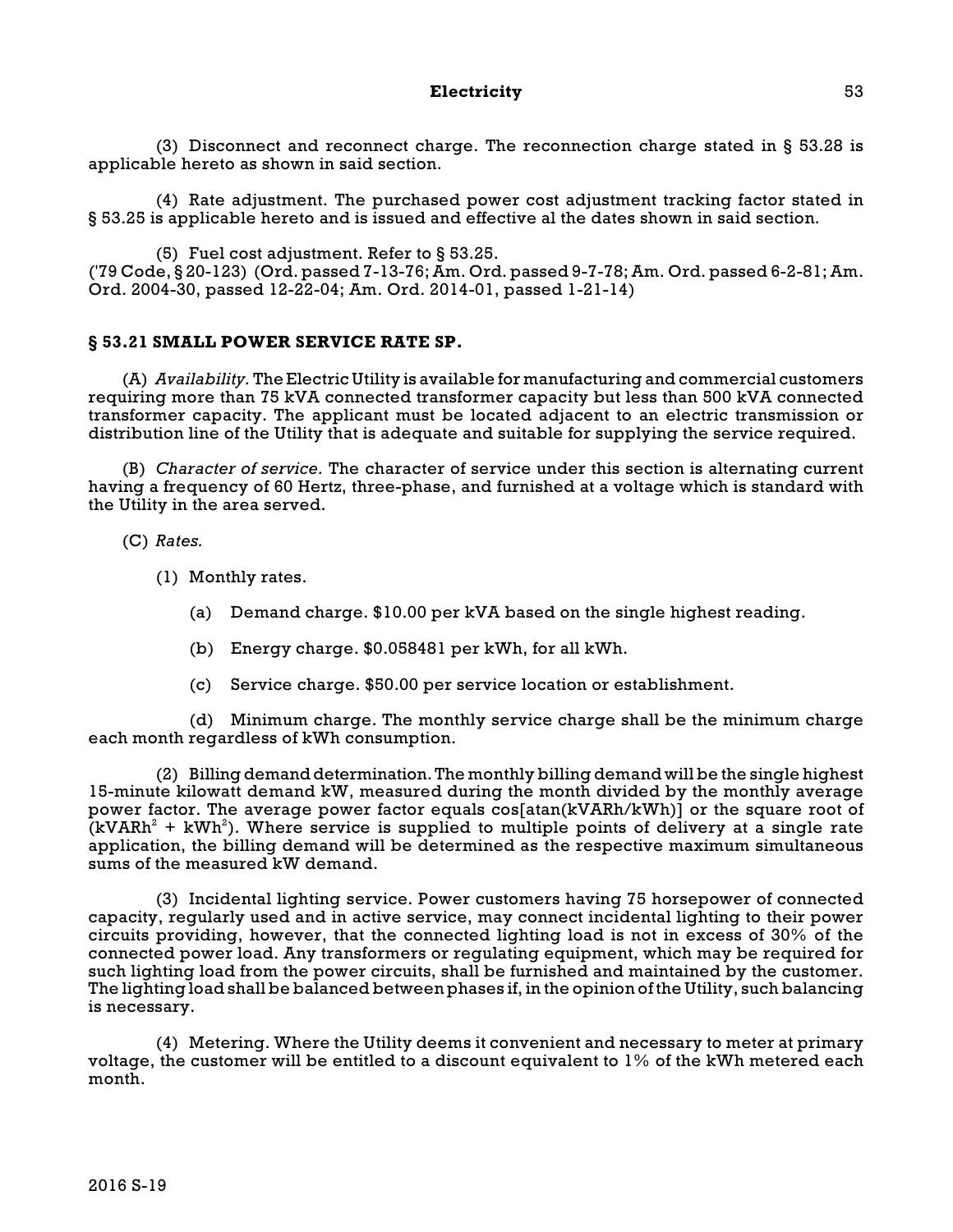(3) Disconnect and reconnect charge. The reconnection charge stated in § 53.28 is applicable hereto as shown in said section.

(4) Rate adjustment. The purchased power cost adjustment tracking factor stated in § 53.25 is applicable hereto and is issued and effective al the dates shown in said section.

(5) Fuel cost adjustment. Refer to § 53.25.
('79 Code, § 20-123) (Ord. passed 7-13-76; Am. Ord. passed 9-7-78; Am. Ord. passed 6-2-81; Am. Ord. 2004-30, passed 12-22-04; Am. Ord. 2014-01, passed 1-21-14)

## § 53.21 SMALL POWER SERVICE RATE SP.

(A) *Availability.* The Electric Utility is available for manufacturing and commercial customers requiring more than 75 kVA connected transformer capacity but less than 500 kVA connected transformer capacity. The applicant must be located adjacent to an electric transmission or distribution line of the Utility that is adequate and suitable for supplying the service required.

(B) *Character of service.* The character of service under this section is alternating current having a frequency of 60 Hertz, three-phase, and furnished at a voltage which is standard with the Utility in the area served.

(C) *Rates.*

(1) Monthly rates.

(a) Demand charge. $10.00 per kVA based on the single highest reading.

(b) Energy charge. $0.058481 per kWh, for all kWh.

(c) Service charge. $50.00 per service location or establishment.

(d) Minimum charge. The monthly service charge shall be the minimum charge each month regardless of kWh consumption.

(2) Billing demand determination. The monthly billing demand will be the single highest 15-minute kilowatt demand kW, measured during the month divided by the monthly average power factor. The average power factor equals cos[atan(kVARh/kWh)] or the square root of ($kVARh^2 + kWh^2$). Where service is supplied to multiple points of delivery at a single rate application, the billing demand will be determined as the respective maximum simultaneous sums of the measured kW demand.

(3) Incidental lighting service. Power customers having 75 horsepower of connected capacity, regularly used and in active service, may connect incidental lighting to their power circuits providing, however, that the connected lighting load is not in excess of 30% of the connected power load. Any transformers or regulating equipment, which may be required for such lighting load from the power circuits, shall be furnished and maintained by the customer. The lighting load shall be balanced between phases if, in the opinion of the Utility, such balancing is necessary.

(4) Metering. Where the Utility deems it convenient and necessary to meter at primary voltage, the customer will be entitled to a discount equivalent to 1% of the kWh metered each month.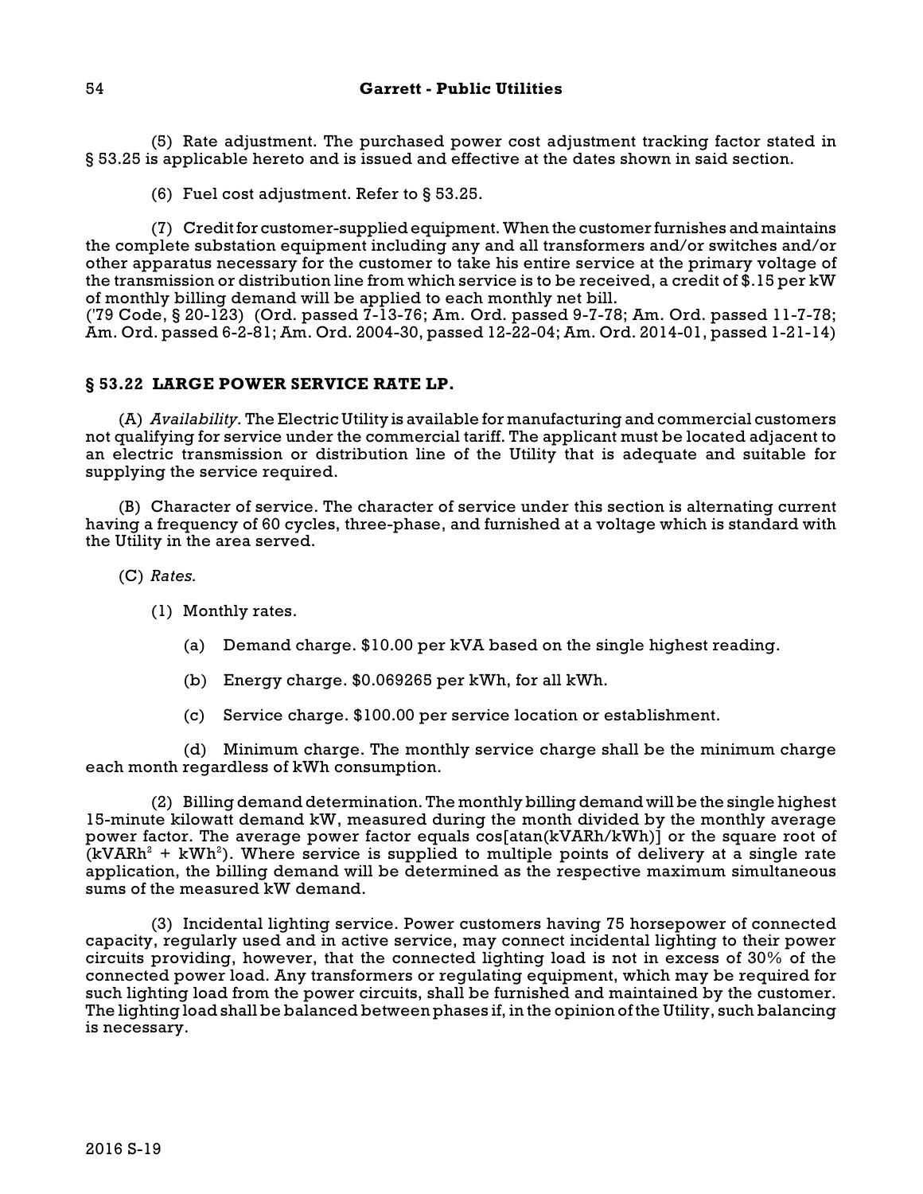(5) Rate adjustment. The purchased power cost adjustment tracking factor stated in § 53.25 is applicable hereto and is issued and effective at the dates shown in said section.

(6) Fuel cost adjustment. Refer to § 53.25.

(7) Credit for customer-supplied equipment. When the customer furnishes and maintains the complete substation equipment including any and all transformers and/or switches and/or other apparatus necessary for the customer to take his entire service at the primary voltage of the transmission or distribution line from which service is to be received, a credit of $.15 per kW of monthly billing demand will be applied to each monthly net bill.
('79 Code, § 20-123) (Ord. passed 7-13-76; Am. Ord. passed 9-7-78; Am. Ord. passed 11-7-78; Am. Ord. passed 6-2-81; Am. Ord. 2004-30, passed 12-22-04; Am. Ord. 2014-01, passed 1-21-14)

### § 53.22 LARGE POWER SERVICE RATE LP.

(A) *Availability.* The Electric Utility is available for manufacturing and commercial customers not qualifying for service under the commercial tariff. The applicant must be located adjacent to an electric transmission or distribution line of the Utility that is adequate and suitable for supplying the service required.

(B) Character of service. The character of service under this section is alternating current having a frequency of 60 cycles, three-phase, and furnished at a voltage which is standard with the Utility in the area served.

(C) *Rates.*

(1) Monthly rates.

(a) Demand charge. $10.00 per kVA based on the single highest reading.

(b) Energy charge. $0.069265 per kWh, for all kWh.

(c) Service charge. $100.00 per service location or establishment.

(d) Minimum charge. The monthly service charge shall be the minimum charge each month regardless of kWh consumption.

(2) Billing demand determination. The monthly billing demand will be the single highest 15-minute kilowatt demand kW, measured during the month divided by the monthly average power factor. The average power factor equals cos[atan(kVARh/kWh)] or the square root of ($kVARh^2 + kWh^2$). Where service is supplied to multiple points of delivery at a single rate application, the billing demand will be determined as the respective maximum simultaneous sums of the measured kW demand.

(3) Incidental lighting service. Power customers having 75 horsepower of connected capacity, regularly used and in active service, may connect incidental lighting to their power circuits providing, however, that the connected lighting load is not in excess of 30% of the connected power load. Any transformers or regulating equipment, which may be required for such lighting load from the power circuits, shall be furnished and maintained by the customer. The lighting load shall be balanced between phases if, in the opinion of the Utility, such balancing is necessary.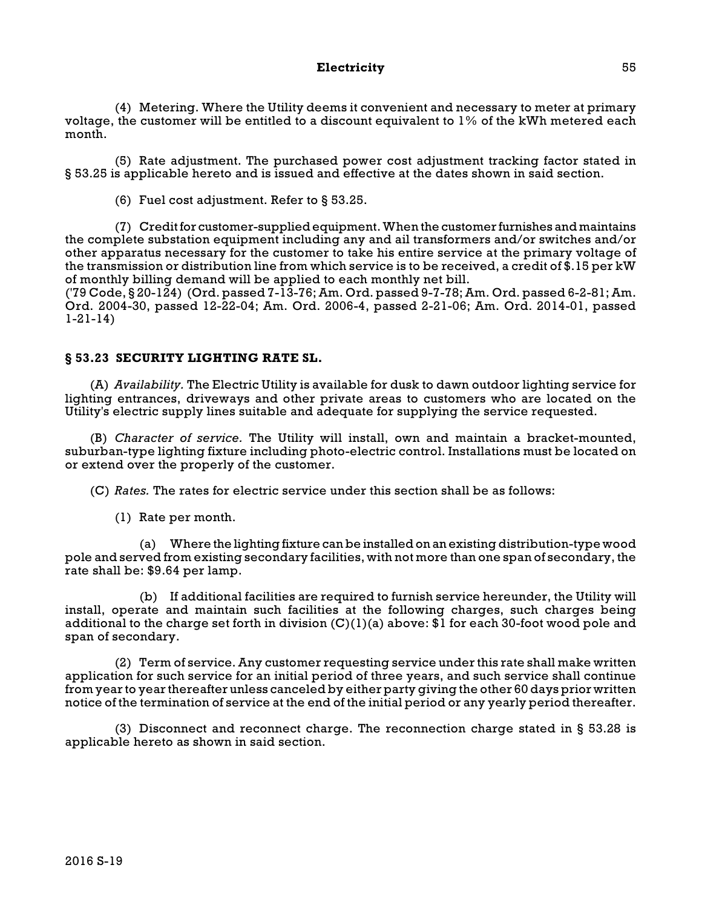(4) Metering. Where the Utility deems it convenient and necessary to meter at primary voltage, the customer will be entitled to a discount equivalent to 1% of the kWh metered each month.

(5) Rate adjustment. The purchased power cost adjustment tracking factor stated in § 53.25 is applicable hereto and is issued and effective at the dates shown in said section.

(6) Fuel cost adjustment. Refer to § 53.25.

(7) Credit for customer-supplied equipment. When the customer furnishes and maintains the complete substation equipment including any and ail transformers and/or switches and/or other apparatus necessary for the customer to take his entire service at the primary voltage of the transmission or distribution line from which service is to be received, a credit of $.15 per kW of monthly billing demand will be applied to each monthly net bill.

('79 Code, § 20-124) (Ord. passed 7-13-76; Am. Ord. passed 9-7-78; Am. Ord. passed 6-2-81; Am. Ord. 2004-30, passed 12-22-04; Am. Ord. 2006-4, passed 2-21-06; Am. Ord. 2014-01, passed 1-21-14)

## § 53.23 SECURITY LIGHTING RATE SL.

(A) *Availability.* The Electric Utility is available for dusk to dawn outdoor lighting service for lighting entrances, driveways and other private areas to customers who are located on the Utility's electric supply lines suitable and adequate for supplying the service requested.

(B) *Character of service.* The Utility will install, own and maintain a bracket-mounted, suburban-type lighting fixture including photo-electric control. Installations must be located on or extend over the properly of the customer.

(C) *Rates.* The rates for electric service under this section shall be as follows:

(1) Rate per month.

(a) Where the lighting fixture can be installed on an existing distribution-type wood pole and served from existing secondary facilities, with not more than one span of secondary, the rate shall be: $9.64 per lamp.

(b) If additional facilities are required to furnish service hereunder, the Utility will install, operate and maintain such facilities at the following charges, such charges being additional to the charge set forth in division (C)(1)(a) above: $1 for each 30-foot wood pole and span of secondary.

(2) Term of service. Any customer requesting service under this rate shall make written application for such service for an initial period of three years, and such service shall continue from year to year thereafter unless canceled by either party giving the other 60 days prior written notice of the termination of service at the end of the initial period or any yearly period thereafter.

(3) Disconnect and reconnect charge. The reconnection charge stated in § 53.28 is applicable hereto as shown in said section.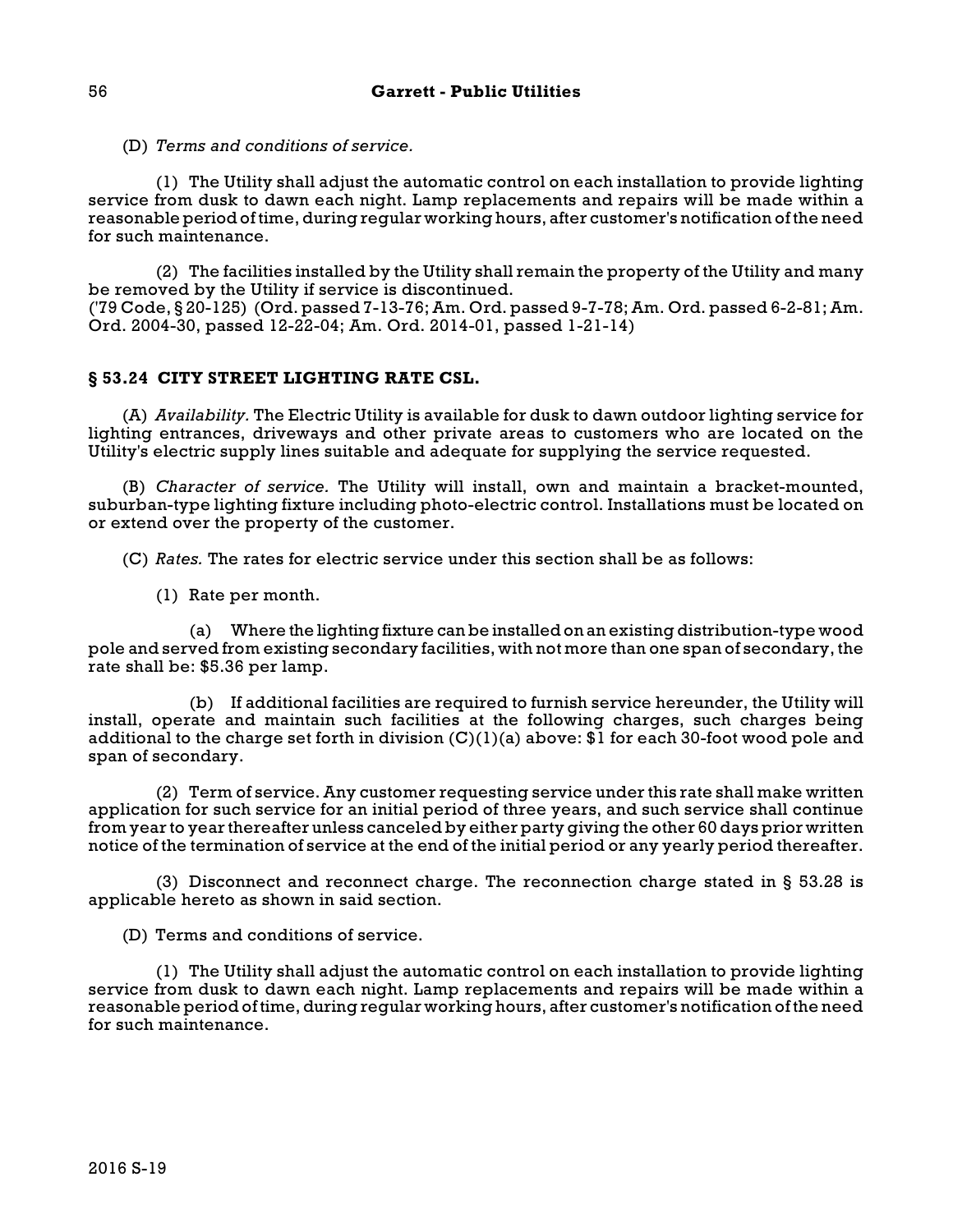(D) *Terms and conditions of service.*

(1) The Utility shall adjust the automatic control on each installation to provide lighting service from dusk to dawn each night. Lamp replacements and repairs will be made within a reasonable period of time, during regular working hours, after customer's notification of the need for such maintenance.

(2) The facilities installed by the Utility shall remain the property of the Utility and many be removed by the Utility if service is discontinued.
('79 Code, § 20-125) (Ord. passed 7-13-76; Am. Ord. passed 9-7-78; Am. Ord. passed 6-2-81; Am. Ord. 2004-30, passed 12-22-04; Am. Ord. 2014-01, passed 1-21-14)

### § 53.24 CITY STREET LIGHTING RATE CSL.

(A) *Availability.* The Electric Utility is available for dusk to dawn outdoor lighting service for lighting entrances, driveways and other private areas to customers who are located on the Utility's electric supply lines suitable and adequate for supplying the service requested.

(B) *Character of service.* The Utility will install, own and maintain a bracket-mounted, suburban-type lighting fixture including photo-electric control. Installations must be located on or extend over the property of the customer.

(C) *Rates.* The rates for electric service under this section shall be as follows:

(1) Rate per month.

(a) Where the lighting fixture can be installed on an existing distribution-type wood pole and served from existing secondary facilities, with not more than one span of secondary, the rate shall be: $5.36 per lamp.

(b) If additional facilities are required to furnish service hereunder, the Utility will install, operate and maintain such facilities at the following charges, such charges being additional to the charge set forth in division (C)(1)(a) above: $1 for each 30-foot wood pole and span of secondary.

(2) Term of service. Any customer requesting service under this rate shall make written application for such service for an initial period of three years, and such service shall continue from year to year thereafter unless canceled by either party giving the other 60 days prior written notice of the termination of service at the end of the initial period or any yearly period thereafter.

(3) Disconnect and reconnect charge. The reconnection charge stated in § 53.28 is applicable hereto as shown in said section.

(D) Terms and conditions of service.

(1) The Utility shall adjust the automatic control on each installation to provide lighting service from dusk to dawn each night. Lamp replacements and repairs will be made within a reasonable period of time, during regular working hours, after customer's notification of the need for such maintenance.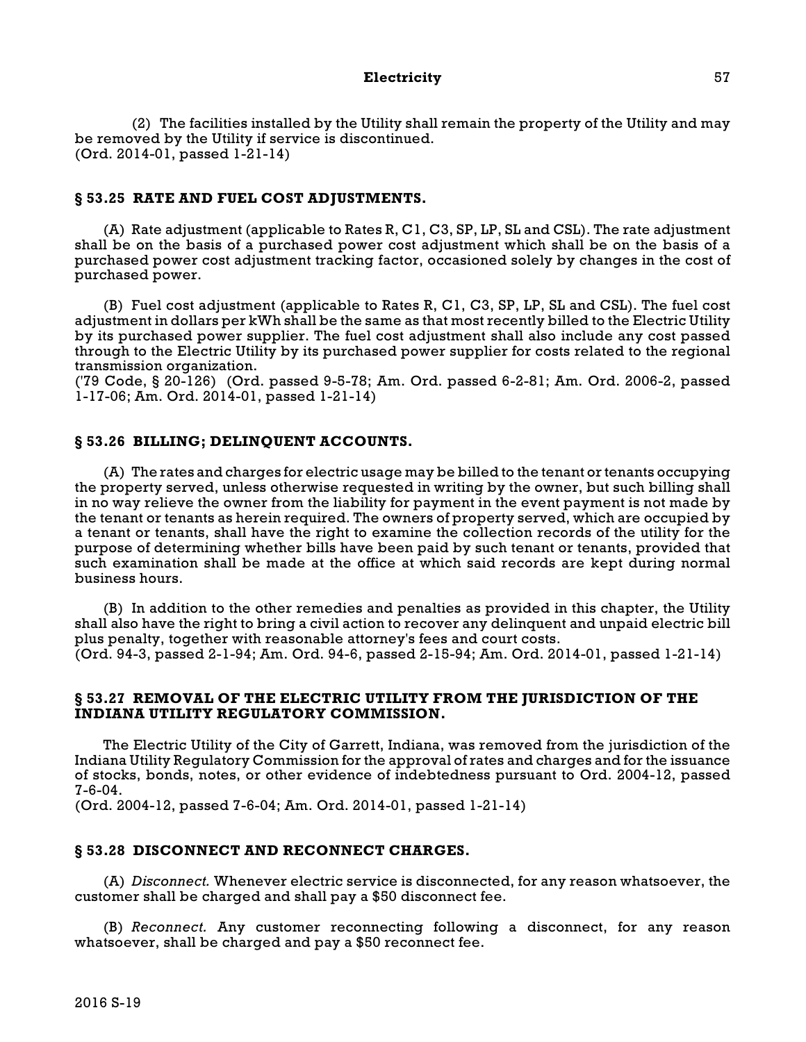(2) The facilities installed by the Utility shall remain the property of the Utility and may be removed by the Utility if service is discontinued.
(Ord. 2014-01, passed 1-21-14)

### § 53.25 RATE AND FUEL COST ADJUSTMENTS.

(A) Rate adjustment (applicable to Rates R, C1, C3, SP, LP, SL and CSL). The rate adjustment shall be on the basis of a purchased power cost adjustment which shall be on the basis of a purchased power cost adjustment tracking factor, occasioned solely by changes in the cost of purchased power.

(B) Fuel cost adjustment (applicable to Rates R, C1, C3, SP, LP, SL and CSL). The fuel cost adjustment in dollars per kWh shall be the same as that most recently billed to the Electric Utility by its purchased power supplier. The fuel cost adjustment shall also include any cost passed through to the Electric Utility by its purchased power supplier for costs related to the regional transmission organization.
('79 Code, § 20-126) (Ord. passed 9-5-78; Am. Ord. passed 6-2-81; Am. Ord. 2006-2, passed 1-17-06; Am. Ord. 2014-01, passed 1-21-14)

### § 53.26 BILLING; DELINQUENT ACCOUNTS.

(A) The rates and charges for electric usage may be billed to the tenant or tenants occupying the property served, unless otherwise requested in writing by the owner, but such billing shall in no way relieve the owner from the liability for payment in the event payment is not made by the tenant or tenants as herein required. The owners of property served, which are occupied by a tenant or tenants, shall have the right to examine the collection records of the utility for the purpose of determining whether bills have been paid by such tenant or tenants, provided that such examination shall be made at the office at which said records are kept during normal business hours.

(B) In addition to the other remedies and penalties as provided in this chapter, the Utility shall also have the right to bring a civil action to recover any delinquent and unpaid electric bill plus penalty, together with reasonable attorney's fees and court costs.
(Ord. 94-3, passed 2-1-94; Am. Ord. 94-6, passed 2-15-94; Am. Ord. 2014-01, passed 1-21-14)

### § 53.27 REMOVAL OF THE ELECTRIC UTILITY FROM THE JURISDICTION OF THE INDIANA UTILITY REGULATORY COMMISSION.

The Electric Utility of the City of Garrett, Indiana, was removed from the jurisdiction of the Indiana Utility Regulatory Commission for the approval of rates and charges and for the issuance of stocks, bonds, notes, or other evidence of indebtedness pursuant to Ord. 2004-12, passed 7-6-04.
(Ord. 2004-12, passed 7-6-04; Am. Ord. 2014-01, passed 1-21-14)

### § 53.28 DISCONNECT AND RECONNECT CHARGES.

(A) *Disconnect.* Whenever electric service is disconnected, for any reason whatsoever, the customer shall be charged and shall pay a $50 disconnect fee.

(B) *Reconnect.* Any customer reconnecting following a disconnect, for any reason whatsoever, shall be charged and pay a $50 reconnect fee.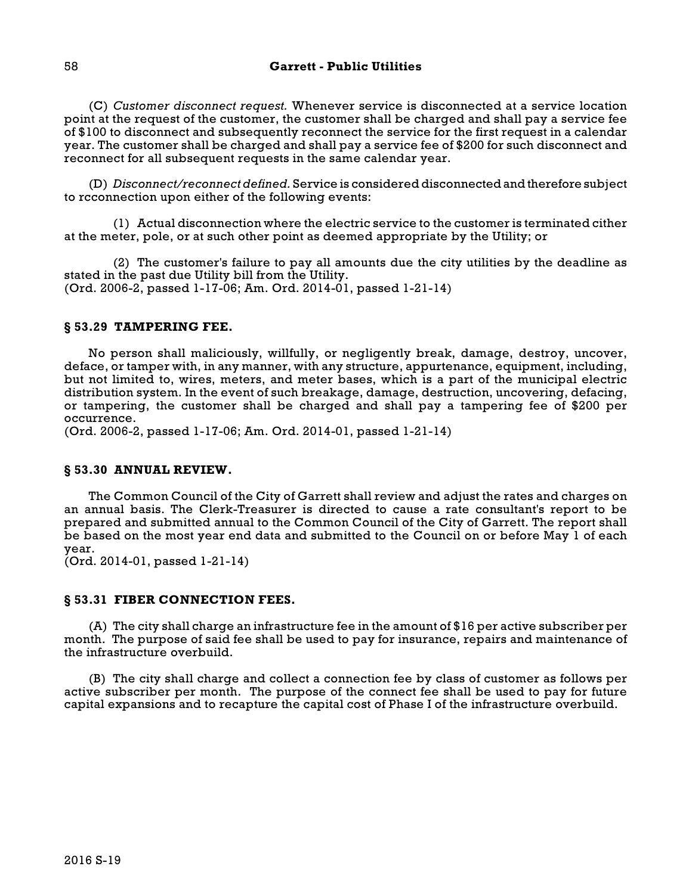(C) *Customer disconnect request.* Whenever service is disconnected at a service location point at the request of the customer, the customer shall be charged and shall pay a service fee of $100 to disconnect and subsequently reconnect the service for the first request in a calendar year. The customer shall be charged and shall pay a service fee of $200 for such disconnect and reconnect for all subsequent requests in the same calendar year.

(D) *Disconnect/reconnect defined.* Service is considered disconnected and therefore subject to rcconnection upon either of the following events:

(1) Actual disconnection where the electric service to the customer is terminated cither at the meter, pole, or at such other point as deemed appropriate by the Utility; or

(2) The customer's failure to pay all amounts due the city utilities by the deadline as stated in the past due Utility bill from the Utility.
(Ord. 2006-2, passed 1-17-06; Am. Ord. 2014-01, passed 1-21-14)

### § 53.29 TAMPERING FEE.

No person shall maliciously, willfully, or negligently break, damage, destroy, uncover, deface, or tamper with, in any manner, with any structure, appurtenance, equipment, including, but not limited to, wires, meters, and meter bases, which is a part of the municipal electric distribution system. In the event of such breakage, damage, destruction, uncovering, defacing, or tampering, the customer shall be charged and shall pay a tampering fee of $200 per occurrence.
(Ord. 2006-2, passed 1-17-06; Am. Ord. 2014-01, passed 1-21-14)

### § 53.30 ANNUAL REVIEW.

The Common Council of the City of Garrett shall review and adjust the rates and charges on an annual basis. The Clerk-Treasurer is directed to cause a rate consultant's report to be prepared and submitted annual to the Common Council of the City of Garrett. The report shall be based on the most year end data and submitted to the Council on or before May 1 of each year.
(Ord. 2014-01, passed 1-21-14)

### § 53.31 FIBER CONNECTION FEES.

(A) The city shall charge an infrastructure fee in the amount of $16 per active subscriber per month. The purpose of said fee shall be used to pay for insurance, repairs and maintenance of the infrastructure overbuild.

(B) The city shall charge and collect a connection fee by class of customer as follows per active subscriber per month. The purpose of the connect fee shall be used to pay for future capital expansions and to recapture the capital cost of Phase I of the infrastructure overbuild.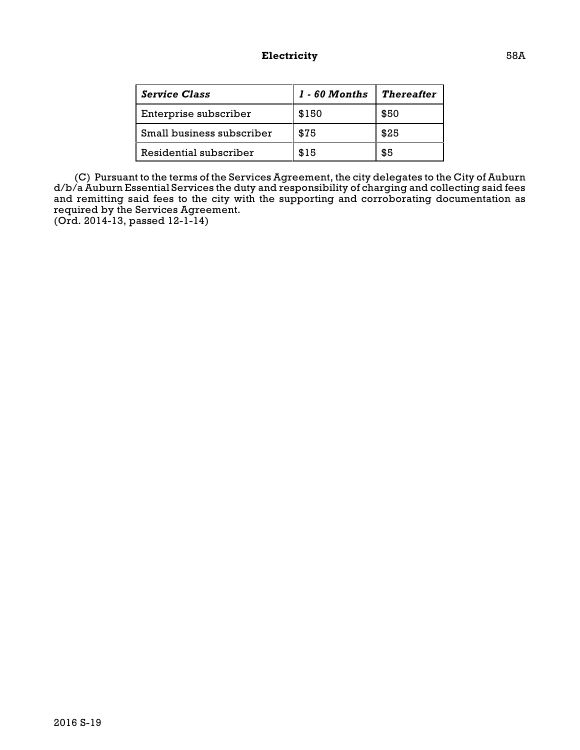| *Service Class* | *1 - 60 Months* | *Thereafter* |
|---|---|---|
| Enterprise subscriber | $150 | $50 |
| Small business subscriber | $75 | $25 |
| Residential subscriber | $15 | $5 |

(C) Pursuant to the terms of the Services Agreement, the city delegates to the City of Auburn d/b/a Auburn Essential Services the duty and responsibility of charging and collecting said fees and remitting said fees to the city with the supporting and corroborating documentation as required by the Services Agreement.
(Ord. 2014-13, passed 12-1-14)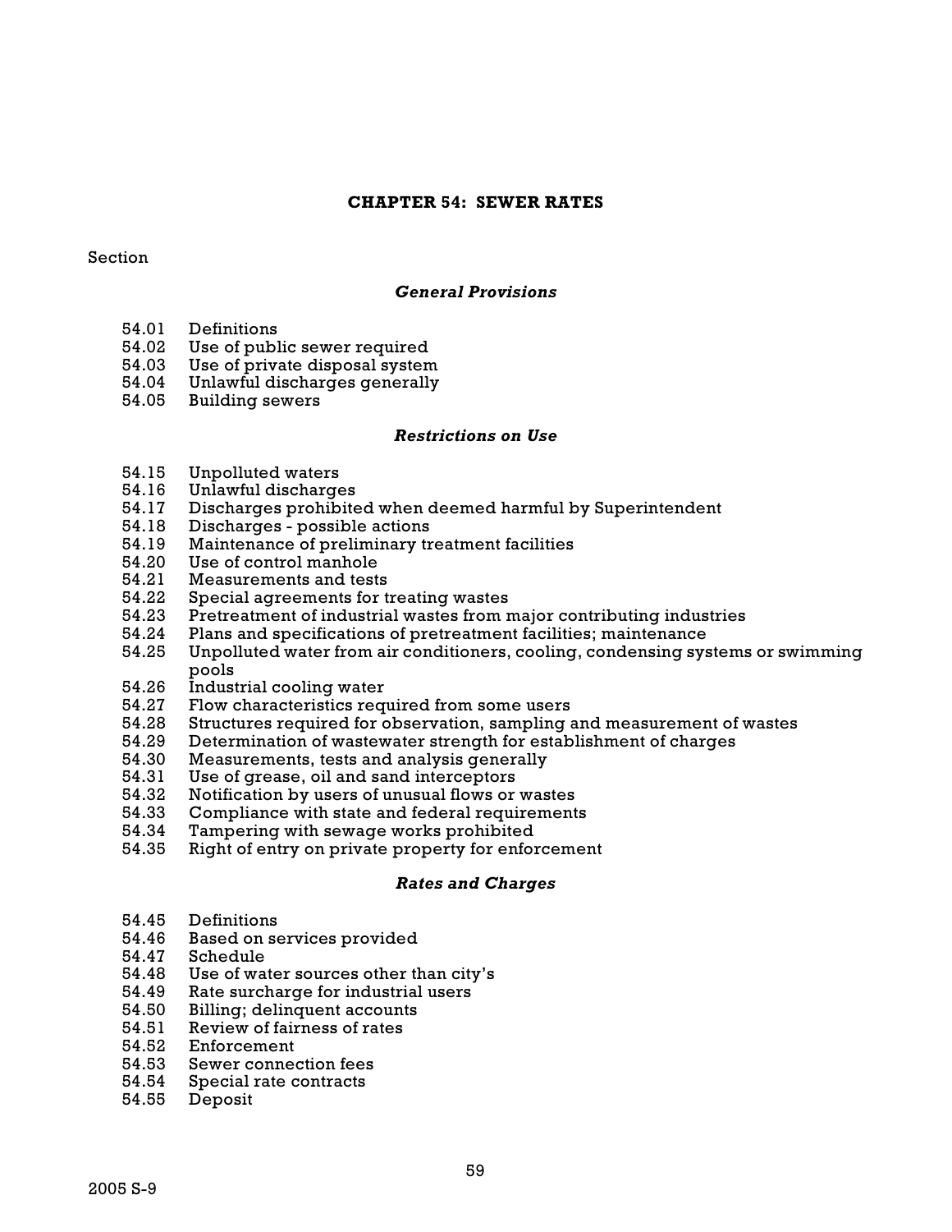# CHAPTER 54: SEWER RATES

Section

***General Provisions***

54.01 Definitions
54.02 Use of public sewer required
54.03 Use of private disposal system
54.04 Unlawful discharges generally
54.05 Building sewers

***Restrictions on Use***

54.15 Unpolluted waters
54.16 Unlawful discharges
54.17 Discharges prohibited when deemed harmful by Superintendent
54.18 Discharges - possible actions
54.19 Maintenance of preliminary treatment facilities
54.20 Use of control manhole
54.21 Measurements and tests
54.22 Special agreements for treating wastes
54.23 Pretreatment of industrial wastes from major contributing industries
54.24 Plans and specifications of pretreatment facilities; maintenance
54.25 Unpolluted water from air conditioners, cooling, condensing systems or swimming pools
54.26 Industrial cooling water
54.27 Flow characteristics required from some users
54.28 Structures required for observation, sampling and measurement of wastes
54.29 Determination of wastewater strength for establishment of charges
54.30 Measurements, tests and analysis generally
54.31 Use of grease, oil and sand interceptors
54.32 Notification by users of unusual flows or wastes
54.33 Compliance with state and federal requirements
54.34 Tampering with sewage works prohibited
54.35 Right of entry on private property for enforcement

***Rates and Charges***

54.45 Definitions
54.46 Based on services provided
54.47 Schedule
54.48 Use of water sources other than city's
54.49 Rate surcharge for industrial users
54.50 Billing; delinquent accounts
54.51 Review of fairness of rates
54.52 Enforcement
54.53 Sewer connection fees
54.54 Special rate contracts
54.55 Deposit

2005 S-9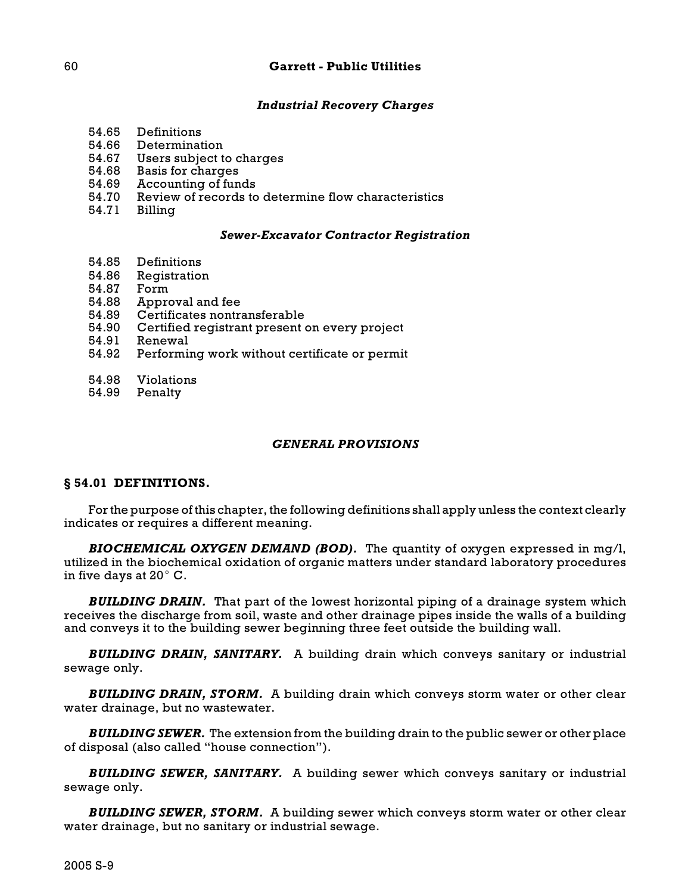*Industrial Recovery Charges*

54.65 Definitions
54.66 Determination
54.67 Users subject to charges
54.68 Basis for charges
54.69 Accounting of funds
54.70 Review of records to determine flow characteristics
54.71 Billing

*Sewer-Excavator Contractor Registration*

54.85 Definitions
54.86 Registration
54.87 Form
54.88 Approval and fee
54.89 Certificates nontransferable
54.90 Certified registrant present on every project
54.91 Renewal
54.92 Performing work without certificate or permit

54.98 Violations
54.99 Penalty

## *GENERAL PROVISIONS*

### § 54.01 DEFINITIONS.

For the purpose of this chapter, the following definitions shall apply unless the context clearly indicates or requires a different meaning.

***BIOCHEMICAL OXYGEN DEMAND (BOD).*** The quantity of oxygen expressed in mg/l, utilized in the biochemical oxidation of organic matters under standard laboratory procedures in five days at 20° C.

***BUILDING DRAIN.*** That part of the lowest horizontal piping of a drainage system which receives the discharge from soil, waste and other drainage pipes inside the walls of a building and conveys it to the building sewer beginning three feet outside the building wall.

***BUILDING DRAIN, SANITARY.*** A building drain which conveys sanitary or industrial sewage only.

***BUILDING DRAIN, STORM.*** A building drain which conveys storm water or other clear water drainage, but no wastewater.

***BUILDING SEWER.*** The extension from the building drain to the public sewer or other place of disposal (also called "house connection").

***BUILDING SEWER, SANITARY.*** A building sewer which conveys sanitary or industrial sewage only.

***BUILDING SEWER, STORM.*** A building sewer which conveys storm water or other clear water drainage, but no sanitary or industrial sewage.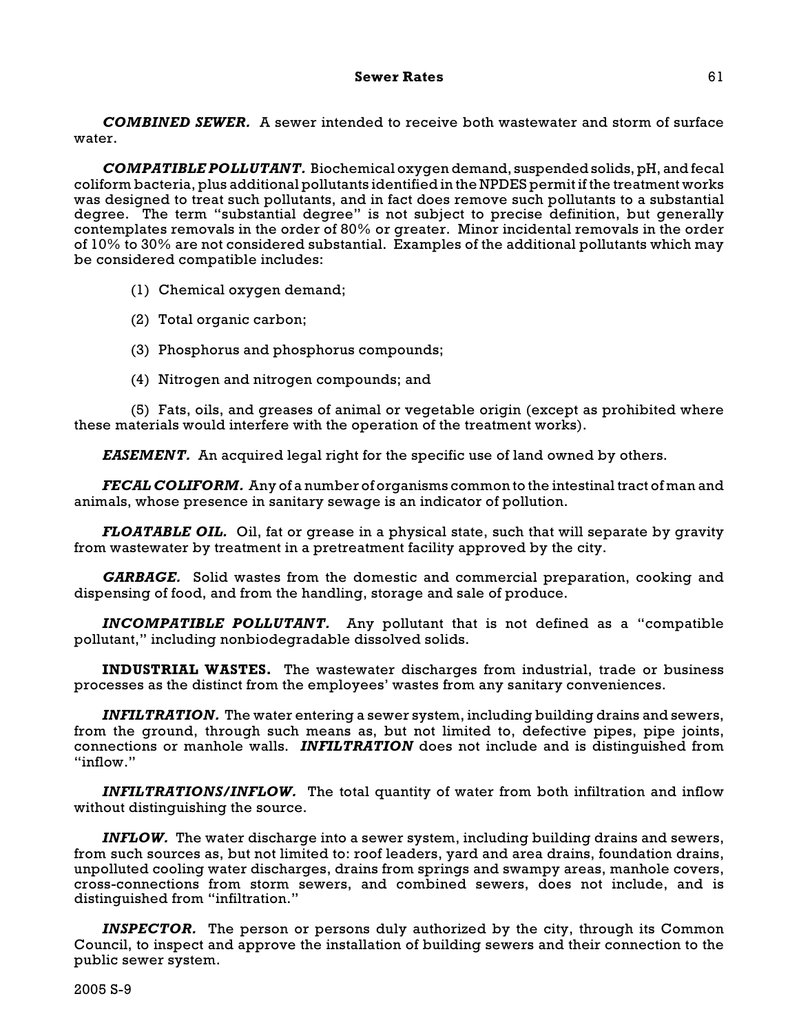***COMBINED SEWER.*** A sewer intended to receive both wastewater and storm of surface water.

***COMPATIBLE POLLUTANT.*** Biochemical oxygen demand, suspended solids, pH, and fecal coliform bacteria, plus additional pollutants identified in the NPDES permit if the treatment works was designed to treat such pollutants, and in fact does remove such pollutants to a substantial degree. The term "substantial degree" is not subject to precise definition, but generally contemplates removals in the order of 80% or greater. Minor incidental removals in the order of 10% to 30% are not considered substantial. Examples of the additional pollutants which may be considered compatible includes:

(1) Chemical oxygen demand;

(2) Total organic carbon;

(3) Phosphorus and phosphorus compounds;

(4) Nitrogen and nitrogen compounds; and

(5) Fats, oils, and greases of animal or vegetable origin (except as prohibited where these materials would interfere with the operation of the treatment works).

***EASEMENT.*** An acquired legal right for the specific use of land owned by others.

***FECAL COLIFORM.*** Any of a number of organisms common to the intestinal tract of man and animals, whose presence in sanitary sewage is an indicator of pollution.

***FLOATABLE OIL.*** Oil, fat or grease in a physical state, such that will separate by gravity from wastewater by treatment in a pretreatment facility approved by the city.

***GARBAGE.*** Solid wastes from the domestic and commercial preparation, cooking and dispensing of food, and from the handling, storage and sale of produce.

***INCOMPATIBLE POLLUTANT.*** Any pollutant that is not defined as a "compatible pollutant," including nonbiodegradable dissolved solids.

**INDUSTRIAL WASTES.** The wastewater discharges from industrial, trade or business processes as the distinct from the employees' wastes from any sanitary conveniences.

***INFILTRATION.*** The water entering a sewer system, including building drains and sewers, from the ground, through such means as, but not limited to, defective pipes, pipe joints, connections or manhole walls. ***INFILTRATION*** does not include and is distinguished from "inflow."

***INFILTRATIONS/INFLOW.*** The total quantity of water from both infiltration and inflow without distinguishing the source.

***INFLOW.*** The water discharge into a sewer system, including building drains and sewers, from such sources as, but not limited to: roof leaders, yard and area drains, foundation drains, unpolluted cooling water discharges, drains from springs and swampy areas, manhole covers, cross-connections from storm sewers, and combined sewers, does not include, and is distinguished from "infiltration."

***INSPECTOR.*** The person or persons duly authorized by the city, through its Common Council, to inspect and approve the installation of building sewers and their connection to the public sewer system.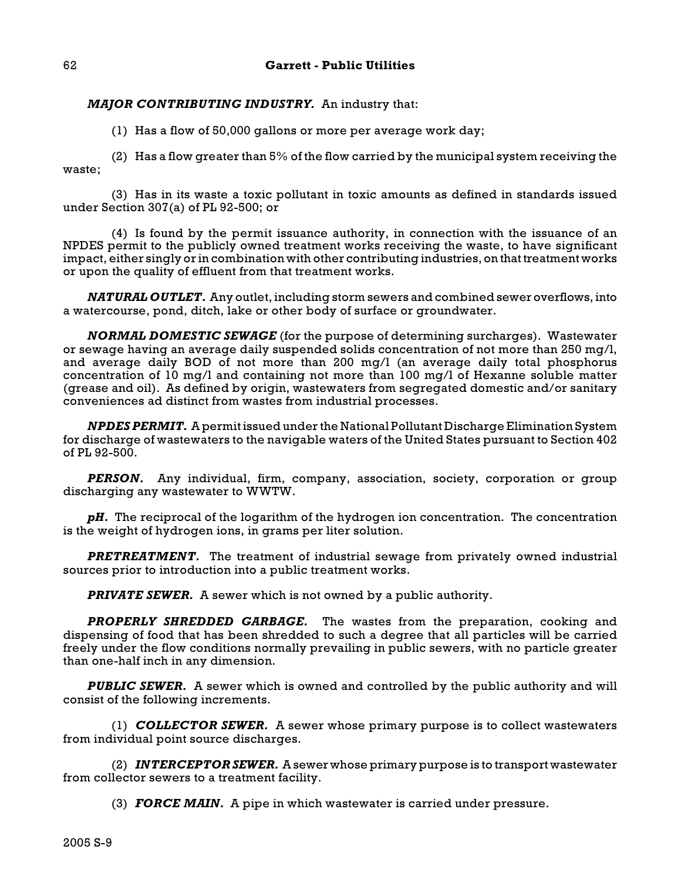***MAJOR CONTRIBUTING INDUSTRY.*** An industry that:

(1) Has a flow of 50,000 gallons or more per average work day;

(2) Has a flow greater than 5% of the flow carried by the municipal system receiving the waste;

(3) Has in its waste a toxic pollutant in toxic amounts as defined in standards issued under Section 307(a) of PL 92-500; or

(4) Is found by the permit issuance authority, in connection with the issuance of an NPDES permit to the publicly owned treatment works receiving the waste, to have significant impact, either singly or in combination with other contributing industries, on that treatment works or upon the quality of effluent from that treatment works.

***NATURAL OUTLET.*** Any outlet, including storm sewers and combined sewer overflows, into a watercourse, pond, ditch, lake or other body of surface or groundwater.

***NORMAL DOMESTIC SEWAGE*** (for the purpose of determining surcharges). Wastewater or sewage having an average daily suspended solids concentration of not more than 250 mg/l, and average daily BOD of not more than 200 mg/l (an average daily total phosphorus concentration of 10 mg/l and containing not more than 100 mg/l of Hexanne soluble matter (grease and oil). As defined by origin, wastewaters from segregated domestic and/or sanitary conveniences ad distinct from wastes from industrial processes.

***NPDES PERMIT.*** A permit issued under the National Pollutant Discharge Elimination System for discharge of wastewaters to the navigable waters of the United States pursuant to Section 402 of PL 92-500.

***PERSON.*** Any individual, firm, company, association, society, corporation or group discharging any wastewater to WWTW.

***pH.*** The reciprocal of the logarithm of the hydrogen ion concentration. The concentration is the weight of hydrogen ions, in grams per liter solution.

***PRETREATMENT.*** The treatment of industrial sewage from privately owned industrial sources prior to introduction into a public treatment works.

***PRIVATE SEWER.*** A sewer which is not owned by a public authority.

***PROPERLY SHREDDED GARBAGE.*** The wastes from the preparation, cooking and dispensing of food that has been shredded to such a degree that all particles will be carried freely under the flow conditions normally prevailing in public sewers, with no particle greater than one-half inch in any dimension.

***PUBLIC SEWER.*** A sewer which is owned and controlled by the public authority and will consist of the following increments.

(1) ***COLLECTOR SEWER.*** A sewer whose primary purpose is to collect wastewaters from individual point source discharges.

(2) ***INTERCEPTOR SEWER.*** A sewer whose primary purpose is to transport wastewater from collector sewers to a treatment facility.

(3) ***FORCE MAIN.*** A pipe in which wastewater is carried under pressure.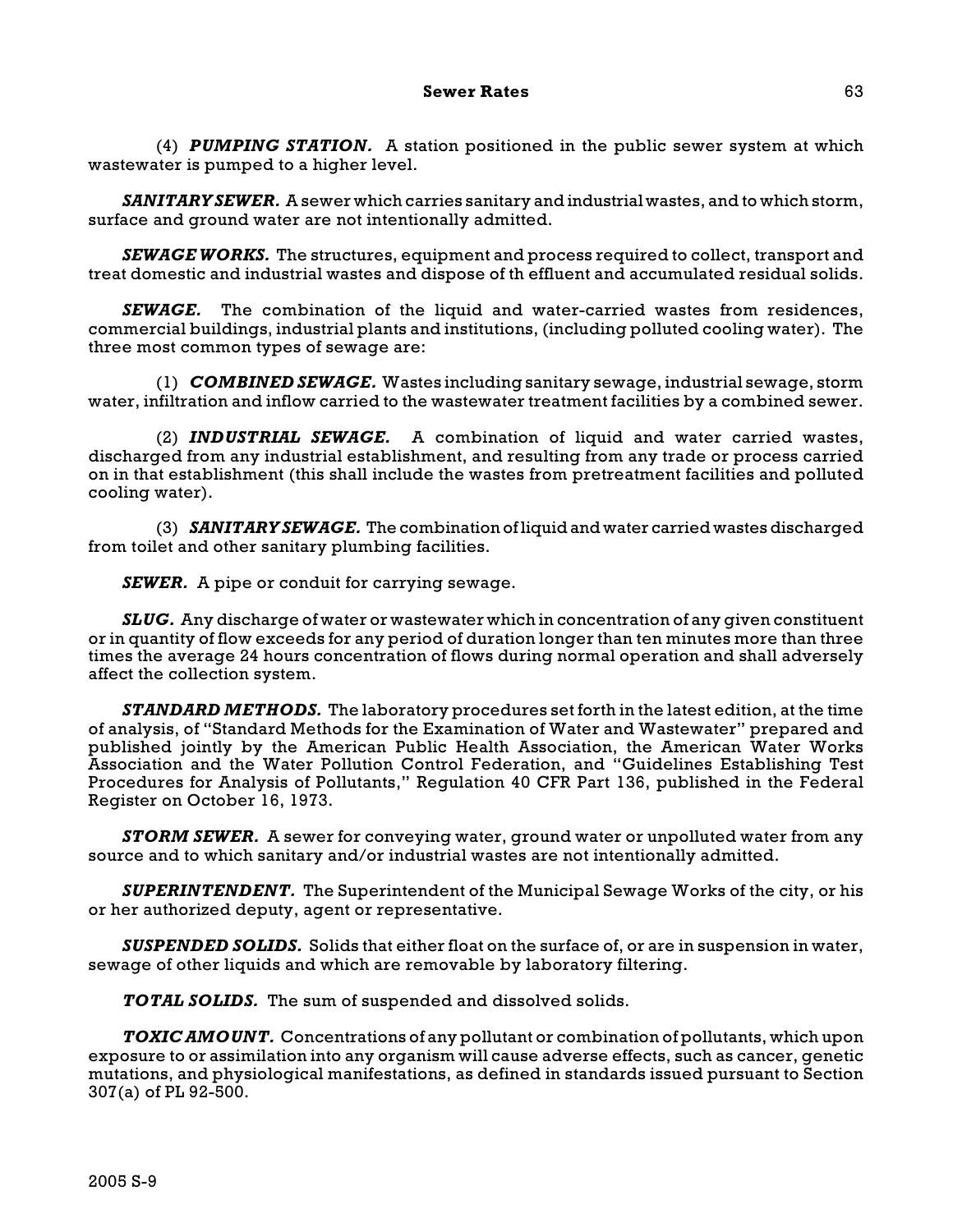(4) ***PUMPING STATION.*** A station positioned in the public sewer system at which wastewater is pumped to a higher level.

***SANITARY SEWER.*** A sewer which carries sanitary and industrial wastes, and to which storm, surface and ground water are not intentionally admitted.

***SEWAGE WORKS.*** The structures, equipment and process required to collect, transport and treat domestic and industrial wastes and dispose of th effluent and accumulated residual solids.

***SEWAGE.*** The combination of the liquid and water-carried wastes from residences, commercial buildings, industrial plants and institutions, (including polluted cooling water). The three most common types of sewage are:

(1) ***COMBINED SEWAGE.*** Wastes including sanitary sewage, industrial sewage, storm water, infiltration and inflow carried to the wastewater treatment facilities by a combined sewer.

(2) ***INDUSTRIAL SEWAGE.*** A combination of liquid and water carried wastes, discharged from any industrial establishment, and resulting from any trade or process carried on in that establishment (this shall include the wastes from pretreatment facilities and polluted cooling water).

(3) ***SANITARY SEWAGE.*** The combination of liquid and water carried wastes discharged from toilet and other sanitary plumbing facilities.

***SEWER.*** A pipe or conduit for carrying sewage.

***SLUG.*** Any discharge of water or wastewater which in concentration of any given constituent or in quantity of flow exceeds for any period of duration longer than ten minutes more than three times the average 24 hours concentration of flows during normal operation and shall adversely affect the collection system.

***STANDARD METHODS.*** The laboratory procedures set forth in the latest edition, at the time of analysis, of "Standard Methods for the Examination of Water and Wastewater" prepared and published jointly by the American Public Health Association, the American Water Works Association and the Water Pollution Control Federation, and "Guidelines Establishing Test Procedures for Analysis of Pollutants," Regulation 40 CFR Part 136, published in the Federal Register on October 16, 1973.

***STORM SEWER.*** A sewer for conveying water, ground water or unpolluted water from any source and to which sanitary and/or industrial wastes are not intentionally admitted.

***SUPERINTENDENT.*** The Superintendent of the Municipal Sewage Works of the city, or his or her authorized deputy, agent or representative.

***SUSPENDED SOLIDS.*** Solids that either float on the surface of, or are in suspension in water, sewage of other liquids and which are removable by laboratory filtering.

***TOTAL SOLIDS.*** The sum of suspended and dissolved solids.

***TOXIC AMOUNT.*** Concentrations of any pollutant or combination of pollutants, which upon exposure to or assimilation into any organism will cause adverse effects, such as cancer, genetic mutations, and physiological manifestations, as defined in standards issued pursuant to Section 307(a) of PL 92-500.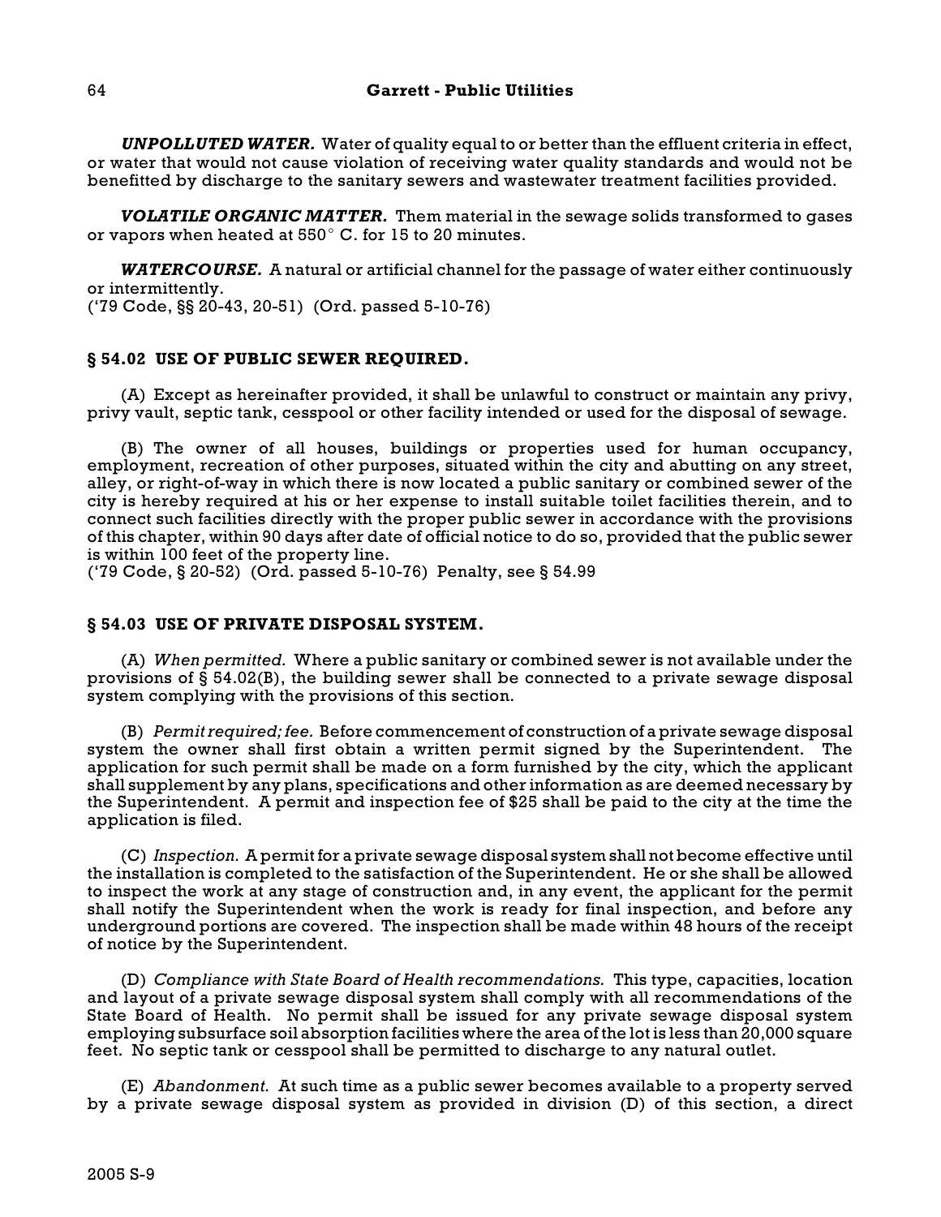***UNPOLLUTED WATER.*** Water of quality equal to or better than the effluent criteria in effect, or water that would not cause violation of receiving water quality standards and would not be benefitted by discharge to the sanitary sewers and wastewater treatment facilities provided.

***VOLATILE ORGANIC MATTER.*** Them material in the sewage solids transformed to gases or vapors when heated at 550° C. for 15 to 20 minutes.

***WATERCOURSE.*** A natural or artificial channel for the passage of water either continuously or intermittently.
('79 Code, §§ 20-43, 20-51) (Ord. passed 5-10-76)

### § 54.02 USE OF PUBLIC SEWER REQUIRED.

(A) Except as hereinafter provided, it shall be unlawful to construct or maintain any privy, privy vault, septic tank, cesspool or other facility intended or used for the disposal of sewage.

(B) The owner of all houses, buildings or properties used for human occupancy, employment, recreation of other purposes, situated within the city and abutting on any street, alley, or right-of-way in which there is now located a public sanitary or combined sewer of the city is hereby required at his or her expense to install suitable toilet facilities therein, and to connect such facilities directly with the proper public sewer in accordance with the provisions of this chapter, within 90 days after date of official notice to do so, provided that the public sewer is within 100 feet of the property line.
('79 Code, § 20-52) (Ord. passed 5-10-76) Penalty, see § 54.99

### § 54.03 USE OF PRIVATE DISPOSAL SYSTEM.

(A) *When permitted.* Where a public sanitary or combined sewer is not available under the provisions of § 54.02(B), the building sewer shall be connected to a private sewage disposal system complying with the provisions of this section.

(B) *Permit required; fee.* Before commencement of construction of a private sewage disposal system the owner shall first obtain a written permit signed by the Superintendent. The application for such permit shall be made on a form furnished by the city, which the applicant shall supplement by any plans, specifications and other information as are deemed necessary by the Superintendent. A permit and inspection fee of $25 shall be paid to the city at the time the application is filed.

(C) *Inspection.* A permit for a private sewage disposal system shall not become effective until the installation is completed to the satisfaction of the Superintendent. He or she shall be allowed to inspect the work at any stage of construction and, in any event, the applicant for the permit shall notify the Superintendent when the work is ready for final inspection, and before any underground portions are covered. The inspection shall be made within 48 hours of the receipt of notice by the Superintendent.

(D) *Compliance with State Board of Health recommendations.* This type, capacities, location and layout of a private sewage disposal system shall comply with all recommendations of the State Board of Health. No permit shall be issued for any private sewage disposal system employing subsurface soil absorption facilities where the area of the lot is less than 20,000 square feet. No septic tank or cesspool shall be permitted to discharge to any natural outlet.

(E) *Abandonment.* At such time as a public sewer becomes available to a property served by a private sewage disposal system as provided in division (D) of this section, a direct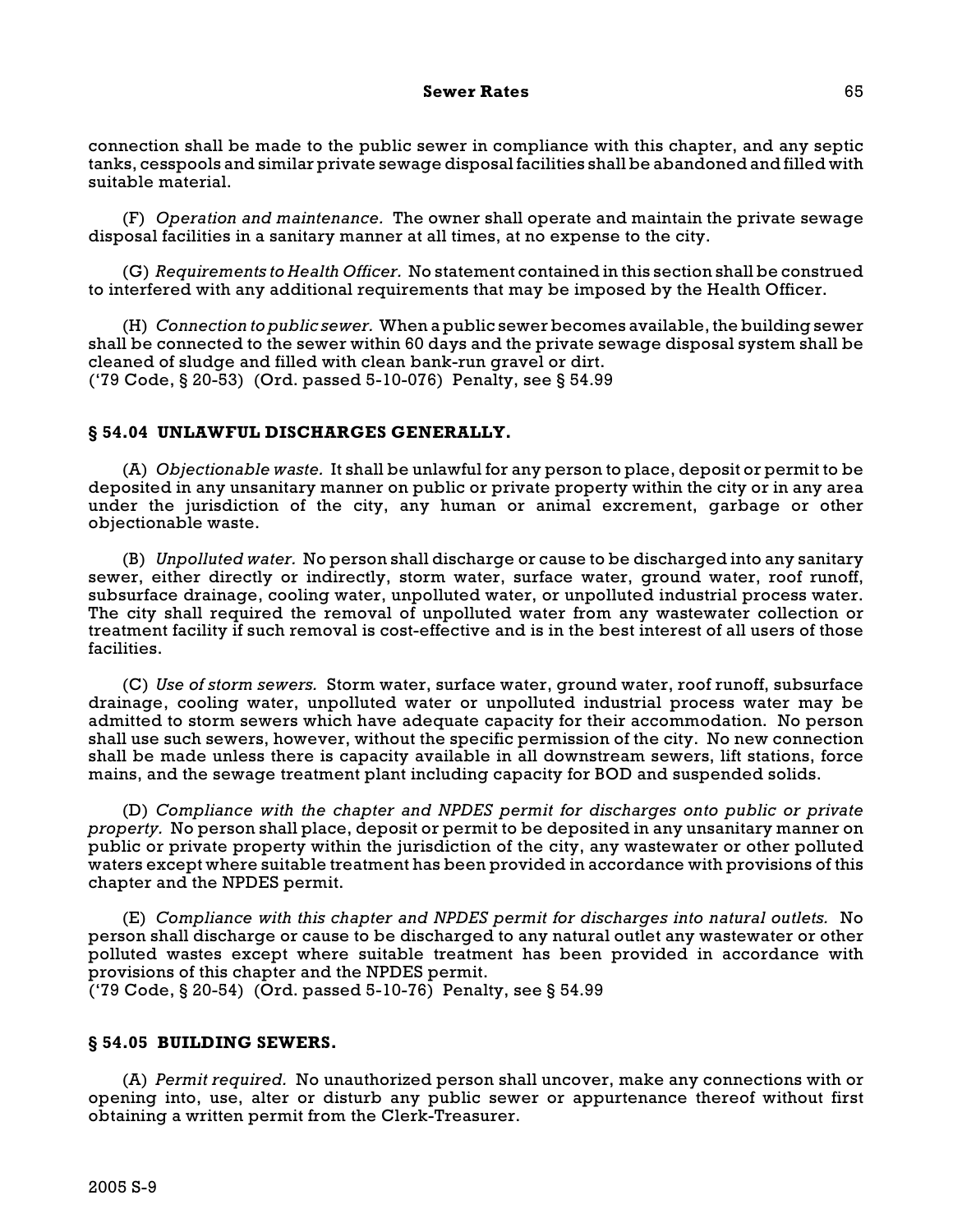connection shall be made to the public sewer in compliance with this chapter, and any septic tanks, cesspools and similar private sewage disposal facilities shall be abandoned and filled with suitable material.

(F) *Operation and maintenance.* The owner shall operate and maintain the private sewage disposal facilities in a sanitary manner at all times, at no expense to the city.

(G) *Requirements to Health Officer.* No statement contained in this section shall be construed to interfered with any additional requirements that may be imposed by the Health Officer.

(H) *Connection to public sewer.* When a public sewer becomes available, the building sewer shall be connected to the sewer within 60 days and the private sewage disposal system shall be cleaned of sludge and filled with clean bank-run gravel or dirt.
('79 Code, § 20-53) (Ord. passed 5-10-076) Penalty, see § 54.99

### § 54.04 UNLAWFUL DISCHARGES GENERALLY.

(A) *Objectionable waste.* It shall be unlawful for any person to place, deposit or permit to be deposited in any unsanitary manner on public or private property within the city or in any area under the jurisdiction of the city, any human or animal excrement, garbage or other objectionable waste.

(B) *Unpolluted water.* No person shall discharge or cause to be discharged into any sanitary sewer, either directly or indirectly, storm water, surface water, ground water, roof runoff, subsurface drainage, cooling water, unpolluted water, or unpolluted industrial process water. The city shall required the removal of unpolluted water from any wastewater collection or treatment facility if such removal is cost-effective and is in the best interest of all users of those facilities.

(C) *Use of storm sewers.* Storm water, surface water, ground water, roof runoff, subsurface drainage, cooling water, unpolluted water or unpolluted industrial process water may be admitted to storm sewers which have adequate capacity for their accommodation. No person shall use such sewers, however, without the specific permission of the city. No new connection shall be made unless there is capacity available in all downstream sewers, lift stations, force mains, and the sewage treatment plant including capacity for BOD and suspended solids.

(D) *Compliance with the chapter and NPDES permit for discharges onto public or private property.* No person shall place, deposit or permit to be deposited in any unsanitary manner on public or private property within the jurisdiction of the city, any wastewater or other polluted waters except where suitable treatment has been provided in accordance with provisions of this chapter and the NPDES permit.

(E) *Compliance with this chapter and NPDES permit for discharges into natural outlets.* No person shall discharge or cause to be discharged to any natural outlet any wastewater or other polluted wastes except where suitable treatment has been provided in accordance with provisions of this chapter and the NPDES permit.
('79 Code, § 20-54) (Ord. passed 5-10-76) Penalty, see § 54.99

### § 54.05 BUILDING SEWERS.

(A) *Permit required.* No unauthorized person shall uncover, make any connections with or opening into, use, alter or disturb any public sewer or appurtenance thereof without first obtaining a written permit from the Clerk-Treasurer.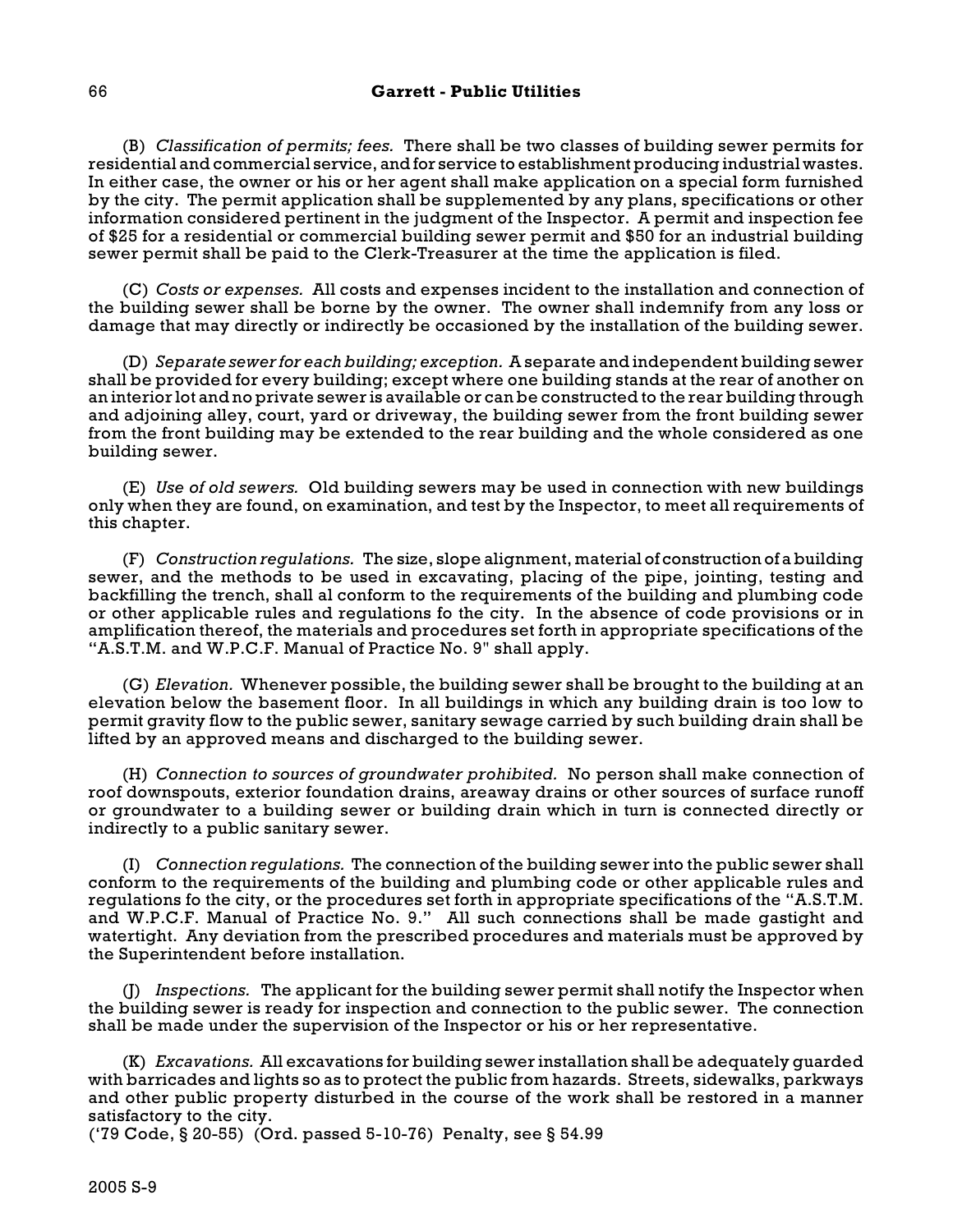(B) *Classification of permits; fees.* There shall be two classes of building sewer permits for residential and commercial service, and for service to establishment producing industrial wastes. In either case, the owner or his or her agent shall make application on a special form furnished by the city. The permit application shall be supplemented by any plans, specifications or other information considered pertinent in the judgment of the Inspector. A permit and inspection fee of $25 for a residential or commercial building sewer permit and $50 for an industrial building sewer permit shall be paid to the Clerk-Treasurer at the time the application is filed.

(C) *Costs or expenses.* All costs and expenses incident to the installation and connection of the building sewer shall be borne by the owner. The owner shall indemnify from any loss or damage that may directly or indirectly be occasioned by the installation of the building sewer.

(D) *Separate sewer for each building; exception.* A separate and independent building sewer shall be provided for every building; except where one building stands at the rear of another on an interior lot and no private sewer is available or can be constructed to the rear building through and adjoining alley, court, yard or driveway, the building sewer from the front building sewer from the front building may be extended to the rear building and the whole considered as one building sewer.

(E) *Use of old sewers.* Old building sewers may be used in connection with new buildings only when they are found, on examination, and test by the Inspector, to meet all requirements of this chapter.

(F) *Construction regulations.* The size, slope alignment, material of construction of a building sewer, and the methods to be used in excavating, placing of the pipe, jointing, testing and backfilling the trench, shall al conform to the requirements of the building and plumbing code or other applicable rules and regulations fo the city. In the absence of code provisions or in amplification thereof, the materials and procedures set forth in appropriate specifications of the "A.S.T.M. and W.P.C.F. Manual of Practice No. 9" shall apply.

(G) *Elevation.* Whenever possible, the building sewer shall be brought to the building at an elevation below the basement floor. In all buildings in which any building drain is too low to permit gravity flow to the public sewer, sanitary sewage carried by such building drain shall be lifted by an approved means and discharged to the building sewer.

(H) *Connection to sources of groundwater prohibited.* No person shall make connection of roof downspouts, exterior foundation drains, areaway drains or other sources of surface runoff or groundwater to a building sewer or building drain which in turn is connected directly or indirectly to a public sanitary sewer.

(I) *Connection regulations.* The connection of the building sewer into the public sewer shall conform to the requirements of the building and plumbing code or other applicable rules and regulations fo the city, or the procedures set forth in appropriate specifications of the "A.S.T.M. and W.P.C.F. Manual of Practice No. 9." All such connections shall be made gastight and watertight. Any deviation from the prescribed procedures and materials must be approved by the Superintendent before installation.

(J) *Inspections.* The applicant for the building sewer permit shall notify the Inspector when the building sewer is ready for inspection and connection to the public sewer. The connection shall be made under the supervision of the Inspector or his or her representative.

(K) *Excavations.* All excavations for building sewer installation shall be adequately guarded with barricades and lights so as to protect the public from hazards. Streets, sidewalks, parkways and other public property disturbed in the course of the work shall be restored in a manner satisfactory to the city.
('79 Code, § 20-55) (Ord. passed 5-10-76) Penalty, see § 54.99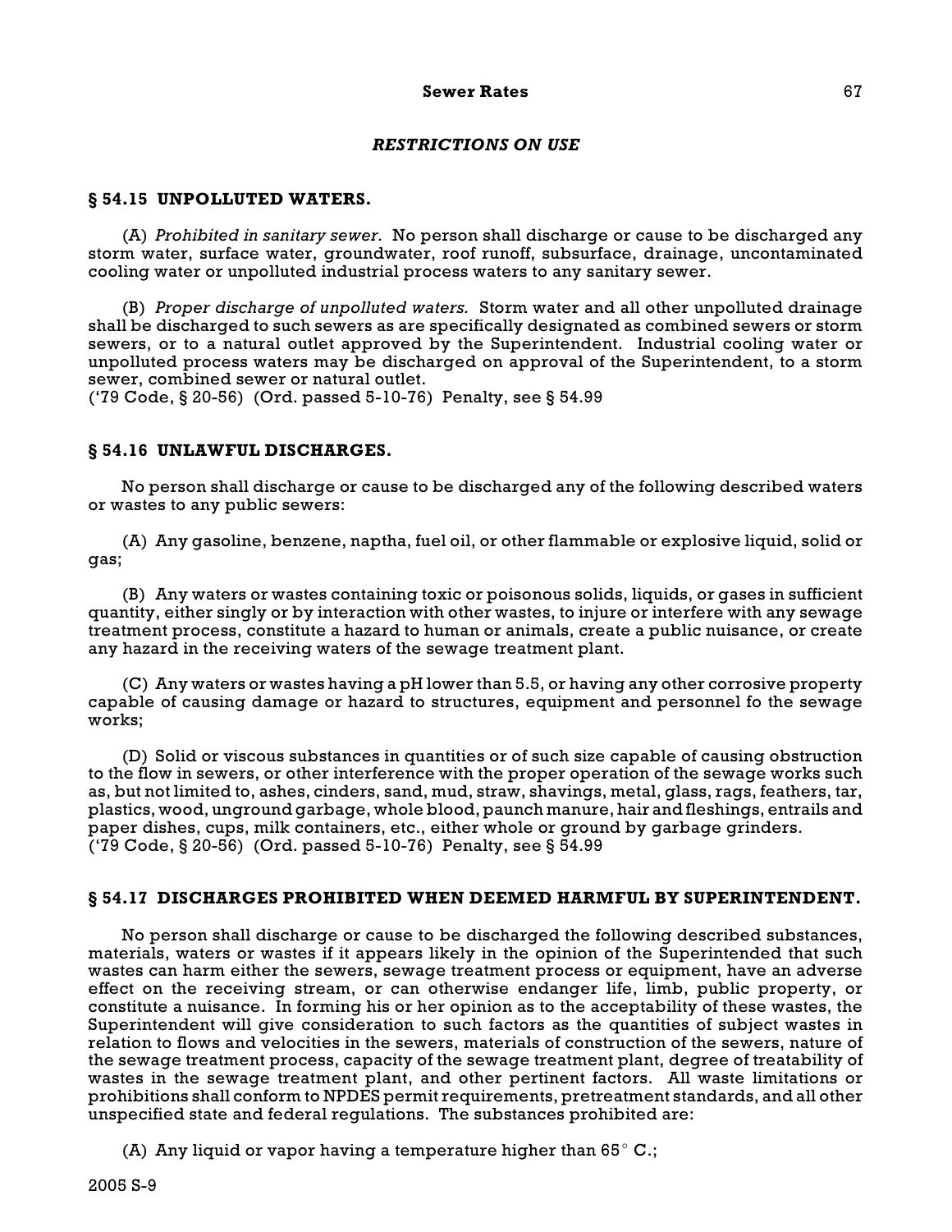## RESTRICTIONS ON USE

### § 54.15 UNPOLLUTED WATERS.

(A) *Prohibited in sanitary sewer.* No person shall discharge or cause to be discharged any storm water, surface water, groundwater, roof runoff, subsurface, drainage, uncontaminated cooling water or unpolluted industrial process waters to any sanitary sewer.

(B) *Proper discharge of unpolluted waters.* Storm water and all other unpolluted drainage shall be discharged to such sewers as are specifically designated as combined sewers or storm sewers, or to a natural outlet approved by the Superintendent. Industrial cooling water or unpolluted process waters may be discharged on approval of the Superintendent, to a storm sewer, combined sewer or natural outlet.
('79 Code, § 20-56) (Ord. passed 5-10-76) Penalty, see § 54.99

### § 54.16 UNLAWFUL DISCHARGES.

No person shall discharge or cause to be discharged any of the following described waters or wastes to any public sewers:

(A) Any gasoline, benzene, naptha, fuel oil, or other flammable or explosive liquid, solid or gas;

(B) Any waters or wastes containing toxic or poisonous solids, liquids, or gases in sufficient quantity, either singly or by interaction with other wastes, to injure or interfere with any sewage treatment process, constitute a hazard to human or animals, create a public nuisance, or create any hazard in the receiving waters of the sewage treatment plant.

(C) Any waters or wastes having a pH lower than 5.5, or having any other corrosive property capable of causing damage or hazard to structures, equipment and personnel fo the sewage works;

(D) Solid or viscous substances in quantities or of such size capable of causing obstruction to the flow in sewers, or other interference with the proper operation of the sewage works such as, but not limited to, ashes, cinders, sand, mud, straw, shavings, metal, glass, rags, feathers, tar, plastics, wood, unground garbage, whole blood, paunch manure, hair and fleshings, entrails and paper dishes, cups, milk containers, etc., either whole or ground by garbage grinders.
('79 Code, § 20-56) (Ord. passed 5-10-76) Penalty, see § 54.99

### § 54.17 DISCHARGES PROHIBITED WHEN DEEMED HARMFUL BY SUPERINTENDENT.

No person shall discharge or cause to be discharged the following described substances, materials, waters or wastes if it appears likely in the opinion of the Superintended that such wastes can harm either the sewers, sewage treatment process or equipment, have an adverse effect on the receiving stream, or can otherwise endanger life, limb, public property, or constitute a nuisance. In forming his or her opinion as to the acceptability of these wastes, the Superintendent will give consideration to such factors as the quantities of subject wastes in relation to flows and velocities in the sewers, materials of construction of the sewers, nature of the sewage treatment process, capacity of the sewage treatment plant, degree of treatability of wastes in the sewage treatment plant, and other pertinent factors. All waste limitations or prohibitions shall conform to NPDES permit requirements, pretreatment standards, and all other unspecified state and federal regulations. The substances prohibited are:

(A) Any liquid or vapor having a temperature higher than 65° C.;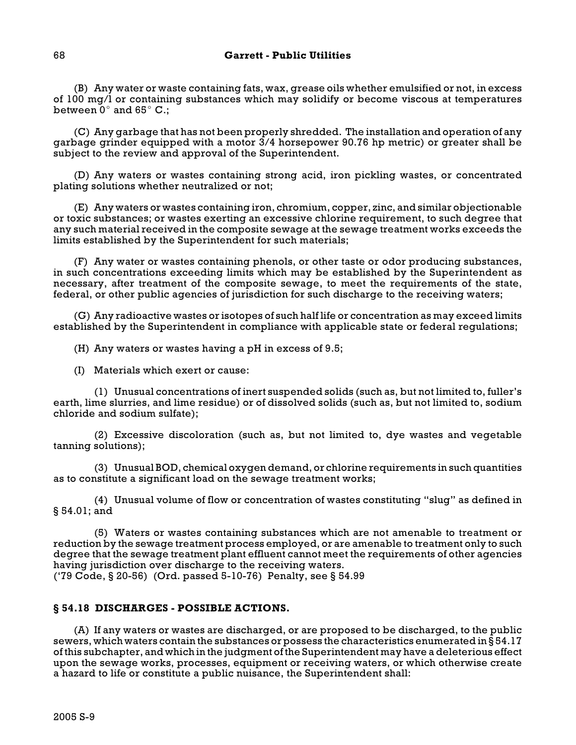(B) Any water or waste containing fats, wax, grease oils whether emulsified or not, in excess of 100 mg/l or containing substances which may solidify or become viscous at temperatures between 0° and 65° C.;

(C) Any garbage that has not been properly shredded. The installation and operation of any garbage grinder equipped with a motor 3/4 horsepower 90.76 hp metric) or greater shall be subject to the review and approval of the Superintendent.

(D) Any waters or wastes containing strong acid, iron pickling wastes, or concentrated plating solutions whether neutralized or not;

(E) Any waters or wastes containing iron, chromium, copper, zinc, and similar objectionable or toxic substances; or wastes exerting an excessive chlorine requirement, to such degree that any such material received in the composite sewage at the sewage treatment works exceeds the limits established by the Superintendent for such materials;

(F) Any water or wastes containing phenols, or other taste or odor producing substances, in such concentrations exceeding limits which may be established by the Superintendent as necessary, after treatment of the composite sewage, to meet the requirements of the state, federal, or other public agencies of jurisdiction for such discharge to the receiving waters;

(G) Any radioactive wastes or isotopes of such half life or concentration as may exceed limits established by the Superintendent in compliance with applicable state or federal regulations;

(H) Any waters or wastes having a pH in excess of 9.5;

(I) Materials which exert or cause:

(1) Unusual concentrations of inert suspended solids (such as, but not limited to, fuller's earth, lime slurries, and lime residue) or of dissolved solids (such as, but not limited to, sodium chloride and sodium sulfate);

(2) Excessive discoloration (such as, but not limited to, dye wastes and vegetable tanning solutions);

(3) Unusual BOD, chemical oxygen demand, or chlorine requirements in such quantities as to constitute a significant load on the sewage treatment works;

(4) Unusual volume of flow or concentration of wastes constituting "slug" as defined in § 54.01; and

(5) Waters or wastes containing substances which are not amenable to treatment or reduction by the sewage treatment process employed, or are amenable to treatment only to such degree that the sewage treatment plant effluent cannot meet the requirements of other agencies having jurisdiction over discharge to the receiving waters.
('79 Code, § 20-56) (Ord. passed 5-10-76) Penalty, see § 54.99

### § 54.18 DISCHARGES - POSSIBLE ACTIONS.

(A) If any waters or wastes are discharged, or are proposed to be discharged, to the public sewers, which waters contain the substances or possess the characteristics enumerated in § 54.17 of this subchapter, and which in the judgment of the Superintendent may have a deleterious effect upon the sewage works, processes, equipment or receiving waters, or which otherwise create a hazard to life or constitute a public nuisance, the Superintendent shall: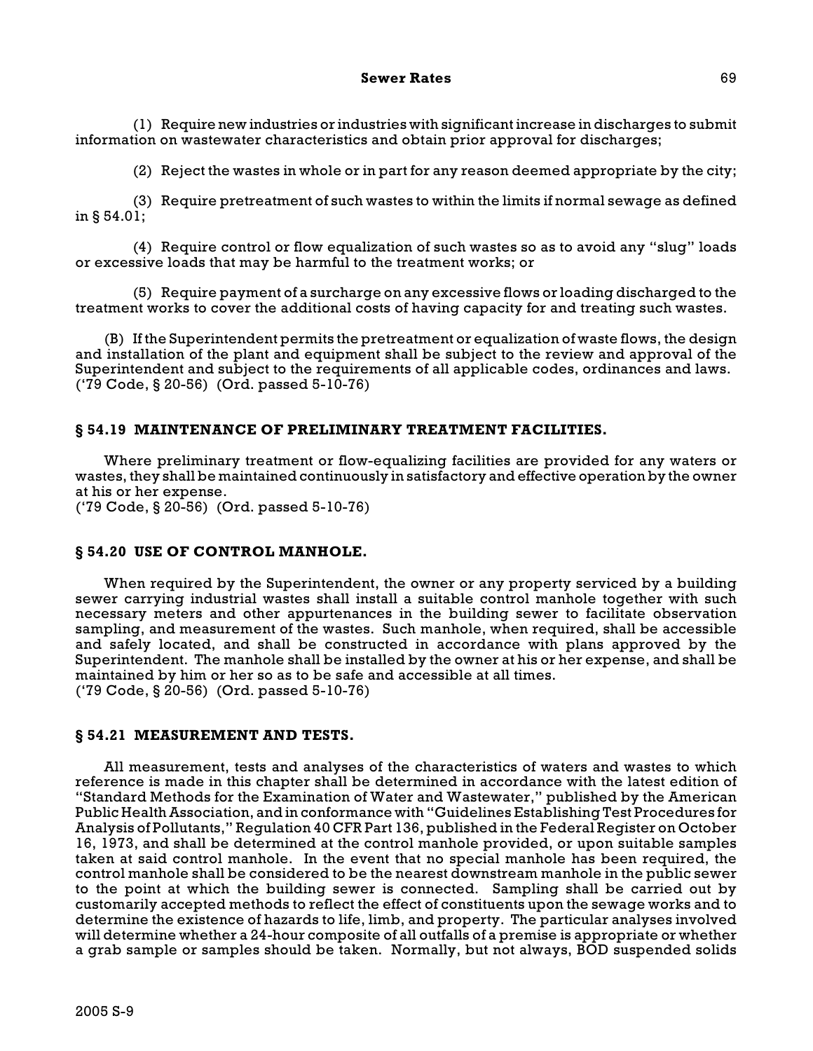(1) Require new industries or industries with significant increase in discharges to submit information on wastewater characteristics and obtain prior approval for discharges;

(2) Reject the wastes in whole or in part for any reason deemed appropriate by the city;

(3) Require pretreatment of such wastes to within the limits if normal sewage as defined in § 54.01;

(4) Require control or flow equalization of such wastes so as to avoid any "slug" loads or excessive loads that may be harmful to the treatment works; or

(5) Require payment of a surcharge on any excessive flows or loading discharged to the treatment works to cover the additional costs of having capacity for and treating such wastes.

(B) If the Superintendent permits the pretreatment or equalization of waste flows, the design and installation of the plant and equipment shall be subject to the review and approval of the Superintendent and subject to the requirements of all applicable codes, ordinances and laws.
('79 Code, § 20-56) (Ord. passed 5-10-76)

### § 54.19 MAINTENANCE OF PRELIMINARY TREATMENT FACILITIES.

Where preliminary treatment or flow-equalizing facilities are provided for any waters or wastes, they shall be maintained continuously in satisfactory and effective operation by the owner at his or her expense.
('79 Code, § 20-56) (Ord. passed 5-10-76)

### § 54.20 USE OF CONTROL MANHOLE.

When required by the Superintendent, the owner or any property serviced by a building sewer carrying industrial wastes shall install a suitable control manhole together with such necessary meters and other appurtenances in the building sewer to facilitate observation sampling, and measurement of the wastes. Such manhole, when required, shall be accessible and safely located, and shall be constructed in accordance with plans approved by the Superintendent. The manhole shall be installed by the owner at his or her expense, and shall be maintained by him or her so as to be safe and accessible at all times.
('79 Code, § 20-56) (Ord. passed 5-10-76)

### § 54.21 MEASUREMENT AND TESTS.

All measurement, tests and analyses of the characteristics of waters and wastes to which reference is made in this chapter shall be determined in accordance with the latest edition of "Standard Methods for the Examination of Water and Wastewater," published by the American Public Health Association, and in conformance with "Guidelines Establishing Test Procedures for Analysis of Pollutants," Regulation 40 CFR Part 136, published in the Federal Register on October 16, 1973, and shall be determined at the control manhole provided, or upon suitable samples taken at said control manhole. In the event that no special manhole has been required, the control manhole shall be considered to be the nearest downstream manhole in the public sewer to the point at which the building sewer is connected. Sampling shall be carried out by customarily accepted methods to reflect the effect of constituents upon the sewage works and to determine the existence of hazards to life, limb, and property. The particular analyses involved will determine whether a 24-hour composite of all outfalls of a premise is appropriate or whether a grab sample or samples should be taken. Normally, but not always, BOD suspended solids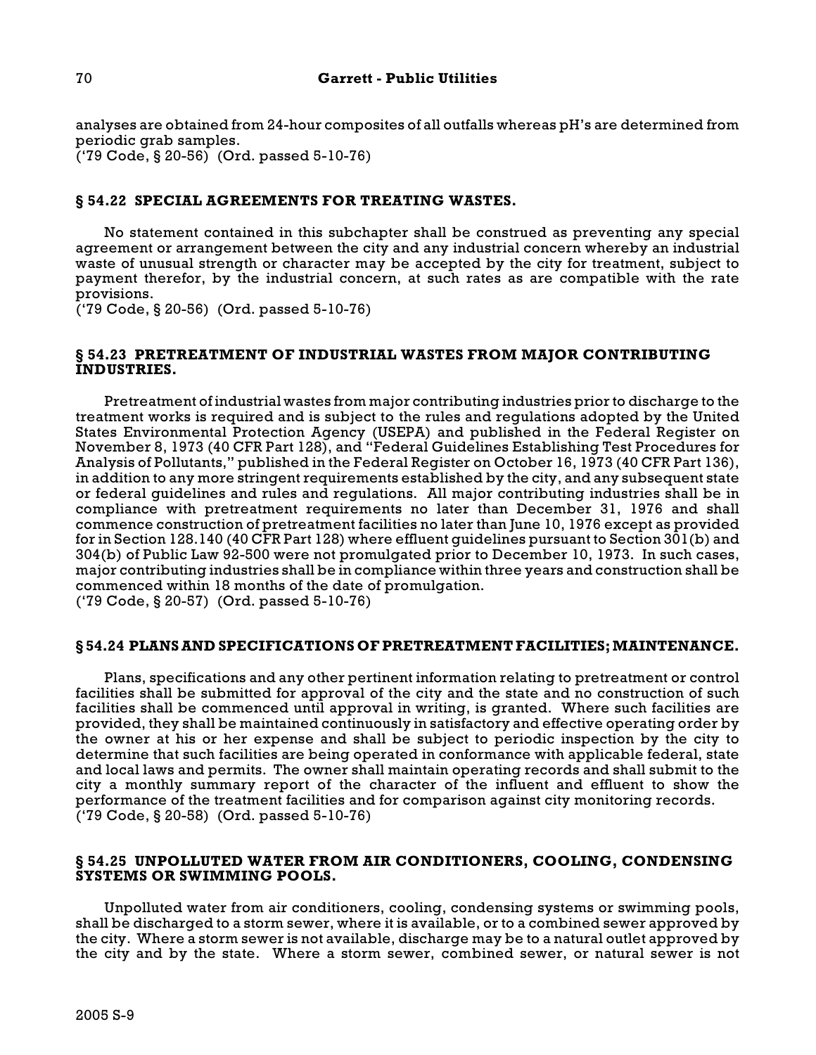analyses are obtained from 24-hour composites of all outfalls whereas pH's are determined from periodic grab samples.
('79 Code, § 20-56) (Ord. passed 5-10-76)

## § 54.22 SPECIAL AGREEMENTS FOR TREATING WASTES.

No statement contained in this subchapter shall be construed as preventing any special agreement or arrangement between the city and any industrial concern whereby an industrial waste of unusual strength or character may be accepted by the city for treatment, subject to payment therefor, by the industrial concern, at such rates as are compatible with the rate provisions.
('79 Code, § 20-56) (Ord. passed 5-10-76)

## § 54.23 PRETREATMENT OF INDUSTRIAL WASTES FROM MAJOR CONTRIBUTING INDUSTRIES.

Pretreatment of industrial wastes from major contributing industries prior to discharge to the treatment works is required and is subject to the rules and regulations adopted by the United States Environmental Protection Agency (USEPA) and published in the Federal Register on November 8, 1973 (40 CFR Part 128), and "Federal Guidelines Establishing Test Procedures for Analysis of Pollutants," published in the Federal Register on October 16, 1973 (40 CFR Part 136), in addition to any more stringent requirements established by the city, and any subsequent state or federal guidelines and rules and regulations. All major contributing industries shall be in compliance with pretreatment requirements no later than December 31, 1976 and shall commence construction of pretreatment facilities no later than June 10, 1976 except as provided for in Section 128.140 (40 CFR Part 128) where effluent guidelines pursuant to Section 301(b) and 304(b) of Public Law 92-500 were not promulgated prior to December 10, 1973. In such cases, major contributing industries shall be in compliance within three years and construction shall be commenced within 18 months of the date of promulgation.
('79 Code, § 20-57) (Ord. passed 5-10-76)

## § 54.24 PLANS AND SPECIFICATIONS OF PRETREATMENT FACILITIES; MAINTENANCE.

Plans, specifications and any other pertinent information relating to pretreatment or control facilities shall be submitted for approval of the city and the state and no construction of such facilities shall be commenced until approval in writing, is granted. Where such facilities are provided, they shall be maintained continuously in satisfactory and effective operating order by the owner at his or her expense and shall be subject to periodic inspection by the city to determine that such facilities are being operated in conformance with applicable federal, state and local laws and permits. The owner shall maintain operating records and shall submit to the city a monthly summary report of the character of the influent and effluent to show the performance of the treatment facilities and for comparison against city monitoring records.
('79 Code, § 20-58) (Ord. passed 5-10-76)

## § 54.25 UNPOLLUTED WATER FROM AIR CONDITIONERS, COOLING, CONDENSING SYSTEMS OR SWIMMING POOLS.

Unpolluted water from air conditioners, cooling, condensing systems or swimming pools, shall be discharged to a storm sewer, where it is available, or to a combined sewer approved by the city. Where a storm sewer is not available, discharge may be to a natural outlet approved by the city and by the state. Where a storm sewer, combined sewer, or natural sewer is not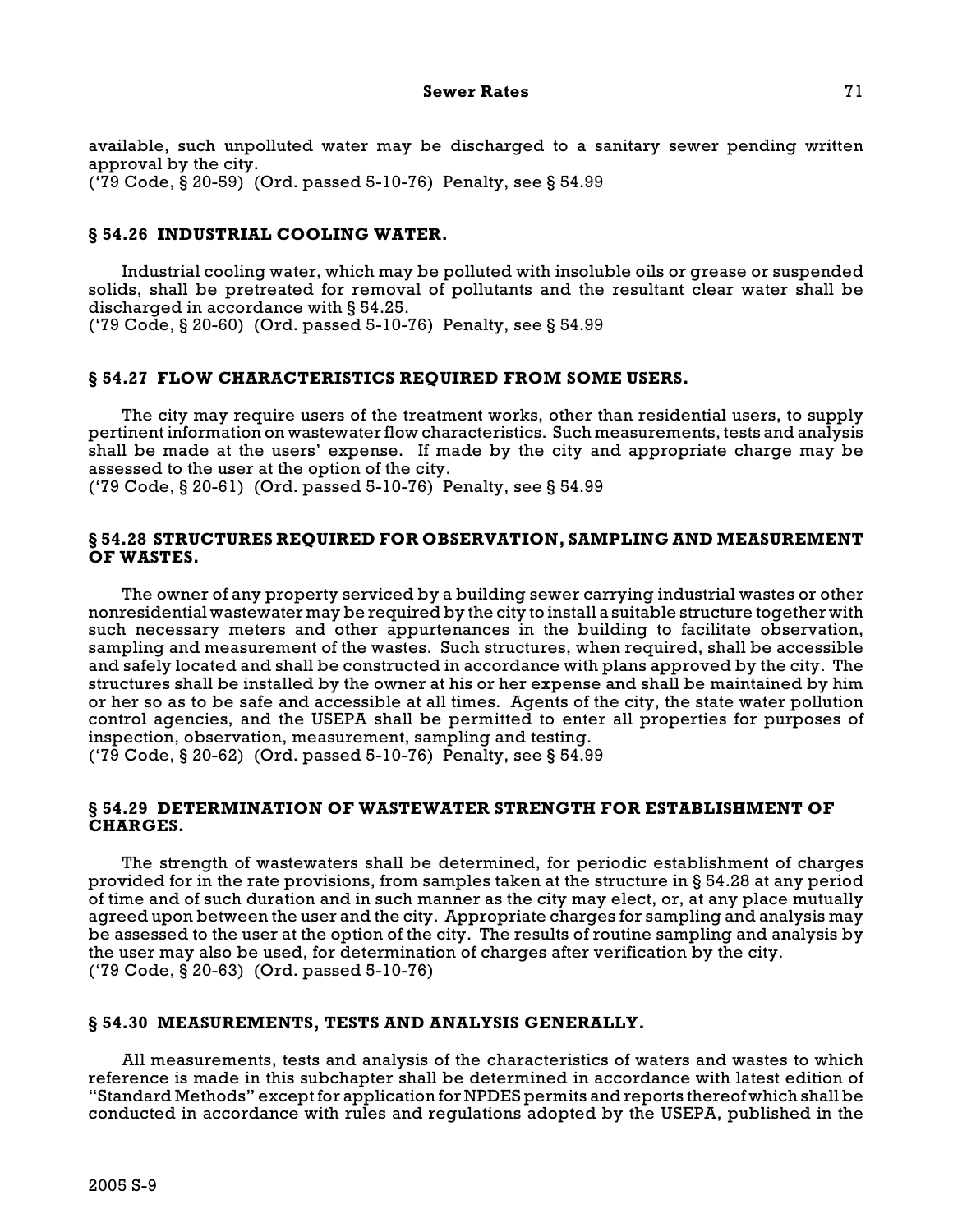available, such unpolluted water may be discharged to a sanitary sewer pending written approval by the city.
('79 Code, § 20-59) (Ord. passed 5-10-76) Penalty, see § 54.99

## § 54.26 INDUSTRIAL COOLING WATER.

Industrial cooling water, which may be polluted with insoluble oils or grease or suspended solids, shall be pretreated for removal of pollutants and the resultant clear water shall be discharged in accordance with § 54.25.
('79 Code, § 20-60) (Ord. passed 5-10-76) Penalty, see § 54.99

## § 54.27 FLOW CHARACTERISTICS REQUIRED FROM SOME USERS.

The city may require users of the treatment works, other than residential users, to supply pertinent information on wastewater flow characteristics. Such measurements, tests and analysis shall be made at the users' expense. If made by the city and appropriate charge may be assessed to the user at the option of the city.
('79 Code, § 20-61) (Ord. passed 5-10-76) Penalty, see § 54.99

## § 54.28 STRUCTURES REQUIRED FOR OBSERVATION, SAMPLING AND MEASUREMENT OF WASTES.

The owner of any property serviced by a building sewer carrying industrial wastes or other nonresidential wastewater may be required by the city to install a suitable structure together with such necessary meters and other appurtenances in the building to facilitate observation, sampling and measurement of the wastes. Such structures, when required, shall be accessible and safely located and shall be constructed in accordance with plans approved by the city. The structures shall be installed by the owner at his or her expense and shall be maintained by him or her so as to be safe and accessible at all times. Agents of the city, the state water pollution control agencies, and the USEPA shall be permitted to enter all properties for purposes of inspection, observation, measurement, sampling and testing.
('79 Code, § 20-62) (Ord. passed 5-10-76) Penalty, see § 54.99

## § 54.29 DETERMINATION OF WASTEWATER STRENGTH FOR ESTABLISHMENT OF CHARGES.

The strength of wastewaters shall be determined, for periodic establishment of charges provided for in the rate provisions, from samples taken at the structure in § 54.28 at any period of time and of such duration and in such manner as the city may elect, or, at any place mutually agreed upon between the user and the city. Appropriate charges for sampling and analysis may be assessed to the user at the option of the city. The results of routine sampling and analysis by the user may also be used, for determination of charges after verification by the city.
('79 Code, § 20-63) (Ord. passed 5-10-76)

## § 54.30 MEASUREMENTS, TESTS AND ANALYSIS GENERALLY.

All measurements, tests and analysis of the characteristics of waters and wastes to which reference is made in this subchapter shall be determined in accordance with latest edition of "Standard Methods" except for application for NPDES permits and reports thereof which shall be conducted in accordance with rules and regulations adopted by the USEPA, published in the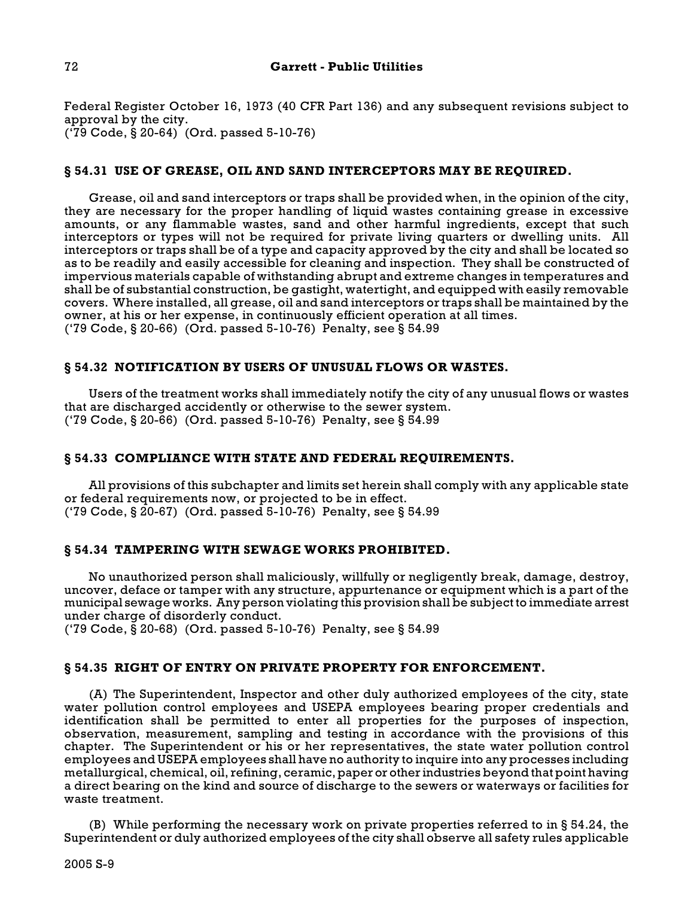Federal Register October 16, 1973 (40 CFR Part 136) and any subsequent revisions subject to approval by the city.
('79 Code, § 20-64) (Ord. passed 5-10-76)

### § 54.31 USE OF GREASE, OIL AND SAND INTERCEPTORS MAY BE REQUIRED.

Grease, oil and sand interceptors or traps shall be provided when, in the opinion of the city, they are necessary for the proper handling of liquid wastes containing grease in excessive amounts, or any flammable wastes, sand and other harmful ingredients, except that such interceptors or types will not be required for private living quarters or dwelling units. All interceptors or traps shall be of a type and capacity approved by the city and shall be located so as to be readily and easily accessible for cleaning and inspection. They shall be constructed of impervious materials capable of withstanding abrupt and extreme changes in temperatures and shall be of substantial construction, be gastight, watertight, and equipped with easily removable covers. Where installed, all grease, oil and sand interceptors or traps shall be maintained by the owner, at his or her expense, in continuously efficient operation at all times.
('79 Code, § 20-66) (Ord. passed 5-10-76) Penalty, see § 54.99

### § 54.32 NOTIFICATION BY USERS OF UNUSUAL FLOWS OR WASTES.

Users of the treatment works shall immediately notify the city of any unusual flows or wastes that are discharged accidently or otherwise to the sewer system.
('79 Code, § 20-66) (Ord. passed 5-10-76) Penalty, see § 54.99

### § 54.33 COMPLIANCE WITH STATE AND FEDERAL REQUIREMENTS.

All provisions of this subchapter and limits set herein shall comply with any applicable state or federal requirements now, or projected to be in effect.
('79 Code, § 20-67) (Ord. passed 5-10-76) Penalty, see § 54.99

### § 54.34 TAMPERING WITH SEWAGE WORKS PROHIBITED.

No unauthorized person shall maliciously, willfully or negligently break, damage, destroy, uncover, deface or tamper with any structure, appurtenance or equipment which is a part of the municipal sewage works. Any person violating this provision shall be subject to immediate arrest under charge of disorderly conduct.
('79 Code, § 20-68) (Ord. passed 5-10-76) Penalty, see § 54.99

### § 54.35 RIGHT OF ENTRY ON PRIVATE PROPERTY FOR ENFORCEMENT.

(A) The Superintendent, Inspector and other duly authorized employees of the city, state water pollution control employees and USEPA employees bearing proper credentials and identification shall be permitted to enter all properties for the purposes of inspection, observation, measurement, sampling and testing in accordance with the provisions of this chapter. The Superintendent or his or her representatives, the state water pollution control employees and USEPA employees shall have no authority to inquire into any processes including metallurgical, chemical, oil, refining, ceramic, paper or other industries beyond that point having a direct bearing on the kind and source of discharge to the sewers or waterways or facilities for waste treatment.

(B) While performing the necessary work on private properties referred to in § 54.24, the Superintendent or duly authorized employees of the city shall observe all safety rules applicable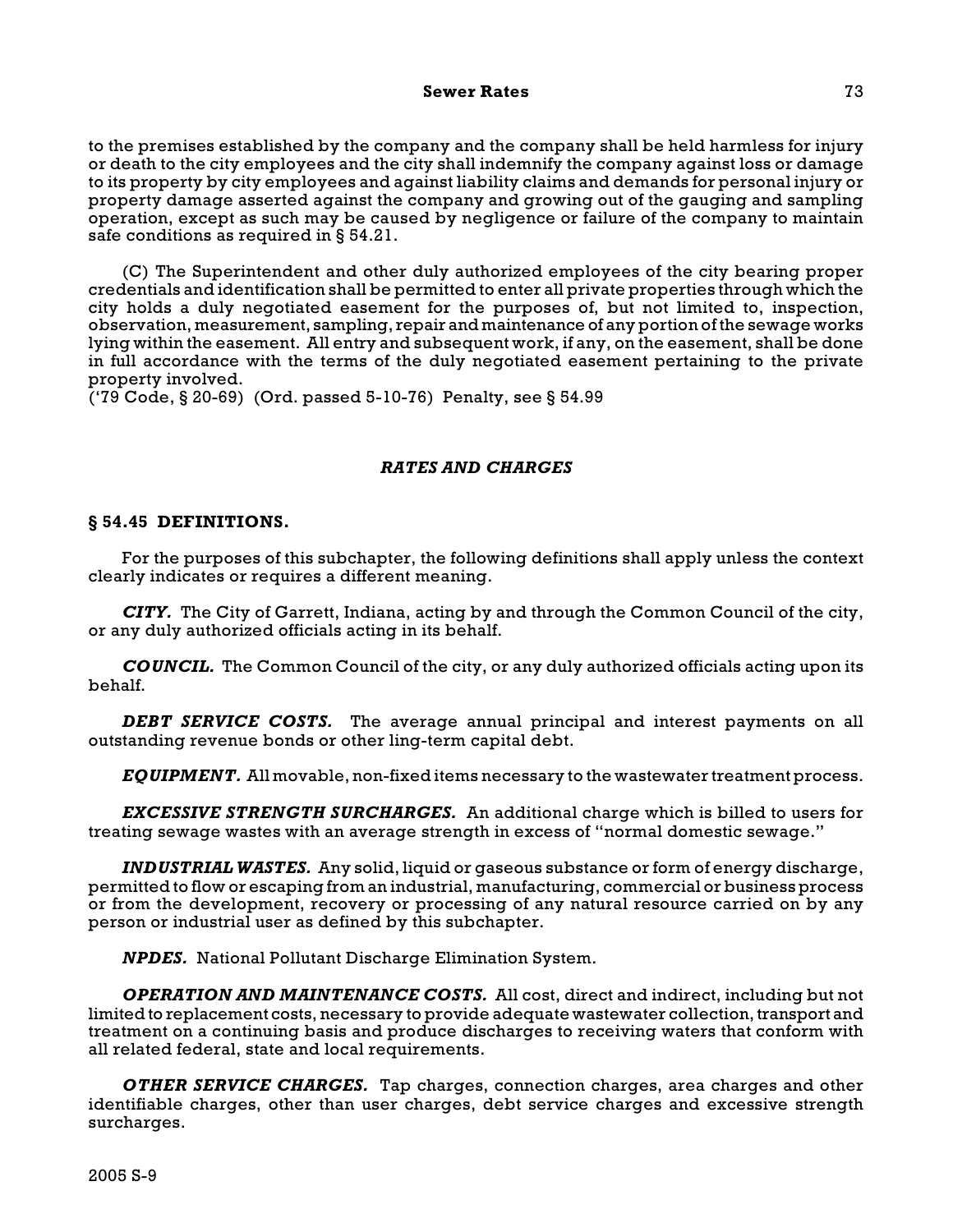to the premises established by the company and the company shall be held harmless for injury or death to the city employees and the city shall indemnify the company against loss or damage to its property by city employees and against liability claims and demands for personal injury or property damage asserted against the company and growing out of the gauging and sampling operation, except as such may be caused by negligence or failure of the company to maintain safe conditions as required in § 54.21.

(C) The Superintendent and other duly authorized employees of the city bearing proper credentials and identification shall be permitted to enter all private properties through which the city holds a duly negotiated easement for the purposes of, but not limited to, inspection, observation, measurement, sampling, repair and maintenance of any portion of the sewage works lying within the easement. All entry and subsequent work, if any, on the easement, shall be done in full accordance with the terms of the duly negotiated easement pertaining to the private property involved.
('79 Code, § 20-69) (Ord. passed 5-10-76) Penalty, see § 54.99

## *RATES AND CHARGES*

### § 54.45 DEFINITIONS.

For the purposes of this subchapter, the following definitions shall apply unless the context clearly indicates or requires a different meaning.

***CITY.*** The City of Garrett, Indiana, acting by and through the Common Council of the city, or any duly authorized officials acting in its behalf.

***COUNCIL.*** The Common Council of the city, or any duly authorized officials acting upon its behalf.

***DEBT SERVICE COSTS.*** The average annual principal and interest payments on all outstanding revenue bonds or other ling-term capital debt.

***EQUIPMENT.*** All movable, non-fixed items necessary to the wastewater treatment process.

***EXCESSIVE STRENGTH SURCHARGES.*** An additional charge which is billed to users for treating sewage wastes with an average strength in excess of "normal domestic sewage."

***INDUSTRIAL WASTES.*** Any solid, liquid or gaseous substance or form of energy discharge, permitted to flow or escaping from an industrial, manufacturing, commercial or business process or from the development, recovery or processing of any natural resource carried on by any person or industrial user as defined by this subchapter.

***NPDES.*** National Pollutant Discharge Elimination System.

***OPERATION AND MAINTENANCE COSTS.*** All cost, direct and indirect, including but not limited to replacement costs, necessary to provide adequate wastewater collection, transport and treatment on a continuing basis and produce discharges to receiving waters that conform with all related federal, state and local requirements.

***OTHER SERVICE CHARGES.*** Tap charges, connection charges, area charges and other identifiable charges, other than user charges, debt service charges and excessive strength surcharges.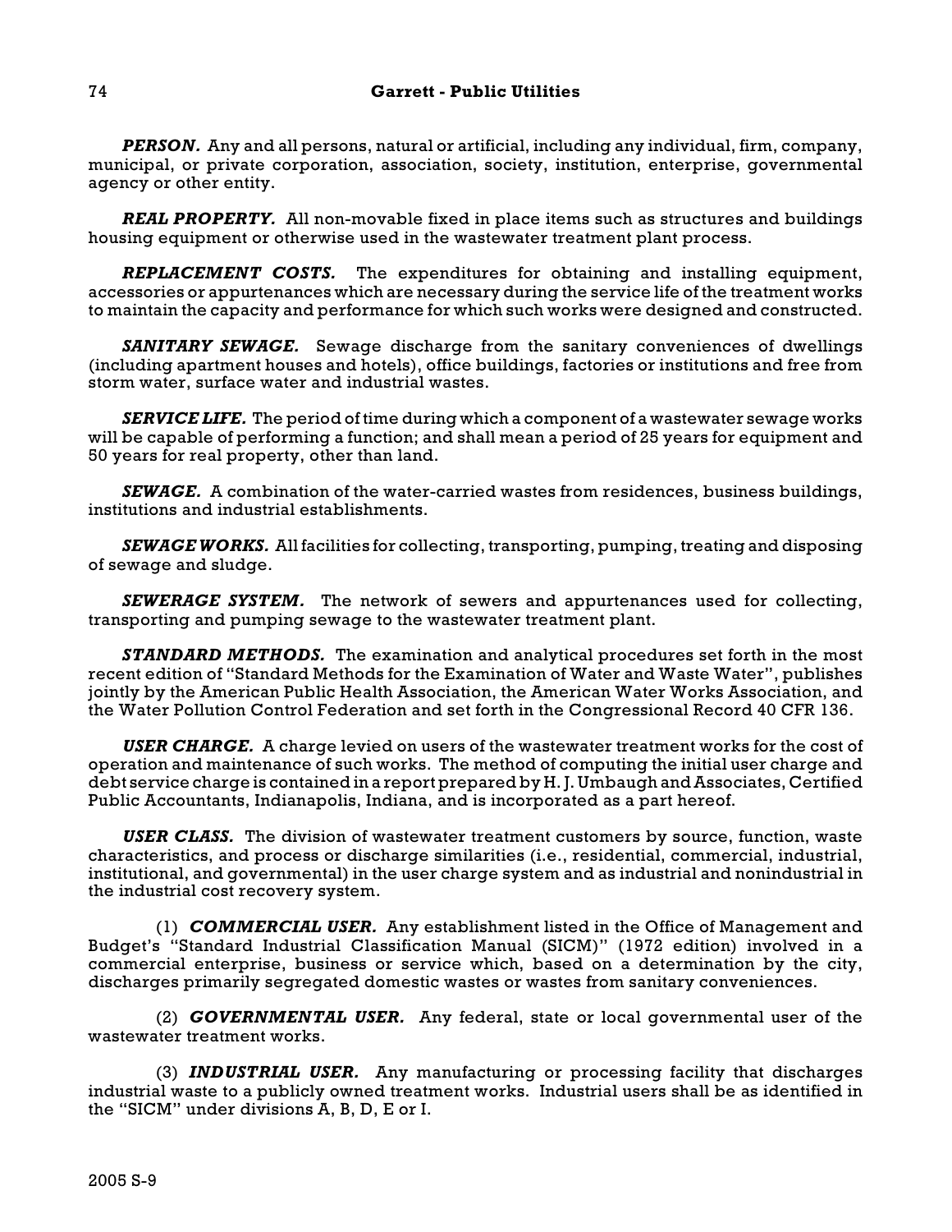***PERSON.*** Any and all persons, natural or artificial, including any individual, firm, company, municipal, or private corporation, association, society, institution, enterprise, governmental agency or other entity.

***REAL PROPERTY.*** All non-movable fixed in place items such as structures and buildings housing equipment or otherwise used in the wastewater treatment plant process.

***REPLACEMENT COSTS.*** The expenditures for obtaining and installing equipment, accessories or appurtenances which are necessary during the service life of the treatment works to maintain the capacity and performance for which such works were designed and constructed.

***SANITARY SEWAGE.*** Sewage discharge from the sanitary conveniences of dwellings (including apartment houses and hotels), office buildings, factories or institutions and free from storm water, surface water and industrial wastes.

***SERVICE LIFE.*** The period of time during which a component of a wastewater sewage works will be capable of performing a function; and shall mean a period of 25 years for equipment and 50 years for real property, other than land.

***SEWAGE.*** A combination of the water-carried wastes from residences, business buildings, institutions and industrial establishments.

***SEWAGE WORKS.*** All facilities for collecting, transporting, pumping, treating and disposing of sewage and sludge.

***SEWERAGE SYSTEM.*** The network of sewers and appurtenances used for collecting, transporting and pumping sewage to the wastewater treatment plant.

***STANDARD METHODS.*** The examination and analytical procedures set forth in the most recent edition of "Standard Methods for the Examination of Water and Waste Water", publishes jointly by the American Public Health Association, the American Water Works Association, and the Water Pollution Control Federation and set forth in the Congressional Record 40 CFR 136.

***USER CHARGE.*** A charge levied on users of the wastewater treatment works for the cost of operation and maintenance of such works. The method of computing the initial user charge and debt service charge is contained in a report prepared by H. J. Umbaugh and Associates, Certified Public Accountants, Indianapolis, Indiana, and is incorporated as a part hereof.

***USER CLASS.*** The division of wastewater treatment customers by source, function, waste characteristics, and process or discharge similarities (i.e., residential, commercial, industrial, institutional, and governmental) in the user charge system and as industrial and nonindustrial in the industrial cost recovery system.

(1) ***COMMERCIAL USER.*** Any establishment listed in the Office of Management and Budget's "Standard Industrial Classification Manual (SICM)" (1972 edition) involved in a commercial enterprise, business or service which, based on a determination by the city, discharges primarily segregated domestic wastes or wastes from sanitary conveniences.

(2) ***GOVERNMENTAL USER.*** Any federal, state or local governmental user of the wastewater treatment works.

(3) ***INDUSTRIAL USER.*** Any manufacturing or processing facility that discharges industrial waste to a publicly owned treatment works. Industrial users shall be as identified in the "SICM" under divisions A, B, D, E or I.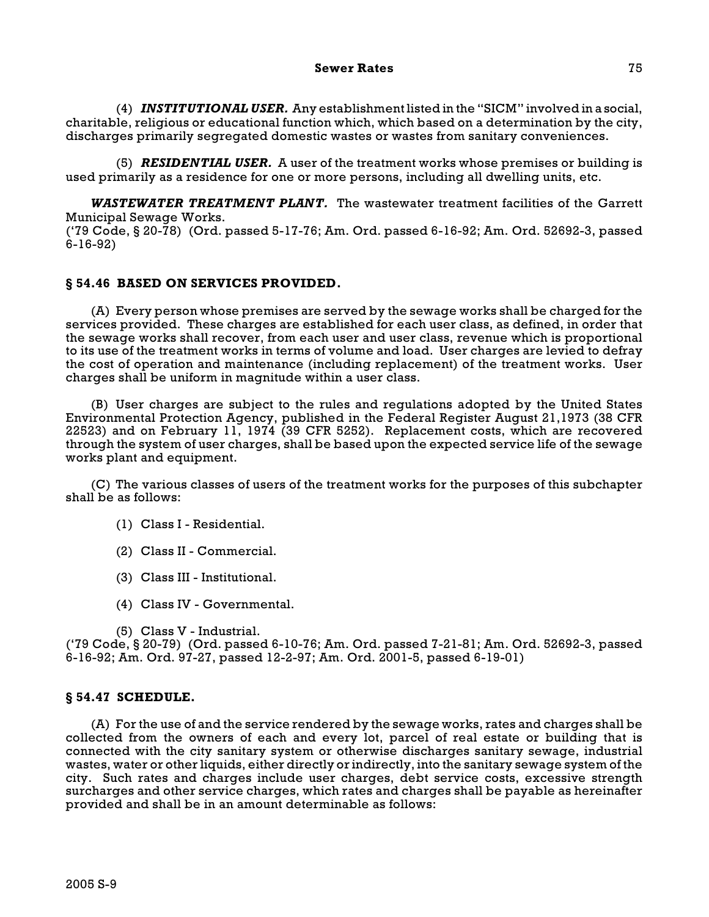(4) ***INSTITUTIONAL USER.*** Any establishment listed in the "SICM" involved in a social, charitable, religious or educational function which, which based on a determination by the city, discharges primarily segregated domestic wastes or wastes from sanitary conveniences.

(5) ***RESIDENTIAL USER.*** A user of the treatment works whose premises or building is used primarily as a residence for one or more persons, including all dwelling units, etc.

***WASTEWATER TREATMENT PLANT.*** The wastewater treatment facilities of the Garrett Municipal Sewage Works.
('79 Code, § 20-78) (Ord. passed 5-17-76; Am. Ord. passed 6-16-92; Am. Ord. 52692-3, passed 6-16-92)

## § 54.46 BASED ON SERVICES PROVIDED.

(A) Every person whose premises are served by the sewage works shall be charged for the services provided. These charges are established for each user class, as defined, in order that the sewage works shall recover, from each user and user class, revenue which is proportional to its use of the treatment works in terms of volume and load. User charges are levied to defray the cost of operation and maintenance (including replacement) of the treatment works. User charges shall be uniform in magnitude within a user class.

(B) User charges are subject to the rules and regulations adopted by the United States Environmental Protection Agency, published in the Federal Register August 21,1973 (38 CFR 22523) and on February 11, 1974 (39 CFR 5252). Replacement costs, which are recovered through the system of user charges, shall be based upon the expected service life of the sewage works plant and equipment.

(C) The various classes of users of the treatment works for the purposes of this subchapter shall be as follows:

(1) Class I - Residential.

(2) Class II - Commercial.

(3) Class III - Institutional.

(4) Class IV - Governmental.

(5) Class V - Industrial.

('79 Code, § 20-79) (Ord. passed 6-10-76; Am. Ord. passed 7-21-81; Am. Ord. 52692-3, passed 6-16-92; Am. Ord. 97-27, passed 12-2-97; Am. Ord. 2001-5, passed 6-19-01)

## § 54.47 SCHEDULE.

(A) For the use of and the service rendered by the sewage works, rates and charges shall be collected from the owners of each and every lot, parcel of real estate or building that is connected with the city sanitary system or otherwise discharges sanitary sewage, industrial wastes, water or other liquids, either directly or indirectly, into the sanitary sewage system of the city. Such rates and charges include user charges, debt service costs, excessive strength surcharges and other service charges, which rates and charges shall be payable as hereinafter provided and shall be in an amount determinable as follows: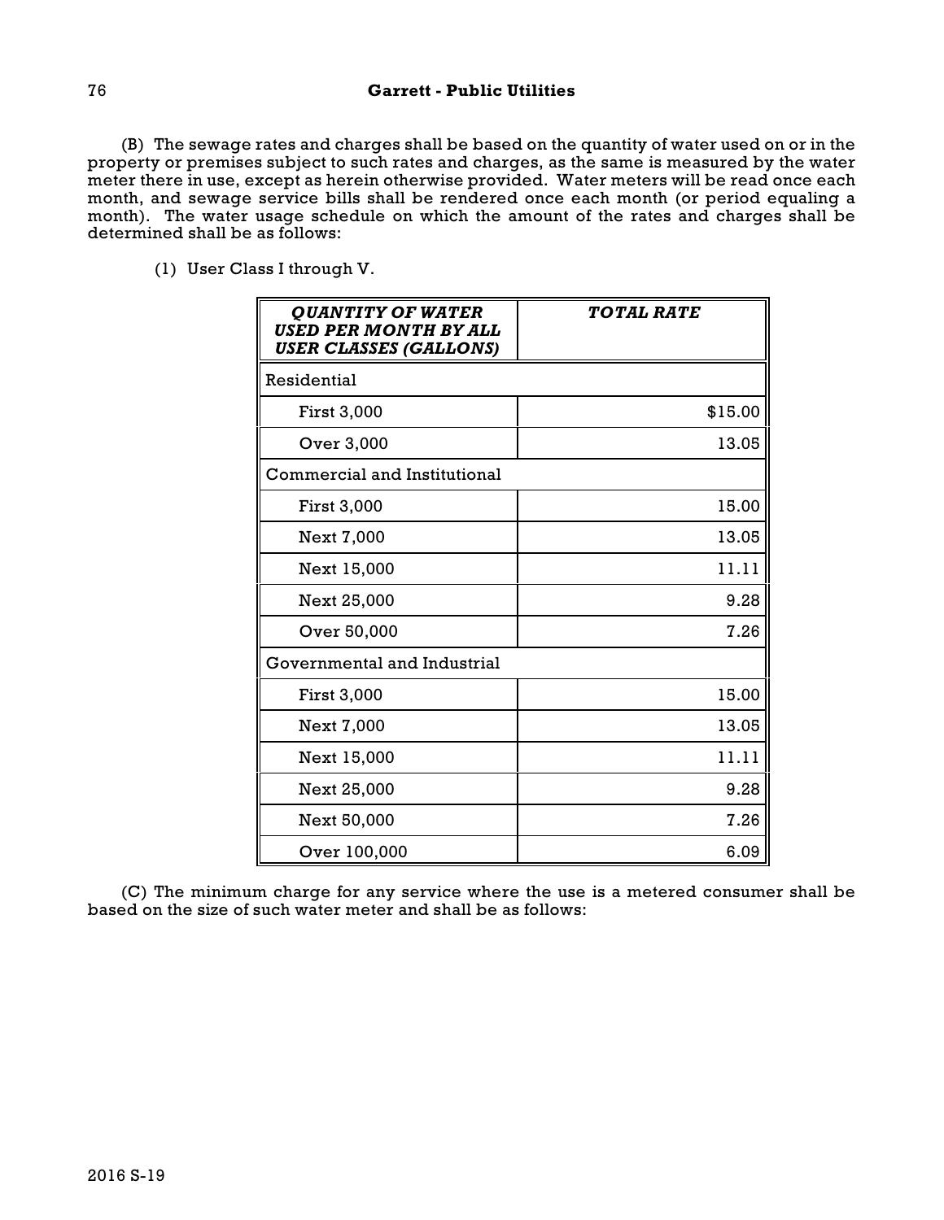(B) The sewage rates and charges shall be based on the quantity of water used on or in the property or premises subject to such rates and charges, as the same is measured by the water meter there in use, except as herein otherwise provided. Water meters will be read once each month, and sewage service bills shall be rendered once each month (or period equaling a month). The water usage schedule on which the amount of the rates and charges shall be determined shall be as follows:

(1) User Class I through V.

| ***QUANTITY OF WATER USED PER MONTH BY ALL USER CLASSES (GALLONS)*** | ***TOTAL RATE*** |
|---|---|
| Residential | |
| First 3,000 | $15.00 |
| Over 3,000 | 13.05 |
| Commercial and Institutional | |
| First 3,000 | 15.00 |
| Next 7,000 | 13.05 |
| Next 15,000 | 11.11 |
| Next 25,000 | 9.28 |
| Over 50,000 | 7.26 |
| Governmental and Industrial | |
| First 3,000 | 15.00 |
| Next 7,000 | 13.05 |
| Next 15,000 | 11.11 |
| Next 25,000 | 9.28 |
| Next 50,000 | 7.26 |
| Over 100,000 | 6.09 |

(C) The minimum charge for any service where the use is a metered consumer shall be based on the size of such water meter and shall be as follows: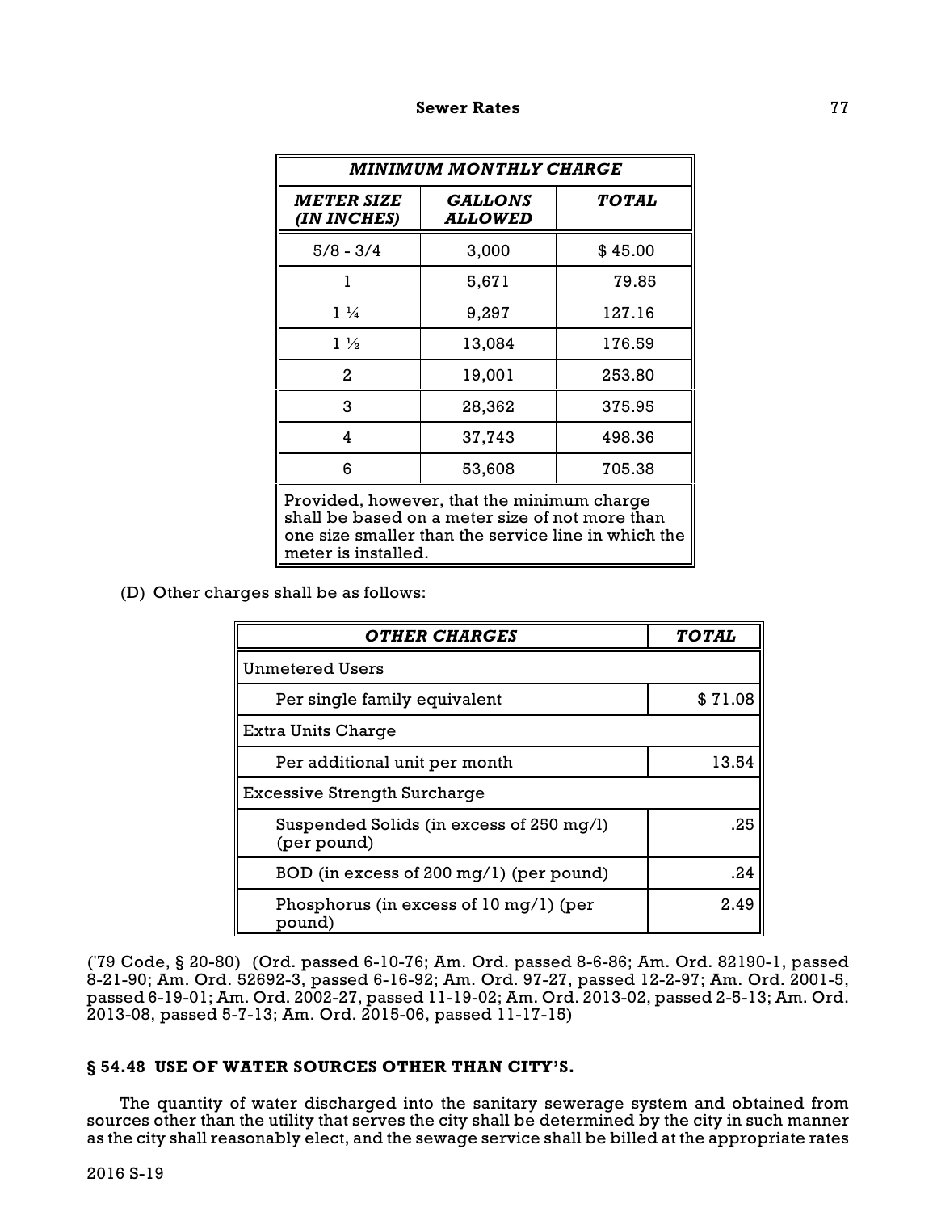| *MINIMUM MONTHLY CHARGE* | | |
|---|---|---|
| ***METER SIZE (IN INCHES)*** | ***GALLONS ALLOWED*** | ***TOTAL*** |
| 5/8 - 3/4 | 3,000 | $ 45.00 |
| 1 | 5,671 | 79.85 |
| 1 ¼ | 9,297 | 127.16 |
| 1 ½ | 13,084 | 176.59 |
| 2 | 19,001 | 253.80 |
| 3 | 28,362 | 375.95 |
| 4 | 37,743 | 498.36 |
| 6 | 53,608 | 705.38 |
| Provided, however, that the minimum charge shall be based on a meter size of not more than one size smaller than the service line in which the meter is installed. | | |

(D) Other charges shall be as follows:

| ***OTHER CHARGES*** | ***TOTAL*** |
|---|---|
| Unmetered Users | |
| Per single family equivalent | $ 71.08 |
| Extra Units Charge | |
| Per additional unit per month | 13.54 |
| Excessive Strength Surcharge | |
| Suspended Solids (in excess of 250 mg/l) (per pound) | .25 |
| BOD (in excess of 200 mg/1) (per pound) | .24 |
| Phosphorus (in excess of 10 mg/1) (per pound) | 2.49 |

('79 Code, § 20-80) (Ord. passed 6-10-76; Am. Ord. passed 8-6-86; Am. Ord. 82190-1, passed 8-21-90; Am. Ord. 52692-3, passed 6-16-92; Am. Ord. 97-27, passed 12-2-97; Am. Ord. 2001-5, passed 6-19-01; Am. Ord. 2002-27, passed 11-19-02; Am. Ord. 2013-02, passed 2-5-13; Am. Ord. 2013-08, passed 5-7-13; Am. Ord. 2015-06, passed 11-17-15)

### § 54.48 USE OF WATER SOURCES OTHER THAN CITY'S.

The quantity of water discharged into the sanitary sewerage system and obtained from sources other than the utility that serves the city shall be determined by the city in such manner as the city shall reasonably elect, and the sewage service shall be billed at the appropriate rates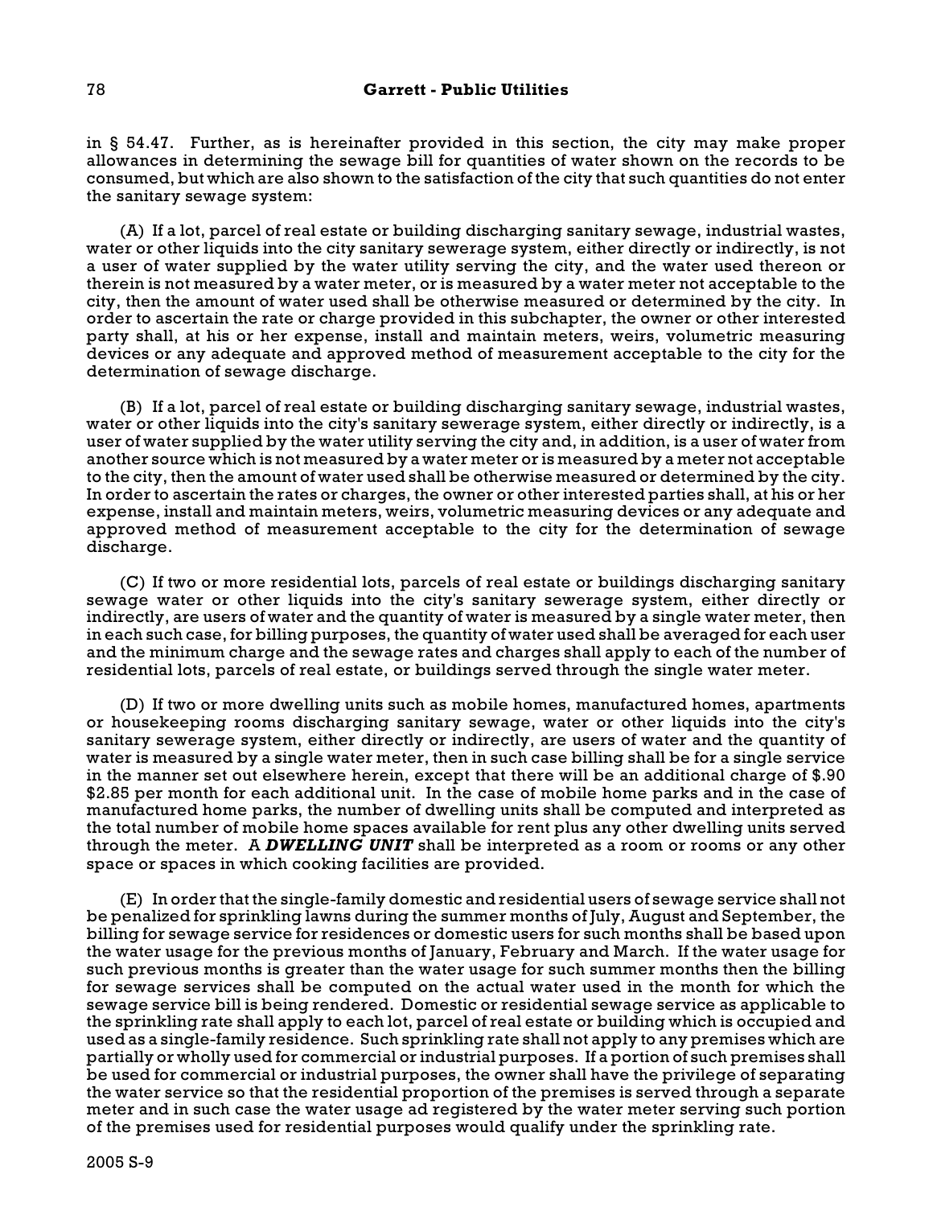in § 54.47. Further, as is hereinafter provided in this section, the city may make proper allowances in determining the sewage bill for quantities of water shown on the records to be consumed, but which are also shown to the satisfaction of the city that such quantities do not enter the sanitary sewage system:

(A) If a lot, parcel of real estate or building discharging sanitary sewage, industrial wastes, water or other liquids into the city sanitary sewerage system, either directly or indirectly, is not a user of water supplied by the water utility serving the city, and the water used thereon or therein is not measured by a water meter, or is measured by a water meter not acceptable to the city, then the amount of water used shall be otherwise measured or determined by the city. In order to ascertain the rate or charge provided in this subchapter, the owner or other interested party shall, at his or her expense, install and maintain meters, weirs, volumetric measuring devices or any adequate and approved method of measurement acceptable to the city for the determination of sewage discharge.

(B) If a lot, parcel of real estate or building discharging sanitary sewage, industrial wastes, water or other liquids into the city's sanitary sewerage system, either directly or indirectly, is a user of water supplied by the water utility serving the city and, in addition, is a user of water from another source which is not measured by a water meter or is measured by a meter not acceptable to the city, then the amount of water used shall be otherwise measured or determined by the city. In order to ascertain the rates or charges, the owner or other interested parties shall, at his or her expense, install and maintain meters, weirs, volumetric measuring devices or any adequate and approved method of measurement acceptable to the city for the determination of sewage discharge.

(C) If two or more residential lots, parcels of real estate or buildings discharging sanitary sewage water or other liquids into the city's sanitary sewerage system, either directly or indirectly, are users of water and the quantity of water is measured by a single water meter, then in each such case, for billing purposes, the quantity of water used shall be averaged for each user and the minimum charge and the sewage rates and charges shall apply to each of the number of residential lots, parcels of real estate, or buildings served through the single water meter.

(D) If two or more dwelling units such as mobile homes, manufactured homes, apartments or housekeeping rooms discharging sanitary sewage, water or other liquids into the city's sanitary sewerage system, either directly or indirectly, are users of water and the quantity of water is measured by a single water meter, then in such case billing shall be for a single service in the manner set out elsewhere herein, except that there will be an additional charge of $.90 $2.85 per month for each additional unit. In the case of mobile home parks and in the case of manufactured home parks, the number of dwelling units shall be computed and interpreted as the total number of mobile home spaces available for rent plus any other dwelling units served through the meter. A ***DWELLING UNIT*** shall be interpreted as a room or rooms or any other space or spaces in which cooking facilities are provided.

(E) In order that the single-family domestic and residential users of sewage service shall not be penalized for sprinkling lawns during the summer months of July, August and September, the billing for sewage service for residences or domestic users for such months shall be based upon the water usage for the previous months of January, February and March. If the water usage for such previous months is greater than the water usage for such summer months then the billing for sewage services shall be computed on the actual water used in the month for which the sewage service bill is being rendered. Domestic or residential sewage service as applicable to the sprinkling rate shall apply to each lot, parcel of real estate or building which is occupied and used as a single-family residence. Such sprinkling rate shall not apply to any premises which are partially or wholly used for commercial or industrial purposes. If a portion of such premises shall be used for commercial or industrial purposes, the owner shall have the privilege of separating the water service so that the residential proportion of the premises is served through a separate meter and in such case the water usage ad registered by the water meter serving such portion of the premises used for residential purposes would qualify under the sprinkling rate.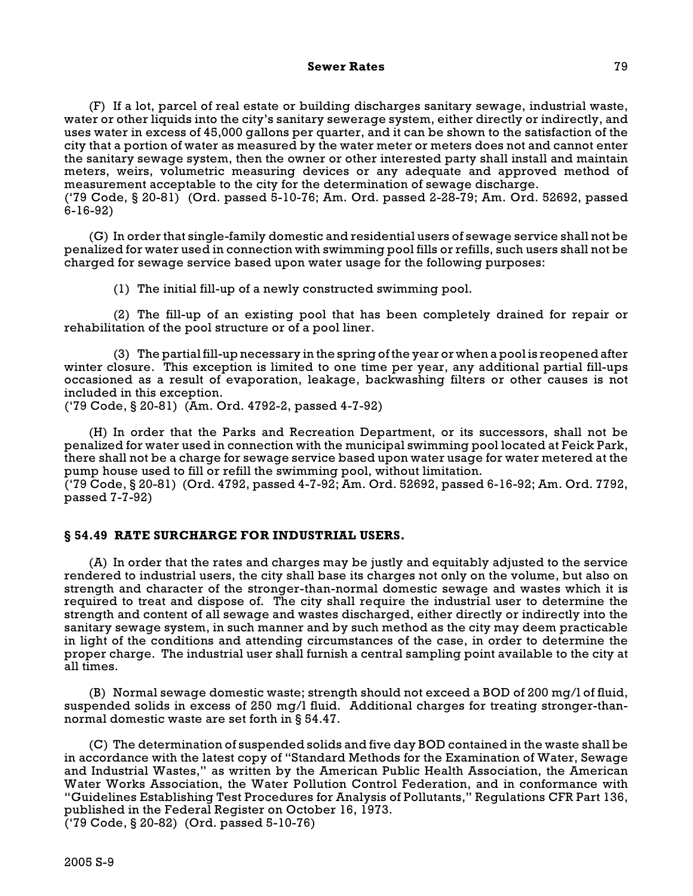(F) If a lot, parcel of real estate or building discharges sanitary sewage, industrial waste, water or other liquids into the city's sanitary sewerage system, either directly or indirectly, and uses water in excess of 45,000 gallons per quarter, and it can be shown to the satisfaction of the city that a portion of water as measured by the water meter or meters does not and cannot enter the sanitary sewage system, then the owner or other interested party shall install and maintain meters, weirs, volumetric measuring devices or any adequate and approved method of measurement acceptable to the city for the determination of sewage discharge.
('79 Code, § 20-81) (Ord. passed 5-10-76; Am. Ord. passed 2-28-79; Am. Ord. 52692, passed 6-16-92)

(G) In order that single-family domestic and residential users of sewage service shall not be penalized for water used in connection with swimming pool fills or refills, such users shall not be charged for sewage service based upon water usage for the following purposes:

(1) The initial fill-up of a newly constructed swimming pool.

(2) The fill-up of an existing pool that has been completely drained for repair or rehabilitation of the pool structure or of a pool liner.

(3) The partial fill-up necessary in the spring of the year or when a pool is reopened after winter closure. This exception is limited to one time per year, any additional partial fill-ups occasioned as a result of evaporation, leakage, backwashing filters or other causes is not included in this exception.
('79 Code, § 20-81) (Am. Ord. 4792-2, passed 4-7-92)

(H) In order that the Parks and Recreation Department, or its successors, shall not be penalized for water used in connection with the municipal swimming pool located at Feick Park, there shall not be a charge for sewage service based upon water usage for water metered at the pump house used to fill or refill the swimming pool, without limitation.
('79 Code, § 20-81) (Ord. 4792, passed 4-7-92; Am. Ord. 52692, passed 6-16-92; Am. Ord. 7792, passed 7-7-92)

## § 54.49 RATE SURCHARGE FOR INDUSTRIAL USERS.

(A) In order that the rates and charges may be justly and equitably adjusted to the service rendered to industrial users, the city shall base its charges not only on the volume, but also on strength and character of the stronger-than-normal domestic sewage and wastes which it is required to treat and dispose of. The city shall require the industrial user to determine the strength and content of all sewage and wastes discharged, either directly or indirectly into the sanitary sewage system, in such manner and by such method as the city may deem practicable in light of the conditions and attending circumstances of the case, in order to determine the proper charge. The industrial user shall furnish a central sampling point available to the city at all times.

(B) Normal sewage domestic waste; strength should not exceed a BOD of 200 mg/l of fluid, suspended solids in excess of 250 mg/l fluid. Additional charges for treating stronger-than-normal domestic waste are set forth in § 54.47.

(C) The determination of suspended solids and five day BOD contained in the waste shall be in accordance with the latest copy of "Standard Methods for the Examination of Water, Sewage and Industrial Wastes," as written by the American Public Health Association, the American Water Works Association, the Water Pollution Control Federation, and in conformance with "Guidelines Establishing Test Procedures for Analysis of Pollutants," Regulations CFR Part 136, published in the Federal Register on October 16, 1973.
('79 Code, § 20-82) (Ord. passed 5-10-76)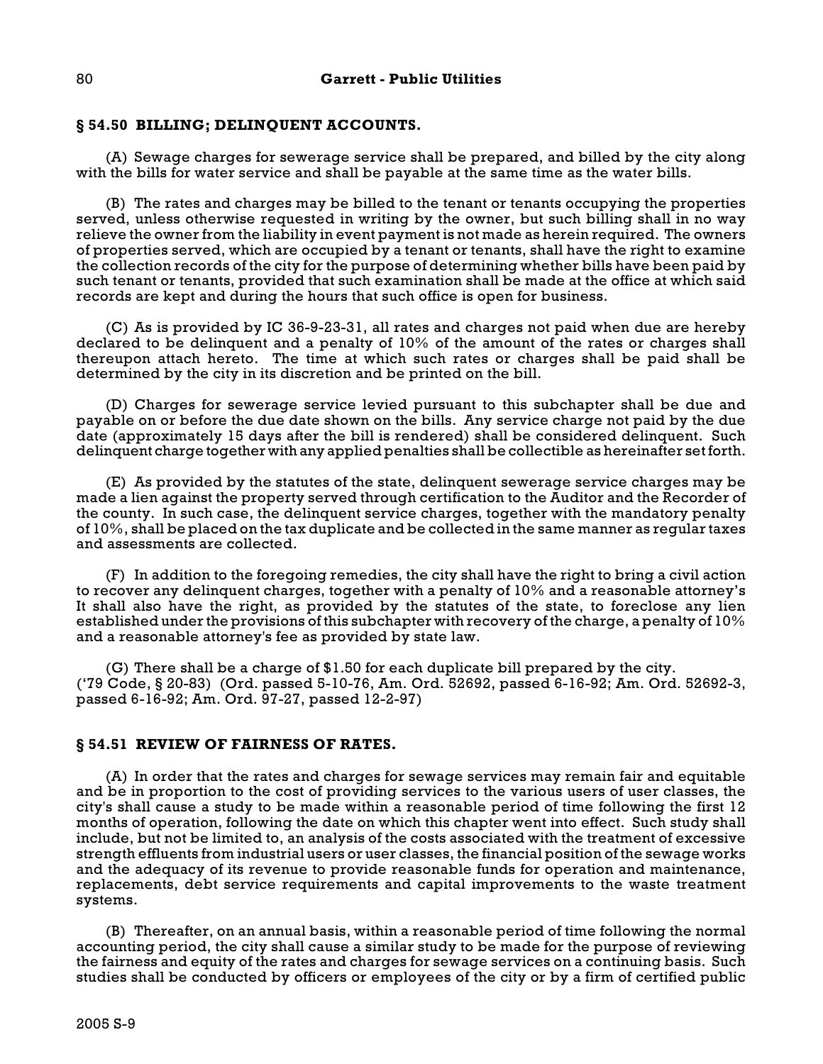## § 54.50 BILLING; DELINQUENT ACCOUNTS.

(A) Sewage charges for sewerage service shall be prepared, and billed by the city along with the bills for water service and shall be payable at the same time as the water bills.

(B) The rates and charges may be billed to the tenant or tenants occupying the properties served, unless otherwise requested in writing by the owner, but such billing shall in no way relieve the owner from the liability in event payment is not made as herein required. The owners of properties served, which are occupied by a tenant or tenants, shall have the right to examine the collection records of the city for the purpose of determining whether bills have been paid by such tenant or tenants, provided that such examination shall be made at the office at which said records are kept and during the hours that such office is open for business.

(C) As is provided by IC 36-9-23-31, all rates and charges not paid when due are hereby declared to be delinquent and a penalty of 10% of the amount of the rates or charges shall thereupon attach hereto. The time at which such rates or charges shall be paid shall be determined by the city in its discretion and be printed on the bill.

(D) Charges for sewerage service levied pursuant to this subchapter shall be due and payable on or before the due date shown on the bills. Any service charge not paid by the due date (approximately 15 days after the bill is rendered) shall be considered delinquent. Such delinquent charge together with any applied penalties shall be collectible as hereinafter set forth.

(E) As provided by the statutes of the state, delinquent sewerage service charges may be made a lien against the property served through certification to the Auditor and the Recorder of the county. In such case, the delinquent service charges, together with the mandatory penalty of 10%, shall be placed on the tax duplicate and be collected in the same manner as regular taxes and assessments are collected.

(F) In addition to the foregoing remedies, the city shall have the right to bring a civil action to recover any delinquent charges, together with a penalty of 10% and a reasonable attorney's It shall also have the right, as provided by the statutes of the state, to foreclose any lien established under the provisions of this subchapter with recovery of the charge, a penalty of 10% and a reasonable attorney's fee as provided by state law.

(G) There shall be a charge of $1.50 for each duplicate bill prepared by the city.
('79 Code, § 20-83) (Ord. passed 5-10-76, Am. Ord. 52692, passed 6-16-92; Am. Ord. 52692-3, passed 6-16-92; Am. Ord. 97-27, passed 12-2-97)

## § 54.51 REVIEW OF FAIRNESS OF RATES.

(A) In order that the rates and charges for sewage services may remain fair and equitable and be in proportion to the cost of providing services to the various users of user classes, the city's shall cause a study to be made within a reasonable period of time following the first 12 months of operation, following the date on which this chapter went into effect. Such study shall include, but not be limited to, an analysis of the costs associated with the treatment of excessive strength effluents from industrial users or user classes, the financial position of the sewage works and the adequacy of its revenue to provide reasonable funds for operation and maintenance, replacements, debt service requirements and capital improvements to the waste treatment systems.

(B) Thereafter, on an annual basis, within a reasonable period of time following the normal accounting period, the city shall cause a similar study to be made for the purpose of reviewing the fairness and equity of the rates and charges for sewage services on a continuing basis. Such studies shall be conducted by officers or employees of the city or by a firm of certified public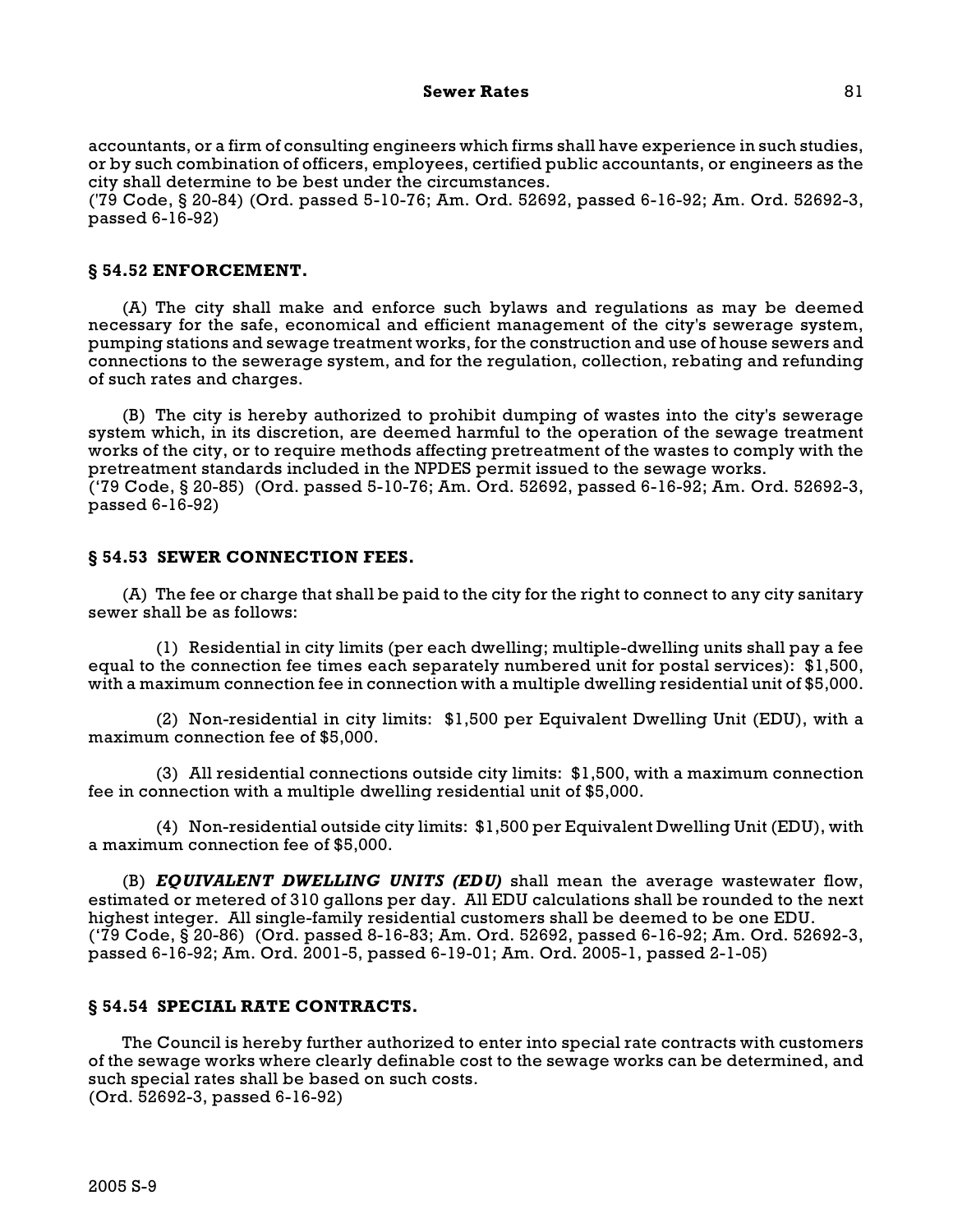accountants, or a firm of consulting engineers which firms shall have experience in such studies, or by such combination of officers, employees, certified public accountants, or engineers as the city shall determine to be best under the circumstances.
('79 Code, § 20-84) (Ord. passed 5-10-76; Am. Ord. 52692, passed 6-16-92; Am. Ord. 52692-3, passed 6-16-92)

## § 54.52 ENFORCEMENT.

(A) The city shall make and enforce such bylaws and regulations as may be deemed necessary for the safe, economical and efficient management of the city's sewerage system, pumping stations and sewage treatment works, for the construction and use of house sewers and connections to the sewerage system, and for the regulation, collection, rebating and refunding of such rates and charges.

(B) The city is hereby authorized to prohibit dumping of wastes into the city's sewerage system which, in its discretion, are deemed harmful to the operation of the sewage treatment works of the city, or to require methods affecting pretreatment of the wastes to comply with the pretreatment standards included in the NPDES permit issued to the sewage works.
('79 Code, § 20-85) (Ord. passed 5-10-76; Am. Ord. 52692, passed 6-16-92; Am. Ord. 52692-3, passed 6-16-92)

## § 54.53 SEWER CONNECTION FEES.

(A) The fee or charge that shall be paid to the city for the right to connect to any city sanitary sewer shall be as follows:

(1) Residential in city limits (per each dwelling; multiple-dwelling units shall pay a fee equal to the connection fee times each separately numbered unit for postal services): $1,500, with a maximum connection fee in connection with a multiple dwelling residential unit of $5,000.

(2) Non-residential in city limits: $1,500 per Equivalent Dwelling Unit (EDU), with a maximum connection fee of $5,000.

(3) All residential connections outside city limits: $1,500, with a maximum connection fee in connection with a multiple dwelling residential unit of $5,000.

(4) Non-residential outside city limits: $1,500 per Equivalent Dwelling Unit (EDU), with a maximum connection fee of $5,000.

(B) ***EQUIVALENT DWELLING UNITS (EDU)*** shall mean the average wastewater flow, estimated or metered of 310 gallons per day. All EDU calculations shall be rounded to the next highest integer. All single-family residential customers shall be deemed to be one EDU.
('79 Code, § 20-86) (Ord. passed 8-16-83; Am. Ord. 52692, passed 6-16-92; Am. Ord. 52692-3, passed 6-16-92; Am. Ord. 2001-5, passed 6-19-01; Am. Ord. 2005-1, passed 2-1-05)

## § 54.54 SPECIAL RATE CONTRACTS.

The Council is hereby further authorized to enter into special rate contracts with customers of the sewage works where clearly definable cost to the sewage works can be determined, and such special rates shall be based on such costs.
(Ord. 52692-3, passed 6-16-92)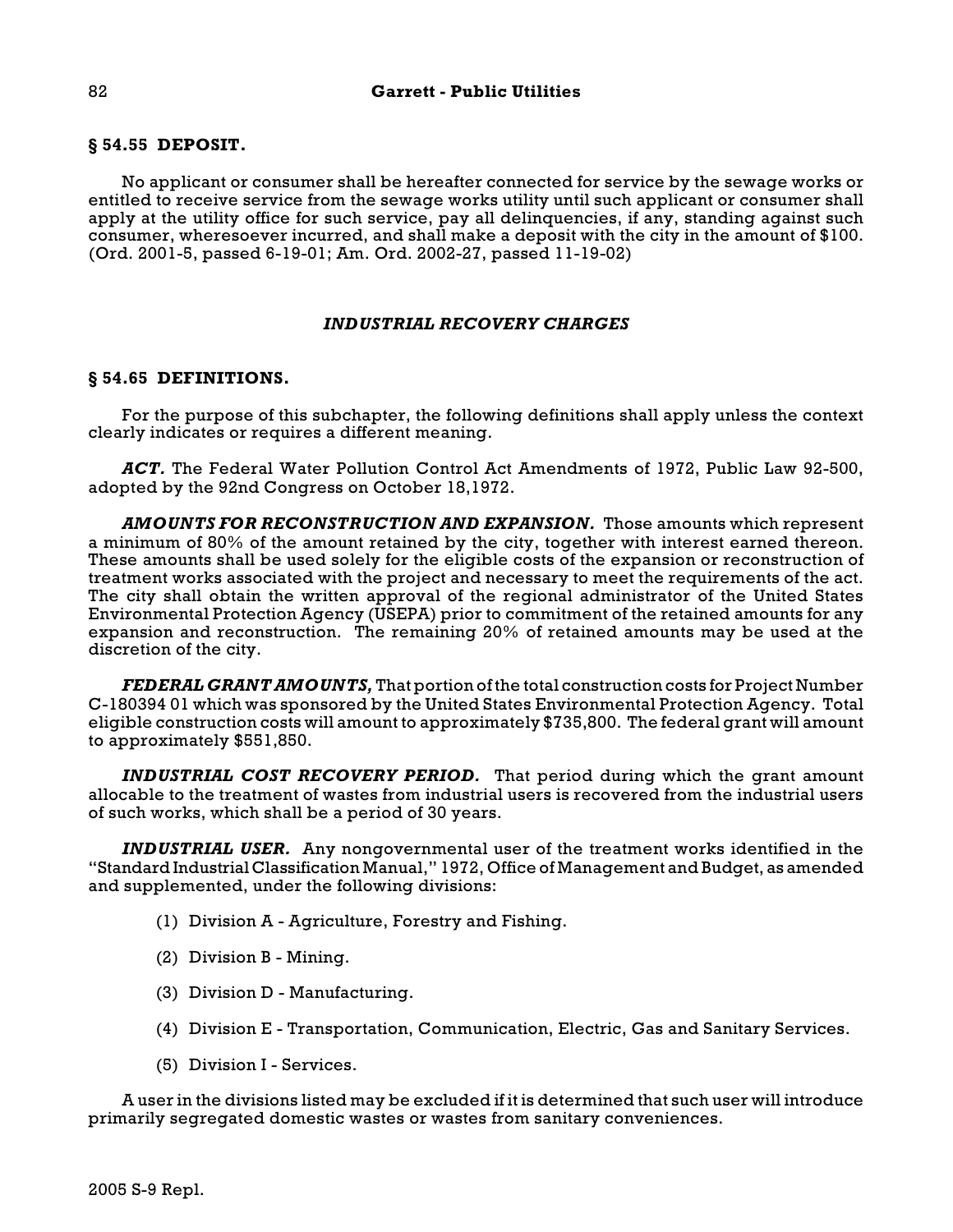### § 54.55 DEPOSIT.

No applicant or consumer shall be hereafter connected for service by the sewage works or entitled to receive service from the sewage works utility until such applicant or consumer shall apply at the utility office for such service, pay all delinquencies, if any, standing against such consumer, wheresoever incurred, and shall make a deposit with the city in the amount of $100. (Ord. 2001-5, passed 6-19-01; Am. Ord. 2002-27, passed 11-19-02)

## *INDUSTRIAL RECOVERY CHARGES*

### § 54.65 DEFINITIONS.

For the purpose of this subchapter, the following definitions shall apply unless the context clearly indicates or requires a different meaning.

***ACT.*** The Federal Water Pollution Control Act Amendments of 1972, Public Law 92-500, adopted by the 92nd Congress on October 18,1972.

***AMOUNTS FOR RECONSTRUCTION AND EXPANSION.*** Those amounts which represent a minimum of 80% of the amount retained by the city, together with interest earned thereon. These amounts shall be used solely for the eligible costs of the expansion or reconstruction of treatment works associated with the project and necessary to meet the requirements of the act. The city shall obtain the written approval of the regional administrator of the United States Environmental Protection Agency (USEPA) prior to commitment of the retained amounts for any expansion and reconstruction. The remaining 20% of retained amounts may be used at the discretion of the city.

***FEDERAL GRANT AMOUNTS,*** That portion of the total construction costs for Project Number C-180394 01 which was sponsored by the United States Environmental Protection Agency. Total eligible construction costs will amount to approximately $735,800. The federal grant will amount to approximately $551,850.

***INDUSTRIAL COST RECOVERY PERIOD.*** That period during which the grant amount allocable to the treatment of wastes from industrial users is recovered from the industrial users of such works, which shall be a period of 30 years.

***INDUSTRIAL USER.*** Any nongovernmental user of the treatment works identified in the "Standard Industrial Classification Manual," 1972, Office of Management and Budget, as amended and supplemented, under the following divisions:

(1) Division A - Agriculture, Forestry and Fishing.

(2) Division B - Mining.

(3) Division D - Manufacturing.

(4) Division E - Transportation, Communication, Electric, Gas and Sanitary Services.

(5) Division I - Services.

A user in the divisions listed may be excluded if it is determined that such user will introduce primarily segregated domestic wastes or wastes from sanitary conveniences.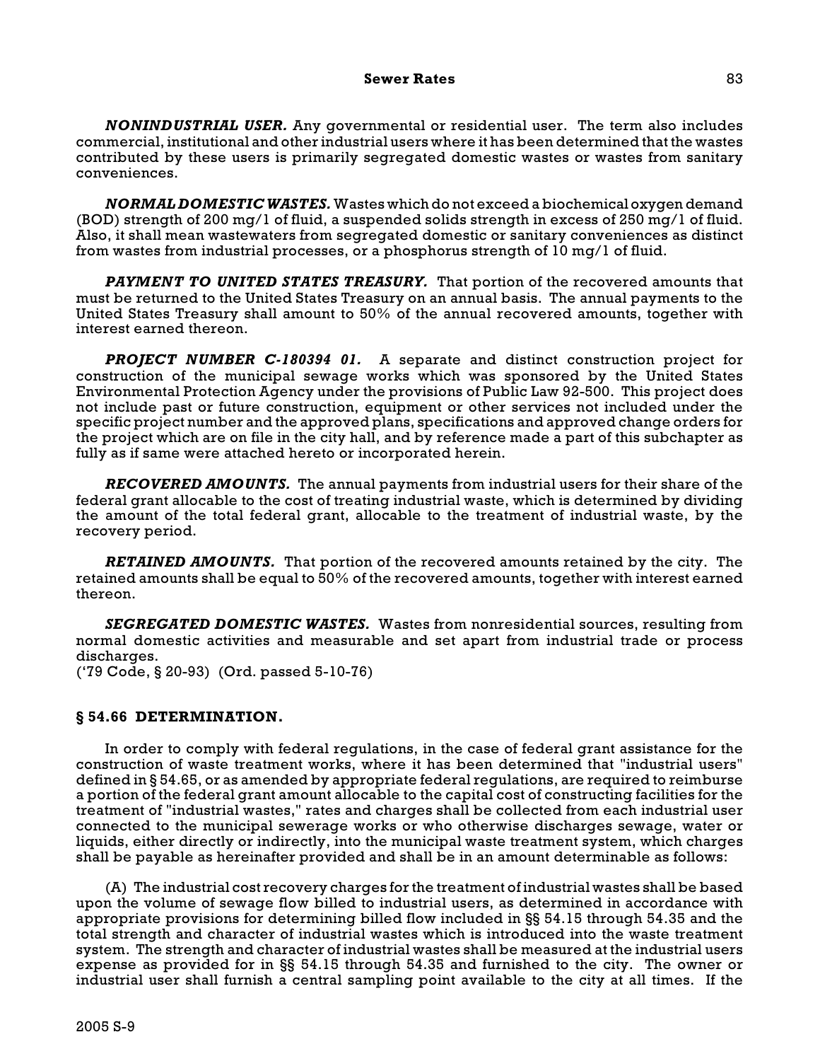***NONINDUSTRIAL USER.*** Any governmental or residential user. The term also includes commercial, institutional and other industrial users where it has been determined that the wastes contributed by these users is primarily segregated domestic wastes or wastes from sanitary conveniences.

***NORMAL DOMESTIC WASTES.*** Wastes which do not exceed a biochemical oxygen demand (BOD) strength of 200 mg/l of fluid, a suspended solids strength in excess of 250 mg/l of fluid. Also, it shall mean wastewaters from segregated domestic or sanitary conveniences as distinct from wastes from industrial processes, or a phosphorus strength of 10 mg/l of fluid.

***PAYMENT TO UNITED STATES TREASURY.*** That portion of the recovered amounts that must be returned to the United States Treasury on an annual basis. The annual payments to the United States Treasury shall amount to 50% of the annual recovered amounts, together with interest earned thereon.

***PROJECT NUMBER C-180394 01.*** A separate and distinct construction project for construction of the municipal sewage works which was sponsored by the United States Environmental Protection Agency under the provisions of Public Law 92-500. This project does not include past or future construction, equipment or other services not included under the specific project number and the approved plans, specifications and approved change orders for the project which are on file in the city hall, and by reference made a part of this subchapter as fully as if same were attached hereto or incorporated herein.

***RECOVERED AMOUNTS.*** The annual payments from industrial users for their share of the federal grant allocable to the cost of treating industrial waste, which is determined by dividing the amount of the total federal grant, allocable to the treatment of industrial waste, by the recovery period.

***RETAINED AMOUNTS.*** That portion of the recovered amounts retained by the city. The retained amounts shall be equal to 50% of the recovered amounts, together with interest earned thereon.

***SEGREGATED DOMESTIC WASTES.*** Wastes from nonresidential sources, resulting from normal domestic activities and measurable and set apart from industrial trade or process discharges.
('79 Code, § 20-93) (Ord. passed 5-10-76)

## § 54.66 DETERMINATION.

In order to comply with federal regulations, in the case of federal grant assistance for the construction of waste treatment works, where it has been determined that "industrial users" defined in § 54.65, or as amended by appropriate federal regulations, are required to reimburse a portion of the federal grant amount allocable to the capital cost of constructing facilities for the treatment of "industrial wastes," rates and charges shall be collected from each industrial user connected to the municipal sewerage works or who otherwise discharges sewage, water or liquids, either directly or indirectly, into the municipal waste treatment system, which charges shall be payable as hereinafter provided and shall be in an amount determinable as follows:

(A) The industrial cost recovery charges for the treatment of industrial wastes shall be based upon the volume of sewage flow billed to industrial users, as determined in accordance with appropriate provisions for determining billed flow included in §§ 54.15 through 54.35 and the total strength and character of industrial wastes which is introduced into the waste treatment system. The strength and character of industrial wastes shall be measured at the industrial users expense as provided for in §§ 54.15 through 54.35 and furnished to the city. The owner or industrial user shall furnish a central sampling point available to the city at all times. If the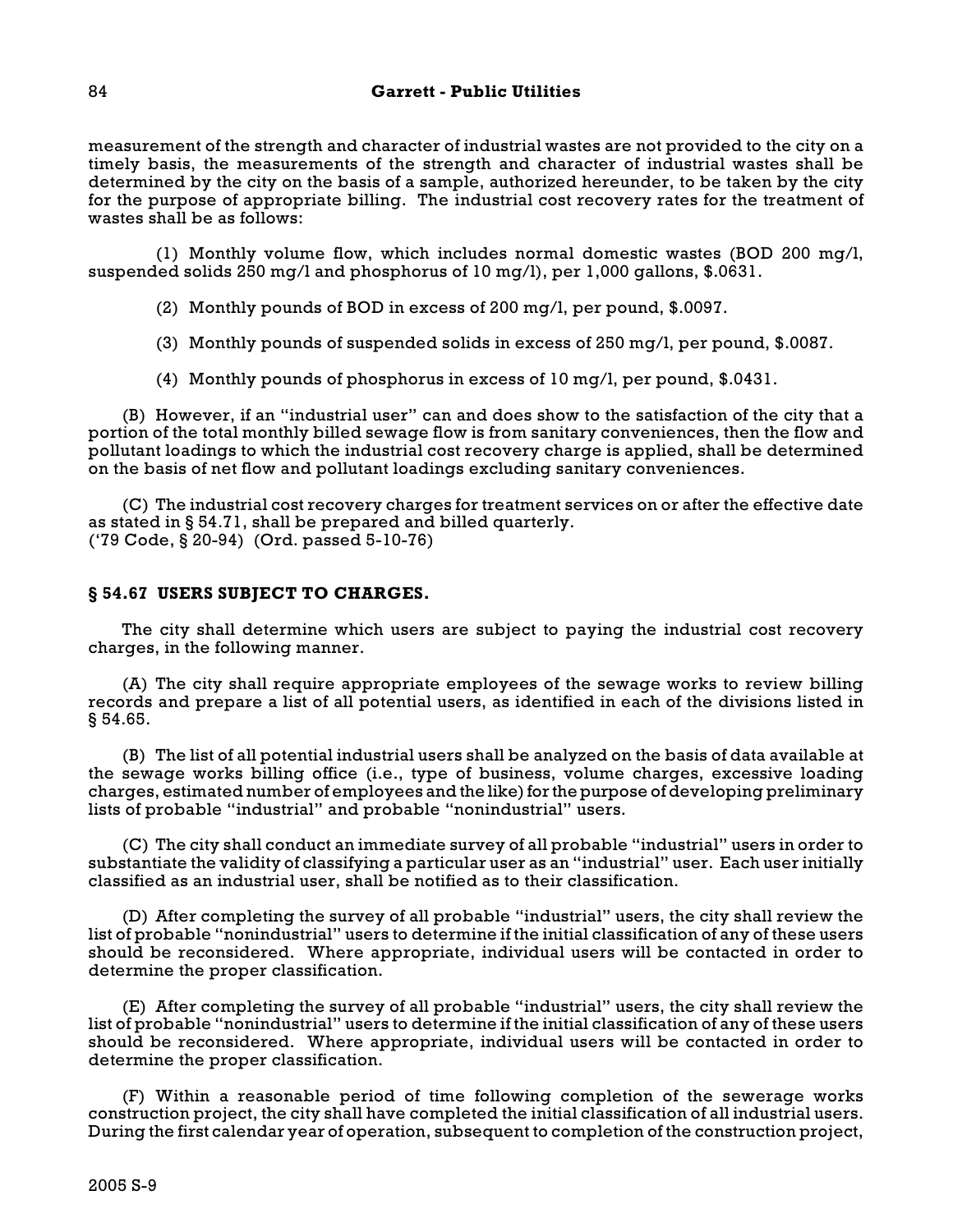measurement of the strength and character of industrial wastes are not provided to the city on a timely basis, the measurements of the strength and character of industrial wastes shall be determined by the city on the basis of a sample, authorized hereunder, to be taken by the city for the purpose of appropriate billing. The industrial cost recovery rates for the treatment of wastes shall be as follows:

(1) Monthly volume flow, which includes normal domestic wastes (BOD 200 mg/l, suspended solids 250 mg/l and phosphorus of 10 mg/l), per 1,000 gallons, $.0631.

(2) Monthly pounds of BOD in excess of 200 mg/l, per pound, $.0097.

(3) Monthly pounds of suspended solids in excess of 250 mg/l, per pound, $.0087.

(4) Monthly pounds of phosphorus in excess of 10 mg/l, per pound, $.0431.

(B) However, if an "industrial user" can and does show to the satisfaction of the city that a portion of the total monthly billed sewage flow is from sanitary conveniences, then the flow and pollutant loadings to which the industrial cost recovery charge is applied, shall be determined on the basis of net flow and pollutant loadings excluding sanitary conveniences.

(C) The industrial cost recovery charges for treatment services on or after the effective date as stated in § 54.71, shall be prepared and billed quarterly.
('79 Code, § 20-94) (Ord. passed 5-10-76)

### § 54.67 USERS SUBJECT TO CHARGES.

The city shall determine which users are subject to paying the industrial cost recovery charges, in the following manner.

(A) The city shall require appropriate employees of the sewage works to review billing records and prepare a list of all potential users, as identified in each of the divisions listed in § 54.65.

(B) The list of all potential industrial users shall be analyzed on the basis of data available at the sewage works billing office (i.e., type of business, volume charges, excessive loading charges, estimated number of employees and the like) for the purpose of developing preliminary lists of probable "industrial" and probable "nonindustrial" users.

(C) The city shall conduct an immediate survey of all probable "industrial" users in order to substantiate the validity of classifying a particular user as an "industrial" user. Each user initially classified as an industrial user, shall be notified as to their classification.

(D) After completing the survey of all probable "industrial" users, the city shall review the list of probable "nonindustrial" users to determine if the initial classification of any of these users should be reconsidered. Where appropriate, individual users will be contacted in order to determine the proper classification.

(E) After completing the survey of all probable "industrial" users, the city shall review the list of probable "nonindustrial" users to determine if the initial classification of any of these users should be reconsidered. Where appropriate, individual users will be contacted in order to determine the proper classification.

(F) Within a reasonable period of time following completion of the sewerage works construction project, the city shall have completed the initial classification of all industrial users. During the first calendar year of operation, subsequent to completion of the construction project,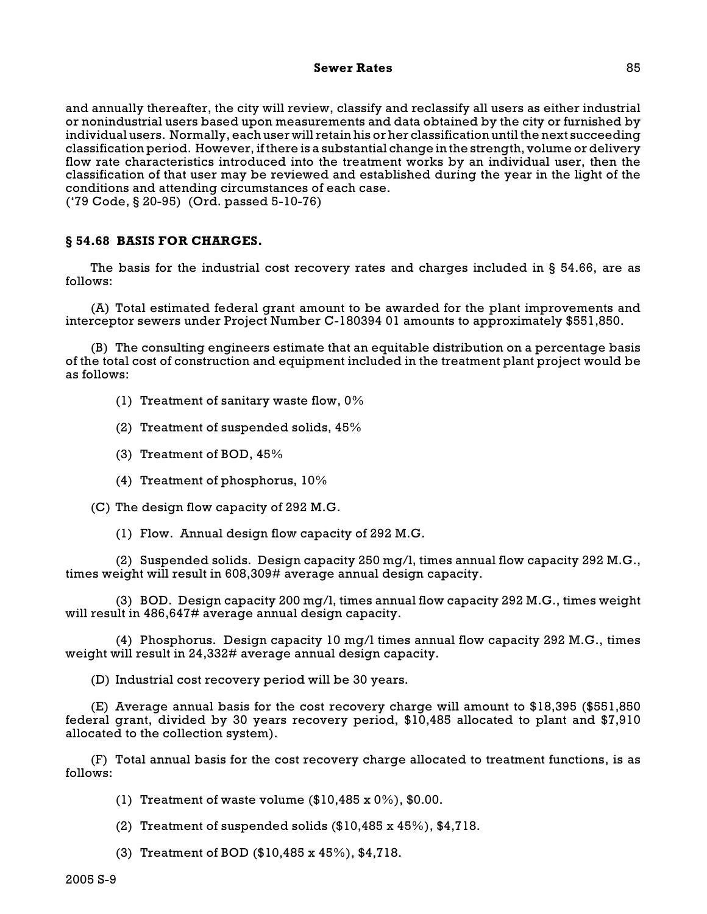and annually thereafter, the city will review, classify and reclassify all users as either industrial or nonindustrial users based upon measurements and data obtained by the city or furnished by individual users. Normally, each user will retain his or her classification until the next succeeding classification period. However, if there is a substantial change in the strength, volume or delivery flow rate characteristics introduced into the treatment works by an individual user, then the classification of that user may be reviewed and established during the year in the light of the conditions and attending circumstances of each case.
('79 Code, § 20-95) (Ord. passed 5-10-76)

## § 54.68 BASIS FOR CHARGES.

The basis for the industrial cost recovery rates and charges included in § 54.66, are as follows:

(A) Total estimated federal grant amount to be awarded for the plant improvements and interceptor sewers under Project Number C-180394 01 amounts to approximately $551,850.

(B) The consulting engineers estimate that an equitable distribution on a percentage basis of the total cost of construction and equipment included in the treatment plant project would be as follows:

(1) Treatment of sanitary waste flow, 0%

(2) Treatment of suspended solids, 45%

(3) Treatment of BOD, 45%

(4) Treatment of phosphorus, 10%

(C) The design flow capacity of 292 M.G.

(1) Flow. Annual design flow capacity of 292 M.G.

(2) Suspended solids. Design capacity 250 mg/l, times annual flow capacity 292 M.G., times weight will result in 608,309# average annual design capacity.

(3) BOD. Design capacity 200 mg/l, times annual flow capacity 292 M.G., times weight will result in 486,647# average annual design capacity.

(4) Phosphorus. Design capacity 10 mg/l times annual flow capacity 292 M.G., times weight will result in 24,332# average annual design capacity.

(D) Industrial cost recovery period will be 30 years.

(E) Average annual basis for the cost recovery charge will amount to $18,395 ($551,850 federal grant, divided by 30 years recovery period, $10,485 allocated to plant and $7,910 allocated to the collection system).

(F) Total annual basis for the cost recovery charge allocated to treatment functions, is as follows:

(1) Treatment of waste volume ($10,485 x 0%), $0.00.

(2) Treatment of suspended solids ($10,485 x 45%), $4,718.

(3) Treatment of BOD ($10,485 x 45%), $4,718.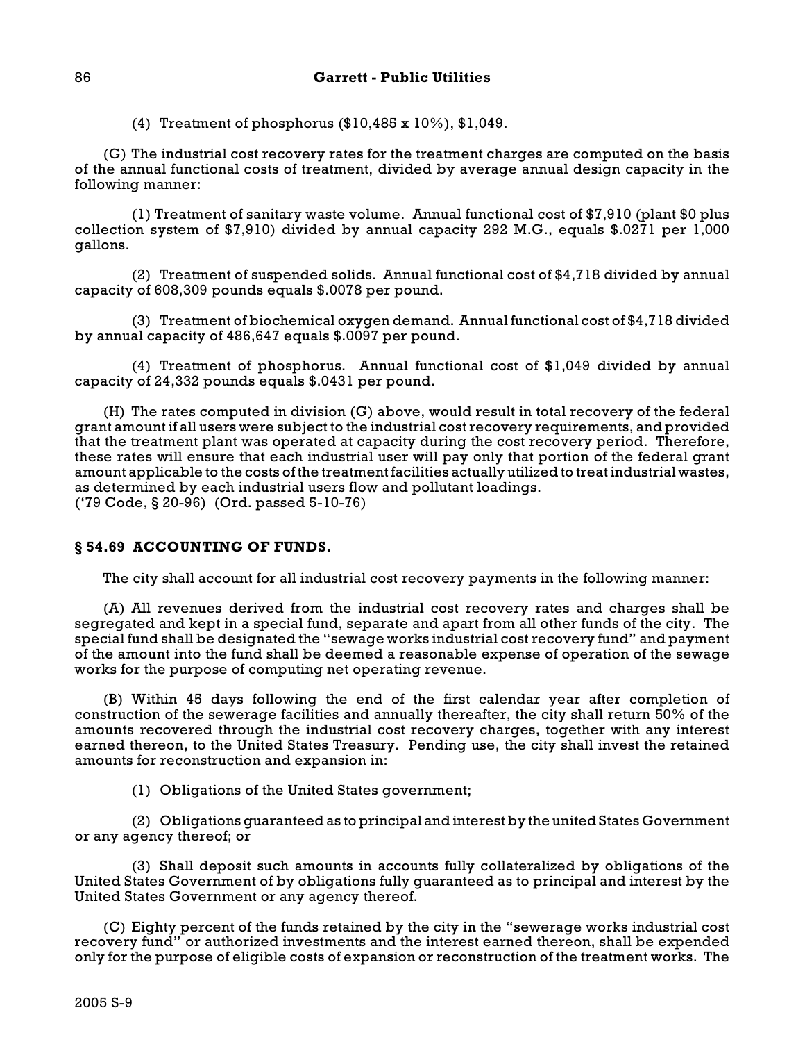(4) Treatment of phosphorus ($10,485 x 10%), $1,049.

(G) The industrial cost recovery rates for the treatment charges are computed on the basis of the annual functional costs of treatment, divided by average annual design capacity in the following manner:

(1) Treatment of sanitary waste volume. Annual functional cost of $7,910 (plant $0 plus collection system of $7,910) divided by annual capacity 292 M.G., equals $.0271 per 1,000 gallons.

(2) Treatment of suspended solids. Annual functional cost of $4,718 divided by annual capacity of 608,309 pounds equals $.0078 per pound.

(3) Treatment of biochemical oxygen demand. Annual functional cost of $4,718 divided by annual capacity of 486,647 equals $.0097 per pound.

(4) Treatment of phosphorus. Annual functional cost of $1,049 divided by annual capacity of 24,332 pounds equals $.0431 per pound.

(H) The rates computed in division (G) above, would result in total recovery of the federal grant amount if all users were subject to the industrial cost recovery requirements, and provided that the treatment plant was operated at capacity during the cost recovery period. Therefore, these rates will ensure that each industrial user will pay only that portion of the federal grant amount applicable to the costs of the treatment facilities actually utilized to treat industrial wastes, as determined by each industrial users flow and pollutant loadings.
('79 Code, § 20-96) (Ord. passed 5-10-76)

## § 54.69 ACCOUNTING OF FUNDS.

The city shall account for all industrial cost recovery payments in the following manner:

(A) All revenues derived from the industrial cost recovery rates and charges shall be segregated and kept in a special fund, separate and apart from all other funds of the city. The special fund shall be designated the "sewage works industrial cost recovery fund" and payment of the amount into the fund shall be deemed a reasonable expense of operation of the sewage works for the purpose of computing net operating revenue.

(B) Within 45 days following the end of the first calendar year after completion of construction of the sewerage facilities and annually thereafter, the city shall return 50% of the amounts recovered through the industrial cost recovery charges, together with any interest earned thereon, to the United States Treasury. Pending use, the city shall invest the retained amounts for reconstruction and expansion in:

(1) Obligations of the United States government;

(2) Obligations guaranteed as to principal and interest by the united States Government or any agency thereof; or

(3) Shall deposit such amounts in accounts fully collateralized by obligations of the United States Government of by obligations fully guaranteed as to principal and interest by the United States Government or any agency thereof.

(C) Eighty percent of the funds retained by the city in the "sewerage works industrial cost recovery fund" or authorized investments and the interest earned thereon, shall be expended only for the purpose of eligible costs of expansion or reconstruction of the treatment works. The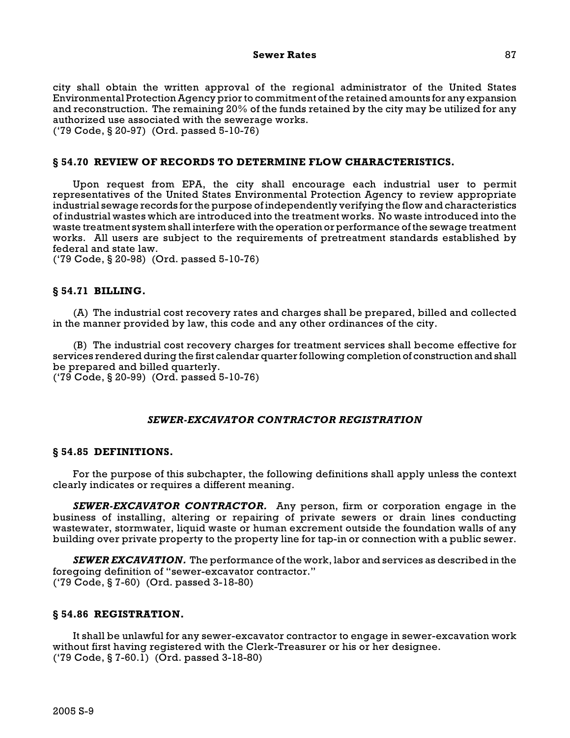city shall obtain the written approval of the regional administrator of the United States Environmental Protection Agency prior to commitment of the retained amounts for any expansion and reconstruction. The remaining 20% of the funds retained by the city may be utilized for any authorized use associated with the sewerage works.
('79 Code, § 20-97) (Ord. passed 5-10-76)

### § 54.70 REVIEW OF RECORDS TO DETERMINE FLOW CHARACTERISTICS.

Upon request from EPA, the city shall encourage each industrial user to permit representatives of the United States Environmental Protection Agency to review appropriate industrial sewage records for the purpose of independently verifying the flow and characteristics of industrial wastes which are introduced into the treatment works. No waste introduced into the waste treatment system shall interfere with the operation or performance of the sewage treatment works. All users are subject to the requirements of pretreatment standards established by federal and state law.
('79 Code, § 20-98) (Ord. passed 5-10-76)

### § 54.71 BILLING.

(A) The industrial cost recovery rates and charges shall be prepared, billed and collected in the manner provided by law, this code and any other ordinances of the city.

(B) The industrial cost recovery charges for treatment services shall become effective for services rendered during the first calendar quarter following completion of construction and shall be prepared and billed quarterly.
('79 Code, § 20-99) (Ord. passed 5-10-76)

## *SEWER-EXCAVATOR CONTRACTOR REGISTRATION*

### § 54.85 DEFINITIONS.

For the purpose of this subchapter, the following definitions shall apply unless the context clearly indicates or requires a different meaning.

***SEWER-EXCAVATOR CONTRACTOR.*** Any person, firm or corporation engage in the business of installing, altering or repairing of private sewers or drain lines conducting wastewater, stormwater, liquid waste or human excrement outside the foundation walls of any building over private property to the property line for tap-in or connection with a public sewer.

***SEWER EXCAVATION.*** The performance of the work, labor and services as described in the foregoing definition of "sewer-excavator contractor."
('79 Code, § 7-60) (Ord. passed 3-18-80)

### § 54.86 REGISTRATION.

It shall be unlawful for any sewer-excavator contractor to engage in sewer-excavation work without first having registered with the Clerk-Treasurer or his or her designee.
('79 Code, § 7-60.1) (Ord. passed 3-18-80)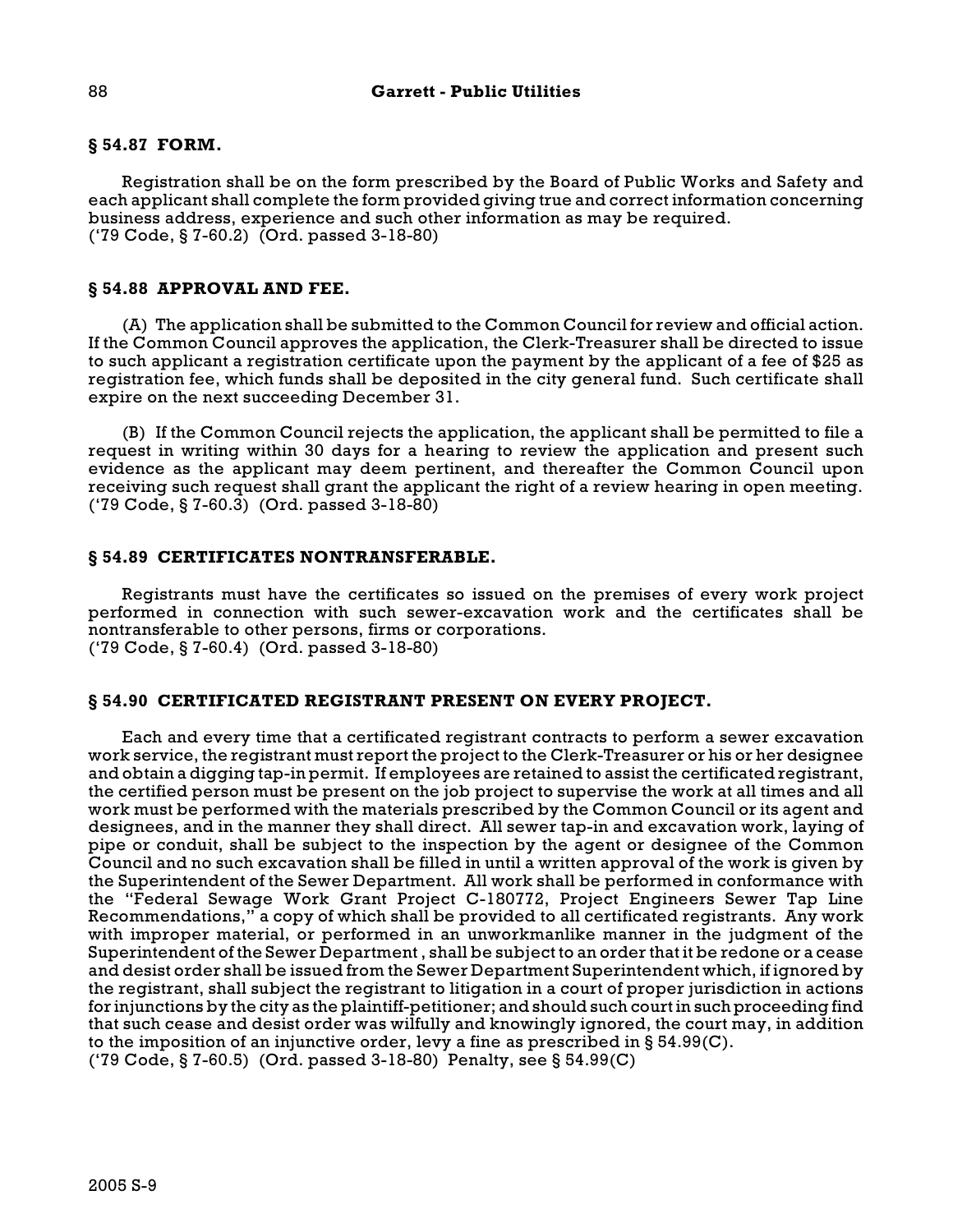### § 54.87 FORM.

Registration shall be on the form prescribed by the Board of Public Works and Safety and each applicant shall complete the form provided giving true and correct information concerning business address, experience and such other information as may be required.
('79 Code, § 7-60.2) (Ord. passed 3-18-80)

### § 54.88 APPROVAL AND FEE.

(A) The application shall be submitted to the Common Council for review and official action. If the Common Council approves the application, the Clerk-Treasurer shall be directed to issue to such applicant a registration certificate upon the payment by the applicant of a fee of $25 as registration fee, which funds shall be deposited in the city general fund. Such certificate shall expire on the next succeeding December 31.

(B) If the Common Council rejects the application, the applicant shall be permitted to file a request in writing within 30 days for a hearing to review the application and present such evidence as the applicant may deem pertinent, and thereafter the Common Council upon receiving such request shall grant the applicant the right of a review hearing in open meeting.
('79 Code, § 7-60.3) (Ord. passed 3-18-80)

### § 54.89 CERTIFICATES NONTRANSFERABLE.

Registrants must have the certificates so issued on the premises of every work project performed in connection with such sewer-excavation work and the certificates shall be nontransferable to other persons, firms or corporations.
('79 Code, § 7-60.4) (Ord. passed 3-18-80)

### § 54.90 CERTIFICATED REGISTRANT PRESENT ON EVERY PROJECT.

Each and every time that a certificated registrant contracts to perform a sewer excavation work service, the registrant must report the project to the Clerk-Treasurer or his or her designee and obtain a digging tap-in permit. If employees are retained to assist the certificated registrant, the certified person must be present on the job project to supervise the work at all times and all work must be performed with the materials prescribed by the Common Council or its agent and designees, and in the manner they shall direct. All sewer tap-in and excavation work, laying of pipe or conduit, shall be subject to the inspection by the agent or designee of the Common Council and no such excavation shall be filled in until a written approval of the work is given by the Superintendent of the Sewer Department. All work shall be performed in conformance with the "Federal Sewage Work Grant Project C-180772, Project Engineers Sewer Tap Line Recommendations," a copy of which shall be provided to all certificated registrants. Any work with improper material, or performed in an unworkmanlike manner in the judgment of the Superintendent of the Sewer Department , shall be subject to an order that it be redone or a cease and desist order shall be issued from the Sewer Department Superintendent which, if ignored by the registrant, shall subject the registrant to litigation in a court of proper jurisdiction in actions for injunctions by the city as the plaintiff-petitioner; and should such court in such proceeding find that such cease and desist order was wilfully and knowingly ignored, the court may, in addition to the imposition of an injunctive order, levy a fine as prescribed in § 54.99(C).
('79 Code, § 7-60.5) (Ord. passed 3-18-80) Penalty, see § 54.99(C)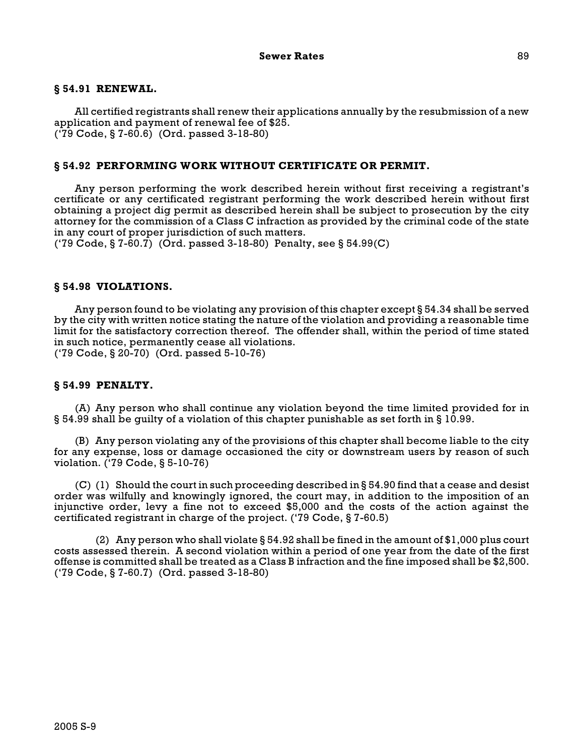## § 54.91 RENEWAL.

All certified registrants shall renew their applications annually by the resubmission of a new application and payment of renewal fee of $25.
('79 Code, § 7-60.6) (Ord. passed 3-18-80)

## § 54.92 PERFORMING WORK WITHOUT CERTIFICATE OR PERMIT.

Any person performing the work described herein without first receiving a registrant's certificate or any certificated registrant performing the work described herein without first obtaining a project dig permit as described herein shall be subject to prosecution by the city attorney for the commission of a Class C infraction as provided by the criminal code of the state in any court of proper jurisdiction of such matters.
('79 Code, § 7-60.7) (Ord. passed 3-18-80) Penalty, see § 54.99(C)

## § 54.98 VIOLATIONS.

Any person found to be violating any provision of this chapter except § 54.34 shall be served by the city with written notice stating the nature of the violation and providing a reasonable time limit for the satisfactory correction thereof. The offender shall, within the period of time stated in such notice, permanently cease all violations.
('79 Code, § 20-70) (Ord. passed 5-10-76)

## § 54.99 PENALTY.

(A) Any person who shall continue any violation beyond the time limited provided for in § 54.99 shall be guilty of a violation of this chapter punishable as set forth in § 10.99.

(B) Any person violating any of the provisions of this chapter shall become liable to the city for any expense, loss or damage occasioned the city or downstream users by reason of such violation. ('79 Code, § 5-10-76)

(C) (1) Should the court in such proceeding described in § 54.90 find that a cease and desist order was wilfully and knowingly ignored, the court may, in addition to the imposition of an injunctive order, levy a fine not to exceed $5,000 and the costs of the action against the certificated registrant in charge of the project. ('79 Code, § 7-60.5)

(2) Any person who shall violate § 54.92 shall be fined in the amount of $1,000 plus court costs assessed therein. A second violation within a period of one year from the date of the first offense is committed shall be treated as a Class B infraction and the fine imposed shall be $2,500.
('79 Code, § 7-60.7) (Ord. passed 3-18-80)